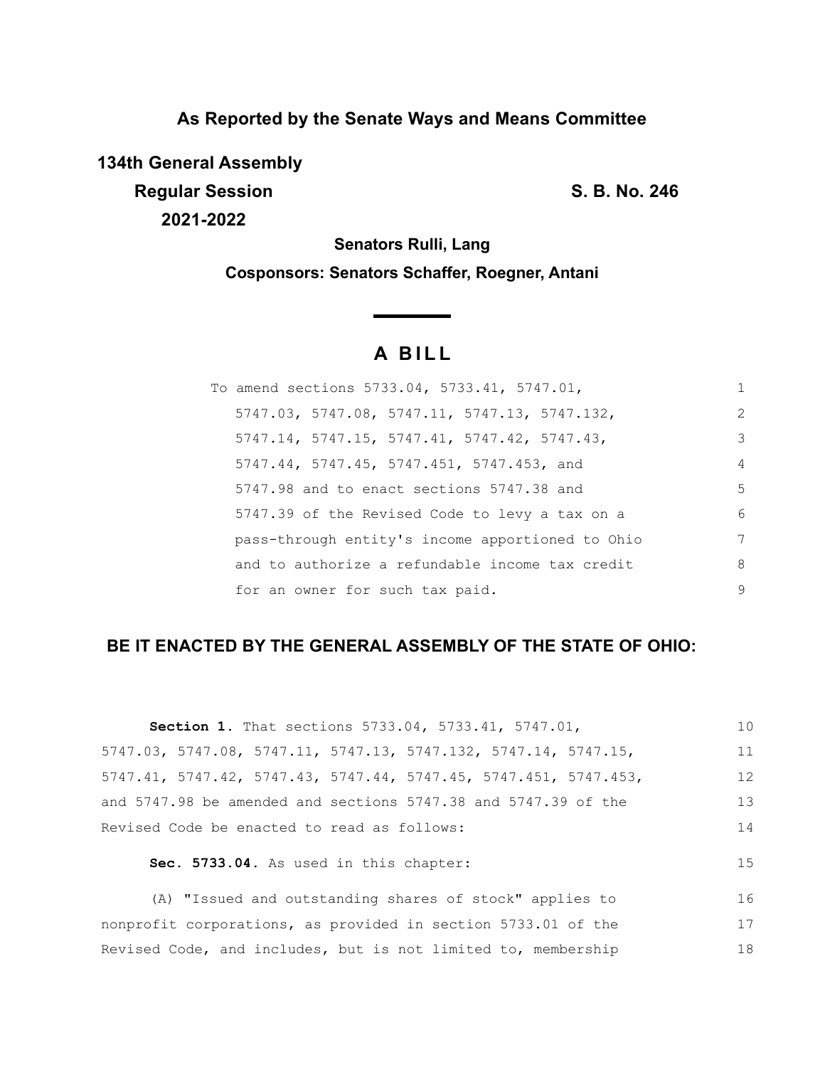**As Reported by the Senate Ways and Means Committee**

**134th General Assembly**

**Regular Session**

**2021-2022**

**S. B. No. 246**

**Senators Rulli, Lang**

**Cosponsors: Senators Schaffer, Roegner, Antani**

# A BILL

To amend sections 5733.04, 5733.41, 5747.01, 5747.03, 5747.08, 5747.11, 5747.13, 5747.132, 5747.14, 5747.15, 5747.41, 5747.42, 5747.43, 5747.44, 5747.45, 5747.451, 5747.453, and 5747.98 and to enact sections 5747.38 and 5747.39 of the Revised Code to levy a tax on a pass-through entity's income apportioned to Ohio and to authorize a refundable income tax credit for an owner for such tax paid.

**BE IT ENACTED BY THE GENERAL ASSEMBLY OF THE STATE OF OHIO:**

**Section 1.** That sections 5733.04, 5733.41, 5747.01, 5747.03, 5747.08, 5747.11, 5747.13, 5747.132, 5747.14, 5747.15, 5747.41, 5747.42, 5747.43, 5747.44, 5747.45, 5747.451, 5747.453, and 5747.98 be amended and sections 5747.38 and 5747.39 of the Revised Code be enacted to read as follows:

**Sec. 5733.04.** As used in this chapter:

(A) "Issued and outstanding shares of stock" applies to nonprofit corporations, as provided in section 5733.01 of the Revised Code, and includes, but is not limited to, membership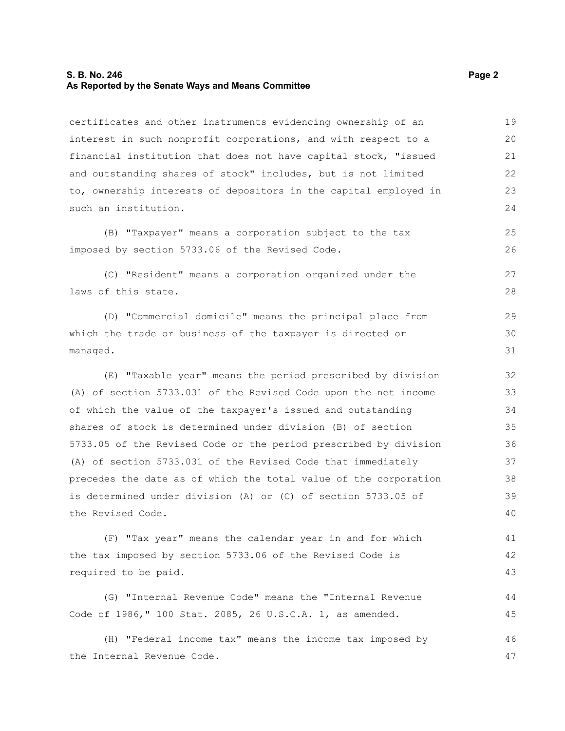certificates and other instruments evidencing ownership of an interest in such nonprofit corporations, and with respect to a financial institution that does not have capital stock, "issued and outstanding shares of stock" includes, but is not limited to, ownership interests of depositors in the capital employed in such an institution.

(B) "Taxpayer" means a corporation subject to the tax imposed by section 5733.06 of the Revised Code.

(C) "Resident" means a corporation organized under the laws of this state.

(D) "Commercial domicile" means the principal place from which the trade or business of the taxpayer is directed or managed.

(E) "Taxable year" means the period prescribed by division (A) of section 5733.031 of the Revised Code upon the net income of which the value of the taxpayer's issued and outstanding shares of stock is determined under division (B) of section 5733.05 of the Revised Code or the period prescribed by division (A) of section 5733.031 of the Revised Code that immediately precedes the date as of which the total value of the corporation is determined under division (A) or (C) of section 5733.05 of the Revised Code.

(F) "Tax year" means the calendar year in and for which the tax imposed by section 5733.06 of the Revised Code is required to be paid.

(G) "Internal Revenue Code" means the "Internal Revenue Code of 1986," 100 Stat. 2085, 26 U.S.C.A. 1, as amended.

(H) "Federal income tax" means the income tax imposed by the Internal Revenue Code.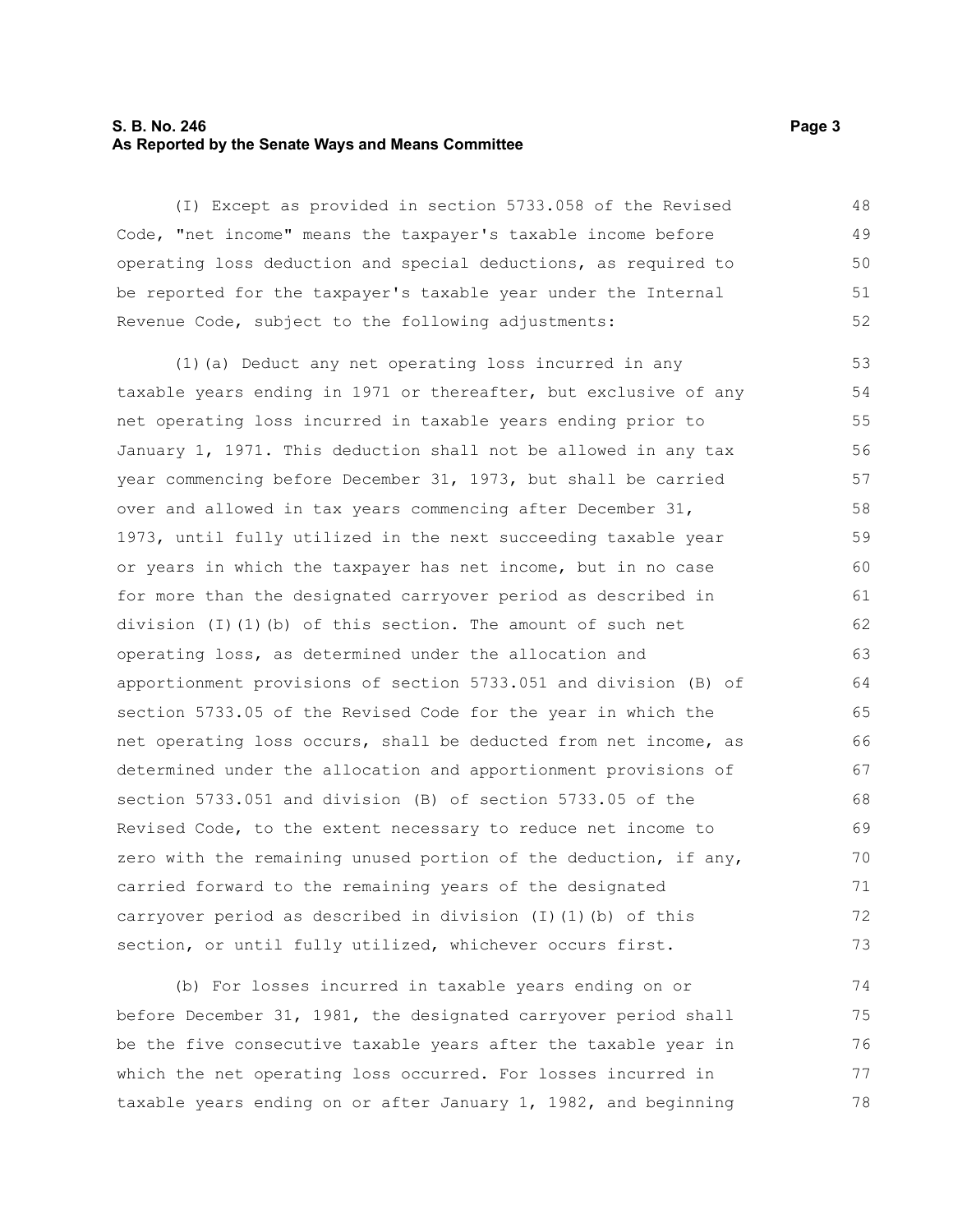(I) Except as provided in section 5733.058 of the Revised Code, "net income" means the taxpayer's taxable income before operating loss deduction and special deductions, as required to be reported for the taxpayer's taxable year under the Internal Revenue Code, subject to the following adjustments:

(1)(a) Deduct any net operating loss incurred in any taxable years ending in 1971 or thereafter, but exclusive of any net operating loss incurred in taxable years ending prior to January 1, 1971. This deduction shall not be allowed in any tax year commencing before December 31, 1973, but shall be carried over and allowed in tax years commencing after December 31, 1973, until fully utilized in the next succeeding taxable year or years in which the taxpayer has net income, but in no case for more than the designated carryover period as described in division (I)(1)(b) of this section. The amount of such net operating loss, as determined under the allocation and apportionment provisions of section 5733.051 and division (B) of section 5733.05 of the Revised Code for the year in which the net operating loss occurs, shall be deducted from net income, as determined under the allocation and apportionment provisions of section 5733.051 and division (B) of section 5733.05 of the Revised Code, to the extent necessary to reduce net income to zero with the remaining unused portion of the deduction, if any, carried forward to the remaining years of the designated carryover period as described in division (I)(1)(b) of this section, or until fully utilized, whichever occurs first.

(b) For losses incurred in taxable years ending on or before December 31, 1981, the designated carryover period shall be the five consecutive taxable years after the taxable year in which the net operating loss occurred. For losses incurred in taxable years ending on or after January 1, 1982, and beginning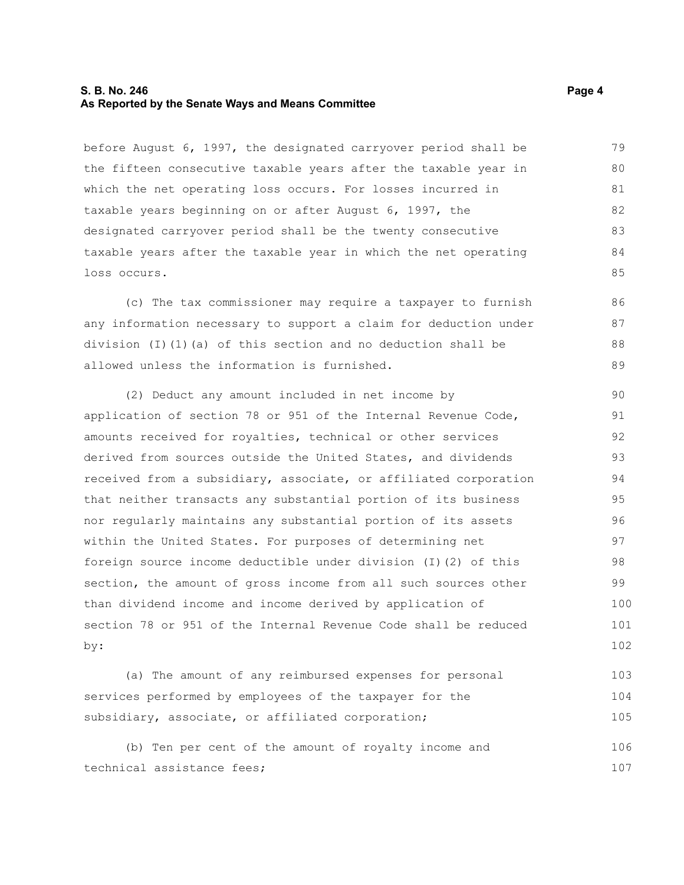before August 6, 1997, the designated carryover period shall be the fifteen consecutive taxable years after the taxable year in which the net operating loss occurs. For losses incurred in taxable years beginning on or after August 6, 1997, the designated carryover period shall be the twenty consecutive taxable years after the taxable year in which the net operating loss occurs.

(c) The tax commissioner may require a taxpayer to furnish any information necessary to support a claim for deduction under division (I)(1)(a) of this section and no deduction shall be allowed unless the information is furnished.

(2) Deduct any amount included in net income by application of section 78 or 951 of the Internal Revenue Code, amounts received for royalties, technical or other services derived from sources outside the United States, and dividends received from a subsidiary, associate, or affiliated corporation that neither transacts any substantial portion of its business nor regularly maintains any substantial portion of its assets within the United States. For purposes of determining net foreign source income deductible under division (I)(2) of this section, the amount of gross income from all such sources other than dividend income and income derived by application of section 78 or 951 of the Internal Revenue Code shall be reduced by:

(a) The amount of any reimbursed expenses for personal services performed by employees of the taxpayer for the subsidiary, associate, or affiliated corporation;

(b) Ten per cent of the amount of royalty income and technical assistance fees;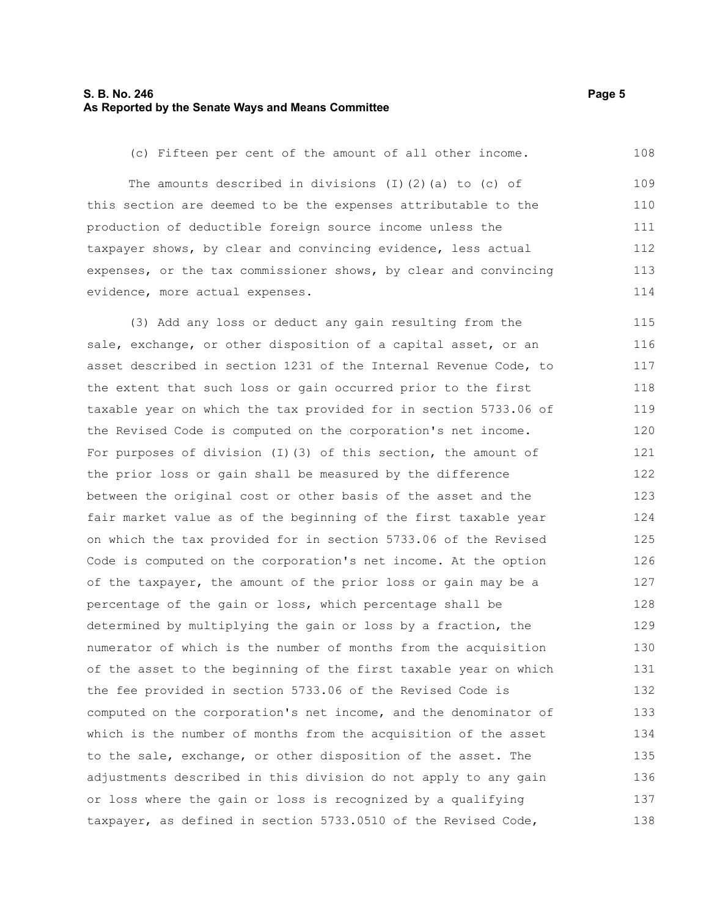(c) Fifteen per cent of the amount of all other income.

The amounts described in divisions (I)(2)(a) to (c) of this section are deemed to be the expenses attributable to the production of deductible foreign source income unless the taxpayer shows, by clear and convincing evidence, less actual expenses, or the tax commissioner shows, by clear and convincing evidence, more actual expenses.

(3) Add any loss or deduct any gain resulting from the sale, exchange, or other disposition of a capital asset, or an asset described in section 1231 of the Internal Revenue Code, to the extent that such loss or gain occurred prior to the first taxable year on which the tax provided for in section 5733.06 of the Revised Code is computed on the corporation's net income. For purposes of division (I)(3) of this section, the amount of the prior loss or gain shall be measured by the difference between the original cost or other basis of the asset and the fair market value as of the beginning of the first taxable year on which the tax provided for in section 5733.06 of the Revised Code is computed on the corporation's net income. At the option of the taxpayer, the amount of the prior loss or gain may be a percentage of the gain or loss, which percentage shall be determined by multiplying the gain or loss by a fraction, the numerator of which is the number of months from the acquisition of the asset to the beginning of the first taxable year on which the fee provided in section 5733.06 of the Revised Code is computed on the corporation's net income, and the denominator of which is the number of months from the acquisition of the asset to the sale, exchange, or other disposition of the asset. The adjustments described in this division do not apply to any gain or loss where the gain or loss is recognized by a qualifying taxpayer, as defined in section 5733.0510 of the Revised Code,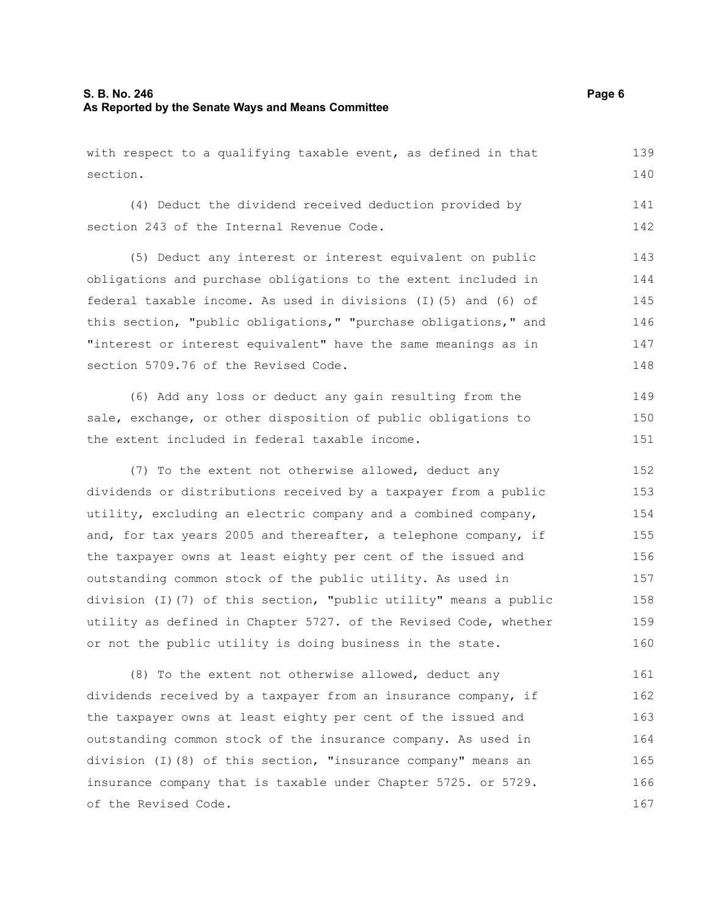with respect to a qualifying taxable event, as defined in that section.

(4) Deduct the dividend received deduction provided by section 243 of the Internal Revenue Code.

(5) Deduct any interest or interest equivalent on public obligations and purchase obligations to the extent included in federal taxable income. As used in divisions (I)(5) and (6) of this section, "public obligations," "purchase obligations," and "interest or interest equivalent" have the same meanings as in section 5709.76 of the Revised Code.

(6) Add any loss or deduct any gain resulting from the sale, exchange, or other disposition of public obligations to the extent included in federal taxable income.

(7) To the extent not otherwise allowed, deduct any dividends or distributions received by a taxpayer from a public utility, excluding an electric company and a combined company, and, for tax years 2005 and thereafter, a telephone company, if the taxpayer owns at least eighty per cent of the issued and outstanding common stock of the public utility. As used in division (I)(7) of this section, "public utility" means a public utility as defined in Chapter 5727. of the Revised Code, whether or not the public utility is doing business in the state.

(8) To the extent not otherwise allowed, deduct any dividends received by a taxpayer from an insurance company, if the taxpayer owns at least eighty per cent of the issued and outstanding common stock of the insurance company. As used in division (I)(8) of this section, "insurance company" means an insurance company that is taxable under Chapter 5725. or 5729. of the Revised Code.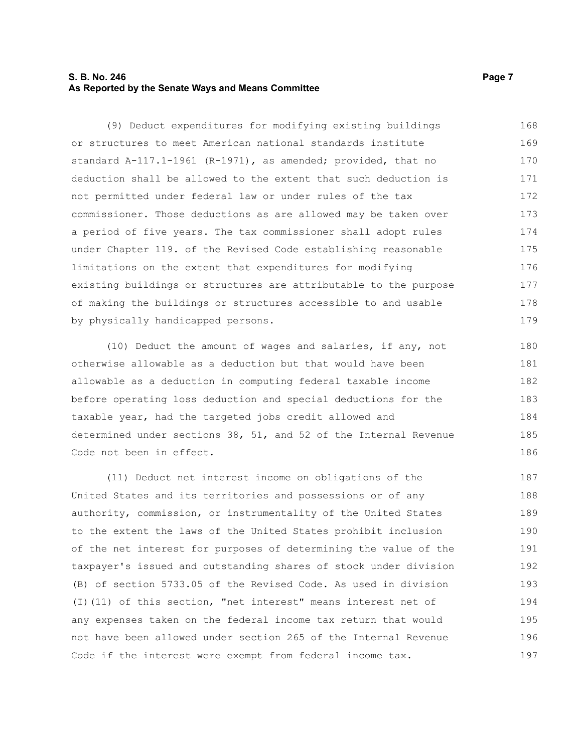(9) Deduct expenditures for modifying existing buildings or structures to meet American national standards institute standard A-117.1-1961 (R-1971), as amended; provided, that no deduction shall be allowed to the extent that such deduction is not permitted under federal law or under rules of the tax commissioner. Those deductions as are allowed may be taken over a period of five years. The tax commissioner shall adopt rules under Chapter 119. of the Revised Code establishing reasonable limitations on the extent that expenditures for modifying existing buildings or structures are attributable to the purpose of making the buildings or structures accessible to and usable by physically handicapped persons.

(10) Deduct the amount of wages and salaries, if any, not otherwise allowable as a deduction but that would have been allowable as a deduction in computing federal taxable income before operating loss deduction and special deductions for the taxable year, had the targeted jobs credit allowed and determined under sections 38, 51, and 52 of the Internal Revenue Code not been in effect.

(11) Deduct net interest income on obligations of the United States and its territories and possessions or of any authority, commission, or instrumentality of the United States to the extent the laws of the United States prohibit inclusion of the net interest for purposes of determining the value of the taxpayer's issued and outstanding shares of stock under division (B) of section 5733.05 of the Revised Code. As used in division (I)(11) of this section, "net interest" means interest net of any expenses taken on the federal income tax return that would not have been allowed under section 265 of the Internal Revenue Code if the interest were exempt from federal income tax.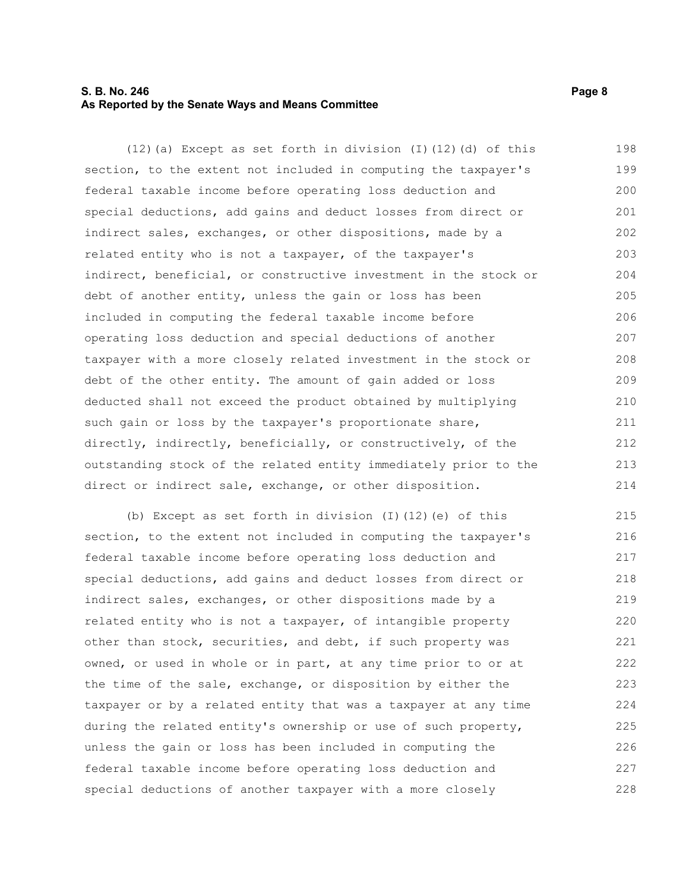(12)(a) Except as set forth in division (I)(12)(d) of this section, to the extent not included in computing the taxpayer's federal taxable income before operating loss deduction and special deductions, add gains and deduct losses from direct or indirect sales, exchanges, or other dispositions, made by a related entity who is not a taxpayer, of the taxpayer's indirect, beneficial, or constructive investment in the stock or debt of another entity, unless the gain or loss has been included in computing the federal taxable income before operating loss deduction and special deductions of another taxpayer with a more closely related investment in the stock or debt of the other entity. The amount of gain added or loss deducted shall not exceed the product obtained by multiplying such gain or loss by the taxpayer's proportionate share, directly, indirectly, beneficially, or constructively, of the outstanding stock of the related entity immediately prior to the direct or indirect sale, exchange, or other disposition.

(b) Except as set forth in division (I)(12)(e) of this section, to the extent not included in computing the taxpayer's federal taxable income before operating loss deduction and special deductions, add gains and deduct losses from direct or indirect sales, exchanges, or other dispositions made by a related entity who is not a taxpayer, of intangible property other than stock, securities, and debt, if such property was owned, or used in whole or in part, at any time prior to or at the time of the sale, exchange, or disposition by either the taxpayer or by a related entity that was a taxpayer at any time during the related entity's ownership or use of such property, unless the gain or loss has been included in computing the federal taxable income before operating loss deduction and special deductions of another taxpayer with a more closely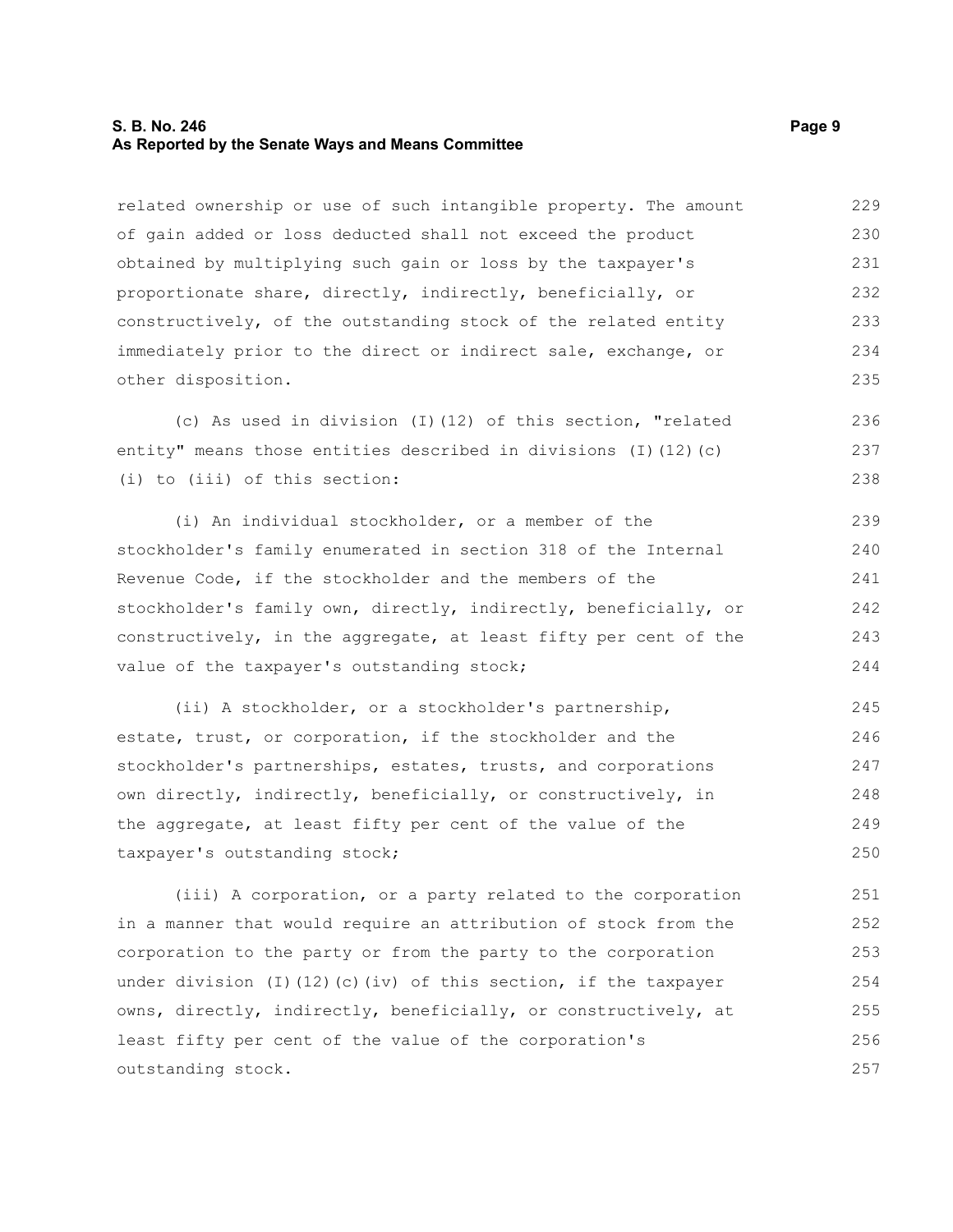related ownership or use of such intangible property. The amount of gain added or loss deducted shall not exceed the product obtained by multiplying such gain or loss by the taxpayer's proportionate share, directly, indirectly, beneficially, or constructively, of the outstanding stock of the related entity immediately prior to the direct or indirect sale, exchange, or other disposition.

(c) As used in division (I)(12) of this section, "related entity" means those entities described in divisions (I)(12)(c)(i) to (iii) of this section:

(i) An individual stockholder, or a member of the stockholder's family enumerated in section 318 of the Internal Revenue Code, if the stockholder and the members of the stockholder's family own, directly, indirectly, beneficially, or constructively, in the aggregate, at least fifty per cent of the value of the taxpayer's outstanding stock;

(ii) A stockholder, or a stockholder's partnership, estate, trust, or corporation, if the stockholder and the stockholder's partnerships, estates, trusts, and corporations own directly, indirectly, beneficially, or constructively, in the aggregate, at least fifty per cent of the value of the taxpayer's outstanding stock;

(iii) A corporation, or a party related to the corporation in a manner that would require an attribution of stock from the corporation to the party or from the party to the corporation under division (I)(12)(c)(iv) of this section, if the taxpayer owns, directly, indirectly, beneficially, or constructively, at least fifty per cent of the value of the corporation's outstanding stock.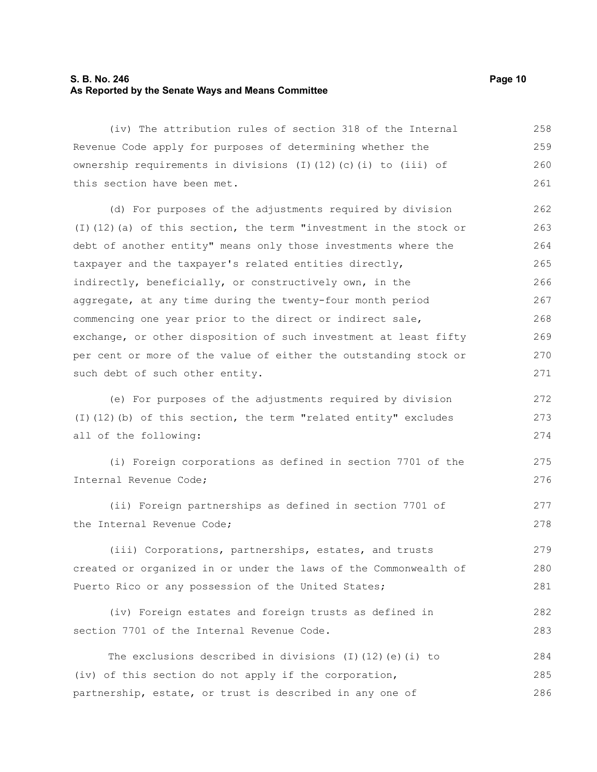(iv) The attribution rules of section 318 of the Internal Revenue Code apply for purposes of determining whether the ownership requirements in divisions (I)(12)(c)(i) to (iii) of this section have been met.

(d) For purposes of the adjustments required by division (I)(12)(a) of this section, the term "investment in the stock or debt of another entity" means only those investments where the taxpayer and the taxpayer's related entities directly, indirectly, beneficially, or constructively own, in the aggregate, at any time during the twenty-four month period commencing one year prior to the direct or indirect sale, exchange, or other disposition of such investment at least fifty per cent or more of the value of either the outstanding stock or such debt of such other entity.

(e) For purposes of the adjustments required by division (I)(12)(b) of this section, the term "related entity" excludes all of the following:

(i) Foreign corporations as defined in section 7701 of the Internal Revenue Code;

(ii) Foreign partnerships as defined in section 7701 of the Internal Revenue Code;

(iii) Corporations, partnerships, estates, and trusts created or organized in or under the laws of the Commonwealth of Puerto Rico or any possession of the United States;

(iv) Foreign estates and foreign trusts as defined in section 7701 of the Internal Revenue Code.

The exclusions described in divisions (I)(12)(e)(i) to (iv) of this section do not apply if the corporation, partnership, estate, or trust is described in any one of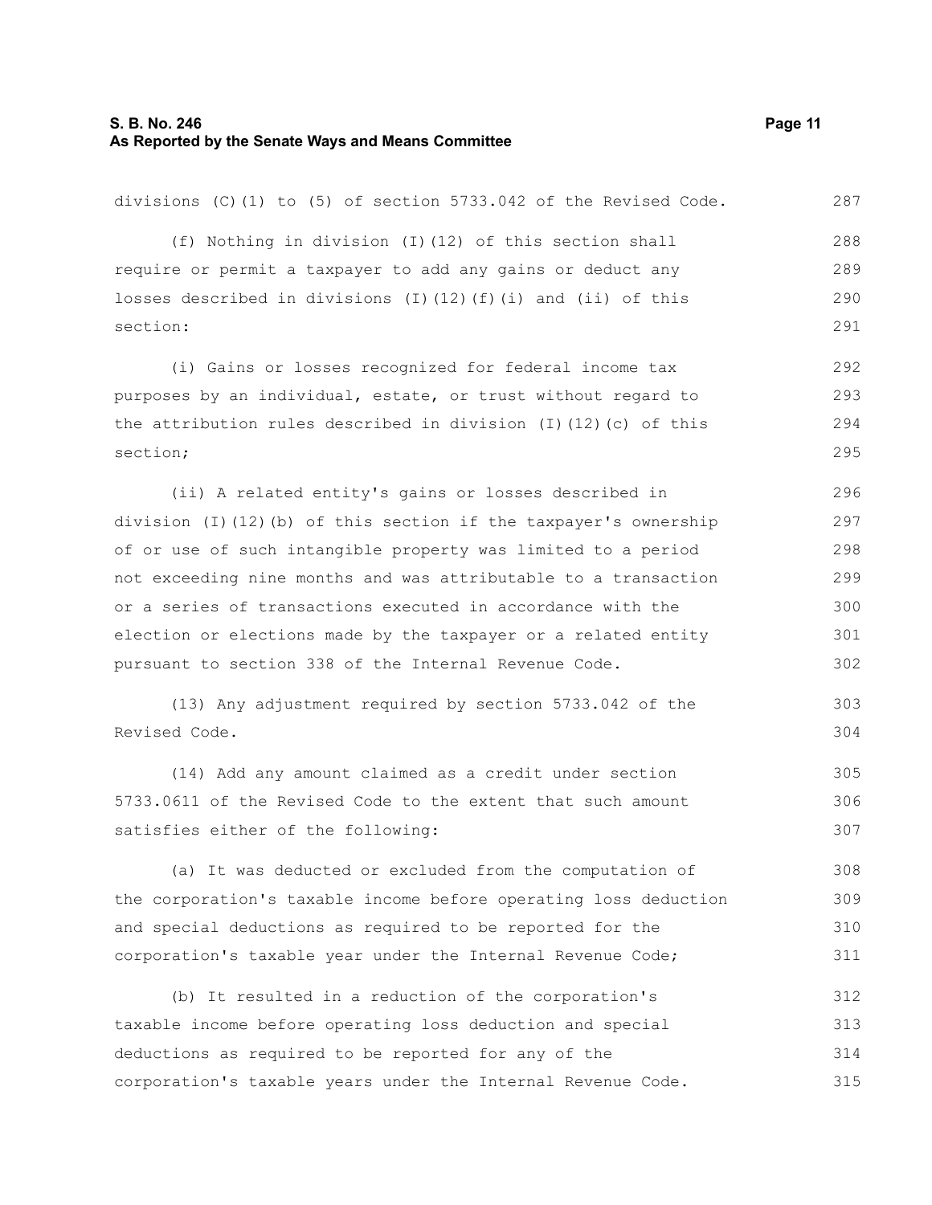divisions (C)(1) to (5) of section 5733.042 of the Revised Code.

(f) Nothing in division (I)(12) of this section shall require or permit a taxpayer to add any gains or deduct any losses described in divisions (I)(12)(f)(i) and (ii) of this section:

(i) Gains or losses recognized for federal income tax purposes by an individual, estate, or trust without regard to the attribution rules described in division (I)(12)(c) of this section;

(ii) A related entity's gains or losses described in division (I)(12)(b) of this section if the taxpayer's ownership of or use of such intangible property was limited to a period not exceeding nine months and was attributable to a transaction or a series of transactions executed in accordance with the election or elections made by the taxpayer or a related entity pursuant to section 338 of the Internal Revenue Code.

(13) Any adjustment required by section 5733.042 of the Revised Code.

(14) Add any amount claimed as a credit under section 5733.0611 of the Revised Code to the extent that such amount satisfies either of the following:

(a) It was deducted or excluded from the computation of the corporation's taxable income before operating loss deduction and special deductions as required to be reported for the corporation's taxable year under the Internal Revenue Code;

(b) It resulted in a reduction of the corporation's taxable income before operating loss deduction and special deductions as required to be reported for any of the corporation's taxable years under the Internal Revenue Code.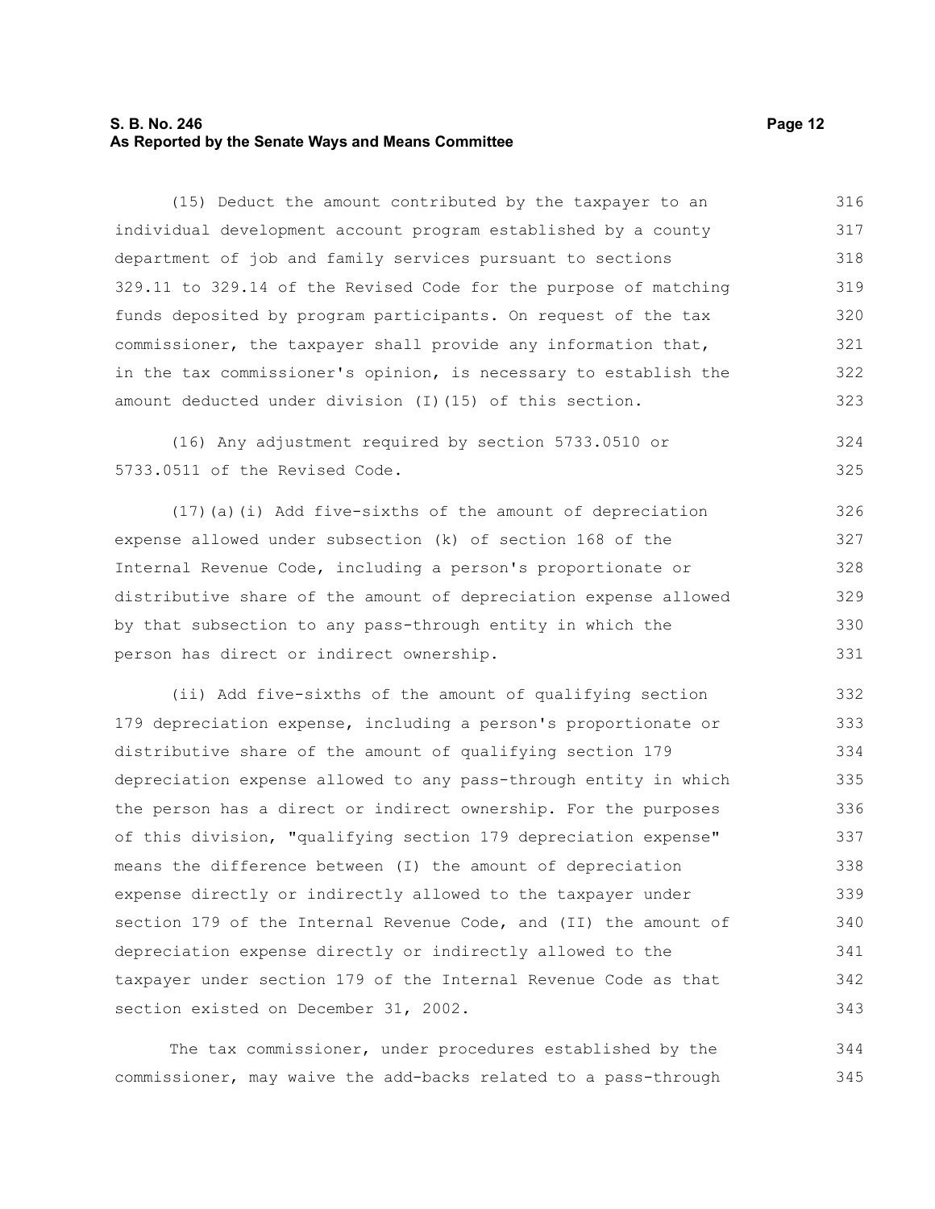(15) Deduct the amount contributed by the taxpayer to an individual development account program established by a county department of job and family services pursuant to sections 329.11 to 329.14 of the Revised Code for the purpose of matching funds deposited by program participants. On request of the tax commissioner, the taxpayer shall provide any information that, in the tax commissioner's opinion, is necessary to establish the amount deducted under division (I)(15) of this section.

(16) Any adjustment required by section 5733.0510 or 5733.0511 of the Revised Code.

(17)(a)(i) Add five-sixths of the amount of depreciation expense allowed under subsection (k) of section 168 of the Internal Revenue Code, including a person's proportionate or distributive share of the amount of depreciation expense allowed by that subsection to any pass-through entity in which the person has direct or indirect ownership.

(ii) Add five-sixths of the amount of qualifying section 179 depreciation expense, including a person's proportionate or distributive share of the amount of qualifying section 179 depreciation expense allowed to any pass-through entity in which the person has a direct or indirect ownership. For the purposes of this division, "qualifying section 179 depreciation expense" means the difference between (I) the amount of depreciation expense directly or indirectly allowed to the taxpayer under section 179 of the Internal Revenue Code, and (II) the amount of depreciation expense directly or indirectly allowed to the taxpayer under section 179 of the Internal Revenue Code as that section existed on December 31, 2002.

The tax commissioner, under procedures established by the commissioner, may waive the add-backs related to a pass-through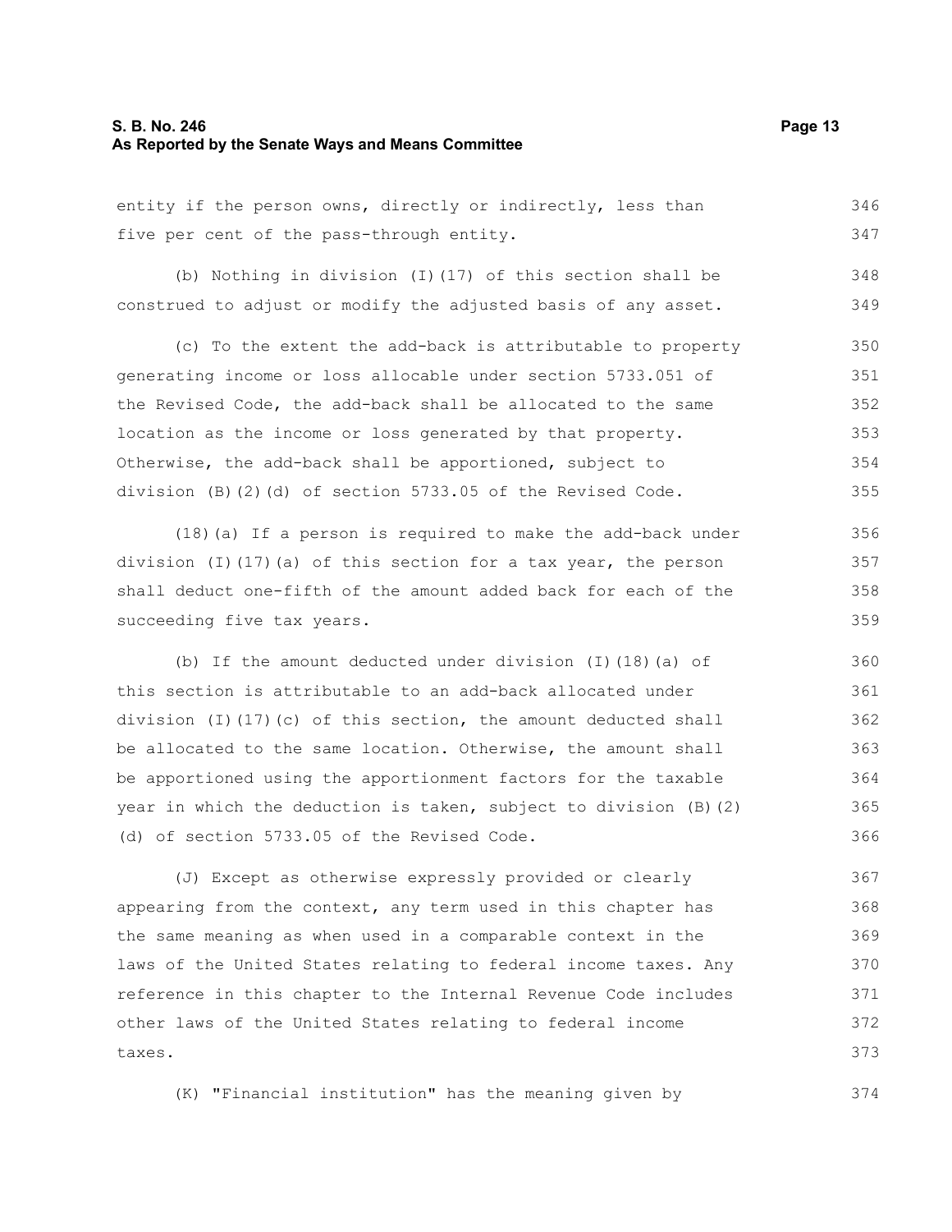entity if the person owns, directly or indirectly, less than five per cent of the pass-through entity.

(b) Nothing in division (I)(17) of this section shall be construed to adjust or modify the adjusted basis of any asset.

(c) To the extent the add-back is attributable to property generating income or loss allocable under section 5733.051 of the Revised Code, the add-back shall be allocated to the same location as the income or loss generated by that property. Otherwise, the add-back shall be apportioned, subject to division (B)(2)(d) of section 5733.05 of the Revised Code.

(18)(a) If a person is required to make the add-back under division (I)(17)(a) of this section for a tax year, the person shall deduct one-fifth of the amount added back for each of the succeeding five tax years.

(b) If the amount deducted under division (I)(18)(a) of this section is attributable to an add-back allocated under division (I)(17)(c) of this section, the amount deducted shall be allocated to the same location. Otherwise, the amount shall be apportioned using the apportionment factors for the taxable year in which the deduction is taken, subject to division (B)(2)(d) of section 5733.05 of the Revised Code.

(J) Except as otherwise expressly provided or clearly appearing from the context, any term used in this chapter has the same meaning as when used in a comparable context in the laws of the United States relating to federal income taxes. Any reference in this chapter to the Internal Revenue Code includes other laws of the United States relating to federal income taxes.

(K) "Financial institution" has the meaning given by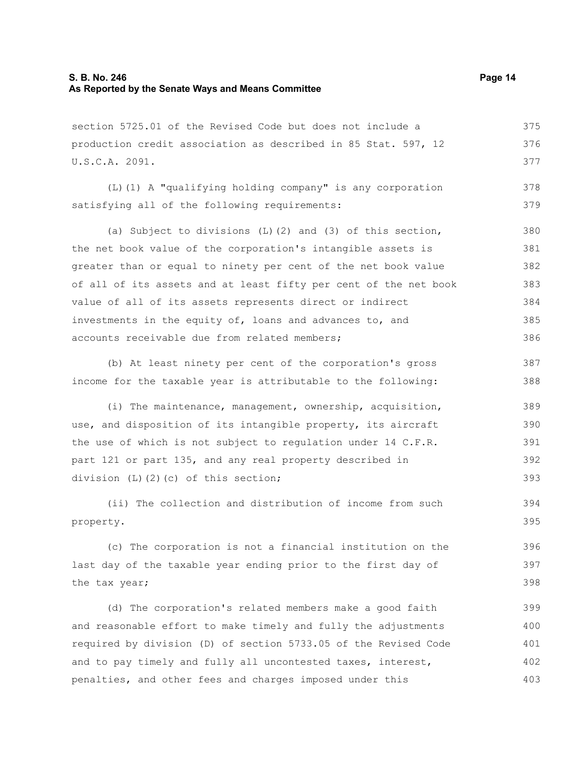section 5725.01 of the Revised Code but does not include a production credit association as described in 85 Stat. 597, 12 U.S.C.A. 2091.

(L)(1) A "qualifying holding company" is any corporation satisfying all of the following requirements:

(a) Subject to divisions (L)(2) and (3) of this section, the net book value of the corporation's intangible assets is greater than or equal to ninety per cent of the net book value of all of its assets and at least fifty per cent of the net book value of all of its assets represents direct or indirect investments in the equity of, loans and advances to, and accounts receivable due from related members;

(b) At least ninety per cent of the corporation's gross income for the taxable year is attributable to the following:

(i) The maintenance, management, ownership, acquisition, use, and disposition of its intangible property, its aircraft the use of which is not subject to regulation under 14 C.F.R. part 121 or part 135, and any real property described in division (L)(2)(c) of this section;

(ii) The collection and distribution of income from such property.

(c) The corporation is not a financial institution on the last day of the taxable year ending prior to the first day of the tax year;

(d) The corporation's related members make a good faith and reasonable effort to make timely and fully the adjustments required by division (D) of section 5733.05 of the Revised Code and to pay timely and fully all uncontested taxes, interest, penalties, and other fees and charges imposed under this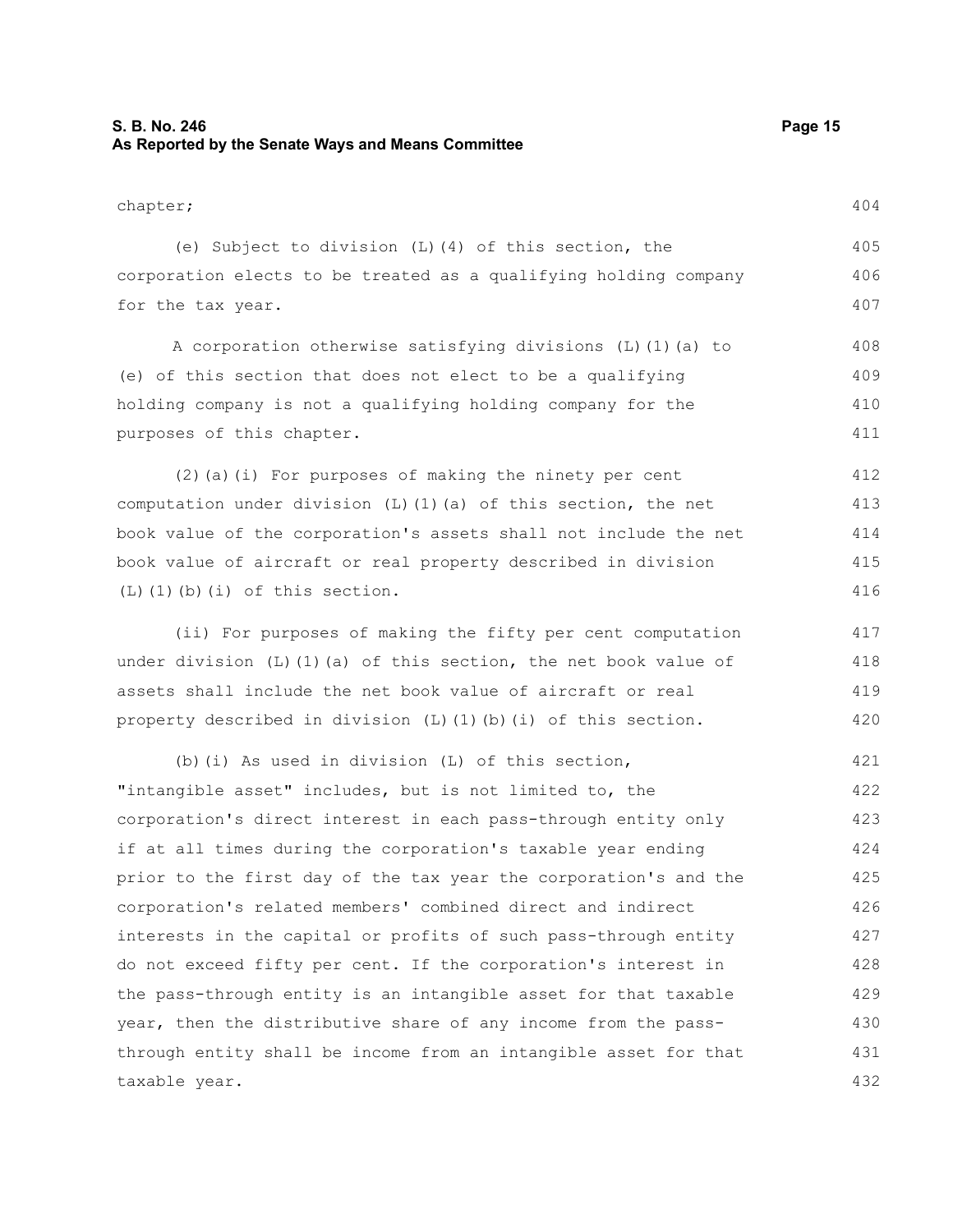chapter;

(e) Subject to division (L)(4) of this section, the corporation elects to be treated as a qualifying holding company for the tax year.

A corporation otherwise satisfying divisions (L)(1)(a) to (e) of this section that does not elect to be a qualifying holding company is not a qualifying holding company for the purposes of this chapter.

(2)(a)(i) For purposes of making the ninety per cent computation under division (L)(1)(a) of this section, the net book value of the corporation's assets shall not include the net book value of aircraft or real property described in division (L)(1)(b)(i) of this section.

(ii) For purposes of making the fifty per cent computation under division (L)(1)(a) of this section, the net book value of assets shall include the net book value of aircraft or real property described in division (L)(1)(b)(i) of this section.

(b)(i) As used in division (L) of this section, "intangible asset" includes, but is not limited to, the corporation's direct interest in each pass-through entity only if at all times during the corporation's taxable year ending prior to the first day of the tax year the corporation's and the corporation's related members' combined direct and indirect interests in the capital or profits of such pass-through entity do not exceed fifty per cent. If the corporation's interest in the pass-through entity is an intangible asset for that taxable year, then the distributive share of any income from the pass-through entity shall be income from an intangible asset for that taxable year.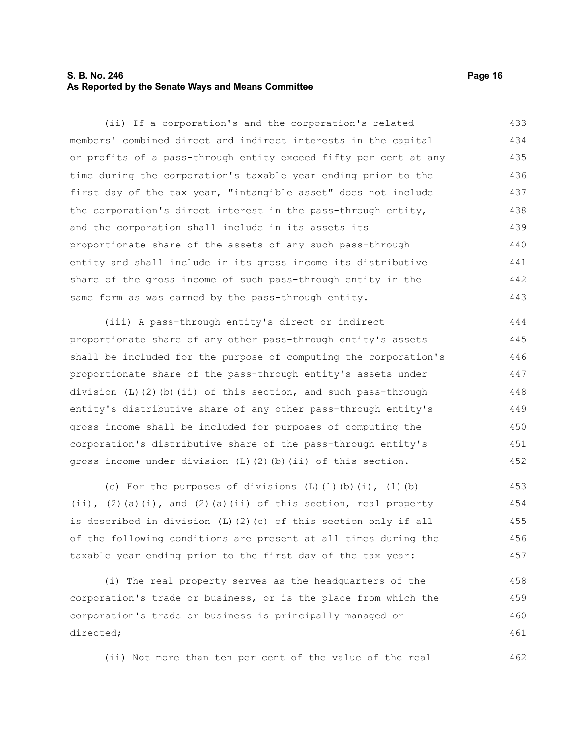(ii) If a corporation's and the corporation's related members' combined direct and indirect interests in the capital or profits of a pass-through entity exceed fifty per cent at any time during the corporation's taxable year ending prior to the first day of the tax year, "intangible asset" does not include the corporation's direct interest in the pass-through entity, and the corporation shall include in its assets its proportionate share of the assets of any such pass-through entity and shall include in its gross income its distributive share of the gross income of such pass-through entity in the same form as was earned by the pass-through entity.

(iii) A pass-through entity's direct or indirect proportionate share of any other pass-through entity's assets shall be included for the purpose of computing the corporation's proportionate share of the pass-through entity's assets under division (L)(2)(b)(ii) of this section, and such pass-through entity's distributive share of any other pass-through entity's gross income shall be included for purposes of computing the corporation's distributive share of the pass-through entity's gross income under division (L)(2)(b)(ii) of this section.

(c) For the purposes of divisions (L)(1)(b)(i), (1)(b)(ii), (2)(a)(i), and (2)(a)(ii) of this section, real property is described in division (L)(2)(c) of this section only if all of the following conditions are present at all times during the taxable year ending prior to the first day of the tax year:

(i) The real property serves as the headquarters of the corporation's trade or business, or is the place from which the corporation's trade or business is principally managed or directed;

(ii) Not more than ten per cent of the value of the real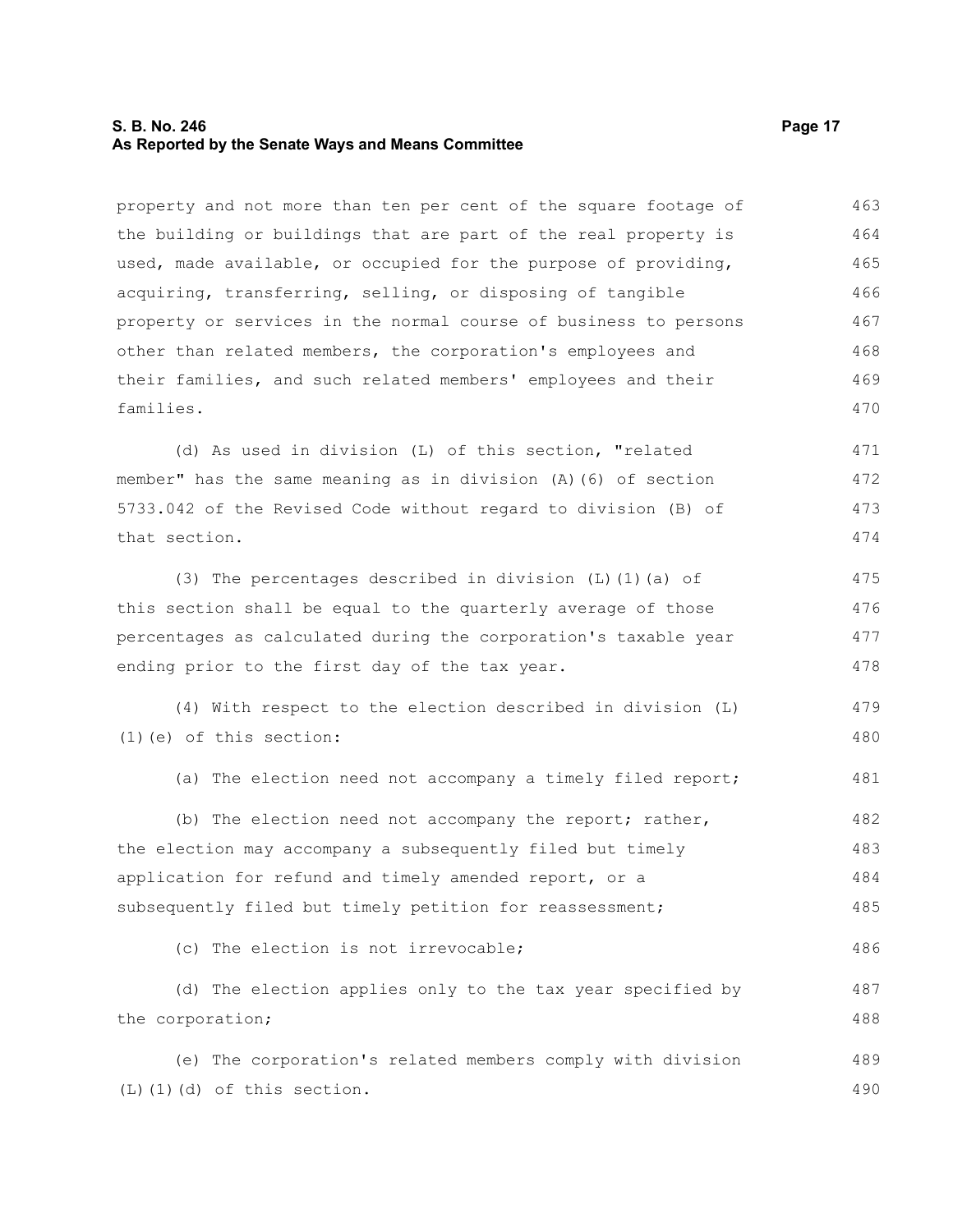property and not more than ten per cent of the square footage of the building or buildings that are part of the real property is used, made available, or occupied for the purpose of providing, acquiring, transferring, selling, or disposing of tangible property or services in the normal course of business to persons other than related members, the corporation's employees and their families, and such related members' employees and their families.

(d) As used in division (L) of this section, "related member" has the same meaning as in division (A)(6) of section 5733.042 of the Revised Code without regard to division (B) of that section.

(3) The percentages described in division (L)(1)(a) of this section shall be equal to the quarterly average of those percentages as calculated during the corporation's taxable year ending prior to the first day of the tax year.

(4) With respect to the election described in division (L)(1)(e) of this section:

(a) The election need not accompany a timely filed report;

(b) The election need not accompany the report; rather, the election may accompany a subsequently filed but timely application for refund and timely amended report, or a subsequently filed but timely petition for reassessment;

(c) The election is not irrevocable;

(d) The election applies only to the tax year specified by the corporation;

(e) The corporation's related members comply with division (L)(1)(d) of this section.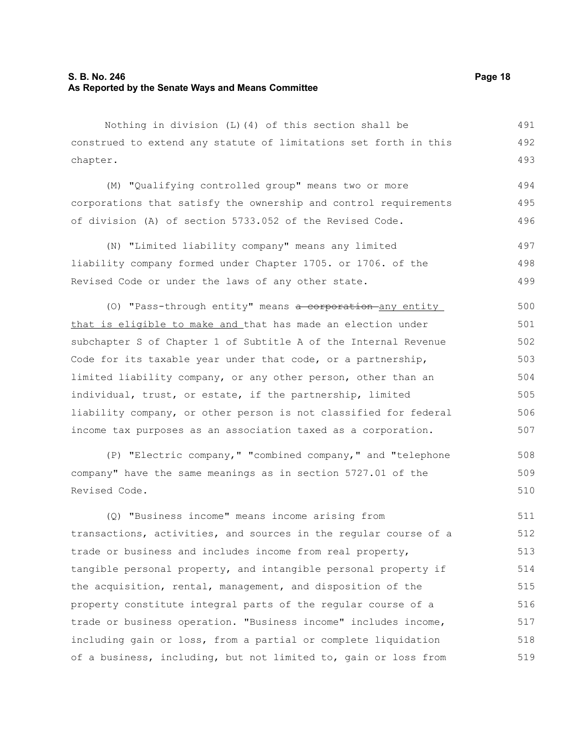Nothing in division (L)(4) of this section shall be construed to extend any statute of limitations set forth in this chapter.

(M) "Qualifying controlled group" means two or more corporations that satisfy the ownership and control requirements of division (A) of section 5733.052 of the Revised Code.

(N) "Limited liability company" means any limited liability company formed under Chapter 1705. or 1706. of the Revised Code or under the laws of any other state.

(O) "Pass-through entity" means ~~a corporation~~ any entity that is eligible to make and that has made an election under subchapter S of Chapter 1 of Subtitle A of the Internal Revenue Code for its taxable year under that code, or a partnership, limited liability company, or any other person, other than an individual, trust, or estate, if the partnership, limited liability company, or other person is not classified for federal income tax purposes as an association taxed as a corporation.

(P) "Electric company," "combined company," and "telephone company" have the same meanings as in section 5727.01 of the Revised Code.

(Q) "Business income" means income arising from transactions, activities, and sources in the regular course of a trade or business and includes income from real property, tangible personal property, and intangible personal property if the acquisition, rental, management, and disposition of the property constitute integral parts of the regular course of a trade or business operation. "Business income" includes income, including gain or loss, from a partial or complete liquidation of a business, including, but not limited to, gain or loss from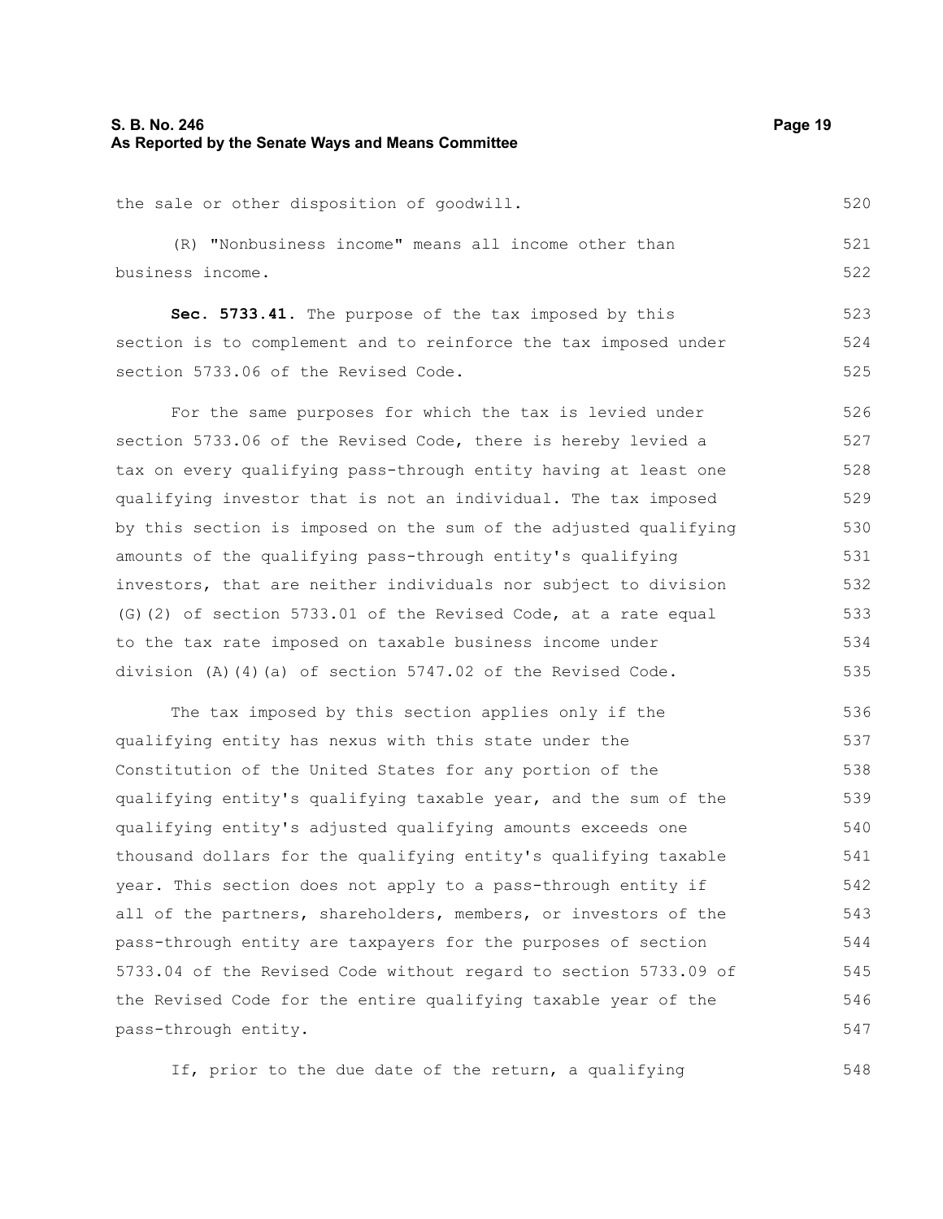the sale or other disposition of goodwill.

(R) "Nonbusiness income" means all income other than business income.

**Sec. 5733.41.** The purpose of the tax imposed by this section is to complement and to reinforce the tax imposed under section 5733.06 of the Revised Code.

For the same purposes for which the tax is levied under section 5733.06 of the Revised Code, there is hereby levied a tax on every qualifying pass-through entity having at least one qualifying investor that is not an individual. The tax imposed by this section is imposed on the sum of the adjusted qualifying amounts of the qualifying pass-through entity's qualifying investors, that are neither individuals nor subject to division (G)(2) of section 5733.01 of the Revised Code, at a rate equal to the tax rate imposed on taxable business income under division (A)(4)(a) of section 5747.02 of the Revised Code.

The tax imposed by this section applies only if the qualifying entity has nexus with this state under the Constitution of the United States for any portion of the qualifying entity's qualifying taxable year, and the sum of the qualifying entity's adjusted qualifying amounts exceeds one thousand dollars for the qualifying entity's qualifying taxable year. This section does not apply to a pass-through entity if all of the partners, shareholders, members, or investors of the pass-through entity are taxpayers for the purposes of section 5733.04 of the Revised Code without regard to section 5733.09 of the Revised Code for the entire qualifying taxable year of the pass-through entity.

If, prior to the due date of the return, a qualifying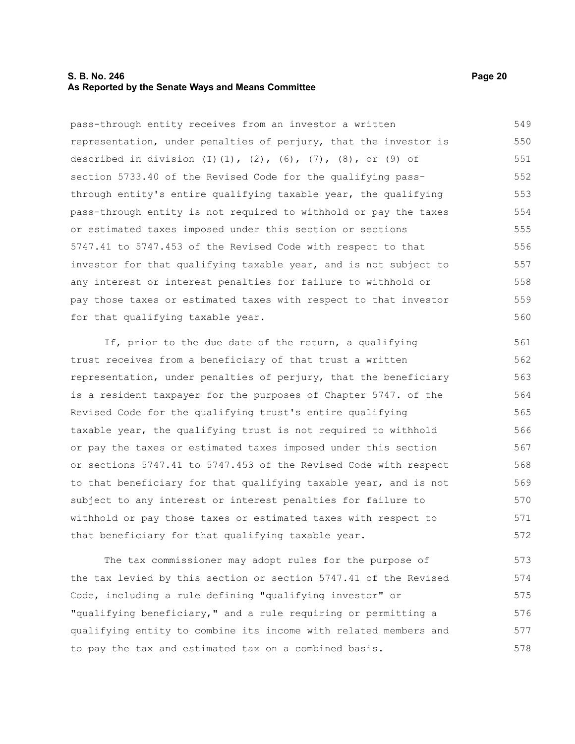pass-through entity receives from an investor a written representation, under penalties of perjury, that the investor is described in division (I)(1), (2), (6), (7), (8), or (9) of section 5733.40 of the Revised Code for the qualifying pass-through entity's entire qualifying taxable year, the qualifying pass-through entity is not required to withhold or pay the taxes or estimated taxes imposed under this section or sections 5747.41 to 5747.453 of the Revised Code with respect to that investor for that qualifying taxable year, and is not subject to any interest or interest penalties for failure to withhold or pay those taxes or estimated taxes with respect to that investor for that qualifying taxable year.

If, prior to the due date of the return, a qualifying trust receives from a beneficiary of that trust a written representation, under penalties of perjury, that the beneficiary is a resident taxpayer for the purposes of Chapter 5747. of the Revised Code for the qualifying trust's entire qualifying taxable year, the qualifying trust is not required to withhold or pay the taxes or estimated taxes imposed under this section or sections 5747.41 to 5747.453 of the Revised Code with respect to that beneficiary for that qualifying taxable year, and is not subject to any interest or interest penalties for failure to withhold or pay those taxes or estimated taxes with respect to that beneficiary for that qualifying taxable year.

The tax commissioner may adopt rules for the purpose of the tax levied by this section or section 5747.41 of the Revised Code, including a rule defining "qualifying investor" or "qualifying beneficiary," and a rule requiring or permitting a qualifying entity to combine its income with related members and to pay the tax and estimated tax on a combined basis.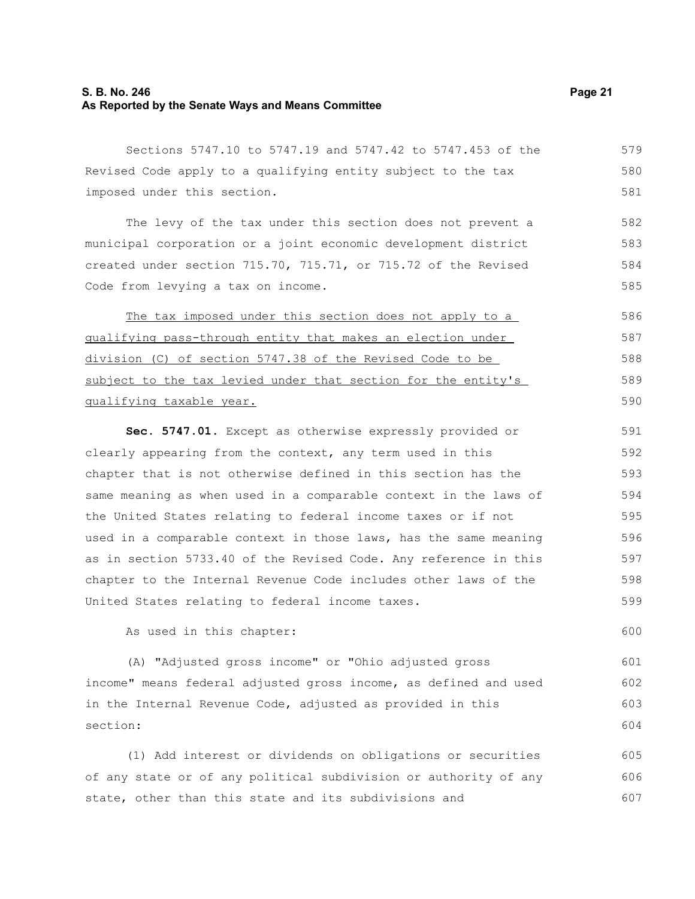Sections 5747.10 to 5747.19 and 5747.42 to 5747.453 of the Revised Code apply to a qualifying entity subject to the tax imposed under this section.

The levy of the tax under this section does not prevent a municipal corporation or a joint economic development district created under section 715.70, 715.71, or 715.72 of the Revised Code from levying a tax on income.

<u>The tax imposed under this section does not apply to a qualifying pass-through entity that makes an election under division (C) of section 5747.38 of the Revised Code to be subject to the tax levied under that section for the entity's qualifying taxable year.</u>

**Sec. 5747.01.** Except as otherwise expressly provided or clearly appearing from the context, any term used in this chapter that is not otherwise defined in this section has the same meaning as when used in a comparable context in the laws of the United States relating to federal income taxes or if not used in a comparable context in those laws, has the same meaning as in section 5733.40 of the Revised Code. Any reference in this chapter to the Internal Revenue Code includes other laws of the United States relating to federal income taxes.

As used in this chapter:

(A) "Adjusted gross income" or "Ohio adjusted gross income" means federal adjusted gross income, as defined and used in the Internal Revenue Code, adjusted as provided in this section:

(1) Add interest or dividends on obligations or securities of any state or of any political subdivision or authority of any state, other than this state and its subdivisions and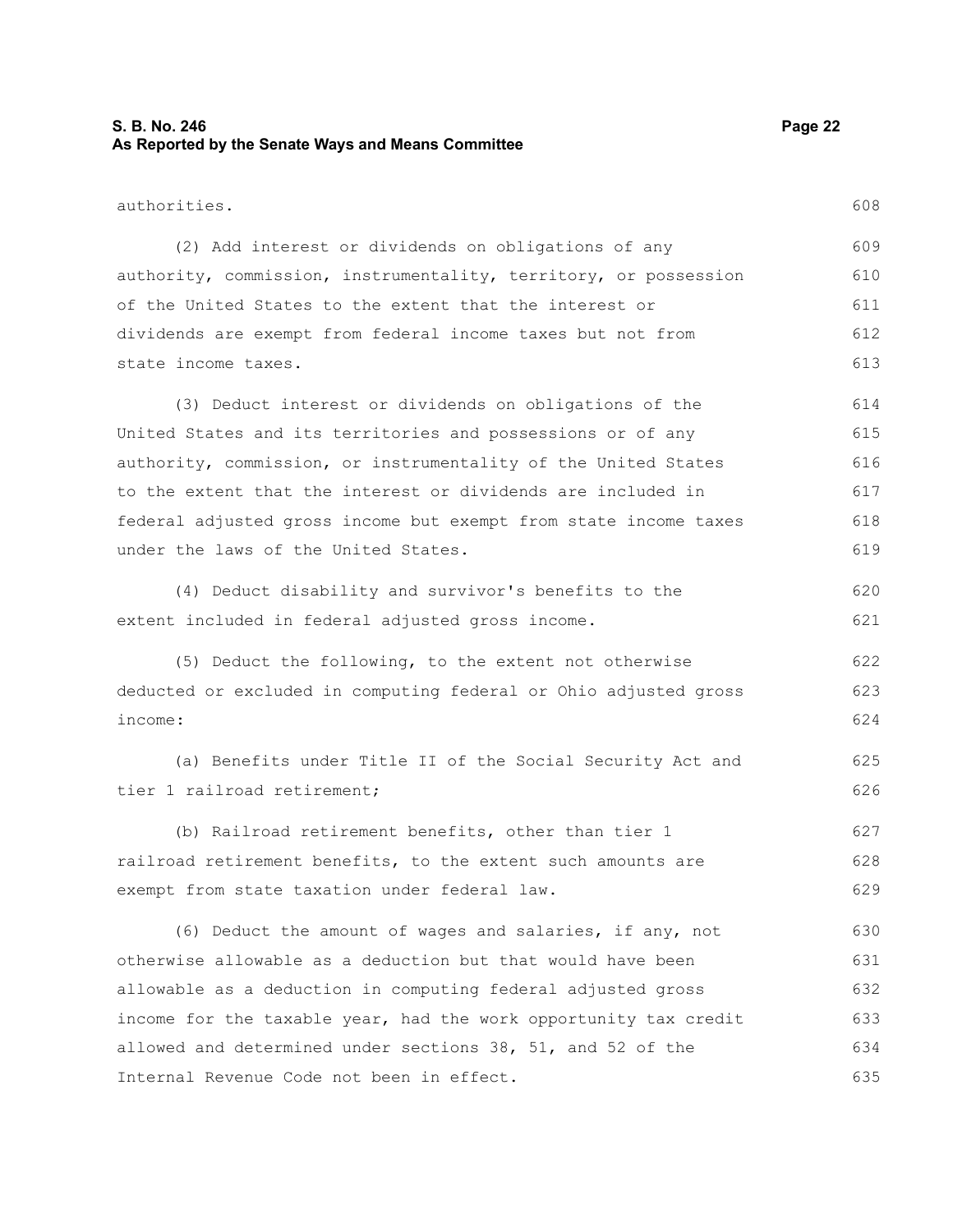authorities.

(2) Add interest or dividends on obligations of any authority, commission, instrumentality, territory, or possession of the United States to the extent that the interest or dividends are exempt from federal income taxes but not from state income taxes.

(3) Deduct interest or dividends on obligations of the United States and its territories and possessions or of any authority, commission, or instrumentality of the United States to the extent that the interest or dividends are included in federal adjusted gross income but exempt from state income taxes under the laws of the United States.

(4) Deduct disability and survivor's benefits to the extent included in federal adjusted gross income.

(5) Deduct the following, to the extent not otherwise deducted or excluded in computing federal or Ohio adjusted gross income:

(a) Benefits under Title II of the Social Security Act and tier 1 railroad retirement;

(b) Railroad retirement benefits, other than tier 1 railroad retirement benefits, to the extent such amounts are exempt from state taxation under federal law.

(6) Deduct the amount of wages and salaries, if any, not otherwise allowable as a deduction but that would have been allowable as a deduction in computing federal adjusted gross income for the taxable year, had the work opportunity tax credit allowed and determined under sections 38, 51, and 52 of the Internal Revenue Code not been in effect.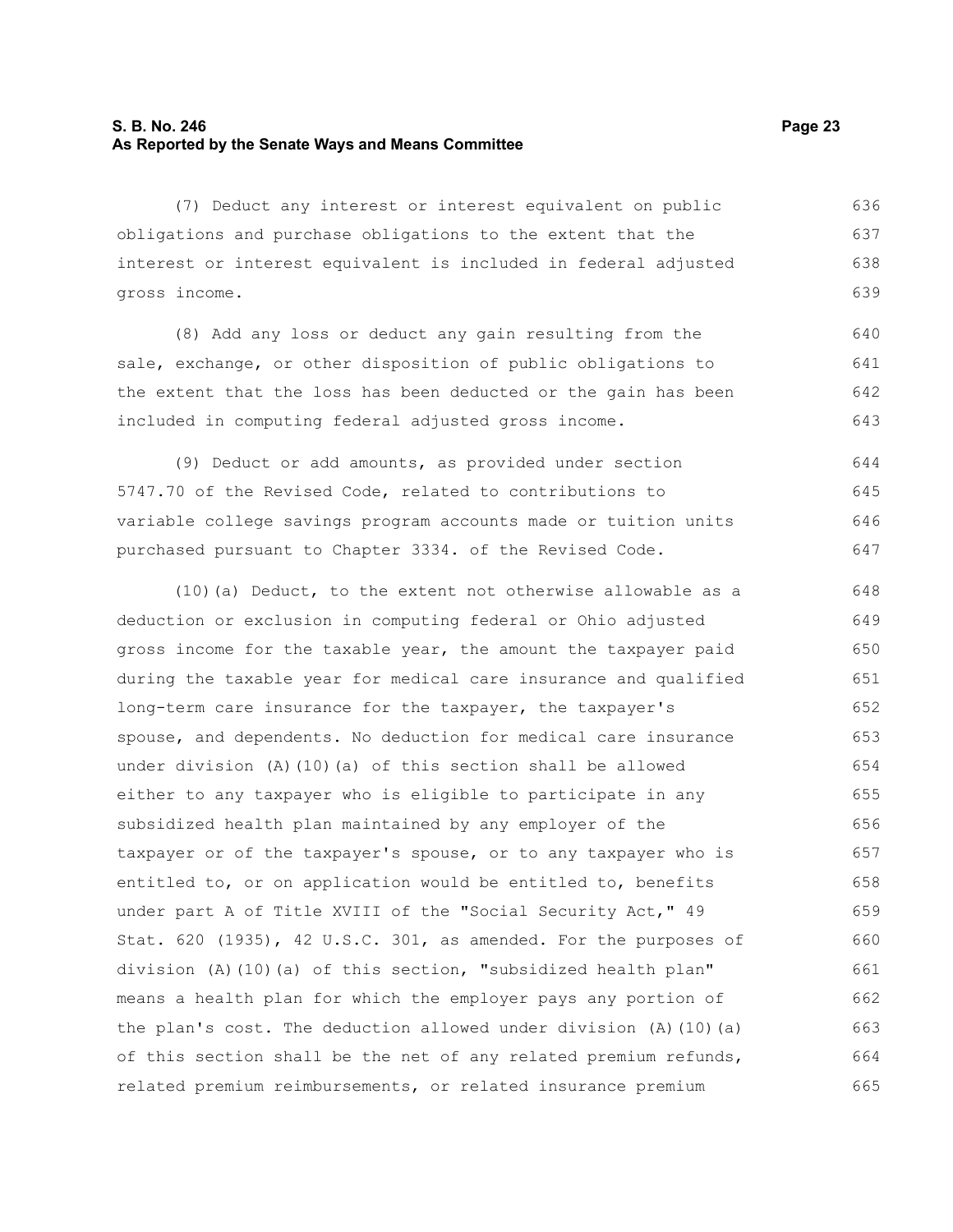(7) Deduct any interest or interest equivalent on public obligations and purchase obligations to the extent that the interest or interest equivalent is included in federal adjusted gross income.

(8) Add any loss or deduct any gain resulting from the sale, exchange, or other disposition of public obligations to the extent that the loss has been deducted or the gain has been included in computing federal adjusted gross income.

(9) Deduct or add amounts, as provided under section 5747.70 of the Revised Code, related to contributions to variable college savings program accounts made or tuition units purchased pursuant to Chapter 3334. of the Revised Code.

(10)(a) Deduct, to the extent not otherwise allowable as a deduction or exclusion in computing federal or Ohio adjusted gross income for the taxable year, the amount the taxpayer paid during the taxable year for medical care insurance and qualified long-term care insurance for the taxpayer, the taxpayer's spouse, and dependents. No deduction for medical care insurance under division (A)(10)(a) of this section shall be allowed either to any taxpayer who is eligible to participate in any subsidized health plan maintained by any employer of the taxpayer or of the taxpayer's spouse, or to any taxpayer who is entitled to, or on application would be entitled to, benefits under part A of Title XVIII of the "Social Security Act," 49 Stat. 620 (1935), 42 U.S.C. 301, as amended. For the purposes of division (A)(10)(a) of this section, "subsidized health plan" means a health plan for which the employer pays any portion of the plan's cost. The deduction allowed under division (A)(10)(a) of this section shall be the net of any related premium refunds, related premium reimbursements, or related insurance premium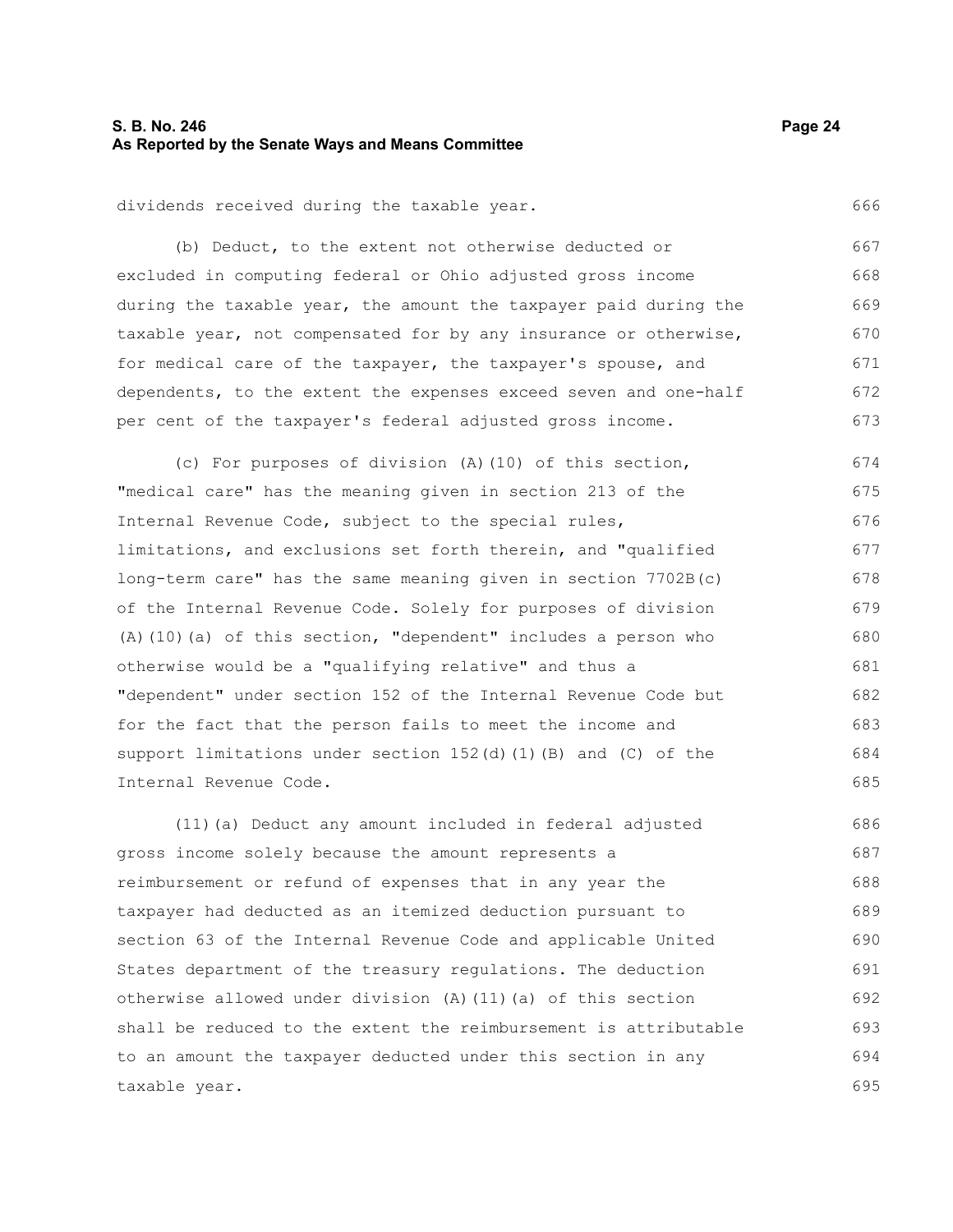dividends received during the taxable year.

(b) Deduct, to the extent not otherwise deducted or excluded in computing federal or Ohio adjusted gross income during the taxable year, the amount the taxpayer paid during the taxable year, not compensated for by any insurance or otherwise, for medical care of the taxpayer, the taxpayer's spouse, and dependents, to the extent the expenses exceed seven and one-half per cent of the taxpayer's federal adjusted gross income.

(c) For purposes of division (A)(10) of this section, "medical care" has the meaning given in section 213 of the Internal Revenue Code, subject to the special rules, limitations, and exclusions set forth therein, and "qualified long-term care" has the same meaning given in section 7702B(c) of the Internal Revenue Code. Solely for purposes of division (A)(10)(a) of this section, "dependent" includes a person who otherwise would be a "qualifying relative" and thus a "dependent" under section 152 of the Internal Revenue Code but for the fact that the person fails to meet the income and support limitations under section 152(d)(1)(B) and (C) of the Internal Revenue Code.

(11)(a) Deduct any amount included in federal adjusted gross income solely because the amount represents a reimbursement or refund of expenses that in any year the taxpayer had deducted as an itemized deduction pursuant to section 63 of the Internal Revenue Code and applicable United States department of the treasury regulations. The deduction otherwise allowed under division (A)(11)(a) of this section shall be reduced to the extent the reimbursement is attributable to an amount the taxpayer deducted under this section in any taxable year.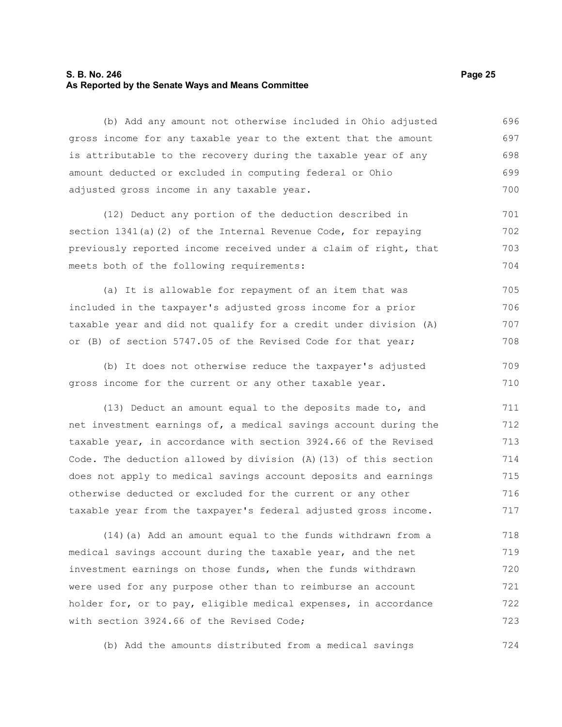(b) Add any amount not otherwise included in Ohio adjusted gross income for any taxable year to the extent that the amount is attributable to the recovery during the taxable year of any amount deducted or excluded in computing federal or Ohio adjusted gross income in any taxable year.

(12) Deduct any portion of the deduction described in section 1341(a)(2) of the Internal Revenue Code, for repaying previously reported income received under a claim of right, that meets both of the following requirements:

(a) It is allowable for repayment of an item that was included in the taxpayer's adjusted gross income for a prior taxable year and did not qualify for a credit under division (A) or (B) of section 5747.05 of the Revised Code for that year;

(b) It does not otherwise reduce the taxpayer's adjusted gross income for the current or any other taxable year.

(13) Deduct an amount equal to the deposits made to, and net investment earnings of, a medical savings account during the taxable year, in accordance with section 3924.66 of the Revised Code. The deduction allowed by division (A)(13) of this section does not apply to medical savings account deposits and earnings otherwise deducted or excluded for the current or any other taxable year from the taxpayer's federal adjusted gross income.

(14)(a) Add an amount equal to the funds withdrawn from a medical savings account during the taxable year, and the net investment earnings on those funds, when the funds withdrawn were used for any purpose other than to reimburse an account holder for, or to pay, eligible medical expenses, in accordance with section 3924.66 of the Revised Code;

(b) Add the amounts distributed from a medical savings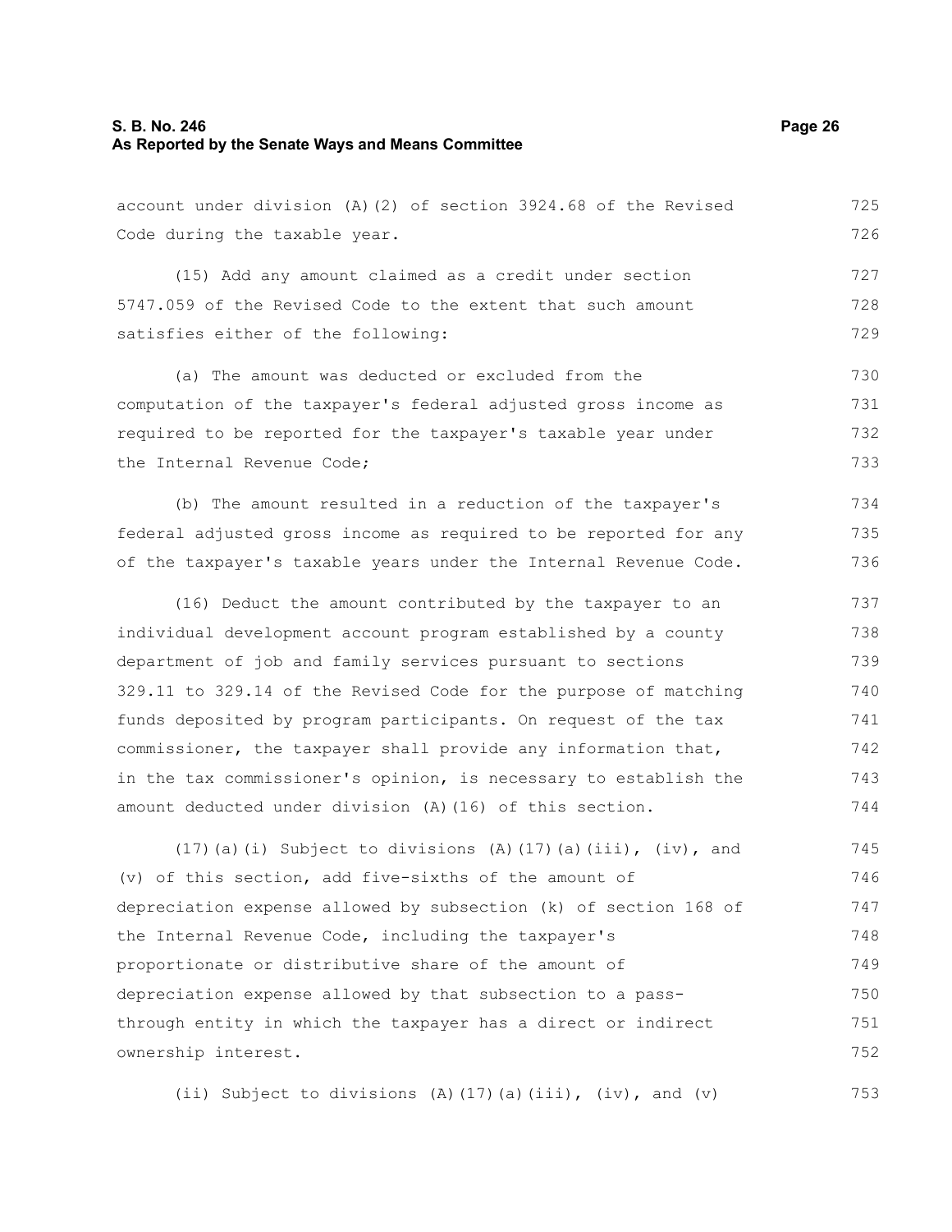account under division (A)(2) of section 3924.68 of the Revised Code during the taxable year.

(15) Add any amount claimed as a credit under section 5747.059 of the Revised Code to the extent that such amount satisfies either of the following:

(a) The amount was deducted or excluded from the computation of the taxpayer's federal adjusted gross income as required to be reported for the taxpayer's taxable year under the Internal Revenue Code;

(b) The amount resulted in a reduction of the taxpayer's federal adjusted gross income as required to be reported for any of the taxpayer's taxable years under the Internal Revenue Code.

(16) Deduct the amount contributed by the taxpayer to an individual development account program established by a county department of job and family services pursuant to sections 329.11 to 329.14 of the Revised Code for the purpose of matching funds deposited by program participants. On request of the tax commissioner, the taxpayer shall provide any information that, in the tax commissioner's opinion, is necessary to establish the amount deducted under division (A)(16) of this section.

(17)(a)(i) Subject to divisions (A)(17)(a)(iii), (iv), and (v) of this section, add five-sixths of the amount of depreciation expense allowed by subsection (k) of section 168 of the Internal Revenue Code, including the taxpayer's proportionate or distributive share of the amount of depreciation expense allowed by that subsection to a pass-through entity in which the taxpayer has a direct or indirect ownership interest.

(ii) Subject to divisions (A)(17)(a)(iii), (iv), and (v)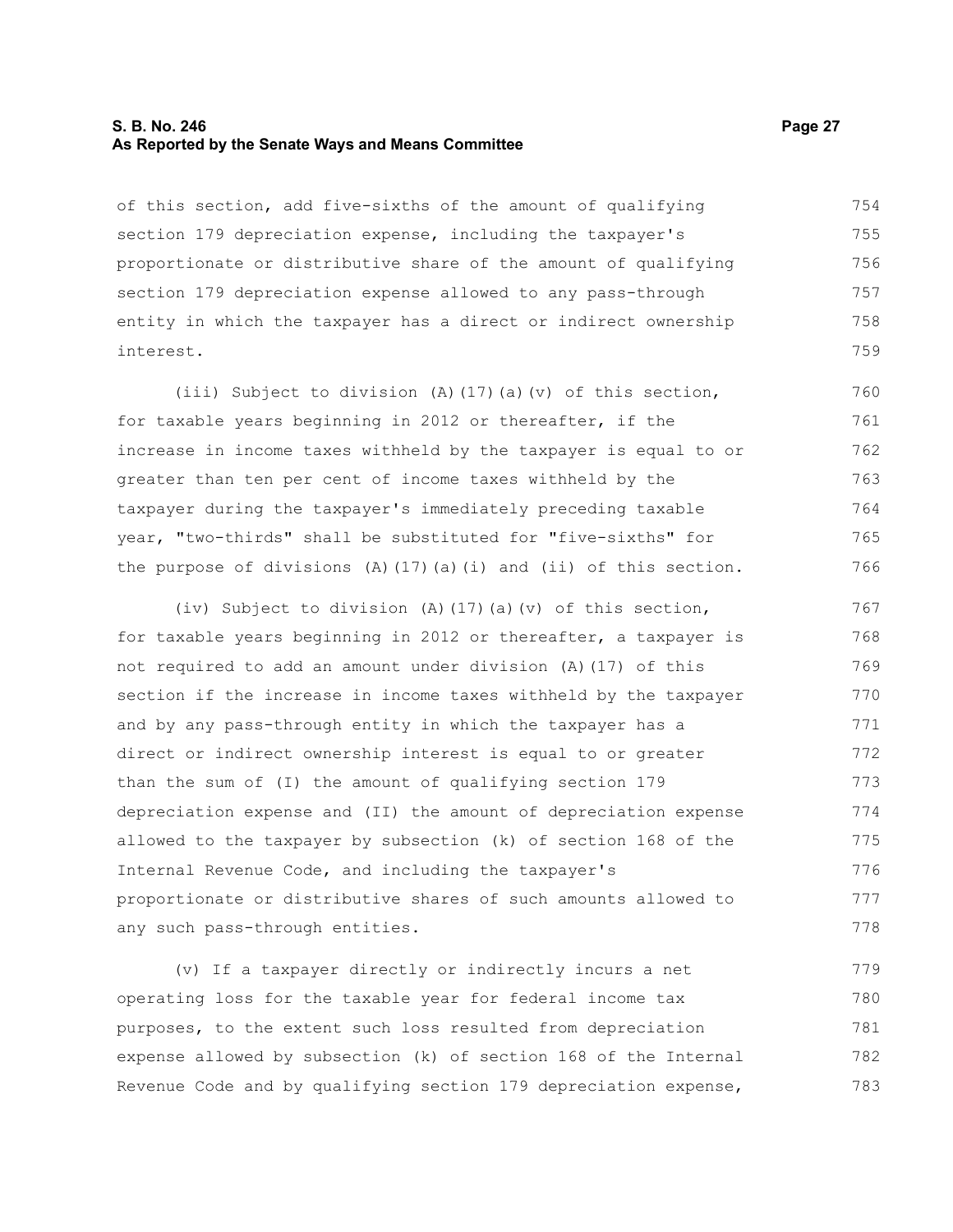of this section, add five-sixths of the amount of qualifying section 179 depreciation expense, including the taxpayer's proportionate or distributive share of the amount of qualifying section 179 depreciation expense allowed to any pass-through entity in which the taxpayer has a direct or indirect ownership interest.

(iii) Subject to division (A)(17)(a)(v) of this section, for taxable years beginning in 2012 or thereafter, if the increase in income taxes withheld by the taxpayer is equal to or greater than ten per cent of income taxes withheld by the taxpayer during the taxpayer's immediately preceding taxable year, "two-thirds" shall be substituted for "five-sixths" for the purpose of divisions (A)(17)(a)(i) and (ii) of this section.

(iv) Subject to division (A)(17)(a)(v) of this section, for taxable years beginning in 2012 or thereafter, a taxpayer is not required to add an amount under division (A)(17) of this section if the increase in income taxes withheld by the taxpayer and by any pass-through entity in which the taxpayer has a direct or indirect ownership interest is equal to or greater than the sum of (I) the amount of qualifying section 179 depreciation expense and (II) the amount of depreciation expense allowed to the taxpayer by subsection (k) of section 168 of the Internal Revenue Code, and including the taxpayer's proportionate or distributive shares of such amounts allowed to any such pass-through entities.

(v) If a taxpayer directly or indirectly incurs a net operating loss for the taxable year for federal income tax purposes, to the extent such loss resulted from depreciation expense allowed by subsection (k) of section 168 of the Internal Revenue Code and by qualifying section 179 depreciation expense,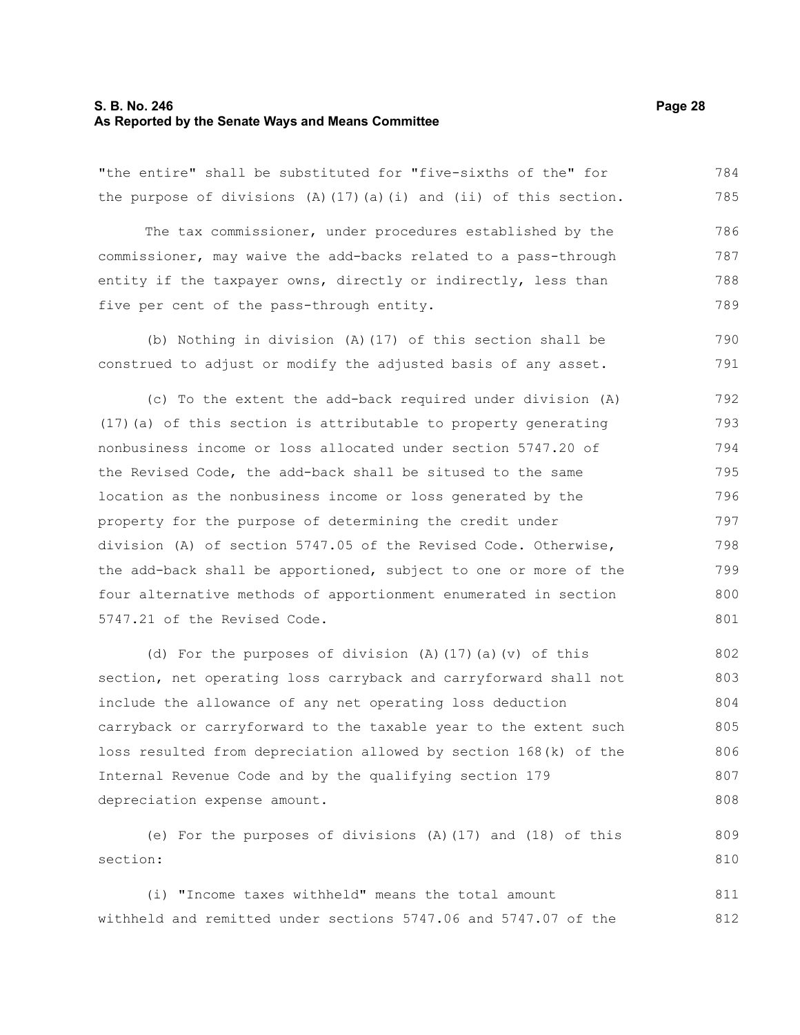"the entire" shall be substituted for "five-sixths of the" for the purpose of divisions (A)(17)(a)(i) and (ii) of this section.

The tax commissioner, under procedures established by the commissioner, may waive the add-backs related to a pass-through entity if the taxpayer owns, directly or indirectly, less than five per cent of the pass-through entity.

(b) Nothing in division (A)(17) of this section shall be construed to adjust or modify the adjusted basis of any asset.

(c) To the extent the add-back required under division (A)(17)(a) of this section is attributable to property generating nonbusiness income or loss allocated under section 5747.20 of the Revised Code, the add-back shall be sitused to the same location as the nonbusiness income or loss generated by the property for the purpose of determining the credit under division (A) of section 5747.05 of the Revised Code. Otherwise, the add-back shall be apportioned, subject to one or more of the four alternative methods of apportionment enumerated in section 5747.21 of the Revised Code.

(d) For the purposes of division (A)(17)(a)(v) of this section, net operating loss carryback and carryforward shall not include the allowance of any net operating loss deduction carryback or carryforward to the taxable year to the extent such loss resulted from depreciation allowed by section 168(k) of the Internal Revenue Code and by the qualifying section 179 depreciation expense amount.

(e) For the purposes of divisions (A)(17) and (18) of this section:

(i) "Income taxes withheld" means the total amount withheld and remitted under sections 5747.06 and 5747.07 of the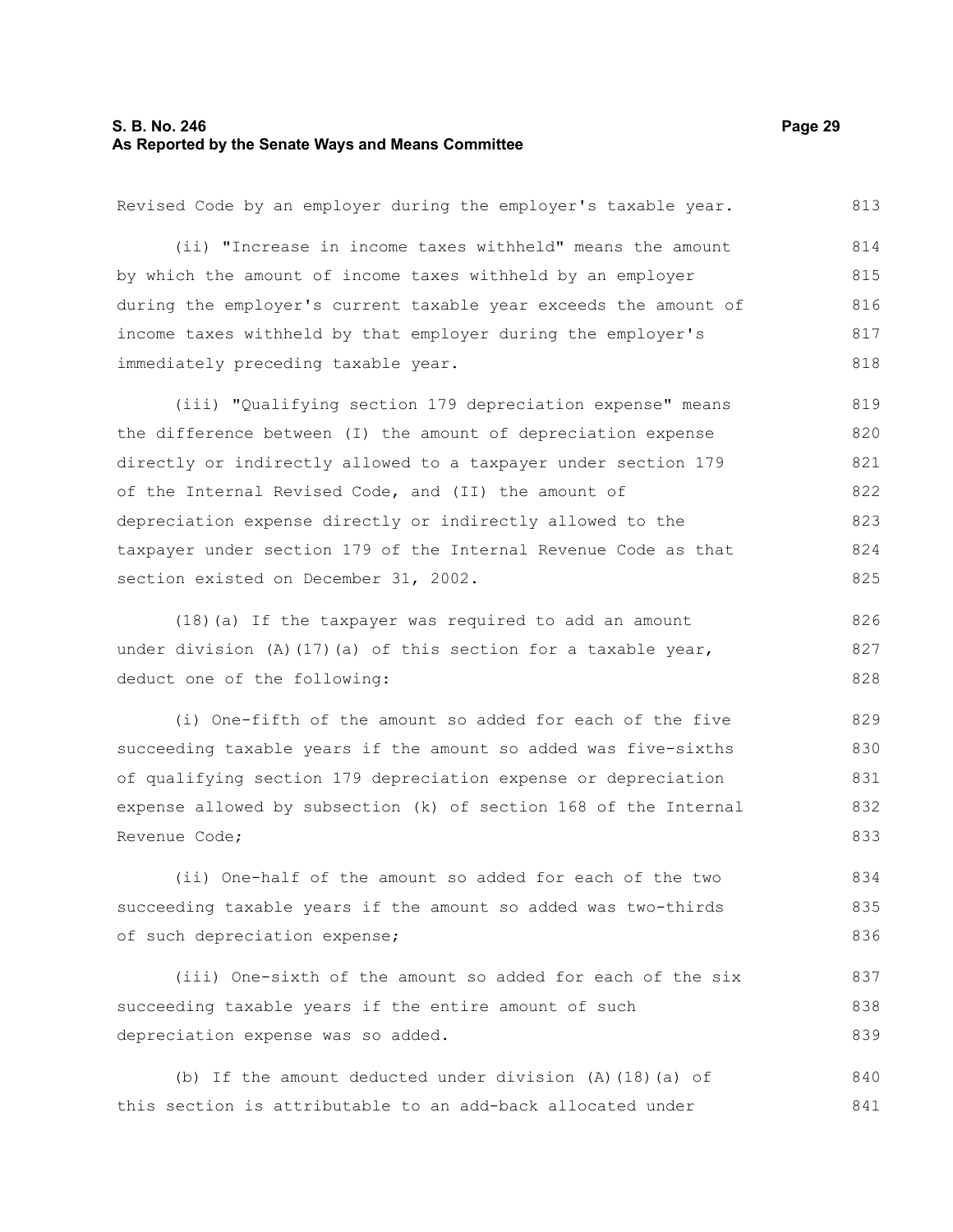Revised Code by an employer during the employer's taxable year.

(ii) "Increase in income taxes withheld" means the amount by which the amount of income taxes withheld by an employer during the employer's current taxable year exceeds the amount of income taxes withheld by that employer during the employer's immediately preceding taxable year.

(iii) "Qualifying section 179 depreciation expense" means the difference between (I) the amount of depreciation expense directly or indirectly allowed to a taxpayer under section 179 of the Internal Revised Code, and (II) the amount of depreciation expense directly or indirectly allowed to the taxpayer under section 179 of the Internal Revenue Code as that section existed on December 31, 2002.

(18)(a) If the taxpayer was required to add an amount under division (A)(17)(a) of this section for a taxable year, deduct one of the following:

(i) One-fifth of the amount so added for each of the five succeeding taxable years if the amount so added was five-sixths of qualifying section 179 depreciation expense or depreciation expense allowed by subsection (k) of section 168 of the Internal Revenue Code;

(ii) One-half of the amount so added for each of the two succeeding taxable years if the amount so added was two-thirds of such depreciation expense;

(iii) One-sixth of the amount so added for each of the six succeeding taxable years if the entire amount of such depreciation expense was so added.

(b) If the amount deducted under division (A)(18)(a) of this section is attributable to an add-back allocated under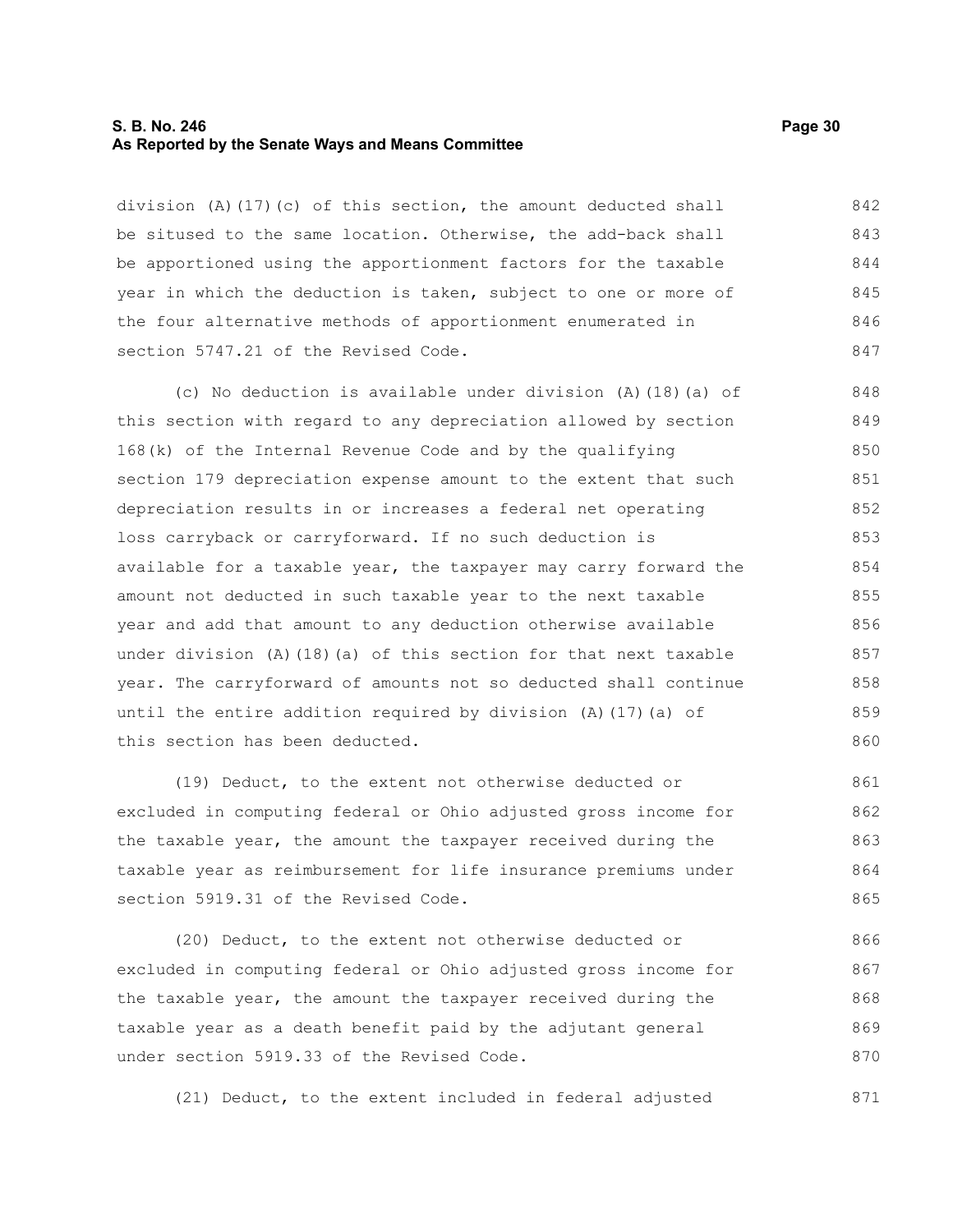division (A)(17)(c) of this section, the amount deducted shall be sitused to the same location. Otherwise, the add-back shall be apportioned using the apportionment factors for the taxable year in which the deduction is taken, subject to one or more of the four alternative methods of apportionment enumerated in section 5747.21 of the Revised Code.

(c) No deduction is available under division (A)(18)(a) of this section with regard to any depreciation allowed by section 168(k) of the Internal Revenue Code and by the qualifying section 179 depreciation expense amount to the extent that such depreciation results in or increases a federal net operating loss carryback or carryforward. If no such deduction is available for a taxable year, the taxpayer may carry forward the amount not deducted in such taxable year to the next taxable year and add that amount to any deduction otherwise available under division (A)(18)(a) of this section for that next taxable year. The carryforward of amounts not so deducted shall continue until the entire addition required by division (A)(17)(a) of this section has been deducted.

(19) Deduct, to the extent not otherwise deducted or excluded in computing federal or Ohio adjusted gross income for the taxable year, the amount the taxpayer received during the taxable year as reimbursement for life insurance premiums under section 5919.31 of the Revised Code.

(20) Deduct, to the extent not otherwise deducted or excluded in computing federal or Ohio adjusted gross income for the taxable year, the amount the taxpayer received during the taxable year as a death benefit paid by the adjutant general under section 5919.33 of the Revised Code.

(21) Deduct, to the extent included in federal adjusted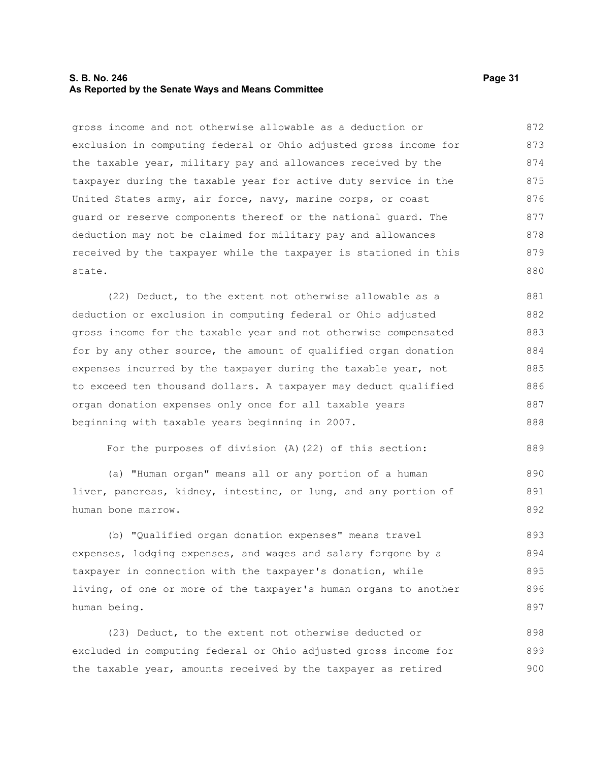gross income and not otherwise allowable as a deduction or exclusion in computing federal or Ohio adjusted gross income for the taxable year, military pay and allowances received by the taxpayer during the taxable year for active duty service in the United States army, air force, navy, marine corps, or coast guard or reserve components thereof or the national guard. The deduction may not be claimed for military pay and allowances received by the taxpayer while the taxpayer is stationed in this state.

(22) Deduct, to the extent not otherwise allowable as a deduction or exclusion in computing federal or Ohio adjusted gross income for the taxable year and not otherwise compensated for by any other source, the amount of qualified organ donation expenses incurred by the taxpayer during the taxable year, not to exceed ten thousand dollars. A taxpayer may deduct qualified organ donation expenses only once for all taxable years beginning with taxable years beginning in 2007.

For the purposes of division (A)(22) of this section:

(a) "Human organ" means all or any portion of a human liver, pancreas, kidney, intestine, or lung, and any portion of human bone marrow.

(b) "Qualified organ donation expenses" means travel expenses, lodging expenses, and wages and salary forgone by a taxpayer in connection with the taxpayer's donation, while living, of one or more of the taxpayer's human organs to another human being.

(23) Deduct, to the extent not otherwise deducted or excluded in computing federal or Ohio adjusted gross income for the taxable year, amounts received by the taxpayer as retired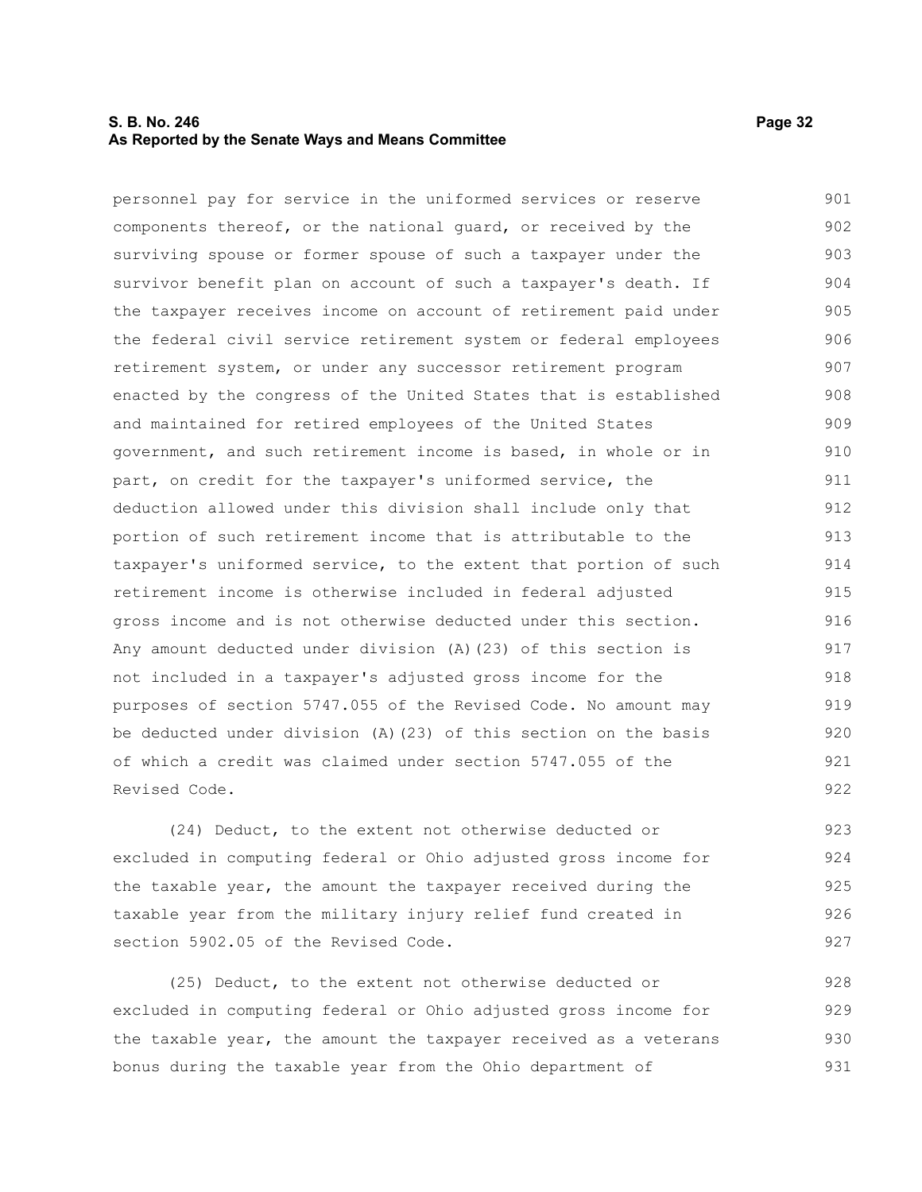personnel pay for service in the uniformed services or reserve components thereof, or the national guard, or received by the surviving spouse or former spouse of such a taxpayer under the survivor benefit plan on account of such a taxpayer's death. If the taxpayer receives income on account of retirement paid under the federal civil service retirement system or federal employees retirement system, or under any successor retirement program enacted by the congress of the United States that is established and maintained for retired employees of the United States government, and such retirement income is based, in whole or in part, on credit for the taxpayer's uniformed service, the deduction allowed under this division shall include only that portion of such retirement income that is attributable to the taxpayer's uniformed service, to the extent that portion of such retirement income is otherwise included in federal adjusted gross income and is not otherwise deducted under this section. Any amount deducted under division (A)(23) of this section is not included in a taxpayer's adjusted gross income for the purposes of section 5747.055 of the Revised Code. No amount may be deducted under division (A)(23) of this section on the basis of which a credit was claimed under section 5747.055 of the Revised Code.

(24) Deduct, to the extent not otherwise deducted or excluded in computing federal or Ohio adjusted gross income for the taxable year, the amount the taxpayer received during the taxable year from the military injury relief fund created in section 5902.05 of the Revised Code.

(25) Deduct, to the extent not otherwise deducted or excluded in computing federal or Ohio adjusted gross income for the taxable year, the amount the taxpayer received as a veterans bonus during the taxable year from the Ohio department of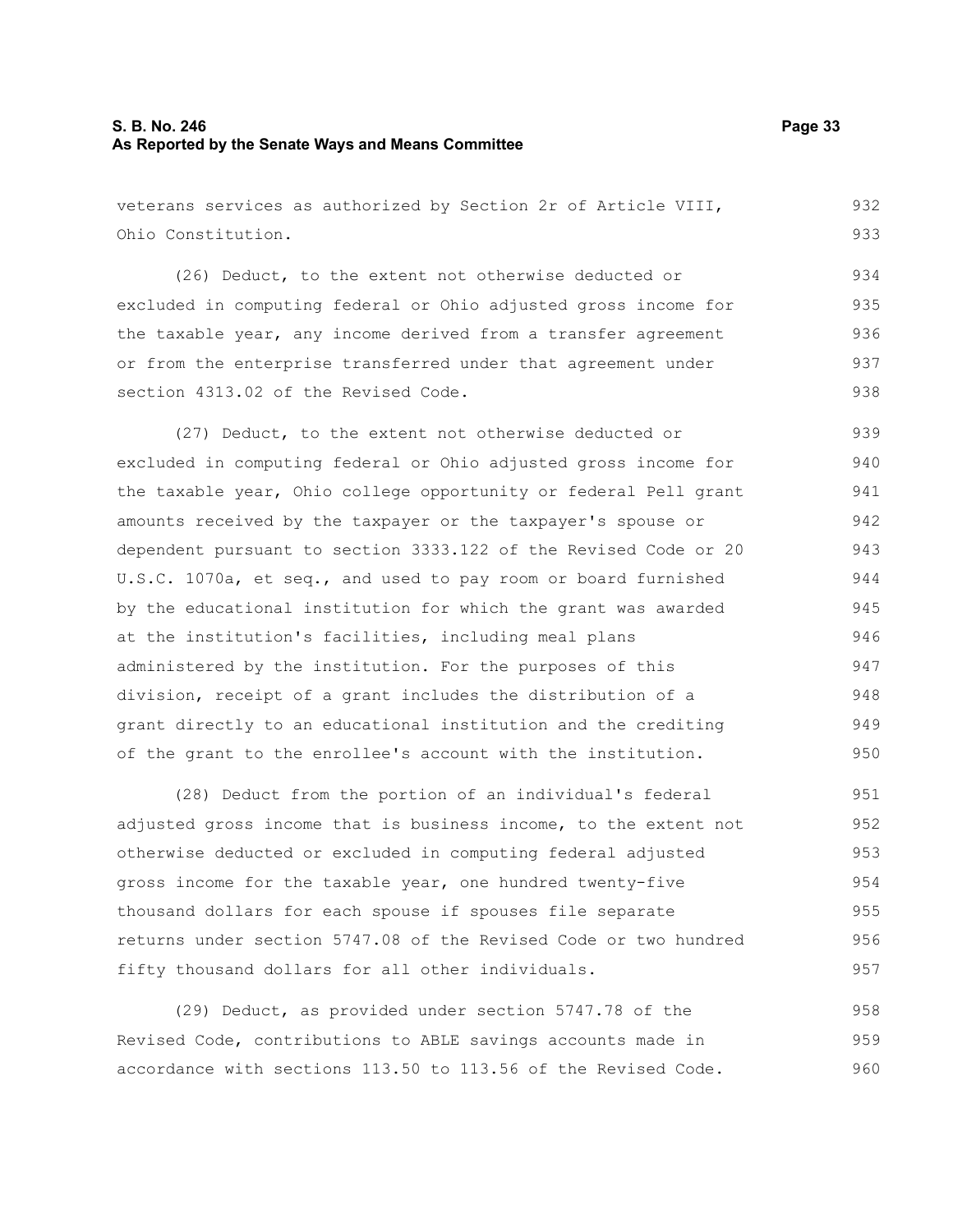veterans services as authorized by Section 2r of Article VIII, Ohio Constitution.

(26) Deduct, to the extent not otherwise deducted or excluded in computing federal or Ohio adjusted gross income for the taxable year, any income derived from a transfer agreement or from the enterprise transferred under that agreement under section 4313.02 of the Revised Code.

(27) Deduct, to the extent not otherwise deducted or excluded in computing federal or Ohio adjusted gross income for the taxable year, Ohio college opportunity or federal Pell grant amounts received by the taxpayer or the taxpayer's spouse or dependent pursuant to section 3333.122 of the Revised Code or 20 U.S.C. 1070a, et seq., and used to pay room or board furnished by the educational institution for which the grant was awarded at the institution's facilities, including meal plans administered by the institution. For the purposes of this division, receipt of a grant includes the distribution of a grant directly to an educational institution and the crediting of the grant to the enrollee's account with the institution.

(28) Deduct from the portion of an individual's federal adjusted gross income that is business income, to the extent not otherwise deducted or excluded in computing federal adjusted gross income for the taxable year, one hundred twenty-five thousand dollars for each spouse if spouses file separate returns under section 5747.08 of the Revised Code or two hundred fifty thousand dollars for all other individuals.

(29) Deduct, as provided under section 5747.78 of the Revised Code, contributions to ABLE savings accounts made in accordance with sections 113.50 to 113.56 of the Revised Code.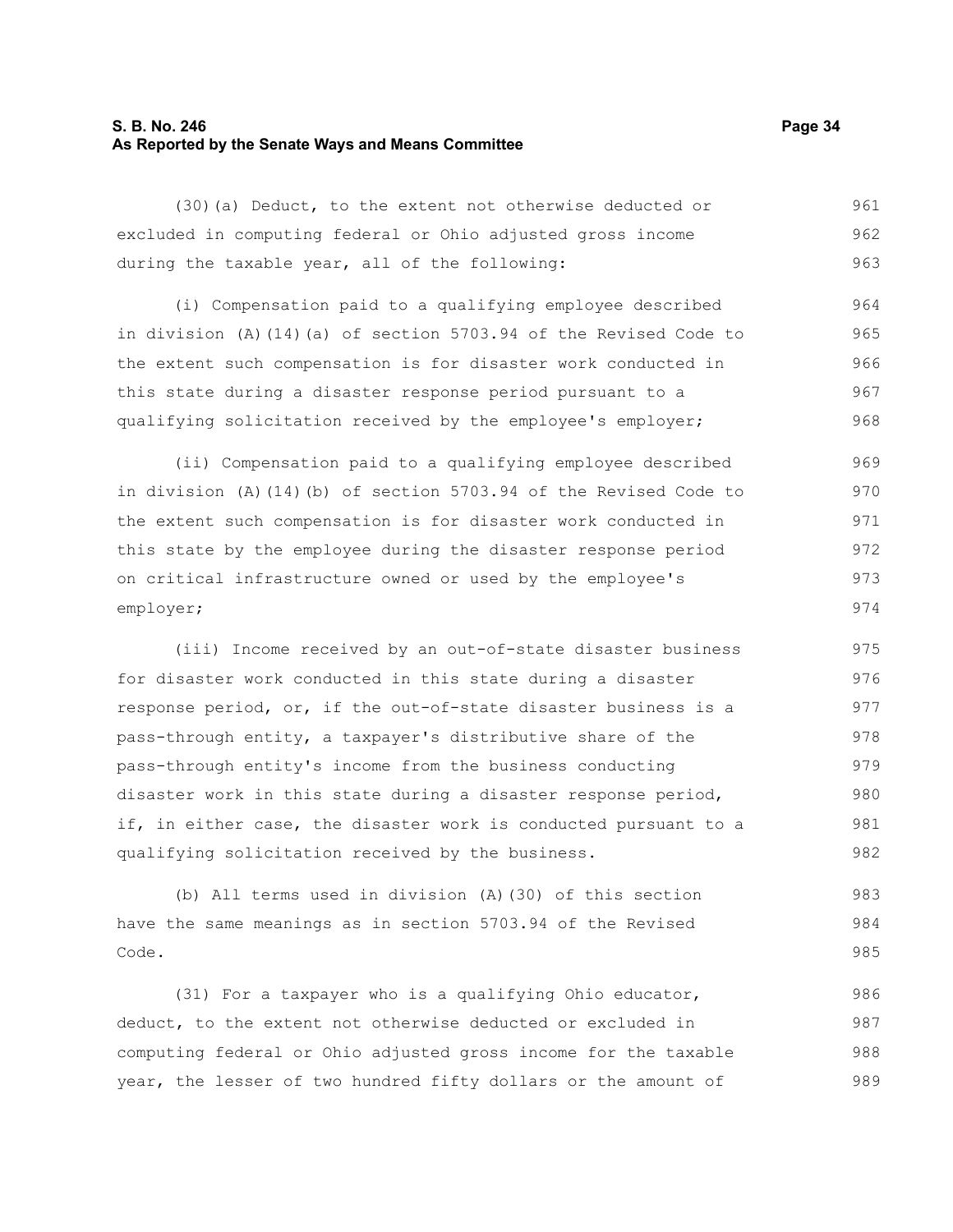(30)(a) Deduct, to the extent not otherwise deducted or excluded in computing federal or Ohio adjusted gross income during the taxable year, all of the following:

(i) Compensation paid to a qualifying employee described in division (A)(14)(a) of section 5703.94 of the Revised Code to the extent such compensation is for disaster work conducted in this state during a disaster response period pursuant to a qualifying solicitation received by the employee's employer;

(ii) Compensation paid to a qualifying employee described in division (A)(14)(b) of section 5703.94 of the Revised Code to the extent such compensation is for disaster work conducted in this state by the employee during the disaster response period on critical infrastructure owned or used by the employee's employer;

(iii) Income received by an out-of-state disaster business for disaster work conducted in this state during a disaster response period, or, if the out-of-state disaster business is a pass-through entity, a taxpayer's distributive share of the pass-through entity's income from the business conducting disaster work in this state during a disaster response period, if, in either case, the disaster work is conducted pursuant to a qualifying solicitation received by the business.

(b) All terms used in division (A)(30) of this section have the same meanings as in section 5703.94 of the Revised Code.

(31) For a taxpayer who is a qualifying Ohio educator, deduct, to the extent not otherwise deducted or excluded in computing federal or Ohio adjusted gross income for the taxable year, the lesser of two hundred fifty dollars or the amount of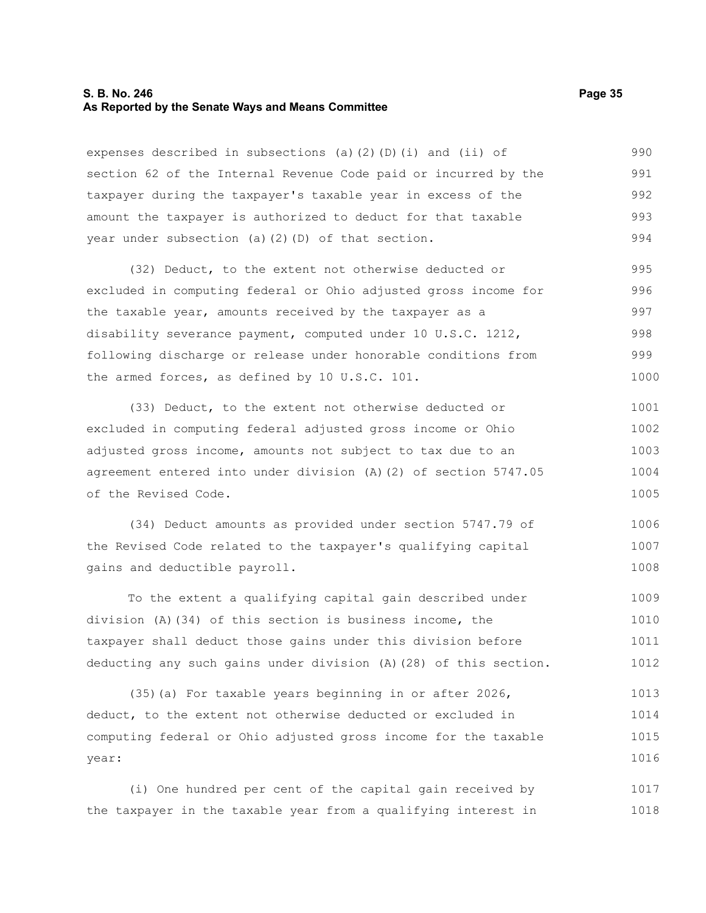expenses described in subsections (a)(2)(D)(i) and (ii) of section 62 of the Internal Revenue Code paid or incurred by the taxpayer during the taxpayer's taxable year in excess of the amount the taxpayer is authorized to deduct for that taxable year under subsection (a)(2)(D) of that section.

(32) Deduct, to the extent not otherwise deducted or excluded in computing federal or Ohio adjusted gross income for the taxable year, amounts received by the taxpayer as a disability severance payment, computed under 10 U.S.C. 1212, following discharge or release under honorable conditions from the armed forces, as defined by 10 U.S.C. 101.

(33) Deduct, to the extent not otherwise deducted or excluded in computing federal adjusted gross income or Ohio adjusted gross income, amounts not subject to tax due to an agreement entered into under division (A)(2) of section 5747.05 of the Revised Code.

(34) Deduct amounts as provided under section 5747.79 of the Revised Code related to the taxpayer's qualifying capital gains and deductible payroll.

To the extent a qualifying capital gain described under division (A)(34) of this section is business income, the taxpayer shall deduct those gains under this division before deducting any such gains under division (A)(28) of this section.

(35)(a) For taxable years beginning in or after 2026, deduct, to the extent not otherwise deducted or excluded in computing federal or Ohio adjusted gross income for the taxable year:

(i) One hundred per cent of the capital gain received by the taxpayer in the taxable year from a qualifying interest in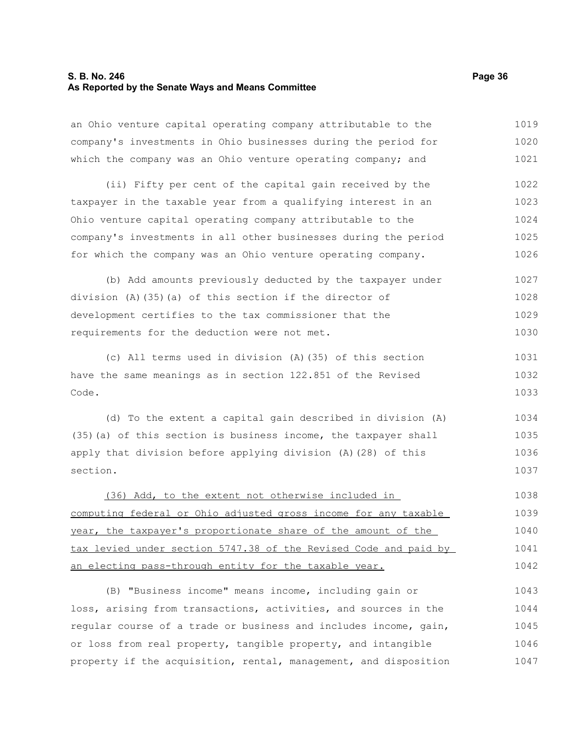an Ohio venture capital operating company attributable to the company's investments in Ohio businesses during the period for which the company was an Ohio venture operating company; and

(ii) Fifty per cent of the capital gain received by the taxpayer in the taxable year from a qualifying interest in an Ohio venture capital operating company attributable to the company's investments in all other businesses during the period for which the company was an Ohio venture operating company.

(b) Add amounts previously deducted by the taxpayer under division (A)(35)(a) of this section if the director of development certifies to the tax commissioner that the requirements for the deduction were not met.

(c) All terms used in division (A)(35) of this section have the same meanings as in section 122.851 of the Revised Code.

(d) To the extent a capital gain described in division (A)(35)(a) of this section is business income, the taxpayer shall apply that division before applying division (A)(28) of this section.

<u>(36) Add, to the extent not otherwise included in computing federal or Ohio adjusted gross income for any taxable year, the taxpayer's proportionate share of the amount of the tax levied under section 5747.38 of the Revised Code and paid by an electing pass-through entity for the taxable year.</u>

(B) "Business income" means income, including gain or loss, arising from transactions, activities, and sources in the regular course of a trade or business and includes income, gain, or loss from real property, tangible property, and intangible property if the acquisition, rental, management, and disposition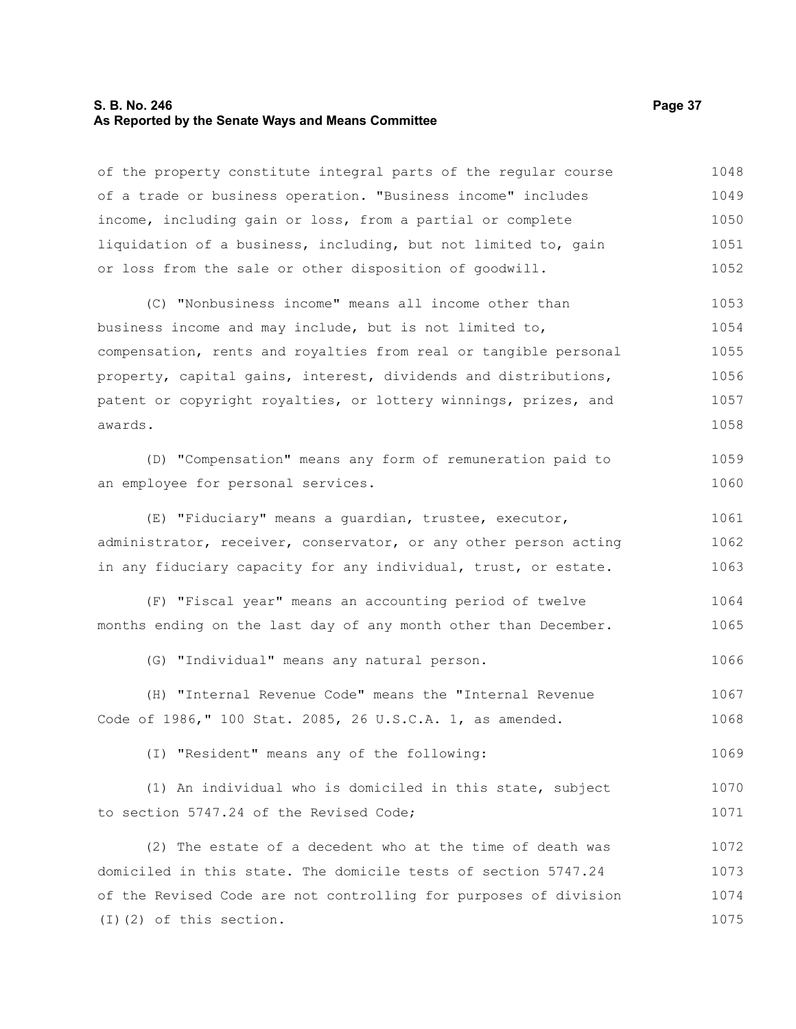of the property constitute integral parts of the regular course of a trade or business operation. "Business income" includes income, including gain or loss, from a partial or complete liquidation of a business, including, but not limited to, gain or loss from the sale or other disposition of goodwill.

(C) "Nonbusiness income" means all income other than business income and may include, but is not limited to, compensation, rents and royalties from real or tangible personal property, capital gains, interest, dividends and distributions, patent or copyright royalties, or lottery winnings, prizes, and awards.

(D) "Compensation" means any form of remuneration paid to an employee for personal services.

(E) "Fiduciary" means a guardian, trustee, executor, administrator, receiver, conservator, or any other person acting in any fiduciary capacity for any individual, trust, or estate.

(F) "Fiscal year" means an accounting period of twelve months ending on the last day of any month other than December.

(G) "Individual" means any natural person.

(H) "Internal Revenue Code" means the "Internal Revenue Code of 1986," 100 Stat. 2085, 26 U.S.C.A. 1, as amended.

(I) "Resident" means any of the following:

(1) An individual who is domiciled in this state, subject to section 5747.24 of the Revised Code;

(2) The estate of a decedent who at the time of death was domiciled in this state. The domicile tests of section 5747.24 of the Revised Code are not controlling for purposes of division (I)(2) of this section.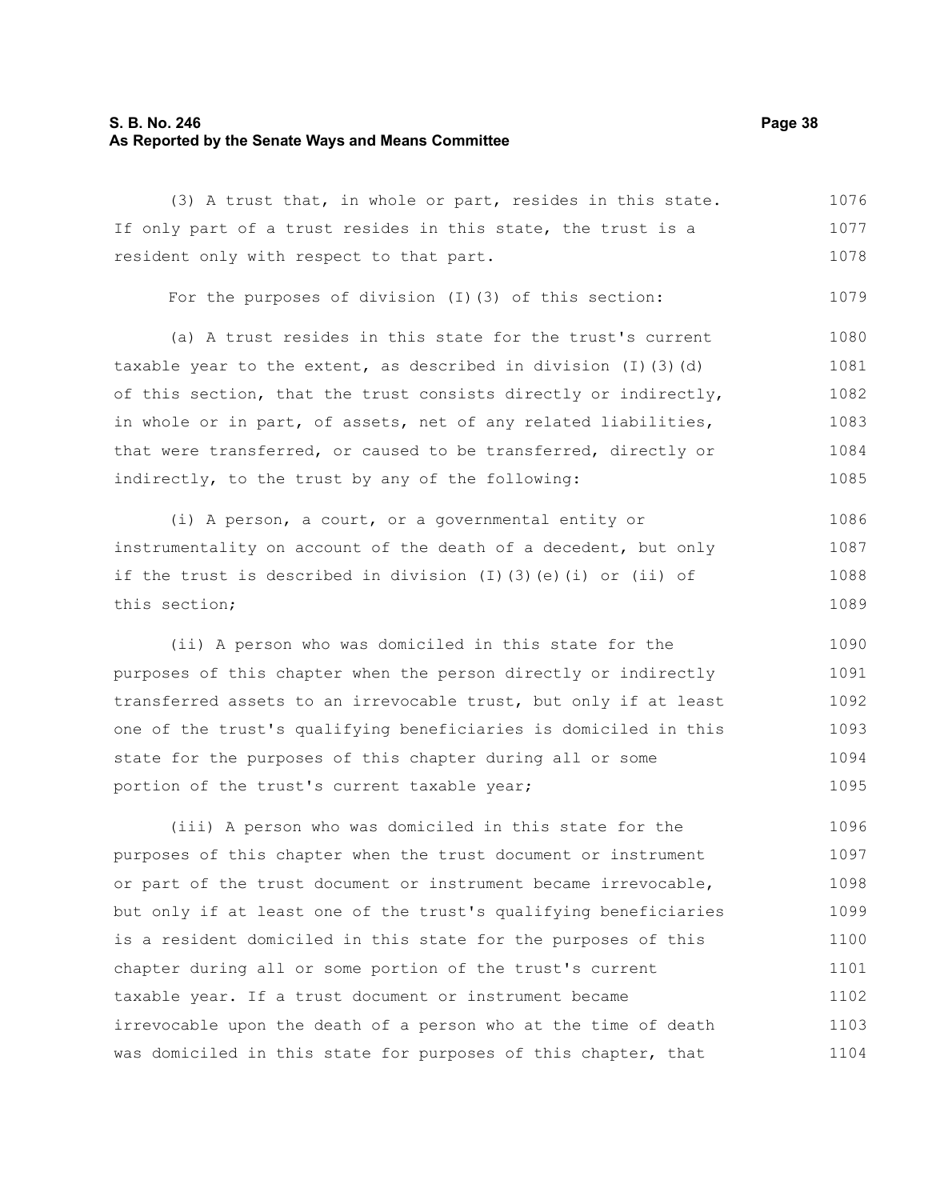(3) A trust that, in whole or part, resides in this state. If only part of a trust resides in this state, the trust is a resident only with respect to that part.

For the purposes of division (I)(3) of this section:

(a) A trust resides in this state for the trust's current taxable year to the extent, as described in division (I)(3)(d) of this section, that the trust consists directly or indirectly, in whole or in part, of assets, net of any related liabilities, that were transferred, or caused to be transferred, directly or indirectly, to the trust by any of the following:

(i) A person, a court, or a governmental entity or instrumentality on account of the death of a decedent, but only if the trust is described in division (I)(3)(e)(i) or (ii) of this section;

(ii) A person who was domiciled in this state for the purposes of this chapter when the person directly or indirectly transferred assets to an irrevocable trust, but only if at least one of the trust's qualifying beneficiaries is domiciled in this state for the purposes of this chapter during all or some portion of the trust's current taxable year;

(iii) A person who was domiciled in this state for the purposes of this chapter when the trust document or instrument or part of the trust document or instrument became irrevocable, but only if at least one of the trust's qualifying beneficiaries is a resident domiciled in this state for the purposes of this chapter during all or some portion of the trust's current taxable year. If a trust document or instrument became irrevocable upon the death of a person who at the time of death was domiciled in this state for purposes of this chapter, that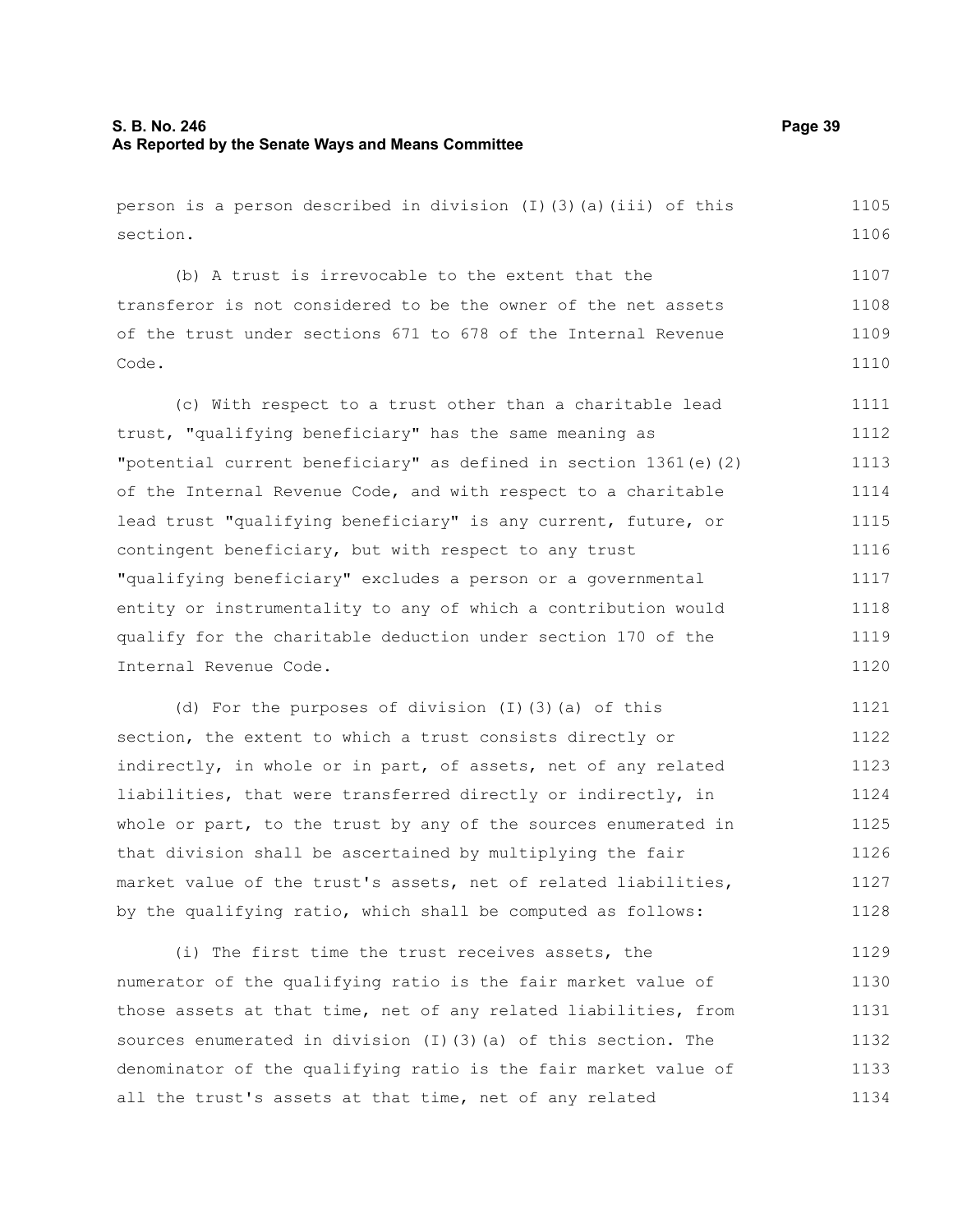person is a person described in division (I)(3)(a)(iii) of this section.

(b) A trust is irrevocable to the extent that the transferor is not considered to be the owner of the net assets of the trust under sections 671 to 678 of the Internal Revenue Code.

(c) With respect to a trust other than a charitable lead trust, "qualifying beneficiary" has the same meaning as "potential current beneficiary" as defined in section 1361(e)(2) of the Internal Revenue Code, and with respect to a charitable lead trust "qualifying beneficiary" is any current, future, or contingent beneficiary, but with respect to any trust "qualifying beneficiary" excludes a person or a governmental entity or instrumentality to any of which a contribution would qualify for the charitable deduction under section 170 of the Internal Revenue Code.

(d) For the purposes of division (I)(3)(a) of this section, the extent to which a trust consists directly or indirectly, in whole or in part, of assets, net of any related liabilities, that were transferred directly or indirectly, in whole or part, to the trust by any of the sources enumerated in that division shall be ascertained by multiplying the fair market value of the trust's assets, net of related liabilities, by the qualifying ratio, which shall be computed as follows:

(i) The first time the trust receives assets, the numerator of the qualifying ratio is the fair market value of those assets at that time, net of any related liabilities, from sources enumerated in division (I)(3)(a) of this section. The denominator of the qualifying ratio is the fair market value of all the trust's assets at that time, net of any related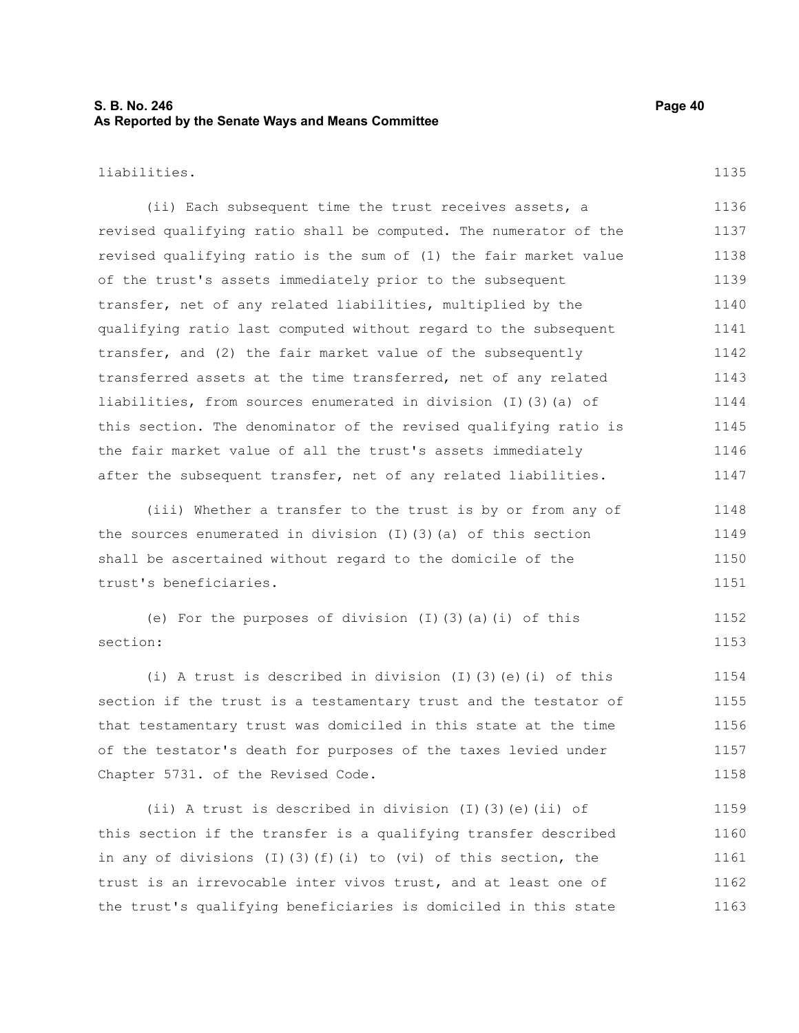liabilities.

(ii) Each subsequent time the trust receives assets, a revised qualifying ratio shall be computed. The numerator of the revised qualifying ratio is the sum of (1) the fair market value of the trust's assets immediately prior to the subsequent transfer, net of any related liabilities, multiplied by the qualifying ratio last computed without regard to the subsequent transfer, and (2) the fair market value of the subsequently transferred assets at the time transferred, net of any related liabilities, from sources enumerated in division (I)(3)(a) of this section. The denominator of the revised qualifying ratio is the fair market value of all the trust's assets immediately after the subsequent transfer, net of any related liabilities.

(iii) Whether a transfer to the trust is by or from any of the sources enumerated in division (I)(3)(a) of this section shall be ascertained without regard to the domicile of the trust's beneficiaries.

(e) For the purposes of division (I)(3)(a)(i) of this section:

(i) A trust is described in division (I)(3)(e)(i) of this section if the trust is a testamentary trust and the testator of that testamentary trust was domiciled in this state at the time of the testator's death for purposes of the taxes levied under Chapter 5731. of the Revised Code.

(ii) A trust is described in division (I)(3)(e)(ii) of this section if the transfer is a qualifying transfer described in any of divisions (I)(3)(f)(i) to (vi) of this section, the trust is an irrevocable inter vivos trust, and at least one of the trust's qualifying beneficiaries is domiciled in this state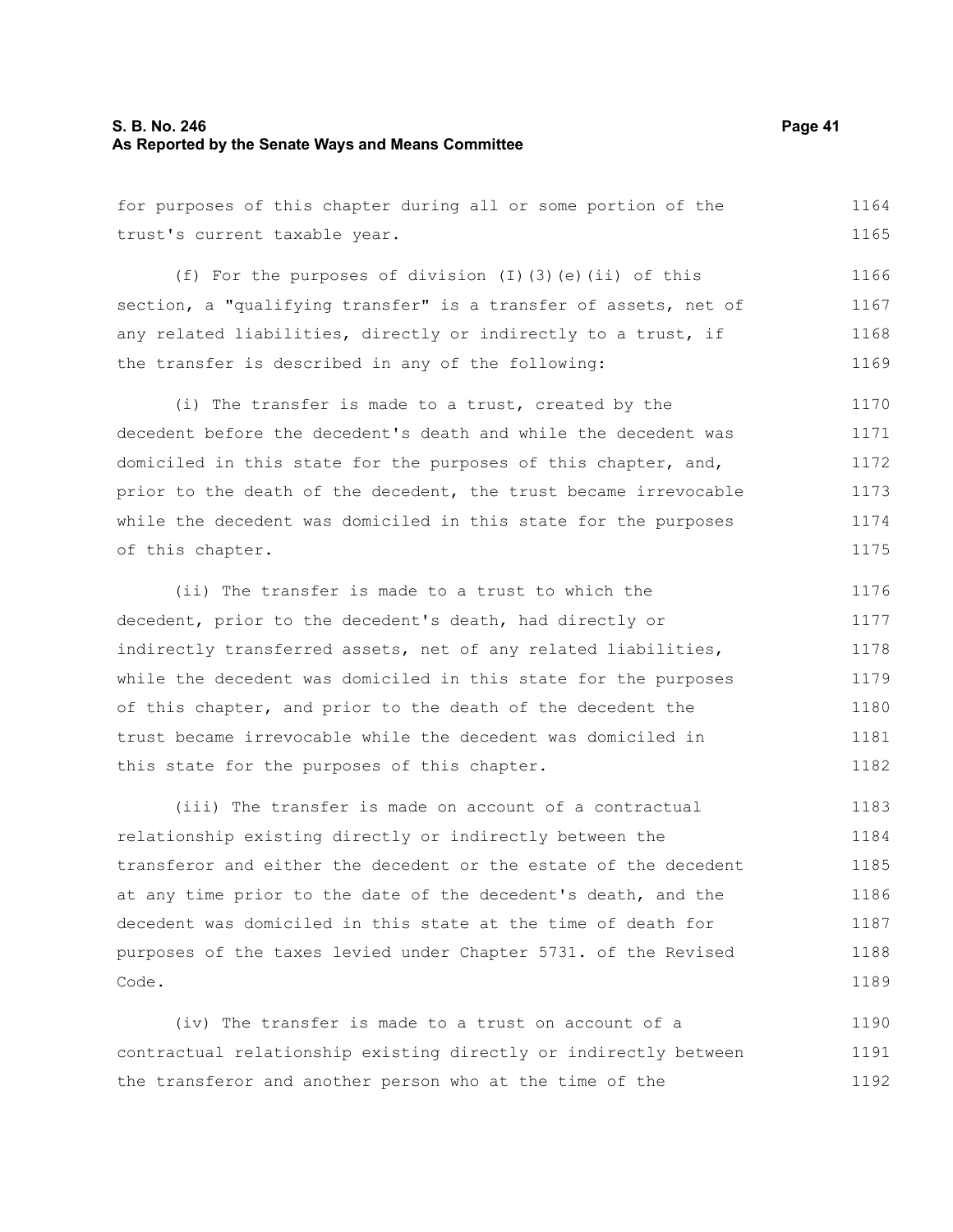for purposes of this chapter during all or some portion of the trust's current taxable year.

(f) For the purposes of division (I)(3)(e)(ii) of this section, a "qualifying transfer" is a transfer of assets, net of any related liabilities, directly or indirectly to a trust, if the transfer is described in any of the following:

(i) The transfer is made to a trust, created by the decedent before the decedent's death and while the decedent was domiciled in this state for the purposes of this chapter, and, prior to the death of the decedent, the trust became irrevocable while the decedent was domiciled in this state for the purposes of this chapter.

(ii) The transfer is made to a trust to which the decedent, prior to the decedent's death, had directly or indirectly transferred assets, net of any related liabilities, while the decedent was domiciled in this state for the purposes of this chapter, and prior to the death of the decedent the trust became irrevocable while the decedent was domiciled in this state for the purposes of this chapter.

(iii) The transfer is made on account of a contractual relationship existing directly or indirectly between the transferor and either the decedent or the estate of the decedent at any time prior to the date of the decedent's death, and the decedent was domiciled in this state at the time of death for purposes of the taxes levied under Chapter 5731. of the Revised Code.

(iv) The transfer is made to a trust on account of a contractual relationship existing directly or indirectly between the transferor and another person who at the time of the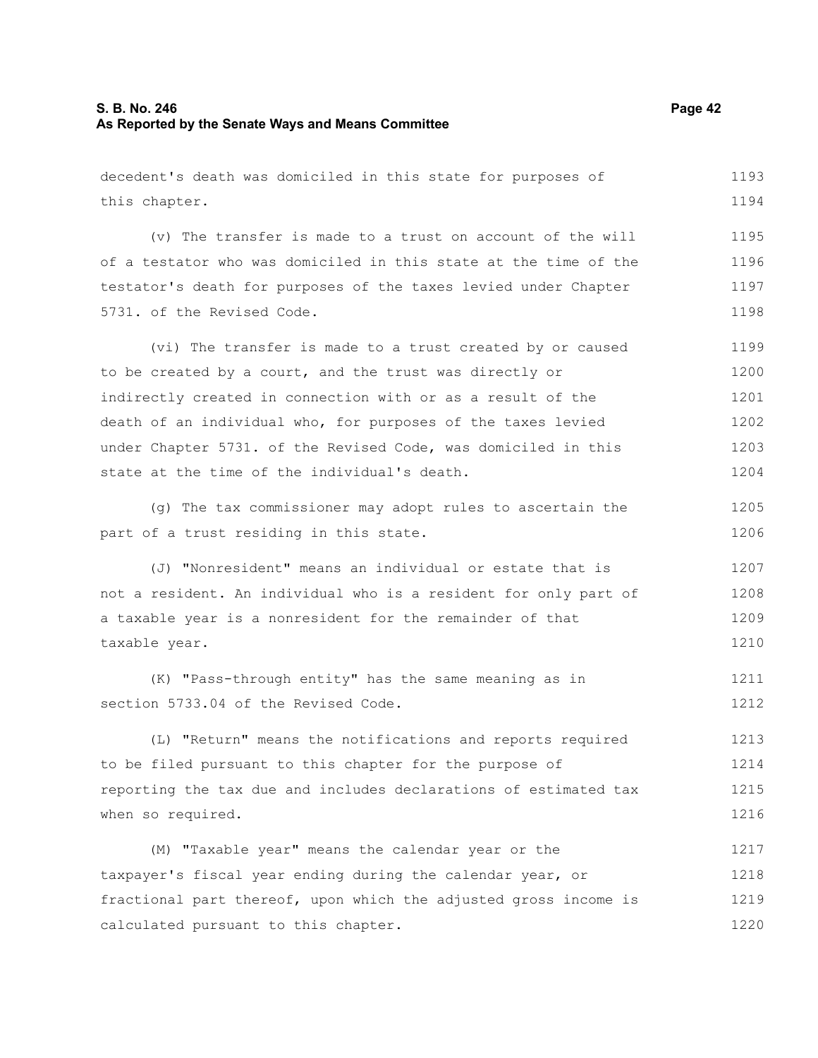decedent's death was domiciled in this state for purposes of this chapter.

(v) The transfer is made to a trust on account of the will of a testator who was domiciled in this state at the time of the testator's death for purposes of the taxes levied under Chapter 5731. of the Revised Code.

(vi) The transfer is made to a trust created by or caused to be created by a court, and the trust was directly or indirectly created in connection with or as a result of the death of an individual who, for purposes of the taxes levied under Chapter 5731. of the Revised Code, was domiciled in this state at the time of the individual's death.

(g) The tax commissioner may adopt rules to ascertain the part of a trust residing in this state.

(J) "Nonresident" means an individual or estate that is not a resident. An individual who is a resident for only part of a taxable year is a nonresident for the remainder of that taxable year.

(K) "Pass-through entity" has the same meaning as in section 5733.04 of the Revised Code.

(L) "Return" means the notifications and reports required to be filed pursuant to this chapter for the purpose of reporting the tax due and includes declarations of estimated tax when so required.

(M) "Taxable year" means the calendar year or the taxpayer's fiscal year ending during the calendar year, or fractional part thereof, upon which the adjusted gross income is calculated pursuant to this chapter.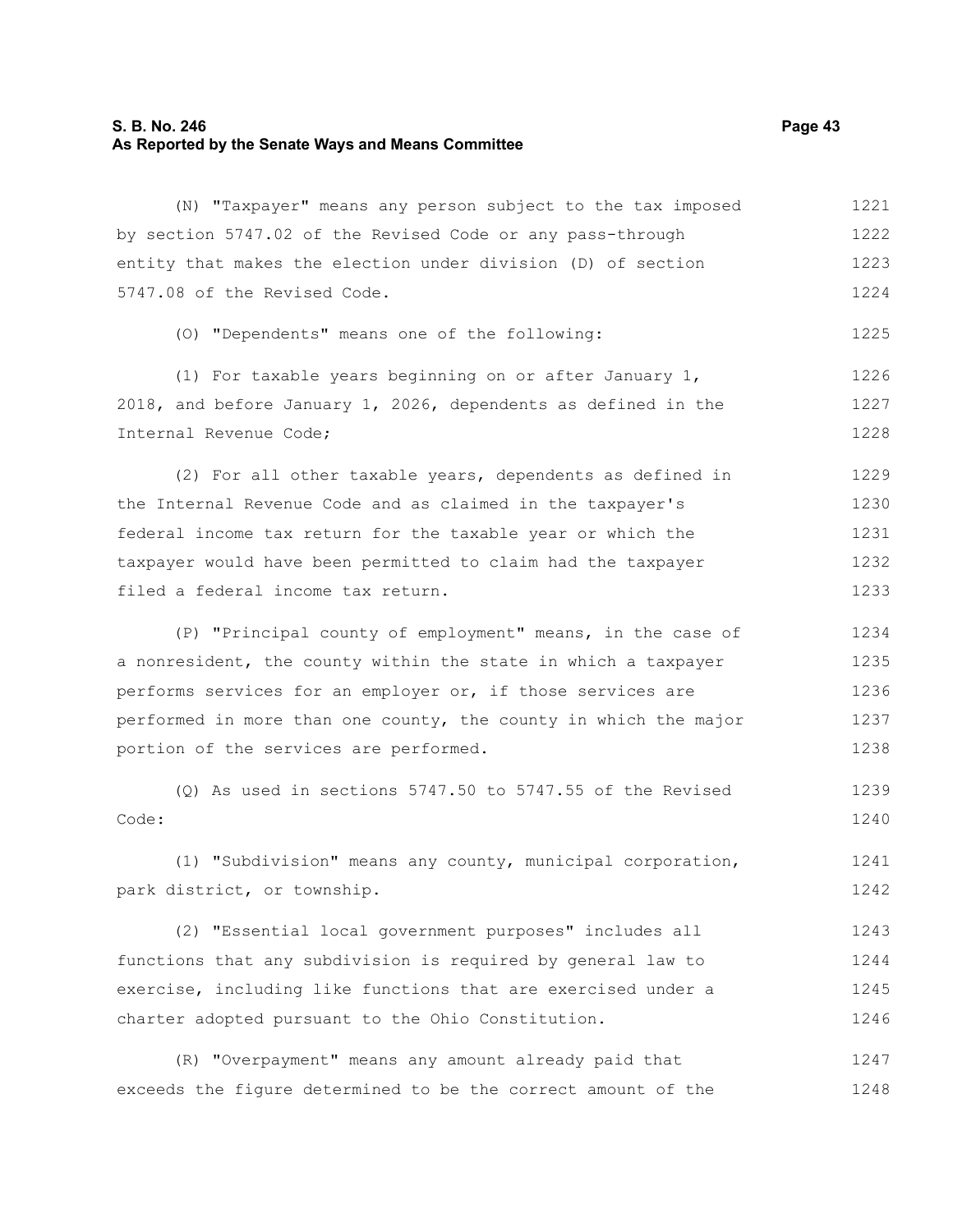(N) "Taxpayer" means any person subject to the tax imposed by section 5747.02 of the Revised Code or any pass-through entity that makes the election under division (D) of section 5747.08 of the Revised Code.

(O) "Dependents" means one of the following:

(1) For taxable years beginning on or after January 1, 2018, and before January 1, 2026, dependents as defined in the Internal Revenue Code;

(2) For all other taxable years, dependents as defined in the Internal Revenue Code and as claimed in the taxpayer's federal income tax return for the taxable year or which the taxpayer would have been permitted to claim had the taxpayer filed a federal income tax return.

(P) "Principal county of employment" means, in the case of a nonresident, the county within the state in which a taxpayer performs services for an employer or, if those services are performed in more than one county, the county in which the major portion of the services are performed.

(Q) As used in sections 5747.50 to 5747.55 of the Revised Code:

(1) "Subdivision" means any county, municipal corporation, park district, or township.

(2) "Essential local government purposes" includes all functions that any subdivision is required by general law to exercise, including like functions that are exercised under a charter adopted pursuant to the Ohio Constitution.

(R) "Overpayment" means any amount already paid that exceeds the figure determined to be the correct amount of the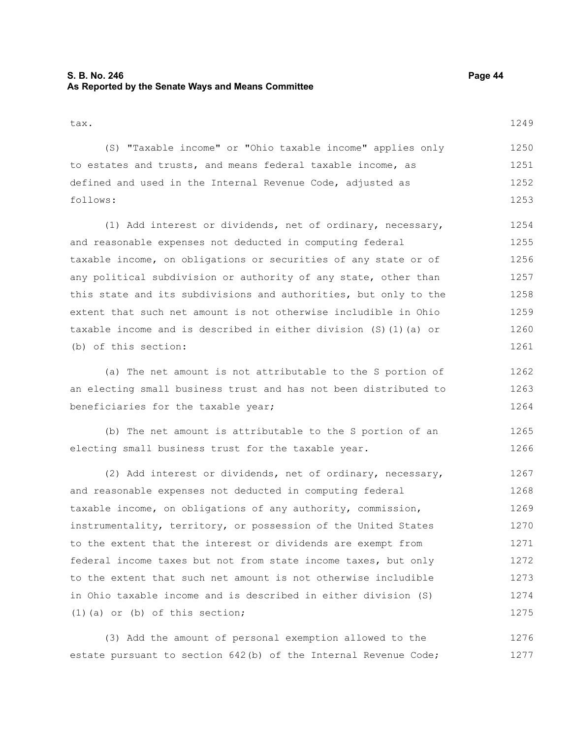tax.

(S) "Taxable income" or "Ohio taxable income" applies only to estates and trusts, and means federal taxable income, as defined and used in the Internal Revenue Code, adjusted as follows:

(1) Add interest or dividends, net of ordinary, necessary, and reasonable expenses not deducted in computing federal taxable income, on obligations or securities of any state or of any political subdivision or authority of any state, other than this state and its subdivisions and authorities, but only to the extent that such net amount is not otherwise includible in Ohio taxable income and is described in either division (S)(1)(a) or (b) of this section:

(a) The net amount is not attributable to the S portion of an electing small business trust and has not been distributed to beneficiaries for the taxable year;

(b) The net amount is attributable to the S portion of an electing small business trust for the taxable year.

(2) Add interest or dividends, net of ordinary, necessary, and reasonable expenses not deducted in computing federal taxable income, on obligations of any authority, commission, instrumentality, territory, or possession of the United States to the extent that the interest or dividends are exempt from federal income taxes but not from state income taxes, but only to the extent that such net amount is not otherwise includible in Ohio taxable income and is described in either division (S)(1)(a) or (b) of this section;

(3) Add the amount of personal exemption allowed to the estate pursuant to section 642(b) of the Internal Revenue Code;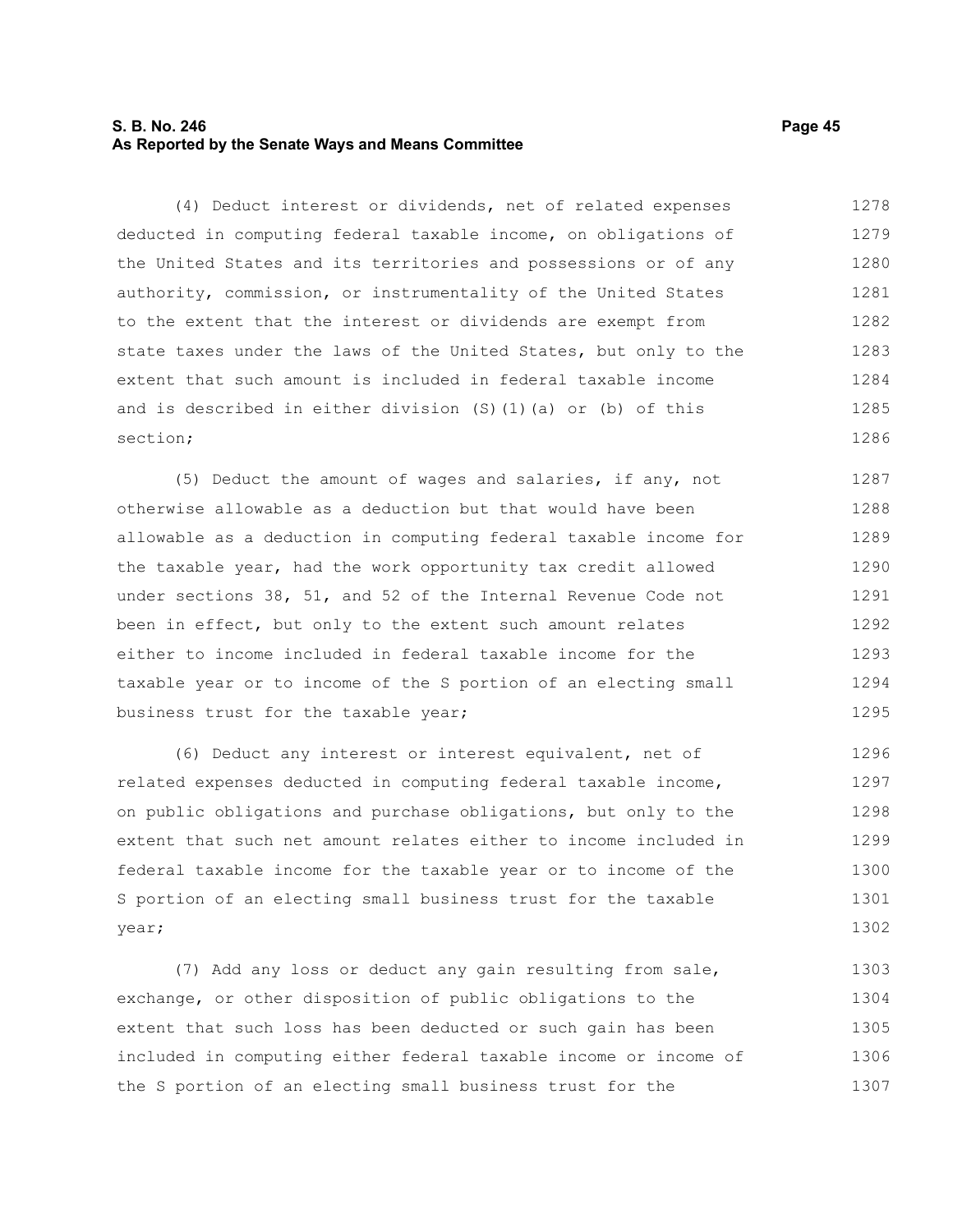(4) Deduct interest or dividends, net of related expenses deducted in computing federal taxable income, on obligations of the United States and its territories and possessions or of any authority, commission, or instrumentality of the United States to the extent that the interest or dividends are exempt from state taxes under the laws of the United States, but only to the extent that such amount is included in federal taxable income and is described in either division (S)(1)(a) or (b) of this section;

(5) Deduct the amount of wages and salaries, if any, not otherwise allowable as a deduction but that would have been allowable as a deduction in computing federal taxable income for the taxable year, had the work opportunity tax credit allowed under sections 38, 51, and 52 of the Internal Revenue Code not been in effect, but only to the extent such amount relates either to income included in federal taxable income for the taxable year or to income of the S portion of an electing small business trust for the taxable year;

(6) Deduct any interest or interest equivalent, net of related expenses deducted in computing federal taxable income, on public obligations and purchase obligations, but only to the extent that such net amount relates either to income included in federal taxable income for the taxable year or to income of the S portion of an electing small business trust for the taxable year;

(7) Add any loss or deduct any gain resulting from sale, exchange, or other disposition of public obligations to the extent that such loss has been deducted or such gain has been included in computing either federal taxable income or income of the S portion of an electing small business trust for the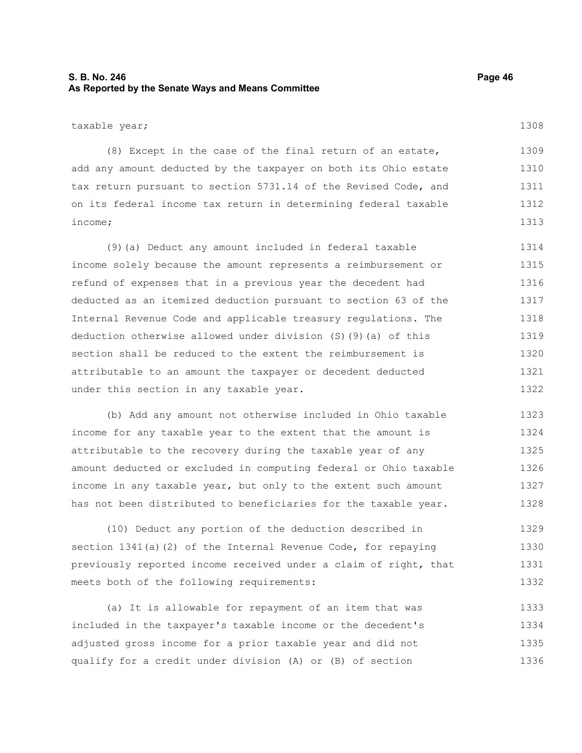taxable year;

(8) Except in the case of the final return of an estate, add any amount deducted by the taxpayer on both its Ohio estate tax return pursuant to section 5731.14 of the Revised Code, and on its federal income tax return in determining federal taxable income;

(9)(a) Deduct any amount included in federal taxable income solely because the amount represents a reimbursement or refund of expenses that in a previous year the decedent had deducted as an itemized deduction pursuant to section 63 of the Internal Revenue Code and applicable treasury regulations. The deduction otherwise allowed under division (S)(9)(a) of this section shall be reduced to the extent the reimbursement is attributable to an amount the taxpayer or decedent deducted under this section in any taxable year.

(b) Add any amount not otherwise included in Ohio taxable income for any taxable year to the extent that the amount is attributable to the recovery during the taxable year of any amount deducted or excluded in computing federal or Ohio taxable income in any taxable year, but only to the extent such amount has not been distributed to beneficiaries for the taxable year.

(10) Deduct any portion of the deduction described in section 1341(a)(2) of the Internal Revenue Code, for repaying previously reported income received under a claim of right, that meets both of the following requirements:

(a) It is allowable for repayment of an item that was included in the taxpayer's taxable income or the decedent's adjusted gross income for a prior taxable year and did not qualify for a credit under division (A) or (B) of section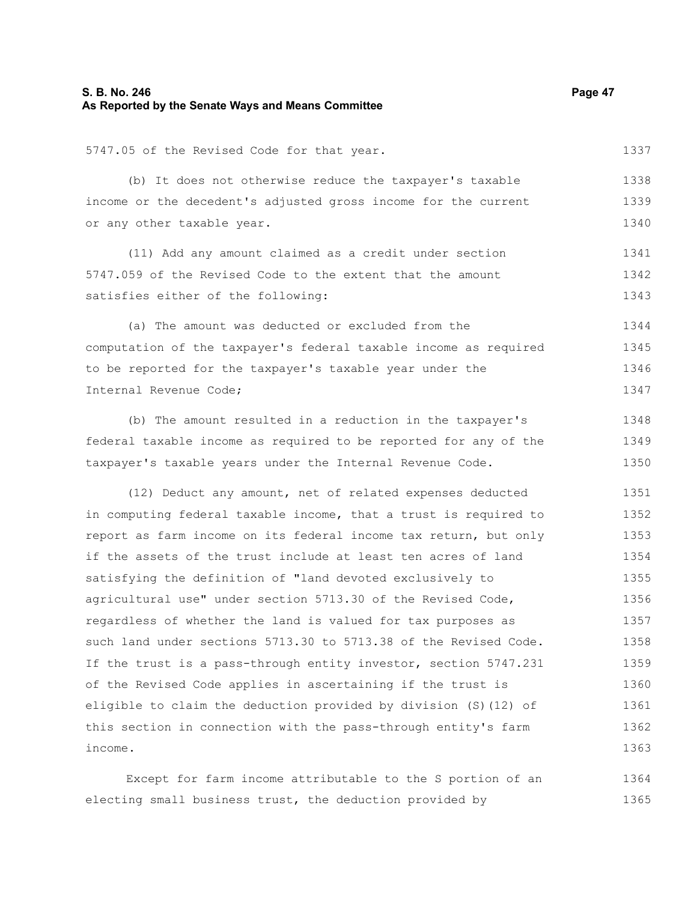5747.05 of the Revised Code for that year.

(b) It does not otherwise reduce the taxpayer's taxable income or the decedent's adjusted gross income for the current or any other taxable year.

(11) Add any amount claimed as a credit under section 5747.059 of the Revised Code to the extent that the amount satisfies either of the following:

(a) The amount was deducted or excluded from the computation of the taxpayer's federal taxable income as required to be reported for the taxpayer's taxable year under the Internal Revenue Code;

(b) The amount resulted in a reduction in the taxpayer's federal taxable income as required to be reported for any of the taxpayer's taxable years under the Internal Revenue Code.

(12) Deduct any amount, net of related expenses deducted in computing federal taxable income, that a trust is required to report as farm income on its federal income tax return, but only if the assets of the trust include at least ten acres of land satisfying the definition of "land devoted exclusively to agricultural use" under section 5713.30 of the Revised Code, regardless of whether the land is valued for tax purposes as such land under sections 5713.30 to 5713.38 of the Revised Code. If the trust is a pass-through entity investor, section 5747.231 of the Revised Code applies in ascertaining if the trust is eligible to claim the deduction provided by division (S)(12) of this section in connection with the pass-through entity's farm income.

Except for farm income attributable to the S portion of an electing small business trust, the deduction provided by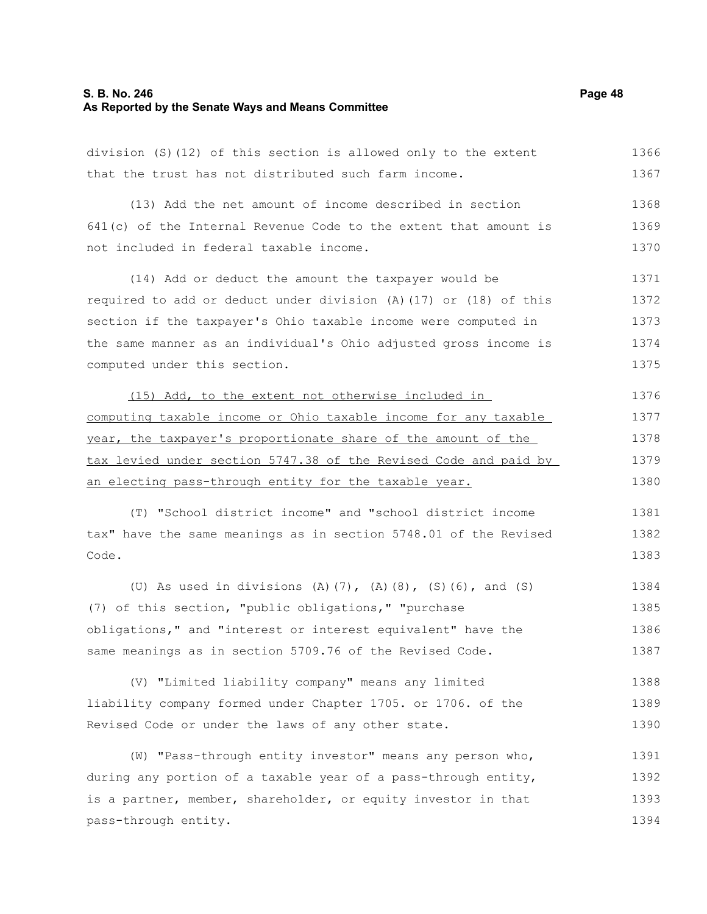division (S)(12) of this section is allowed only to the extent that the trust has not distributed such farm income.

(13) Add the net amount of income described in section 641(c) of the Internal Revenue Code to the extent that amount is not included in federal taxable income.

(14) Add or deduct the amount the taxpayer would be required to add or deduct under division (A)(17) or (18) of this section if the taxpayer's Ohio taxable income were computed in the same manner as an individual's Ohio adjusted gross income is computed under this section.

(15) Add, to the extent not otherwise included in computing taxable income or Ohio taxable income for any taxable year, the taxpayer's proportionate share of the amount of the tax levied under section 5747.38 of the Revised Code and paid by an electing pass-through entity for the taxable year.

(T) "School district income" and "school district income tax" have the same meanings as in section 5748.01 of the Revised Code.

(U) As used in divisions (A)(7), (A)(8), (S)(6), and (S)(7) of this section, "public obligations," "purchase obligations," and "interest or interest equivalent" have the same meanings as in section 5709.76 of the Revised Code.

(V) "Limited liability company" means any limited liability company formed under Chapter 1705. or 1706. of the Revised Code or under the laws of any other state.

(W) "Pass-through entity investor" means any person who, during any portion of a taxable year of a pass-through entity, is a partner, member, shareholder, or equity investor in that pass-through entity.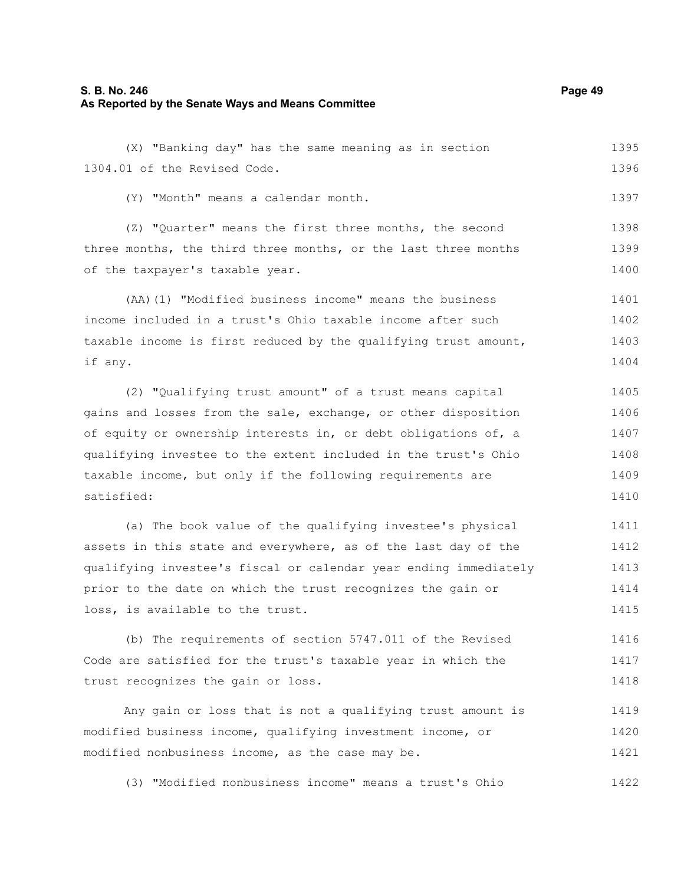(X) "Banking day" has the same meaning as in section 1304.01 of the Revised Code.

(Y) "Month" means a calendar month.

(Z) "Quarter" means the first three months, the second three months, the third three months, or the last three months of the taxpayer's taxable year.

(AA)(1) "Modified business income" means the business income included in a trust's Ohio taxable income after such taxable income is first reduced by the qualifying trust amount, if any.

(2) "Qualifying trust amount" of a trust means capital gains and losses from the sale, exchange, or other disposition of equity or ownership interests in, or debt obligations of, a qualifying investee to the extent included in the trust's Ohio taxable income, but only if the following requirements are satisfied:

(a) The book value of the qualifying investee's physical assets in this state and everywhere, as of the last day of the qualifying investee's fiscal or calendar year ending immediately prior to the date on which the trust recognizes the gain or loss, is available to the trust.

(b) The requirements of section 5747.011 of the Revised Code are satisfied for the trust's taxable year in which the trust recognizes the gain or loss.

Any gain or loss that is not a qualifying trust amount is modified business income, qualifying investment income, or modified nonbusiness income, as the case may be.

(3) "Modified nonbusiness income" means a trust's Ohio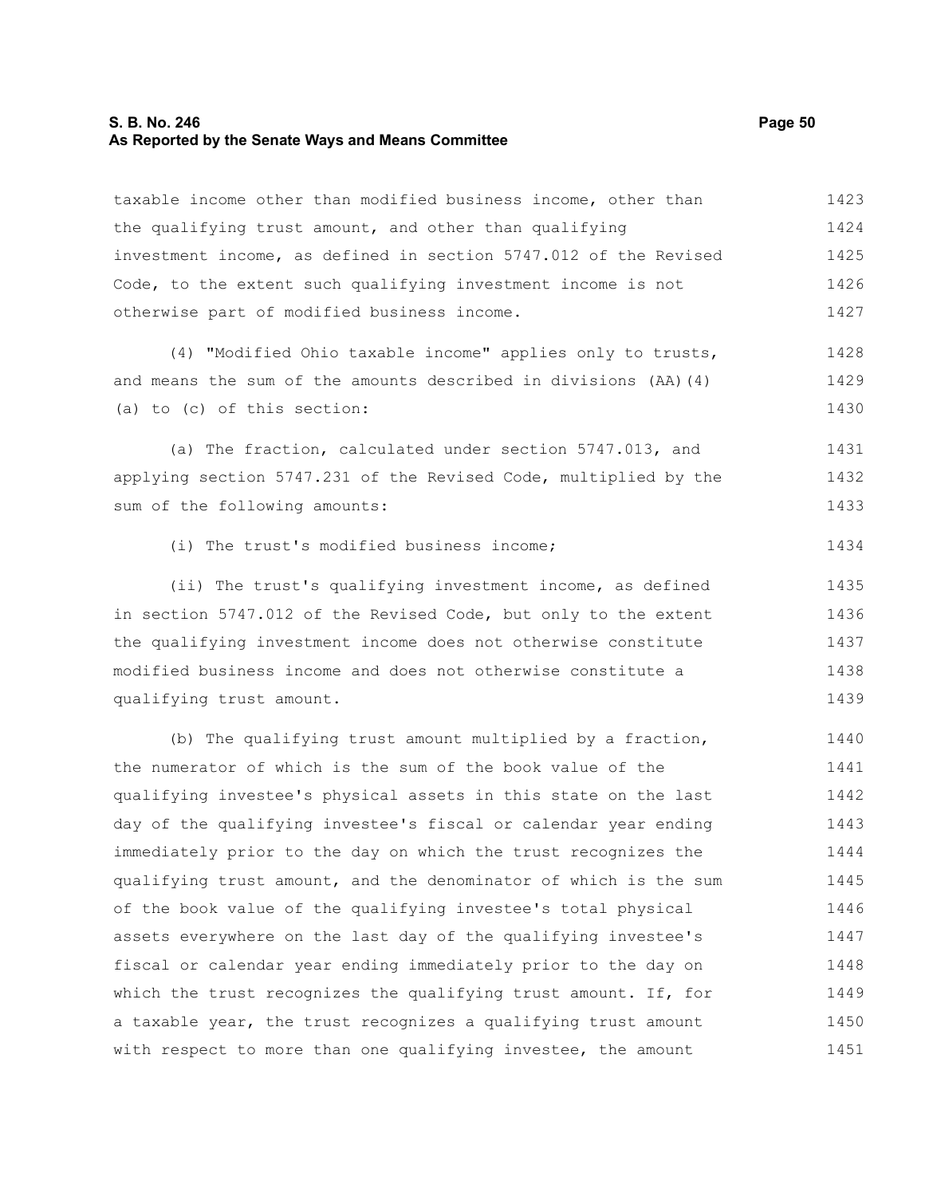taxable income other than modified business income, other than the qualifying trust amount, and other than qualifying investment income, as defined in section 5747.012 of the Revised Code, to the extent such qualifying investment income is not otherwise part of modified business income.

(4) "Modified Ohio taxable income" applies only to trusts, and means the sum of the amounts described in divisions (AA)(4)(a) to (c) of this section:

(a) The fraction, calculated under section 5747.013, and applying section 5747.231 of the Revised Code, multiplied by the sum of the following amounts:

(i) The trust's modified business income;

(ii) The trust's qualifying investment income, as defined in section 5747.012 of the Revised Code, but only to the extent the qualifying investment income does not otherwise constitute modified business income and does not otherwise constitute a qualifying trust amount.

(b) The qualifying trust amount multiplied by a fraction, the numerator of which is the sum of the book value of the qualifying investee's physical assets in this state on the last day of the qualifying investee's fiscal or calendar year ending immediately prior to the day on which the trust recognizes the qualifying trust amount, and the denominator of which is the sum of the book value of the qualifying investee's total physical assets everywhere on the last day of the qualifying investee's fiscal or calendar year ending immediately prior to the day on which the trust recognizes the qualifying trust amount. If, for a taxable year, the trust recognizes a qualifying trust amount with respect to more than one qualifying investee, the amount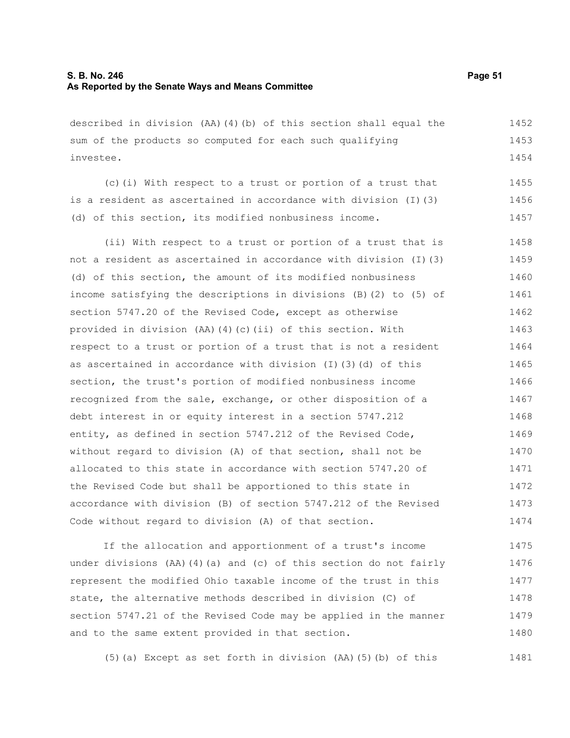described in division (AA)(4)(b) of this section shall equal the sum of the products so computed for each such qualifying investee.

(c)(i) With respect to a trust or portion of a trust that is a resident as ascertained in accordance with division (I)(3)(d) of this section, its modified nonbusiness income.

(ii) With respect to a trust or portion of a trust that is not a resident as ascertained in accordance with division (I)(3)(d) of this section, the amount of its modified nonbusiness income satisfying the descriptions in divisions (B)(2) to (5) of section 5747.20 of the Revised Code, except as otherwise provided in division (AA)(4)(c)(ii) of this section. With respect to a trust or portion of a trust that is not a resident as ascertained in accordance with division (I)(3)(d) of this section, the trust's portion of modified nonbusiness income recognized from the sale, exchange, or other disposition of a debt interest in or equity interest in a section 5747.212 entity, as defined in section 5747.212 of the Revised Code, without regard to division (A) of that section, shall not be allocated to this state in accordance with section 5747.20 of the Revised Code but shall be apportioned to this state in accordance with division (B) of section 5747.212 of the Revised Code without regard to division (A) of that section.

If the allocation and apportionment of a trust's income under divisions (AA)(4)(a) and (c) of this section do not fairly represent the modified Ohio taxable income of the trust in this state, the alternative methods described in division (C) of section 5747.21 of the Revised Code may be applied in the manner and to the same extent provided in that section.

(5)(a) Except as set forth in division (AA)(5)(b) of this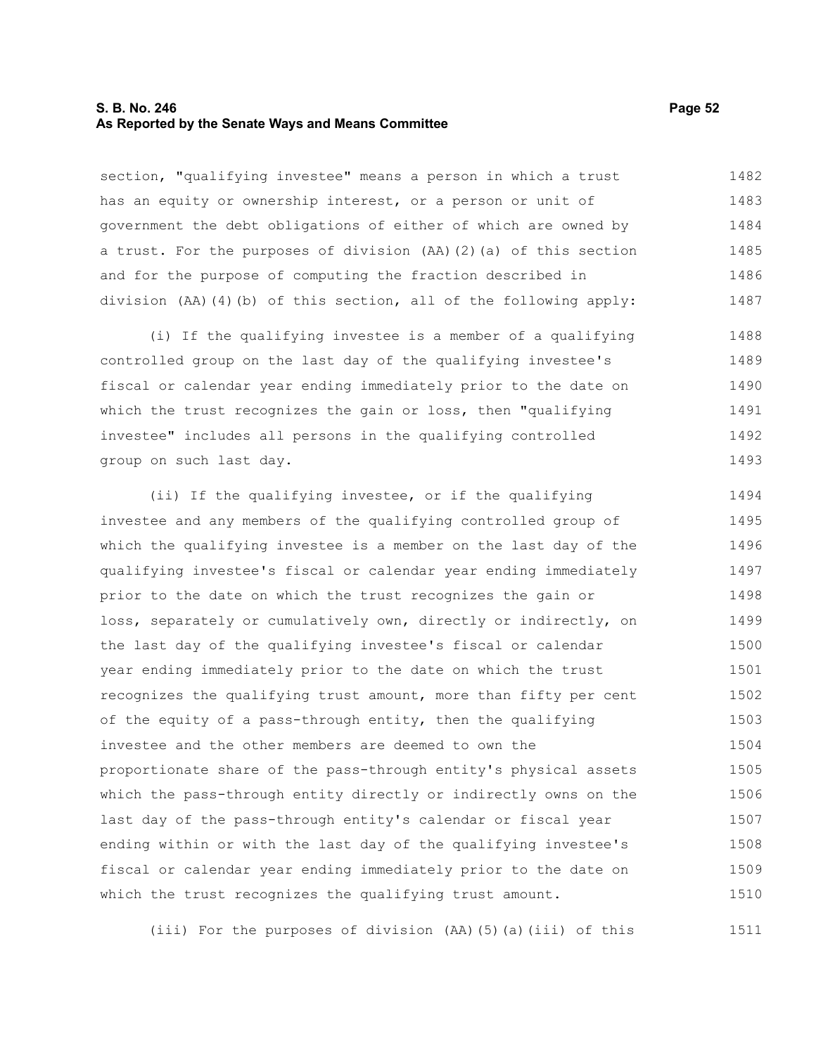section, "qualifying investee" means a person in which a trust has an equity or ownership interest, or a person or unit of government the debt obligations of either of which are owned by a trust. For the purposes of division (AA)(2)(a) of this section and for the purpose of computing the fraction described in division (AA)(4)(b) of this section, all of the following apply:

(i) If the qualifying investee is a member of a qualifying controlled group on the last day of the qualifying investee's fiscal or calendar year ending immediately prior to the date on which the trust recognizes the gain or loss, then "qualifying investee" includes all persons in the qualifying controlled group on such last day.

(ii) If the qualifying investee, or if the qualifying investee and any members of the qualifying controlled group of which the qualifying investee is a member on the last day of the qualifying investee's fiscal or calendar year ending immediately prior to the date on which the trust recognizes the gain or loss, separately or cumulatively own, directly or indirectly, on the last day of the qualifying investee's fiscal or calendar year ending immediately prior to the date on which the trust recognizes the qualifying trust amount, more than fifty per cent of the equity of a pass-through entity, then the qualifying investee and the other members are deemed to own the proportionate share of the pass-through entity's physical assets which the pass-through entity directly or indirectly owns on the last day of the pass-through entity's calendar or fiscal year ending within or with the last day of the qualifying investee's fiscal or calendar year ending immediately prior to the date on which the trust recognizes the qualifying trust amount.

(iii) For the purposes of division (AA)(5)(a)(iii) of this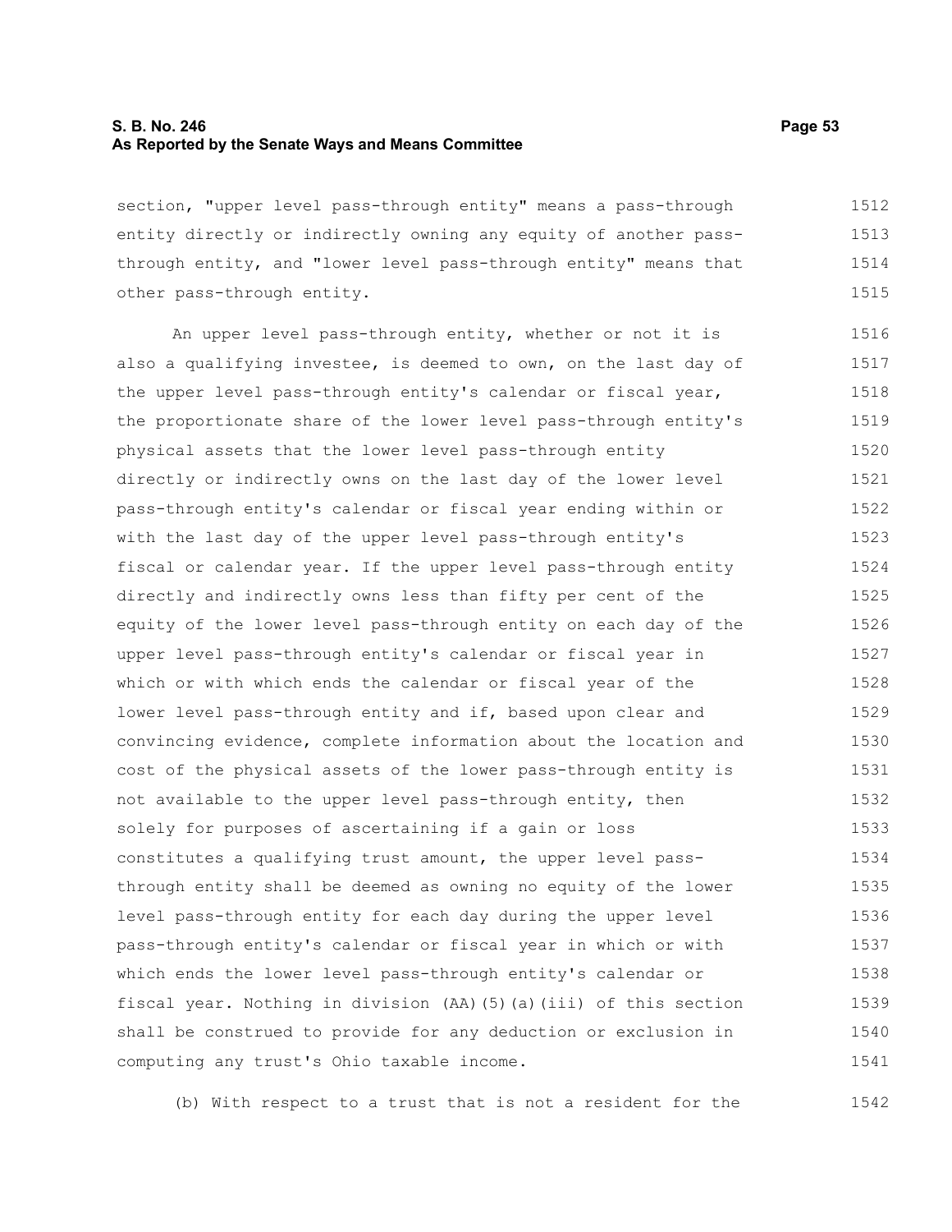section, "upper level pass-through entity" means a pass-through entity directly or indirectly owning any equity of another pass-through entity, and "lower level pass-through entity" means that other pass-through entity.

An upper level pass-through entity, whether or not it is also a qualifying investee, is deemed to own, on the last day of the upper level pass-through entity's calendar or fiscal year, the proportionate share of the lower level pass-through entity's physical assets that the lower level pass-through entity directly or indirectly owns on the last day of the lower level pass-through entity's calendar or fiscal year ending within or with the last day of the upper level pass-through entity's fiscal or calendar year. If the upper level pass-through entity directly and indirectly owns less than fifty per cent of the equity of the lower level pass-through entity on each day of the upper level pass-through entity's calendar or fiscal year in which or with which ends the calendar or fiscal year of the lower level pass-through entity and if, based upon clear and convincing evidence, complete information about the location and cost of the physical assets of the lower pass-through entity is not available to the upper level pass-through entity, then solely for purposes of ascertaining if a gain or loss constitutes a qualifying trust amount, the upper level pass-through entity shall be deemed as owning no equity of the lower level pass-through entity for each day during the upper level pass-through entity's calendar or fiscal year in which or with which ends the lower level pass-through entity's calendar or fiscal year. Nothing in division (AA)(5)(a)(iii) of this section shall be construed to provide for any deduction or exclusion in computing any trust's Ohio taxable income.

(b) With respect to a trust that is not a resident for the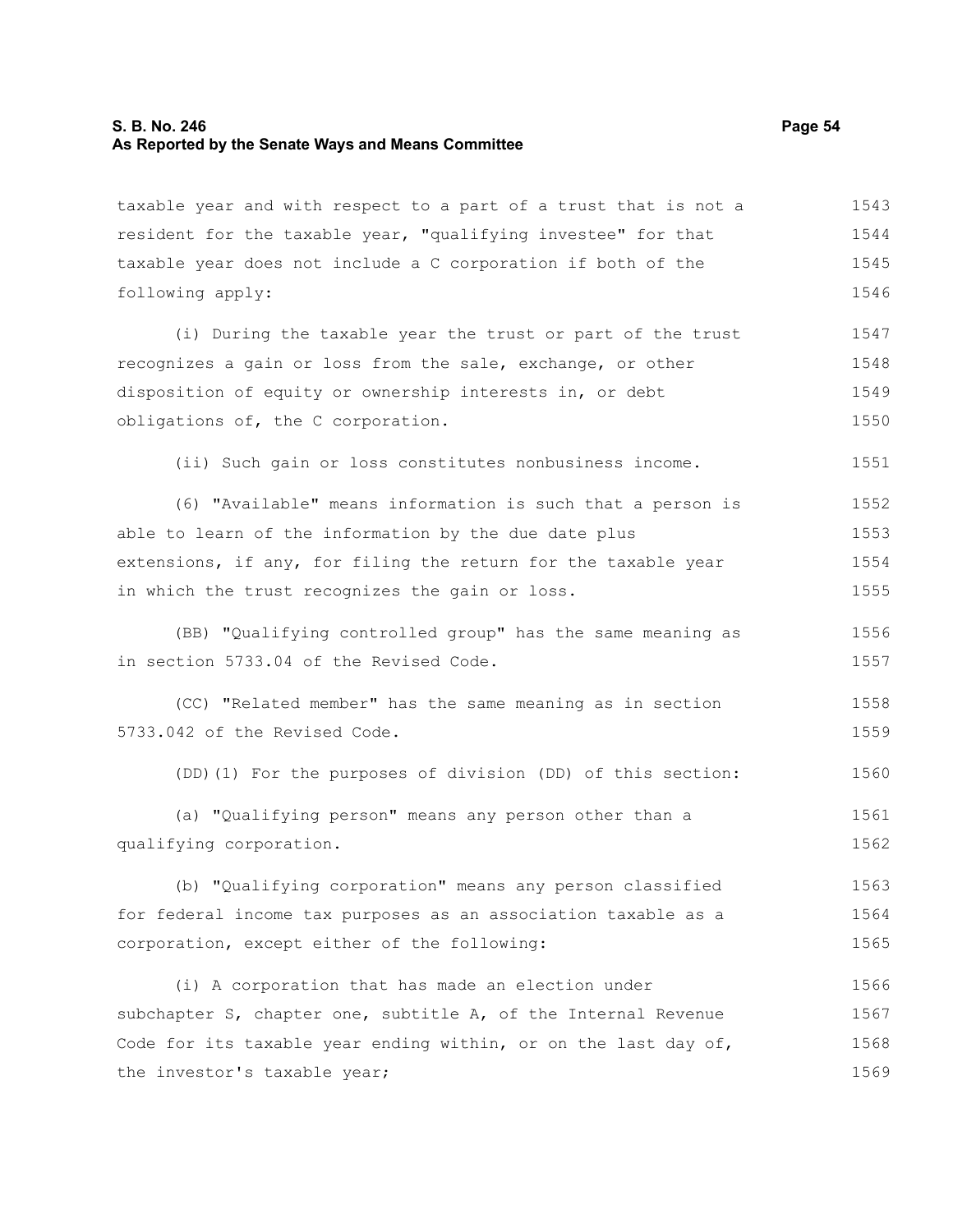taxable year and with respect to a part of a trust that is not a resident for the taxable year, "qualifying investee" for that taxable year does not include a C corporation if both of the following apply:

(i) During the taxable year the trust or part of the trust recognizes a gain or loss from the sale, exchange, or other disposition of equity or ownership interests in, or debt obligations of, the C corporation.

(ii) Such gain or loss constitutes nonbusiness income.

(6) "Available" means information is such that a person is able to learn of the information by the due date plus extensions, if any, for filing the return for the taxable year in which the trust recognizes the gain or loss.

(BB) "Qualifying controlled group" has the same meaning as in section 5733.04 of the Revised Code.

(CC) "Related member" has the same meaning as in section 5733.042 of the Revised Code.

(DD)(1) For the purposes of division (DD) of this section:

(a) "Qualifying person" means any person other than a qualifying corporation.

(b) "Qualifying corporation" means any person classified for federal income tax purposes as an association taxable as a corporation, except either of the following:

(i) A corporation that has made an election under subchapter S, chapter one, subtitle A, of the Internal Revenue Code for its taxable year ending within, or on the last day of, the investor's taxable year;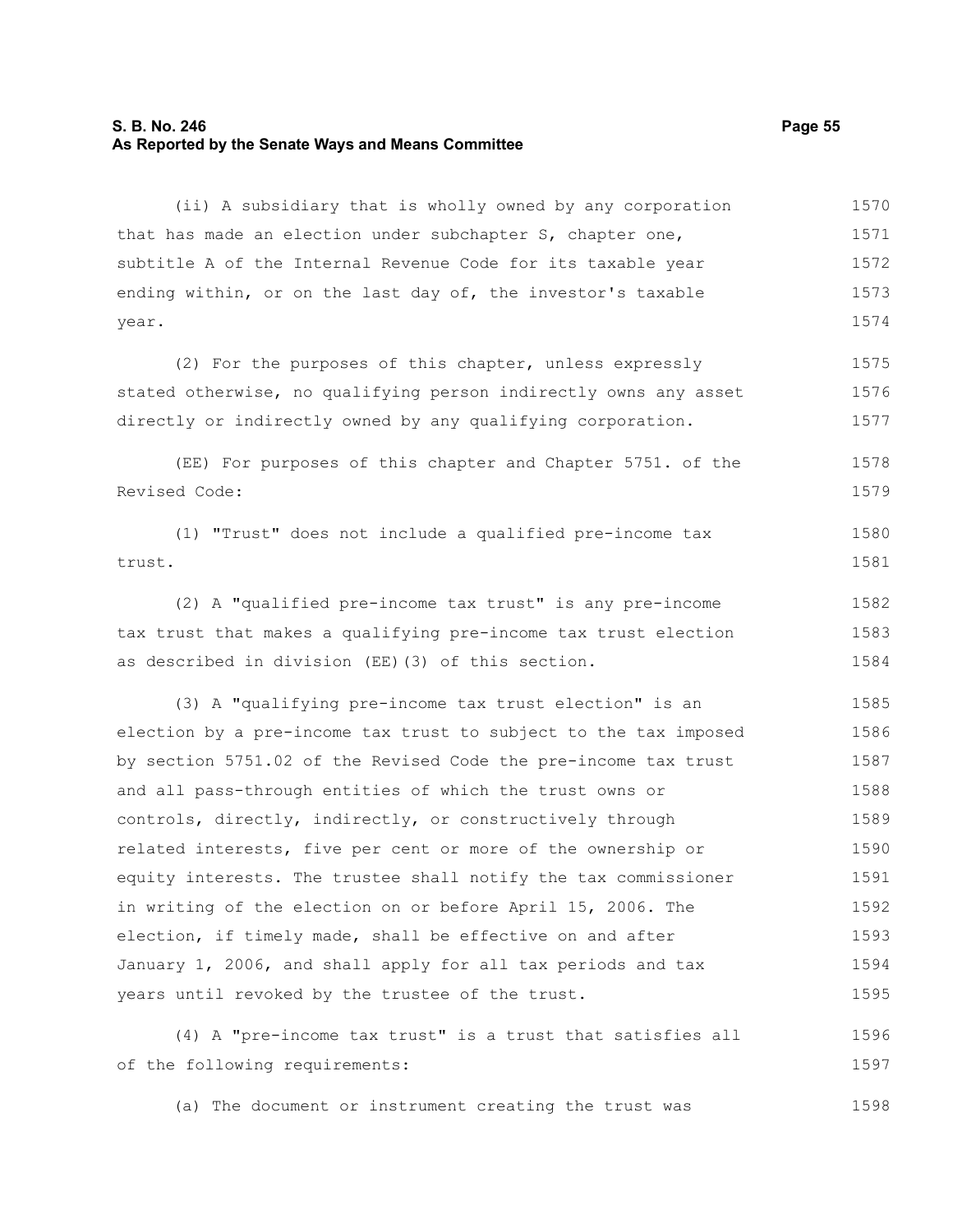(ii) A subsidiary that is wholly owned by any corporation that has made an election under subchapter S, chapter one, subtitle A of the Internal Revenue Code for its taxable year ending within, or on the last day of, the investor's taxable year.

(2) For the purposes of this chapter, unless expressly stated otherwise, no qualifying person indirectly owns any asset directly or indirectly owned by any qualifying corporation.

(EE) For purposes of this chapter and Chapter 5751. of the Revised Code:

(1) "Trust" does not include a qualified pre-income tax trust.

(2) A "qualified pre-income tax trust" is any pre-income tax trust that makes a qualifying pre-income tax trust election as described in division (EE)(3) of this section.

(3) A "qualifying pre-income tax trust election" is an election by a pre-income tax trust to subject to the tax imposed by section 5751.02 of the Revised Code the pre-income tax trust and all pass-through entities of which the trust owns or controls, directly, indirectly, or constructively through related interests, five per cent or more of the ownership or equity interests. The trustee shall notify the tax commissioner in writing of the election on or before April 15, 2006. The election, if timely made, shall be effective on and after January 1, 2006, and shall apply for all tax periods and tax years until revoked by the trustee of the trust.

(4) A "pre-income tax trust" is a trust that satisfies all of the following requirements:

(a) The document or instrument creating the trust was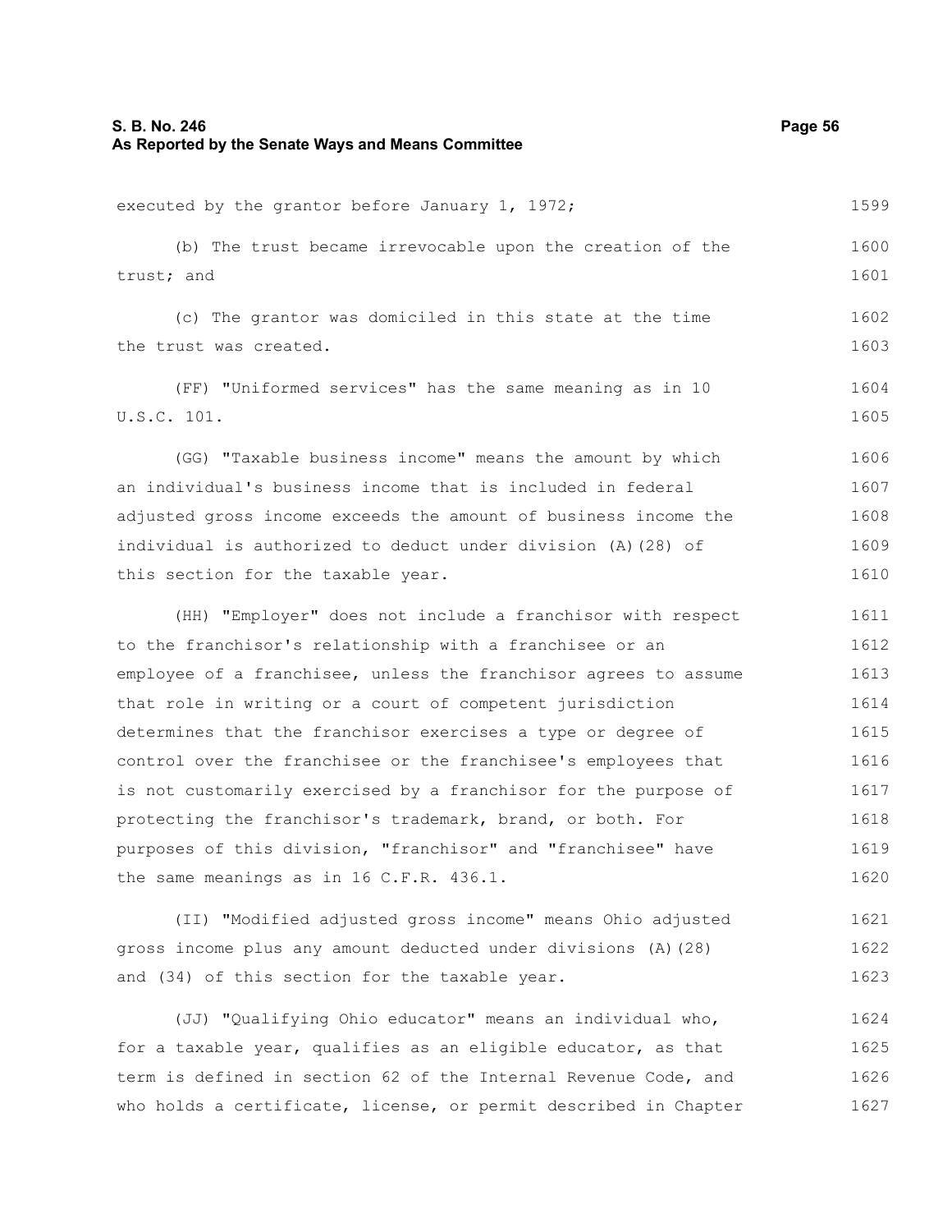executed by the grantor before January 1, 1972;

(b) The trust became irrevocable upon the creation of the trust; and

(c) The grantor was domiciled in this state at the time the trust was created.

(FF) "Uniformed services" has the same meaning as in 10 U.S.C. 101.

(GG) "Taxable business income" means the amount by which an individual's business income that is included in federal adjusted gross income exceeds the amount of business income the individual is authorized to deduct under division (A)(28) of this section for the taxable year.

(HH) "Employer" does not include a franchisor with respect to the franchisor's relationship with a franchisee or an employee of a franchisee, unless the franchisor agrees to assume that role in writing or a court of competent jurisdiction determines that the franchisor exercises a type or degree of control over the franchisee or the franchisee's employees that is not customarily exercised by a franchisor for the purpose of protecting the franchisor's trademark, brand, or both. For purposes of this division, "franchisor" and "franchisee" have the same meanings as in 16 C.F.R. 436.1.

(II) "Modified adjusted gross income" means Ohio adjusted gross income plus any amount deducted under divisions (A)(28) and (34) of this section for the taxable year.

(JJ) "Qualifying Ohio educator" means an individual who, for a taxable year, qualifies as an eligible educator, as that term is defined in section 62 of the Internal Revenue Code, and who holds a certificate, license, or permit described in Chapter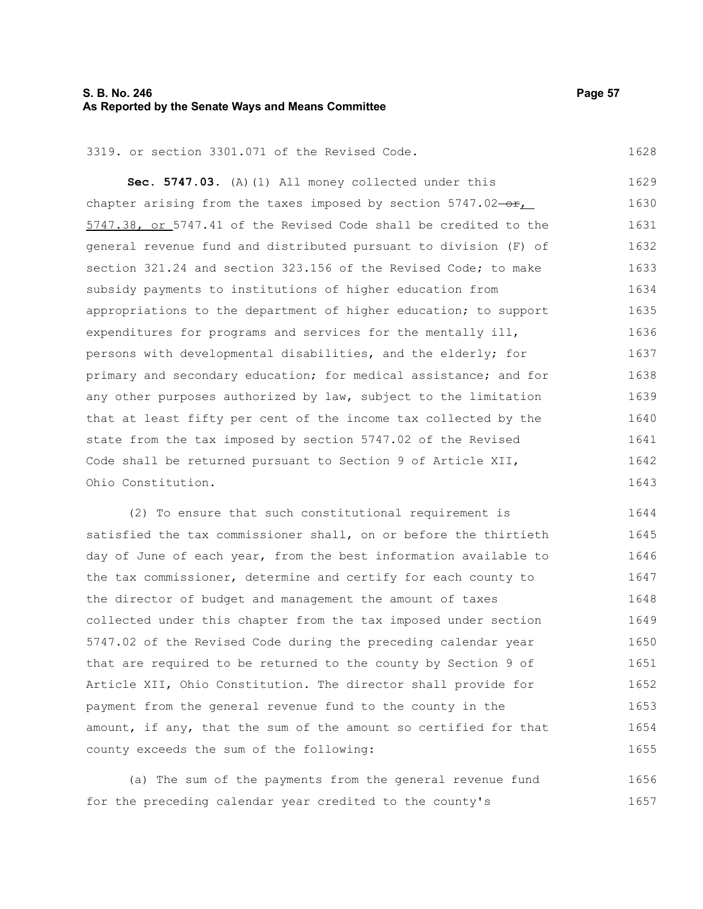3319. or section 3301.071 of the Revised Code.

**Sec. 5747.03.** (A)(1) All money collected under this chapter arising from the taxes imposed by section 5747.02 ~~or~~, 5747.38, or 5747.41 of the Revised Code shall be credited to the general revenue fund and distributed pursuant to division (F) of section 321.24 and section 323.156 of the Revised Code; to make subsidy payments to institutions of higher education from appropriations to the department of higher education; to support expenditures for programs and services for the mentally ill, persons with developmental disabilities, and the elderly; for primary and secondary education; for medical assistance; and for any other purposes authorized by law, subject to the limitation that at least fifty per cent of the income tax collected by the state from the tax imposed by section 5747.02 of the Revised Code shall be returned pursuant to Section 9 of Article XII, Ohio Constitution.

(2) To ensure that such constitutional requirement is satisfied the tax commissioner shall, on or before the thirtieth day of June of each year, from the best information available to the tax commissioner, determine and certify for each county to the director of budget and management the amount of taxes collected under this chapter from the tax imposed under section 5747.02 of the Revised Code during the preceding calendar year that are required to be returned to the county by Section 9 of Article XII, Ohio Constitution. The director shall provide for payment from the general revenue fund to the county in the amount, if any, that the sum of the amount so certified for that county exceeds the sum of the following:

(a) The sum of the payments from the general revenue fund for the preceding calendar year credited to the county's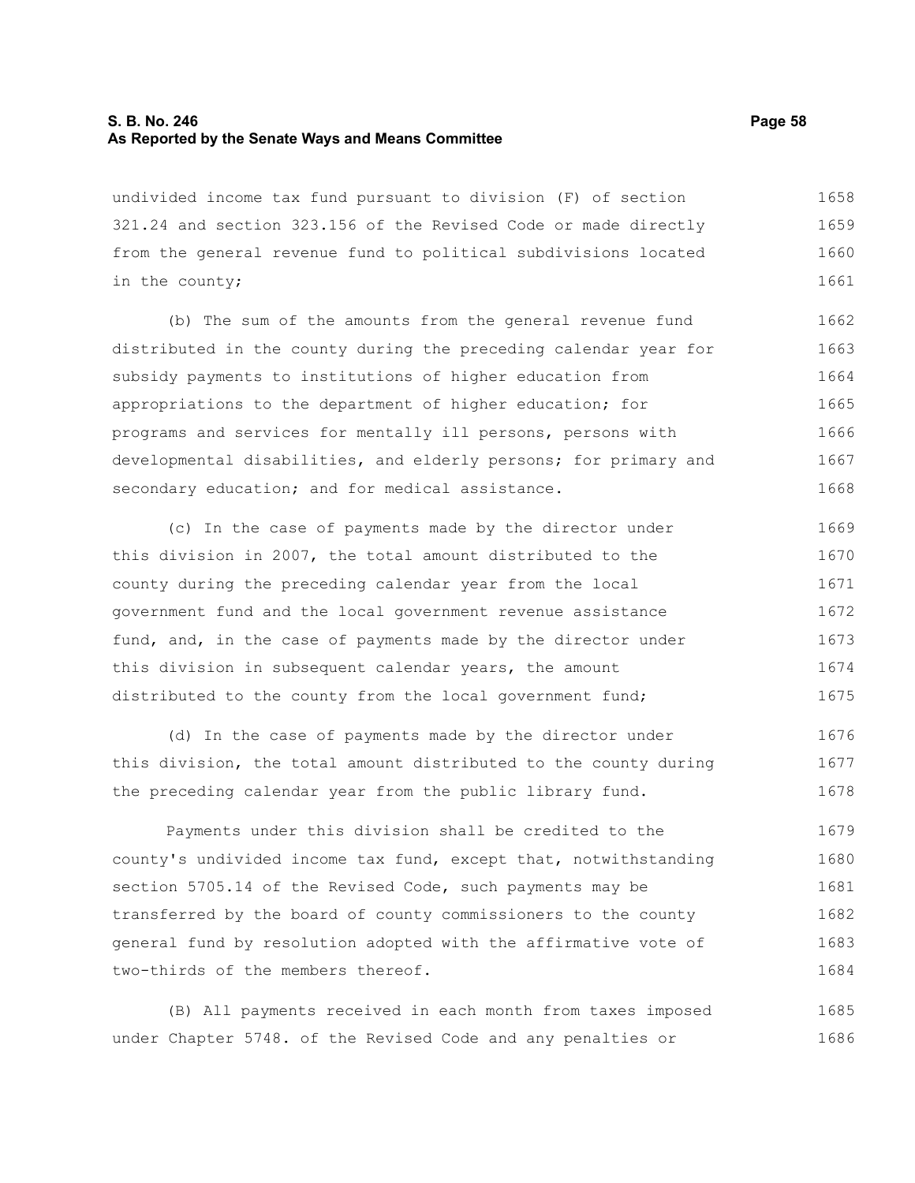undivided income tax fund pursuant to division (F) of section 321.24 and section 323.156 of the Revised Code or made directly from the general revenue fund to political subdivisions located in the county;

(b) The sum of the amounts from the general revenue fund distributed in the county during the preceding calendar year for subsidy payments to institutions of higher education from appropriations to the department of higher education; for programs and services for mentally ill persons, persons with developmental disabilities, and elderly persons; for primary and secondary education; and for medical assistance.

(c) In the case of payments made by the director under this division in 2007, the total amount distributed to the county during the preceding calendar year from the local government fund and the local government revenue assistance fund, and, in the case of payments made by the director under this division in subsequent calendar years, the amount distributed to the county from the local government fund;

(d) In the case of payments made by the director under this division, the total amount distributed to the county during the preceding calendar year from the public library fund.

Payments under this division shall be credited to the county's undivided income tax fund, except that, notwithstanding section 5705.14 of the Revised Code, such payments may be transferred by the board of county commissioners to the county general fund by resolution adopted with the affirmative vote of two-thirds of the members thereof.

(B) All payments received in each month from taxes imposed under Chapter 5748. of the Revised Code and any penalties or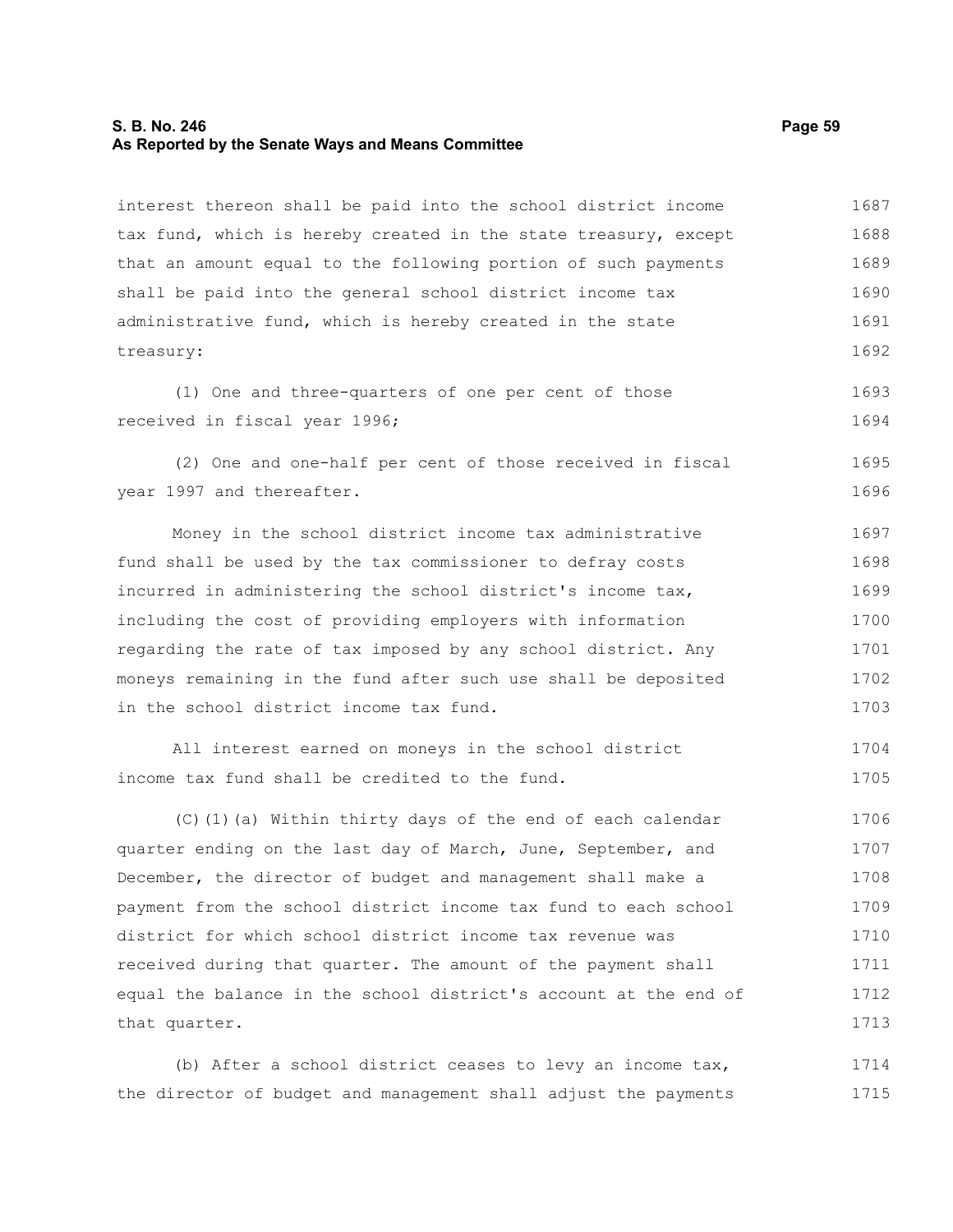interest thereon shall be paid into the school district income tax fund, which is hereby created in the state treasury, except that an amount equal to the following portion of such payments shall be paid into the general school district income tax administrative fund, which is hereby created in the state treasury:

(1) One and three-quarters of one per cent of those received in fiscal year 1996;

(2) One and one-half per cent of those received in fiscal year 1997 and thereafter.

Money in the school district income tax administrative fund shall be used by the tax commissioner to defray costs incurred in administering the school district's income tax, including the cost of providing employers with information regarding the rate of tax imposed by any school district. Any moneys remaining in the fund after such use shall be deposited in the school district income tax fund.

All interest earned on moneys in the school district income tax fund shall be credited to the fund.

(C)(1)(a) Within thirty days of the end of each calendar quarter ending on the last day of March, June, September, and December, the director of budget and management shall make a payment from the school district income tax fund to each school district for which school district income tax revenue was received during that quarter. The amount of the payment shall equal the balance in the school district's account at the end of that quarter.

(b) After a school district ceases to levy an income tax, the director of budget and management shall adjust the payments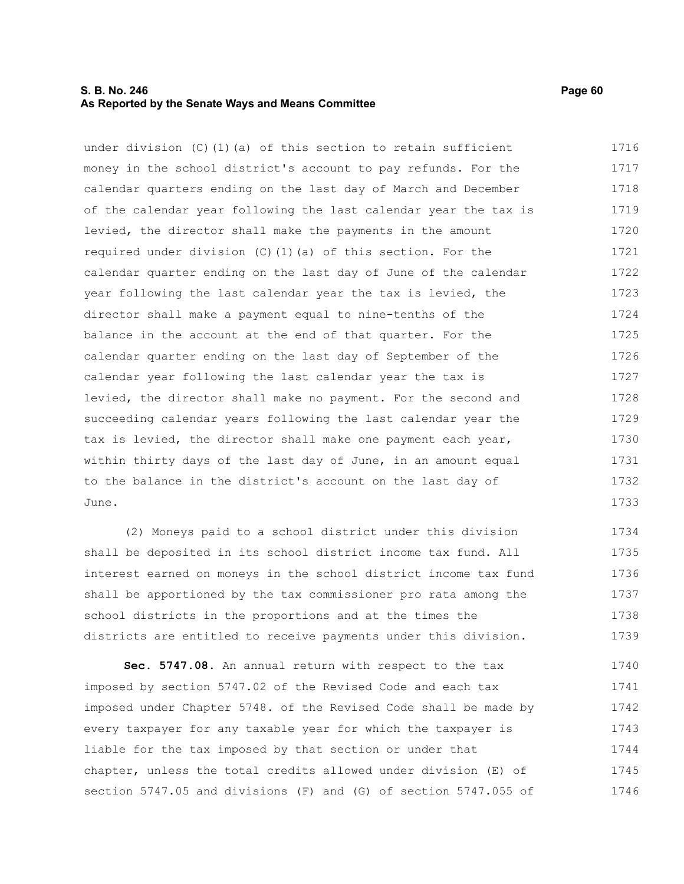under division (C)(1)(a) of this section to retain sufficient money in the school district's account to pay refunds. For the calendar quarters ending on the last day of March and December of the calendar year following the last calendar year the tax is levied, the director shall make the payments in the amount required under division (C)(1)(a) of this section. For the calendar quarter ending on the last day of June of the calendar year following the last calendar year the tax is levied, the director shall make a payment equal to nine-tenths of the balance in the account at the end of that quarter. For the calendar quarter ending on the last day of September of the calendar year following the last calendar year the tax is levied, the director shall make no payment. For the second and succeeding calendar years following the last calendar year the tax is levied, the director shall make one payment each year, within thirty days of the last day of June, in an amount equal to the balance in the district's account on the last day of June.

(2) Moneys paid to a school district under this division shall be deposited in its school district income tax fund. All interest earned on moneys in the school district income tax fund shall be apportioned by the tax commissioner pro rata among the school districts in the proportions and at the times the districts are entitled to receive payments under this division.

**Sec. 5747.08.** An annual return with respect to the tax imposed by section 5747.02 of the Revised Code and each tax imposed under Chapter 5748. of the Revised Code shall be made by every taxpayer for any taxable year for which the taxpayer is liable for the tax imposed by that section or under that chapter, unless the total credits allowed under division (E) of section 5747.05 and divisions (F) and (G) of section 5747.055 of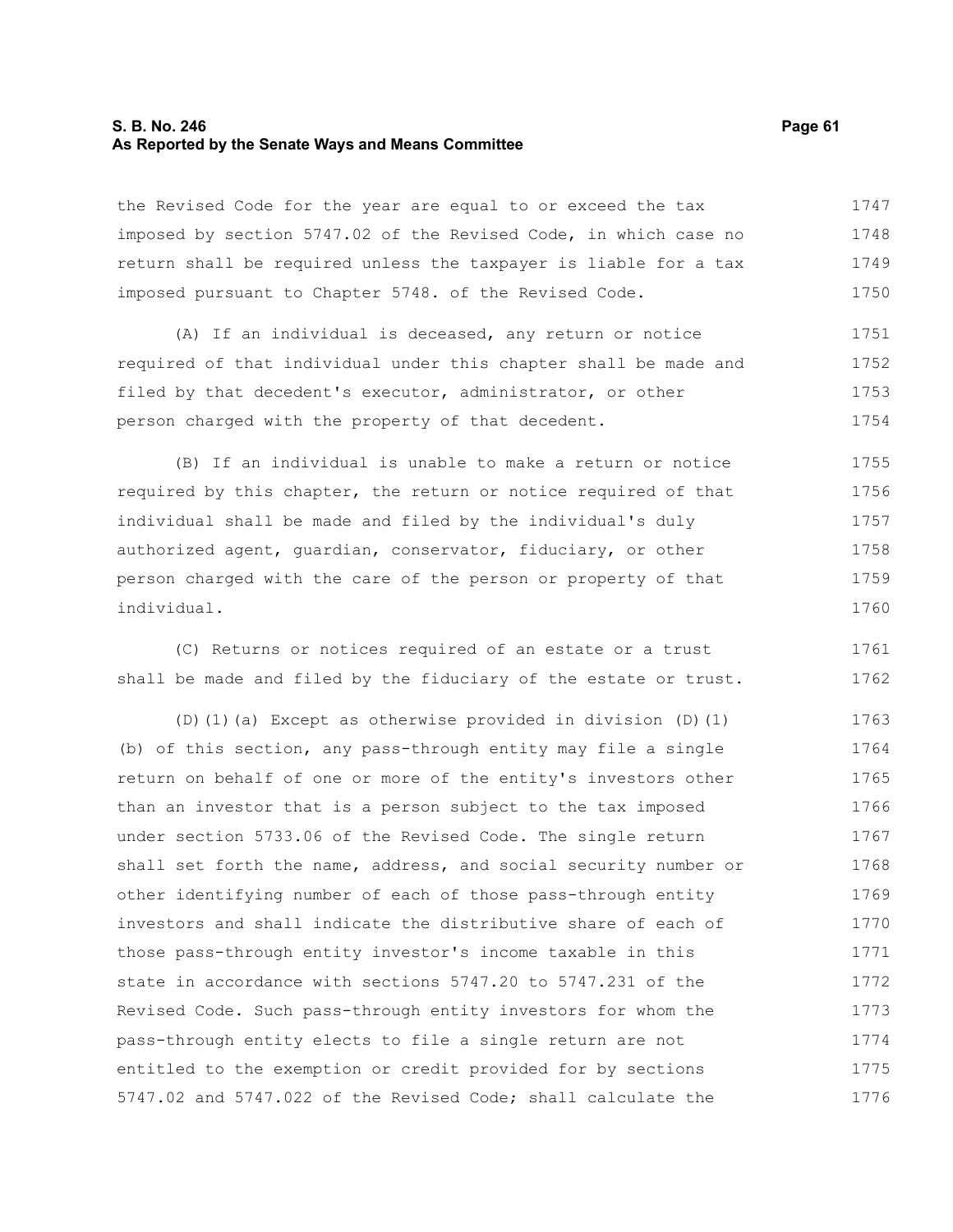the Revised Code for the year are equal to or exceed the tax imposed by section 5747.02 of the Revised Code, in which case no return shall be required unless the taxpayer is liable for a tax imposed pursuant to Chapter 5748. of the Revised Code.

(A) If an individual is deceased, any return or notice required of that individual under this chapter shall be made and filed by that decedent's executor, administrator, or other person charged with the property of that decedent.

(B) If an individual is unable to make a return or notice required by this chapter, the return or notice required of that individual shall be made and filed by the individual's duly authorized agent, guardian, conservator, fiduciary, or other person charged with the care of the person or property of that individual.

(C) Returns or notices required of an estate or a trust shall be made and filed by the fiduciary of the estate or trust.

(D)(1)(a) Except as otherwise provided in division (D)(1)(b) of this section, any pass-through entity may file a single return on behalf of one or more of the entity's investors other than an investor that is a person subject to the tax imposed under section 5733.06 of the Revised Code. The single return shall set forth the name, address, and social security number or other identifying number of each of those pass-through entity investors and shall indicate the distributive share of each of those pass-through entity investor's income taxable in this state in accordance with sections 5747.20 to 5747.231 of the Revised Code. Such pass-through entity investors for whom the pass-through entity elects to file a single return are not entitled to the exemption or credit provided for by sections 5747.02 and 5747.022 of the Revised Code; shall calculate the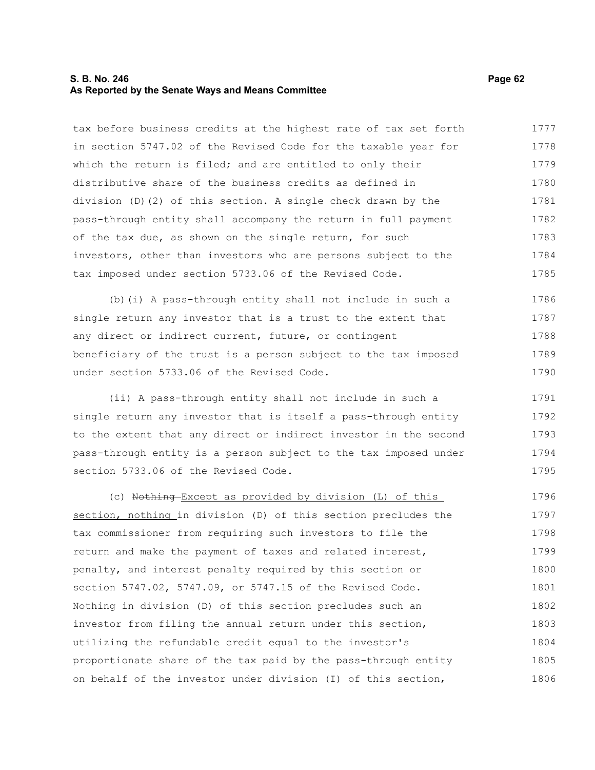tax before business credits at the highest rate of tax set forth in section 5747.02 of the Revised Code for the taxable year for which the return is filed; and are entitled to only their distributive share of the business credits as defined in division (D)(2) of this section. A single check drawn by the pass-through entity shall accompany the return in full payment of the tax due, as shown on the single return, for such investors, other than investors who are persons subject to the tax imposed under section 5733.06 of the Revised Code.

(b)(i) A pass-through entity shall not include in such a single return any investor that is a trust to the extent that any direct or indirect current, future, or contingent beneficiary of the trust is a person subject to the tax imposed under section 5733.06 of the Revised Code.

(ii) A pass-through entity shall not include in such a single return any investor that is itself a pass-through entity to the extent that any direct or indirect investor in the second pass-through entity is a person subject to the tax imposed under section 5733.06 of the Revised Code.

(c) ~~Nothing~~ Except as provided by division (L) of this section, nothing in division (D) of this section precludes the tax commissioner from requiring such investors to file the return and make the payment of taxes and related interest, penalty, and interest penalty required by this section or section 5747.02, 5747.09, or 5747.15 of the Revised Code. Nothing in division (D) of this section precludes such an investor from filing the annual return under this section, utilizing the refundable credit equal to the investor's proportionate share of the tax paid by the pass-through entity on behalf of the investor under division (I) of this section,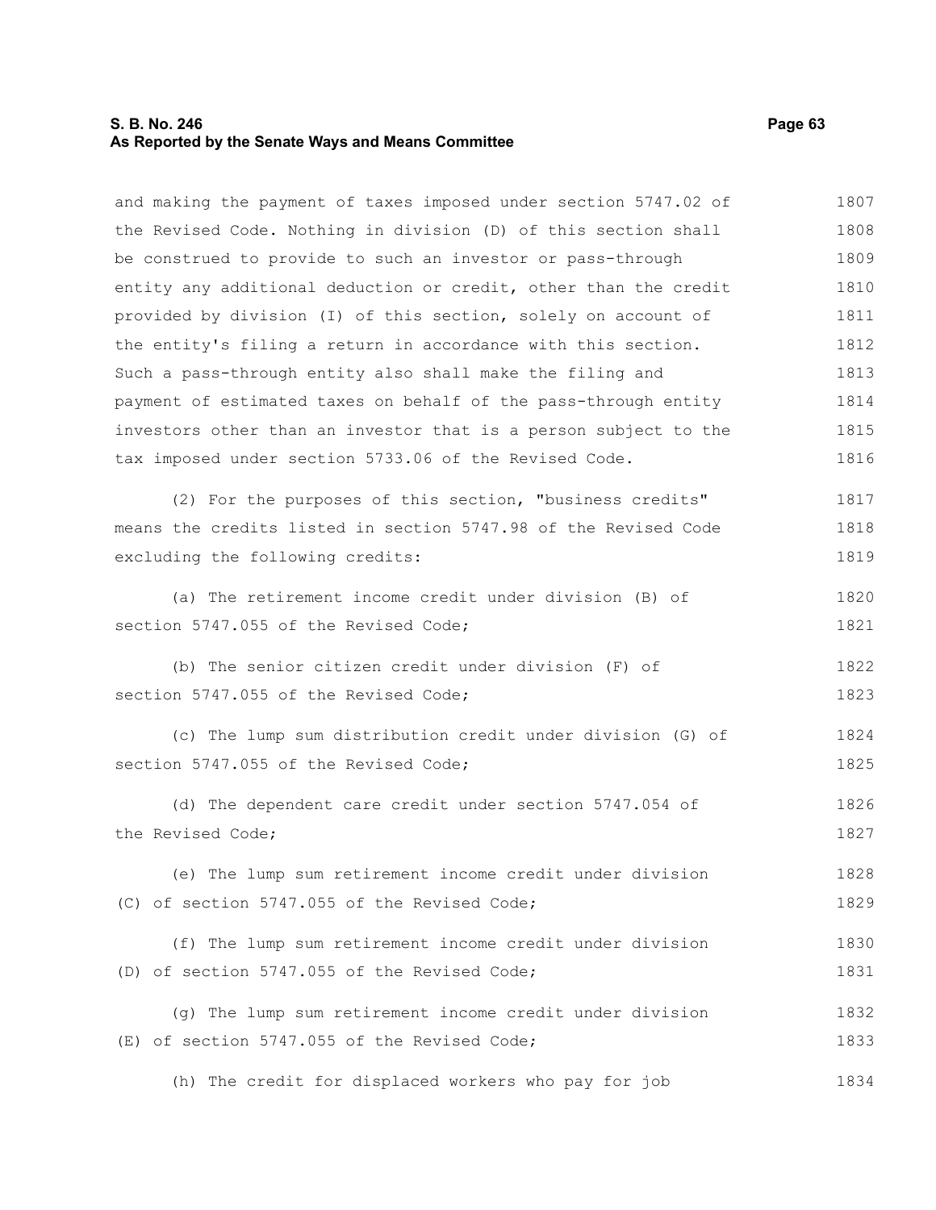and making the payment of taxes imposed under section 5747.02 of the Revised Code. Nothing in division (D) of this section shall be construed to provide to such an investor or pass-through entity any additional deduction or credit, other than the credit provided by division (I) of this section, solely on account of the entity's filing a return in accordance with this section. Such a pass-through entity also shall make the filing and payment of estimated taxes on behalf of the pass-through entity investors other than an investor that is a person subject to the tax imposed under section 5733.06 of the Revised Code.

(2) For the purposes of this section, "business credits" means the credits listed in section 5747.98 of the Revised Code excluding the following credits:

(a) The retirement income credit under division (B) of section 5747.055 of the Revised Code;

(b) The senior citizen credit under division (F) of section 5747.055 of the Revised Code;

(c) The lump sum distribution credit under division (G) of section 5747.055 of the Revised Code;

(d) The dependent care credit under section 5747.054 of the Revised Code;

(e) The lump sum retirement income credit under division (C) of section 5747.055 of the Revised Code;

(f) The lump sum retirement income credit under division (D) of section 5747.055 of the Revised Code;

(g) The lump sum retirement income credit under division (E) of section 5747.055 of the Revised Code;

(h) The credit for displaced workers who pay for job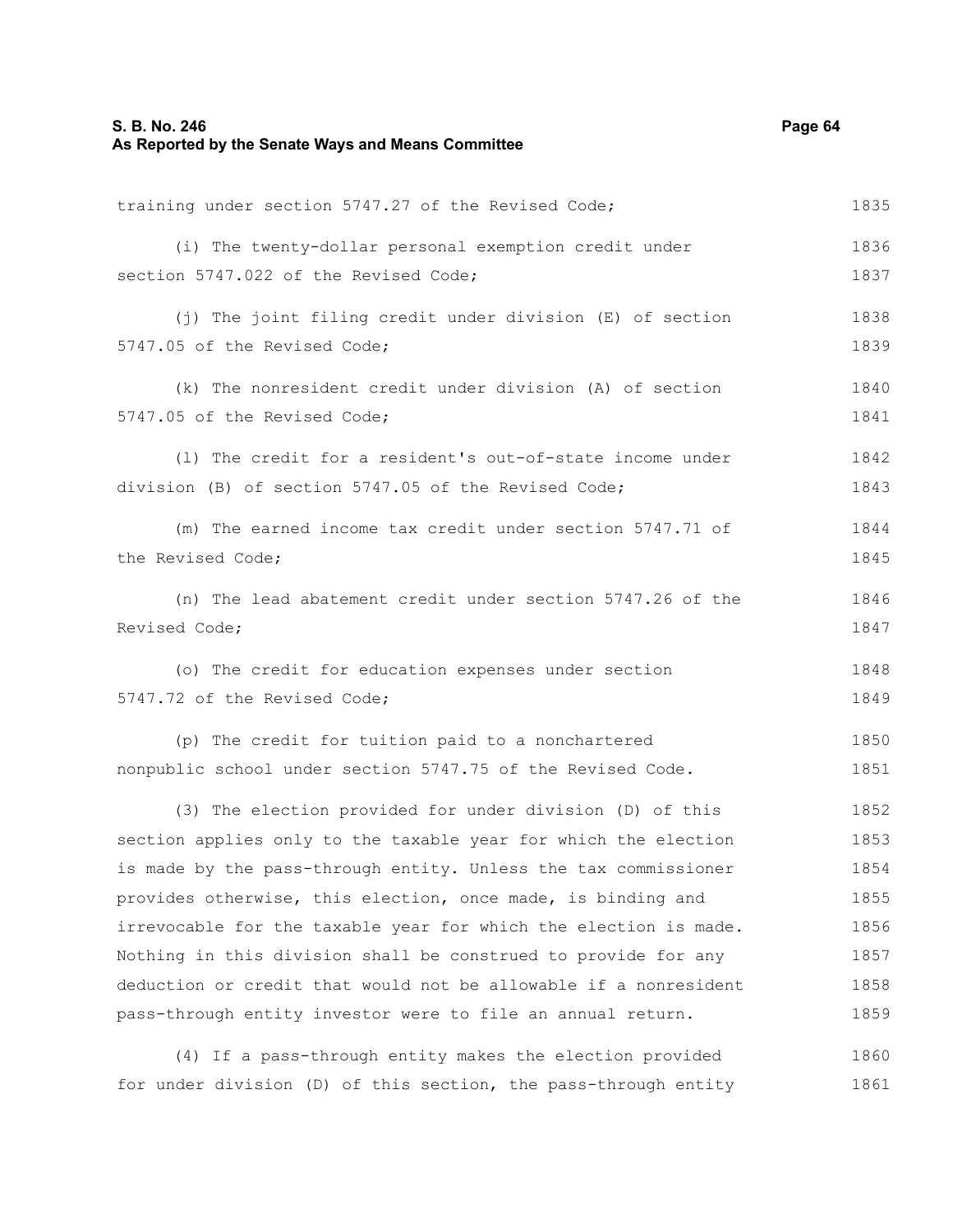training under section 5747.27 of the Revised Code;

(i) The twenty-dollar personal exemption credit under section 5747.022 of the Revised Code;

(j) The joint filing credit under division (E) of section 5747.05 of the Revised Code;

(k) The nonresident credit under division (A) of section 5747.05 of the Revised Code;

(l) The credit for a resident's out-of-state income under division (B) of section 5747.05 of the Revised Code;

(m) The earned income tax credit under section 5747.71 of the Revised Code;

(n) The lead abatement credit under section 5747.26 of the Revised Code;

(o) The credit for education expenses under section 5747.72 of the Revised Code;

(p) The credit for tuition paid to a nonchartered nonpublic school under section 5747.75 of the Revised Code.

(3) The election provided for under division (D) of this section applies only to the taxable year for which the election is made by the pass-through entity. Unless the tax commissioner provides otherwise, this election, once made, is binding and irrevocable for the taxable year for which the election is made. Nothing in this division shall be construed to provide for any deduction or credit that would not be allowable if a nonresident pass-through entity investor were to file an annual return.

(4) If a pass-through entity makes the election provided for under division (D) of this section, the pass-through entity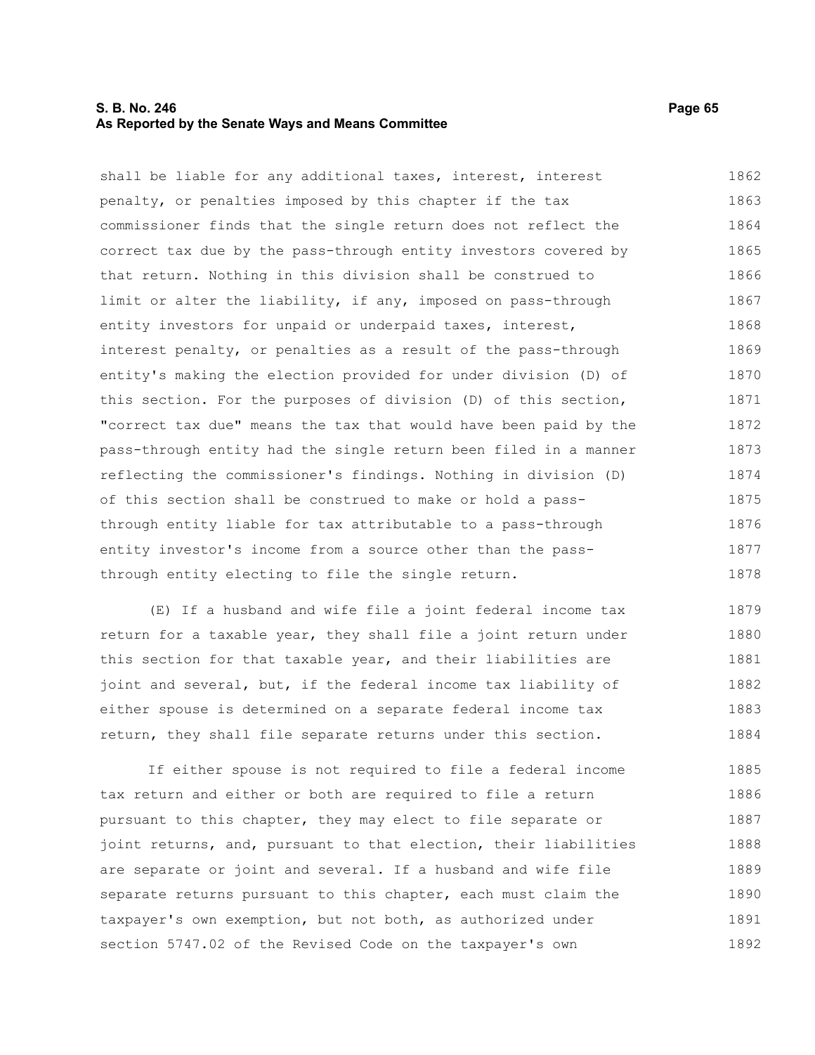shall be liable for any additional taxes, interest, interest penalty, or penalties imposed by this chapter if the tax commissioner finds that the single return does not reflect the correct tax due by the pass-through entity investors covered by that return. Nothing in this division shall be construed to limit or alter the liability, if any, imposed on pass-through entity investors for unpaid or underpaid taxes, interest, interest penalty, or penalties as a result of the pass-through entity's making the election provided for under division (D) of this section. For the purposes of division (D) of this section, "correct tax due" means the tax that would have been paid by the pass-through entity had the single return been filed in a manner reflecting the commissioner's findings. Nothing in division (D) of this section shall be construed to make or hold a pass-through entity liable for tax attributable to a pass-through entity investor's income from a source other than the pass-through entity electing to file the single return.

(E) If a husband and wife file a joint federal income tax return for a taxable year, they shall file a joint return under this section for that taxable year, and their liabilities are joint and several, but, if the federal income tax liability of either spouse is determined on a separate federal income tax return, they shall file separate returns under this section.

If either spouse is not required to file a federal income tax return and either or both are required to file a return pursuant to this chapter, they may elect to file separate or joint returns, and, pursuant to that election, their liabilities are separate or joint and several. If a husband and wife file separate returns pursuant to this chapter, each must claim the taxpayer's own exemption, but not both, as authorized under section 5747.02 of the Revised Code on the taxpayer's own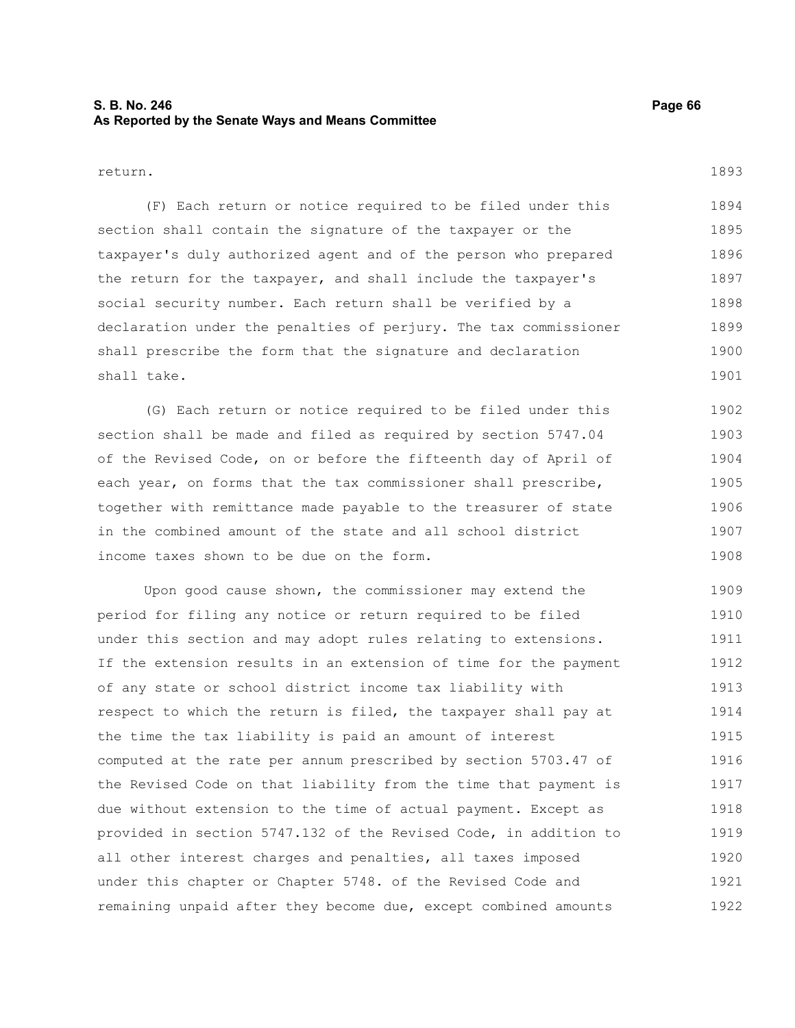return.

(F) Each return or notice required to be filed under this section shall contain the signature of the taxpayer or the taxpayer's duly authorized agent and of the person who prepared the return for the taxpayer, and shall include the taxpayer's social security number. Each return shall be verified by a declaration under the penalties of perjury. The tax commissioner shall prescribe the form that the signature and declaration shall take.

(G) Each return or notice required to be filed under this section shall be made and filed as required by section 5747.04 of the Revised Code, on or before the fifteenth day of April of each year, on forms that the tax commissioner shall prescribe, together with remittance made payable to the treasurer of state in the combined amount of the state and all school district income taxes shown to be due on the form.

Upon good cause shown, the commissioner may extend the period for filing any notice or return required to be filed under this section and may adopt rules relating to extensions. If the extension results in an extension of time for the payment of any state or school district income tax liability with respect to which the return is filed, the taxpayer shall pay at the time the tax liability is paid an amount of interest computed at the rate per annum prescribed by section 5703.47 of the Revised Code on that liability from the time that payment is due without extension to the time of actual payment. Except as provided in section 5747.132 of the Revised Code, in addition to all other interest charges and penalties, all taxes imposed under this chapter or Chapter 5748. of the Revised Code and remaining unpaid after they become due, except combined amounts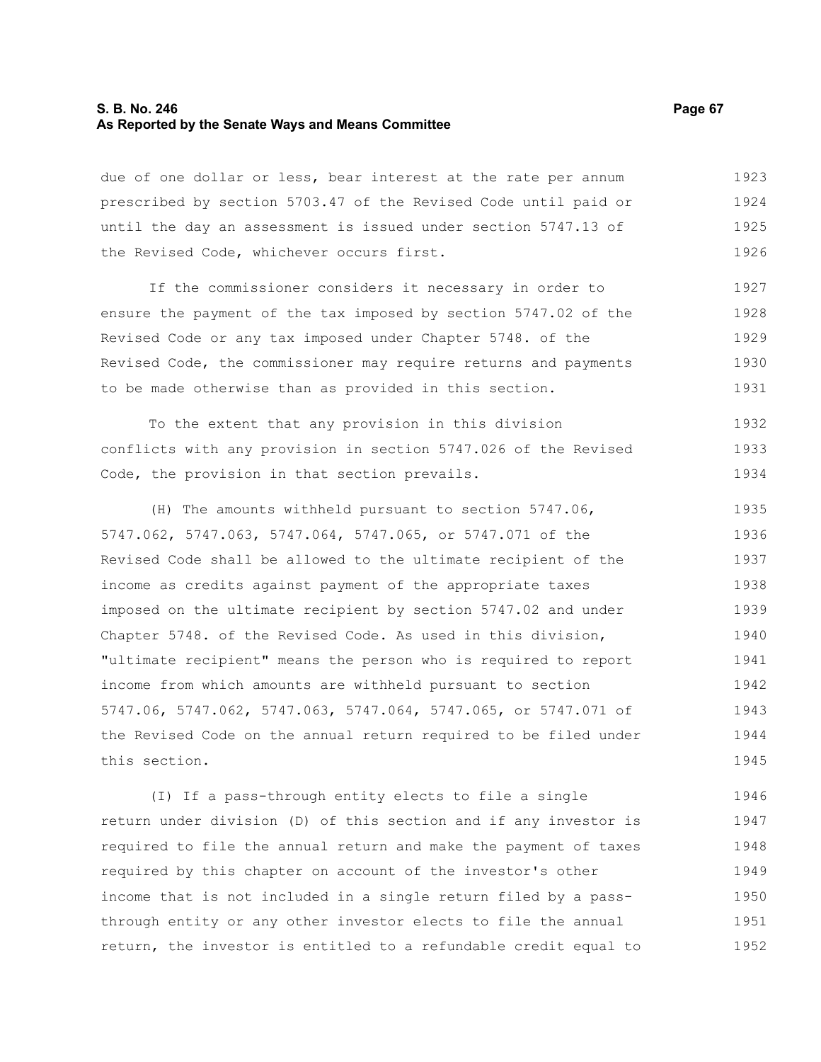due of one dollar or less, bear interest at the rate per annum prescribed by section 5703.47 of the Revised Code until paid or until the day an assessment is issued under section 5747.13 of the Revised Code, whichever occurs first.

If the commissioner considers it necessary in order to ensure the payment of the tax imposed by section 5747.02 of the Revised Code or any tax imposed under Chapter 5748. of the Revised Code, the commissioner may require returns and payments to be made otherwise than as provided in this section.

To the extent that any provision in this division conflicts with any provision in section 5747.026 of the Revised Code, the provision in that section prevails.

(H) The amounts withheld pursuant to section 5747.06, 5747.062, 5747.063, 5747.064, 5747.065, or 5747.071 of the Revised Code shall be allowed to the ultimate recipient of the income as credits against payment of the appropriate taxes imposed on the ultimate recipient by section 5747.02 and under Chapter 5748. of the Revised Code. As used in this division, "ultimate recipient" means the person who is required to report income from which amounts are withheld pursuant to section 5747.06, 5747.062, 5747.063, 5747.064, 5747.065, or 5747.071 of the Revised Code on the annual return required to be filed under this section.

(I) If a pass-through entity elects to file a single return under division (D) of this section and if any investor is required to file the annual return and make the payment of taxes required by this chapter on account of the investor's other income that is not included in a single return filed by a pass-through entity or any other investor elects to file the annual return, the investor is entitled to a refundable credit equal to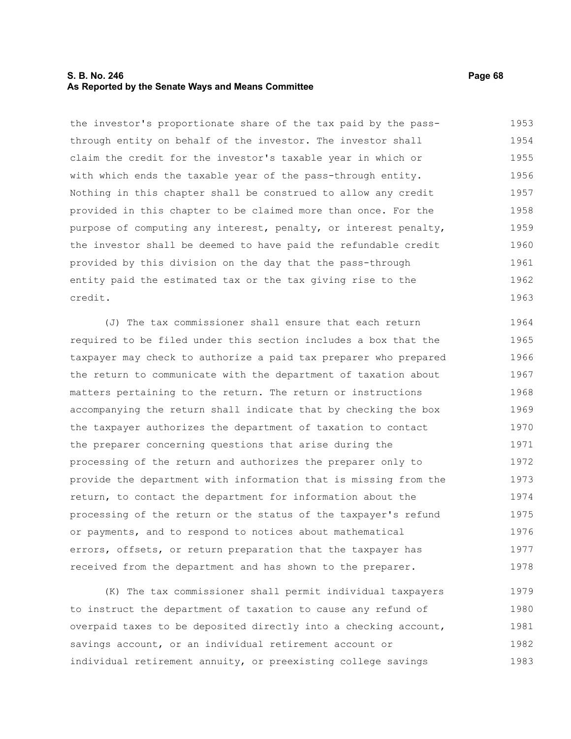the investor's proportionate share of the tax paid by the pass-through entity on behalf of the investor. The investor shall claim the credit for the investor's taxable year in which or with which ends the taxable year of the pass-through entity. Nothing in this chapter shall be construed to allow any credit provided in this chapter to be claimed more than once. For the purpose of computing any interest, penalty, or interest penalty, the investor shall be deemed to have paid the refundable credit provided by this division on the day that the pass-through entity paid the estimated tax or the tax giving rise to the credit.

(J) The tax commissioner shall ensure that each return required to be filed under this section includes a box that the taxpayer may check to authorize a paid tax preparer who prepared the return to communicate with the department of taxation about matters pertaining to the return. The return or instructions accompanying the return shall indicate that by checking the box the taxpayer authorizes the department of taxation to contact the preparer concerning questions that arise during the processing of the return and authorizes the preparer only to provide the department with information that is missing from the return, to contact the department for information about the processing of the return or the status of the taxpayer's refund or payments, and to respond to notices about mathematical errors, offsets, or return preparation that the taxpayer has received from the department and has shown to the preparer.

(K) The tax commissioner shall permit individual taxpayers to instruct the department of taxation to cause any refund of overpaid taxes to be deposited directly into a checking account, savings account, or an individual retirement account or individual retirement annuity, or preexisting college savings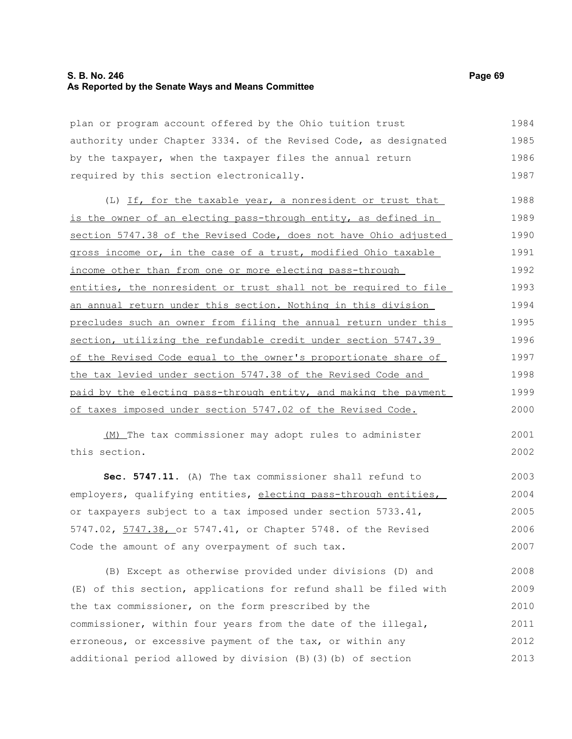plan or program account offered by the Ohio tuition trust authority under Chapter 3334. of the Revised Code, as designated by the taxpayer, when the taxpayer files the annual return required by this section electronically.

(L) <u>If, for the taxable year, a nonresident or trust that is the owner of an electing pass-through entity, as defined in section 5747.38 of the Revised Code, does not have Ohio adjusted gross income or, in the case of a trust, modified Ohio taxable income other than from one or more electing pass-through entities, the nonresident or trust shall not be required to file an annual return under this section. Nothing in this division precludes such an owner from filing the annual return under this section, utilizing the refundable credit under section 5747.39 of the Revised Code equal to the owner's proportionate share of the tax levied under section 5747.38 of the Revised Code and paid by the electing pass-through entity, and making the payment of taxes imposed under section 5747.02 of the Revised Code.</u>

<u>(M)</u> The tax commissioner may adopt rules to administer this section.

**Sec. 5747.11.** (A) The tax commissioner shall refund to employers, qualifying entities, <u>electing pass-through entities,</u> or taxpayers subject to a tax imposed under section 5733.41, 5747.02, <u>5747.38,</u> or 5747.41, or Chapter 5748. of the Revised Code the amount of any overpayment of such tax.

(B) Except as otherwise provided under divisions (D) and (E) of this section, applications for refund shall be filed with the tax commissioner, on the form prescribed by the commissioner, within four years from the date of the illegal, erroneous, or excessive payment of the tax, or within any additional period allowed by division (B)(3)(b) of section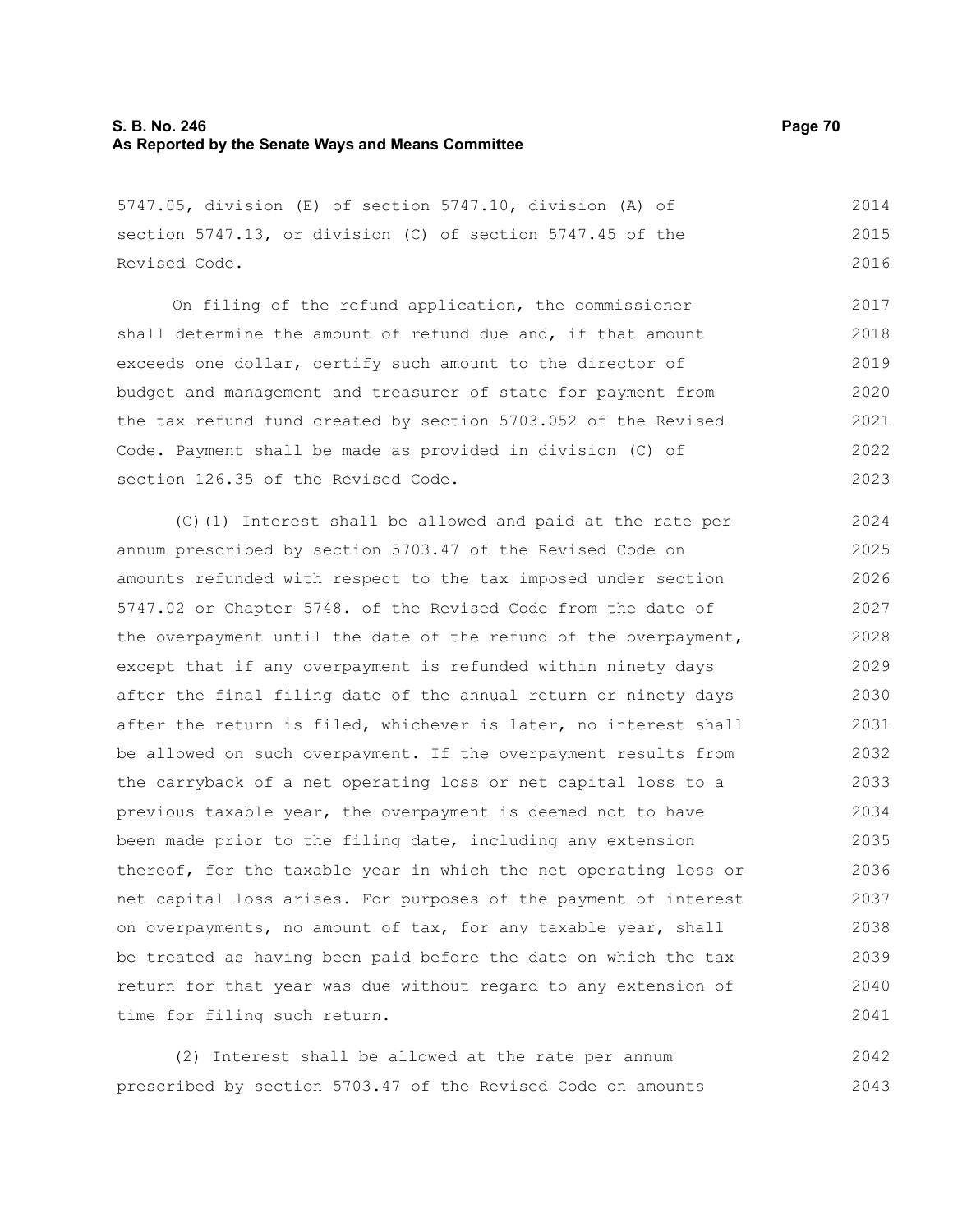5747.05, division (E) of section 5747.10, division (A) of section 5747.13, or division (C) of section 5747.45 of the Revised Code.

On filing of the refund application, the commissioner shall determine the amount of refund due and, if that amount exceeds one dollar, certify such amount to the director of budget and management and treasurer of state for payment from the tax refund fund created by section 5703.052 of the Revised Code. Payment shall be made as provided in division (C) of section 126.35 of the Revised Code.

(C)(1) Interest shall be allowed and paid at the rate per annum prescribed by section 5703.47 of the Revised Code on amounts refunded with respect to the tax imposed under section 5747.02 or Chapter 5748. of the Revised Code from the date of the overpayment until the date of the refund of the overpayment, except that if any overpayment is refunded within ninety days after the final filing date of the annual return or ninety days after the return is filed, whichever is later, no interest shall be allowed on such overpayment. If the overpayment results from the carryback of a net operating loss or net capital loss to a previous taxable year, the overpayment is deemed not to have been made prior to the filing date, including any extension thereof, for the taxable year in which the net operating loss or net capital loss arises. For purposes of the payment of interest on overpayments, no amount of tax, for any taxable year, shall be treated as having been paid before the date on which the tax return for that year was due without regard to any extension of time for filing such return.

(2) Interest shall be allowed at the rate per annum prescribed by section 5703.47 of the Revised Code on amounts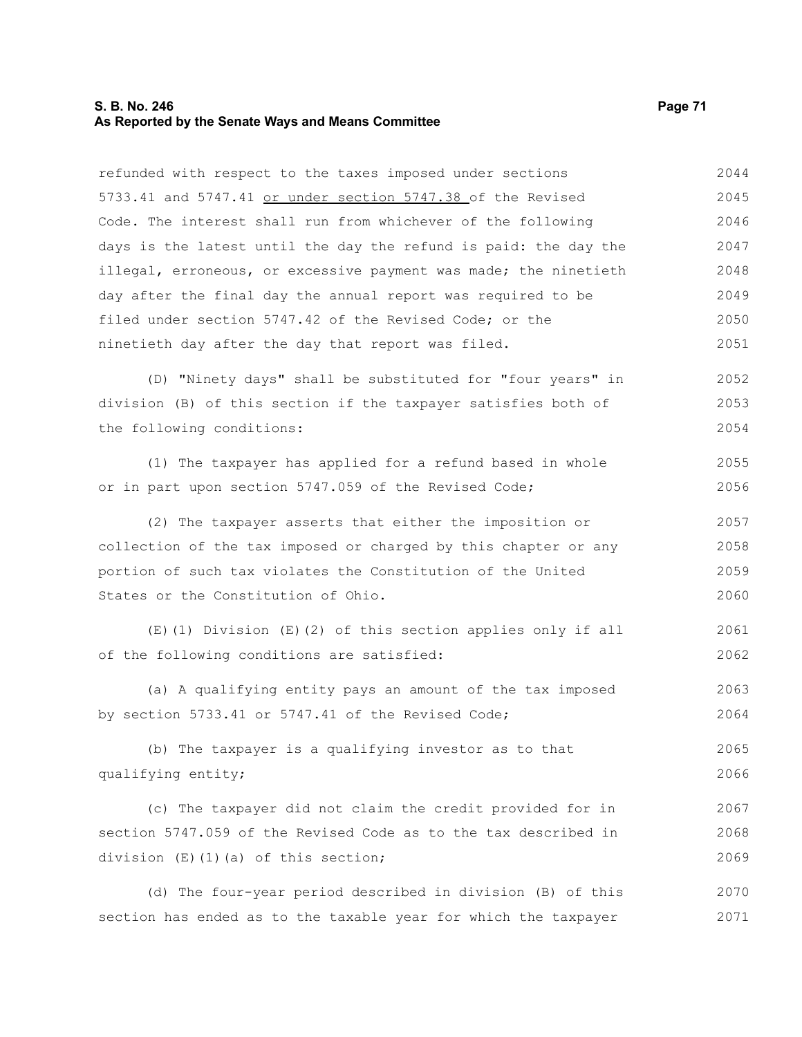refunded with respect to the taxes imposed under sections 5733.41 and 5747.41 <u>or under section 5747.38</u> of the Revised Code. The interest shall run from whichever of the following days is the latest until the day the refund is paid: the day the illegal, erroneous, or excessive payment was made; the ninetieth day after the final day the annual report was required to be filed under section 5747.42 of the Revised Code; or the ninetieth day after the day that report was filed.

(D) "Ninety days" shall be substituted for "four years" in division (B) of this section if the taxpayer satisfies both of the following conditions:

(1) The taxpayer has applied for a refund based in whole or in part upon section 5747.059 of the Revised Code;

(2) The taxpayer asserts that either the imposition or collection of the tax imposed or charged by this chapter or any portion of such tax violates the Constitution of the United States or the Constitution of Ohio.

(E)(1) Division (E)(2) of this section applies only if all of the following conditions are satisfied:

(a) A qualifying entity pays an amount of the tax imposed by section 5733.41 or 5747.41 of the Revised Code;

(b) The taxpayer is a qualifying investor as to that qualifying entity;

(c) The taxpayer did not claim the credit provided for in section 5747.059 of the Revised Code as to the tax described in division (E)(1)(a) of this section;

(d) The four-year period described in division (B) of this section has ended as to the taxable year for which the taxpayer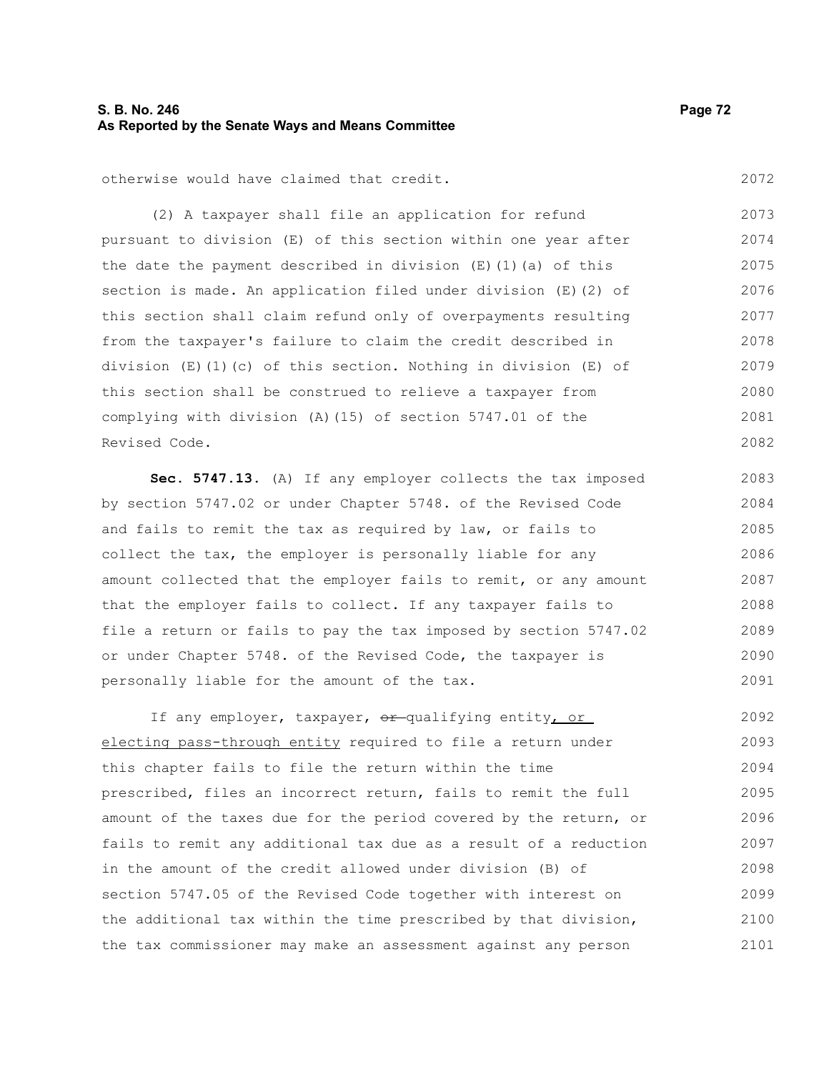otherwise would have claimed that credit.

(2) A taxpayer shall file an application for refund pursuant to division (E) of this section within one year after the date the payment described in division (E)(1)(a) of this section is made. An application filed under division (E)(2) of this section shall claim refund only of overpayments resulting from the taxpayer's failure to claim the credit described in division (E)(1)(c) of this section. Nothing in division (E) of this section shall be construed to relieve a taxpayer from complying with division (A)(15) of section 5747.01 of the Revised Code.

**Sec. 5747.13.** (A) If any employer collects the tax imposed by section 5747.02 or under Chapter 5748. of the Revised Code and fails to remit the tax as required by law, or fails to collect the tax, the employer is personally liable for any amount collected that the employer fails to remit, or any amount that the employer fails to collect. If any taxpayer fails to file a return or fails to pay the tax imposed by section 5747.02 or under Chapter 5748. of the Revised Code, the taxpayer is personally liable for the amount of the tax.

If any employer, taxpayer, ~~or~~ qualifying entity, or electing pass-through entity required to file a return under this chapter fails to file the return within the time prescribed, files an incorrect return, fails to remit the full amount of the taxes due for the period covered by the return, or fails to remit any additional tax due as a result of a reduction in the amount of the credit allowed under division (B) of section 5747.05 of the Revised Code together with interest on the additional tax within the time prescribed by that division, the tax commissioner may make an assessment against any person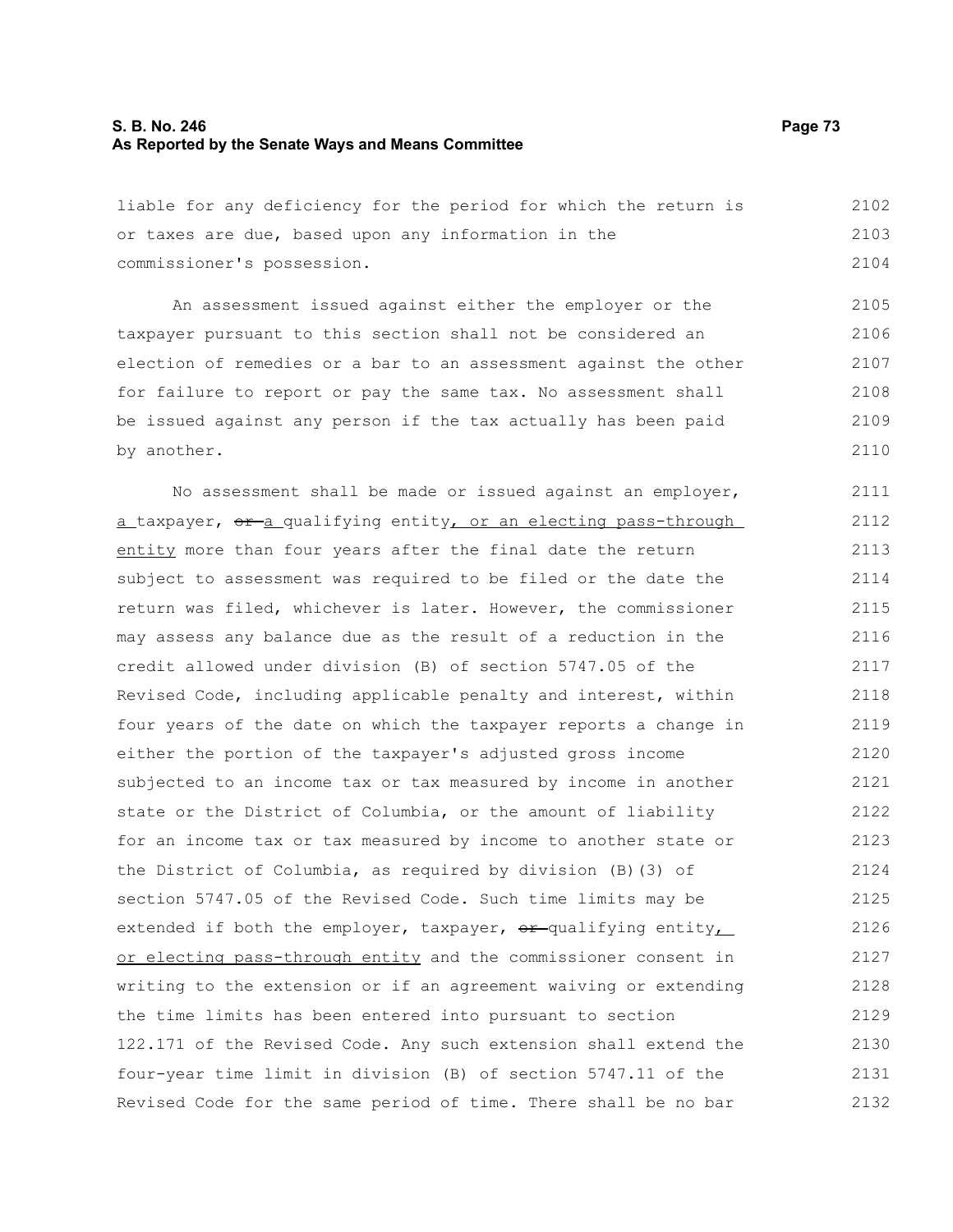liable for any deficiency for the period for which the return is or taxes are due, based upon any information in the commissioner's possession.

An assessment issued against either the employer or the taxpayer pursuant to this section shall not be considered an election of remedies or a bar to an assessment against the other for failure to report or pay the same tax. No assessment shall be issued against any person if the tax actually has been paid by another.

No assessment shall be made or issued against an employer, a taxpayer, ~~or~~ a qualifying entity, or an electing pass-through entity more than four years after the final date the return subject to assessment was required to be filed or the date the return was filed, whichever is later. However, the commissioner may assess any balance due as the result of a reduction in the credit allowed under division (B) of section 5747.05 of the Revised Code, including applicable penalty and interest, within four years of the date on which the taxpayer reports a change in either the portion of the taxpayer's adjusted gross income subjected to an income tax or tax measured by income in another state or the District of Columbia, or the amount of liability for an income tax or tax measured by income to another state or the District of Columbia, as required by division (B)(3) of section 5747.05 of the Revised Code. Such time limits may be extended if both the employer, taxpayer, ~~or~~ qualifying entity, or electing pass-through entity and the commissioner consent in writing to the extension or if an agreement waiving or extending the time limits has been entered into pursuant to section 122.171 of the Revised Code. Any such extension shall extend the four-year time limit in division (B) of section 5747.11 of the Revised Code for the same period of time. There shall be no bar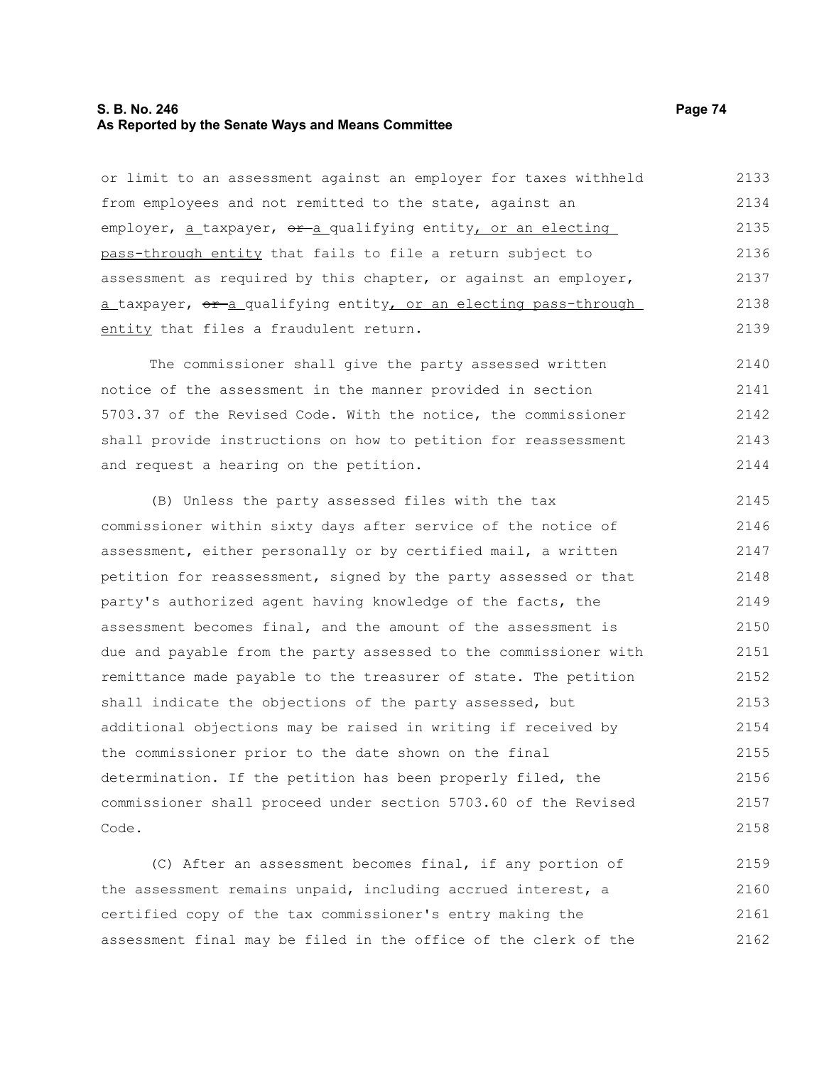or limit to an assessment against an employer for taxes withheld from employees and not remitted to the state, against an employer, a taxpayer, ~~or~~ a qualifying entity, or an electing pass-through entity that fails to file a return subject to assessment as required by this chapter, or against an employer, a taxpayer, ~~or~~ a qualifying entity, or an electing pass-through entity that files a fraudulent return.

The commissioner shall give the party assessed written notice of the assessment in the manner provided in section 5703.37 of the Revised Code. With the notice, the commissioner shall provide instructions on how to petition for reassessment and request a hearing on the petition.

(B) Unless the party assessed files with the tax commissioner within sixty days after service of the notice of assessment, either personally or by certified mail, a written petition for reassessment, signed by the party assessed or that party's authorized agent having knowledge of the facts, the assessment becomes final, and the amount of the assessment is due and payable from the party assessed to the commissioner with remittance made payable to the treasurer of state. The petition shall indicate the objections of the party assessed, but additional objections may be raised in writing if received by the commissioner prior to the date shown on the final determination. If the petition has been properly filed, the commissioner shall proceed under section 5703.60 of the Revised Code.

(C) After an assessment becomes final, if any portion of the assessment remains unpaid, including accrued interest, a certified copy of the tax commissioner's entry making the assessment final may be filed in the office of the clerk of the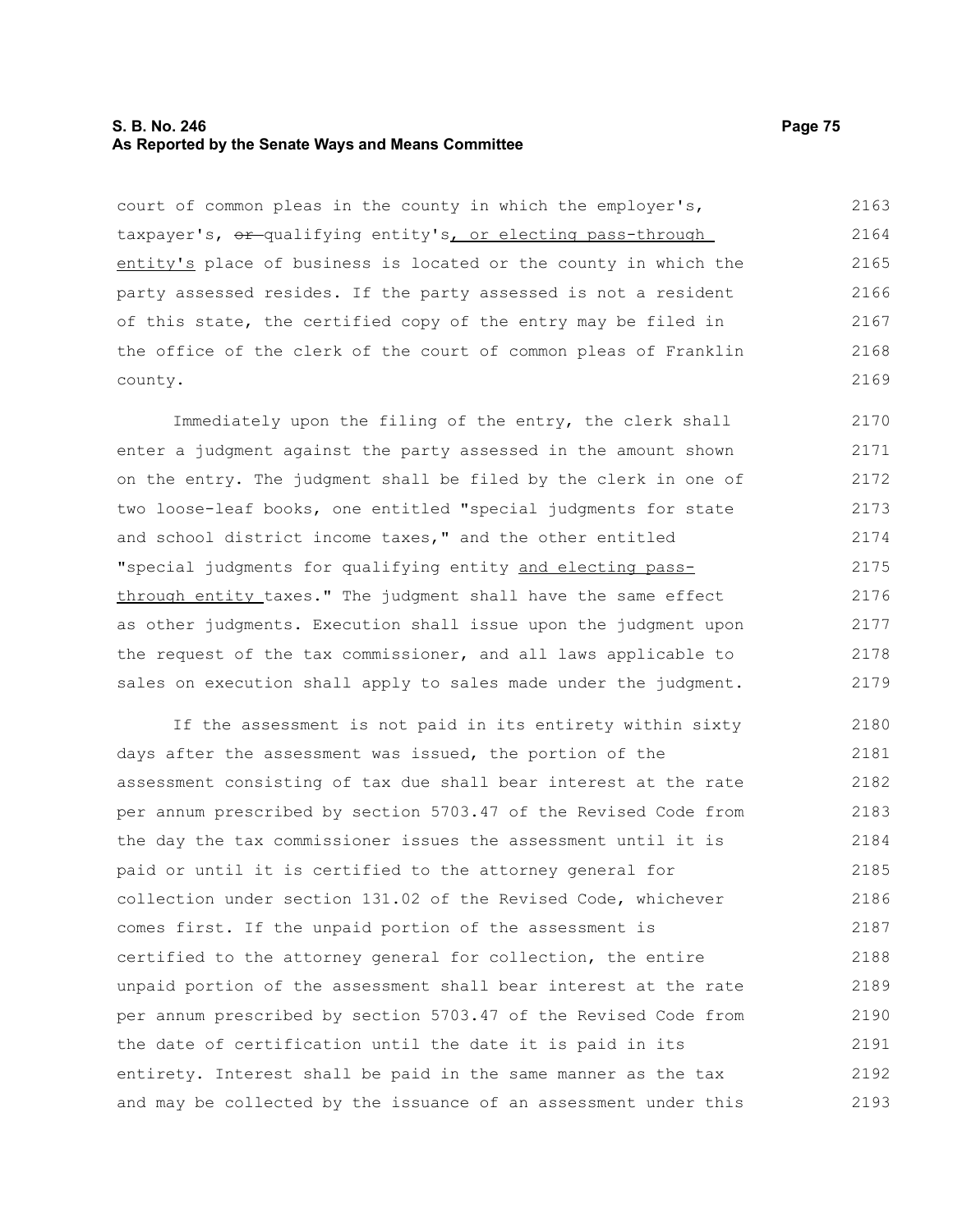court of common pleas in the county in which the employer's, taxpayer's, ~~or~~ qualifying entity's, or electing pass-through entity's place of business is located or the county in which the party assessed resides. If the party assessed is not a resident of this state, the certified copy of the entry may be filed in the office of the clerk of the court of common pleas of Franklin county.

Immediately upon the filing of the entry, the clerk shall enter a judgment against the party assessed in the amount shown on the entry. The judgment shall be filed by the clerk in one of two loose-leaf books, one entitled "special judgments for state and school district income taxes," and the other entitled "special judgments for qualifying entity and electing pass-through entity taxes." The judgment shall have the same effect as other judgments. Execution shall issue upon the judgment upon the request of the tax commissioner, and all laws applicable to sales on execution shall apply to sales made under the judgment.

If the assessment is not paid in its entirety within sixty days after the assessment was issued, the portion of the assessment consisting of tax due shall bear interest at the rate per annum prescribed by section 5703.47 of the Revised Code from the day the tax commissioner issues the assessment until it is paid or until it is certified to the attorney general for collection under section 131.02 of the Revised Code, whichever comes first. If the unpaid portion of the assessment is certified to the attorney general for collection, the entire unpaid portion of the assessment shall bear interest at the rate per annum prescribed by section 5703.47 of the Revised Code from the date of certification until the date it is paid in its entirety. Interest shall be paid in the same manner as the tax and may be collected by the issuance of an assessment under this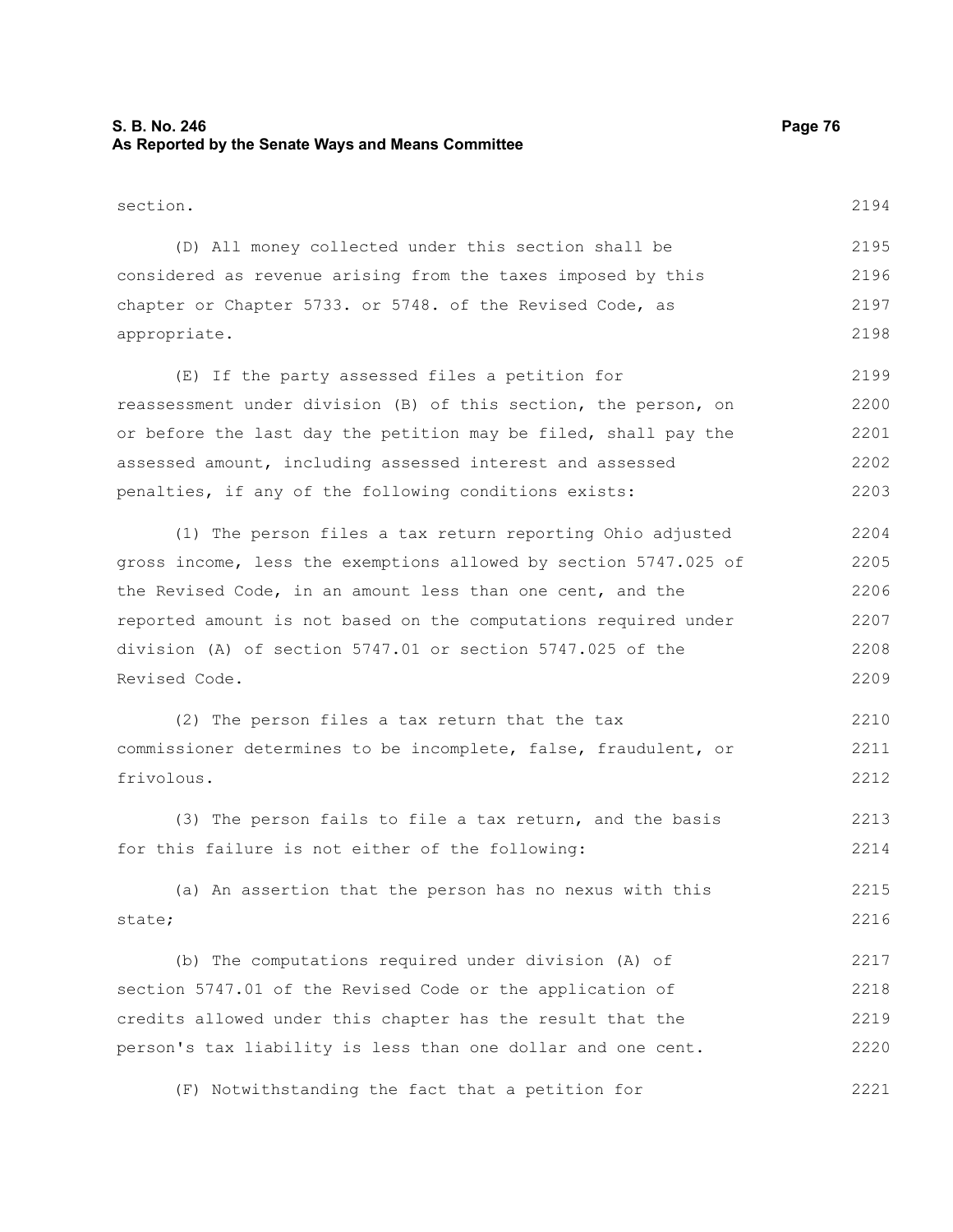section.

(D) All money collected under this section shall be considered as revenue arising from the taxes imposed by this chapter or Chapter 5733. or 5748. of the Revised Code, as appropriate.

(E) If the party assessed files a petition for reassessment under division (B) of this section, the person, on or before the last day the petition may be filed, shall pay the assessed amount, including assessed interest and assessed penalties, if any of the following conditions exists:

(1) The person files a tax return reporting Ohio adjusted gross income, less the exemptions allowed by section 5747.025 of the Revised Code, in an amount less than one cent, and the reported amount is not based on the computations required under division (A) of section 5747.01 or section 5747.025 of the Revised Code.

(2) The person files a tax return that the tax commissioner determines to be incomplete, false, fraudulent, or frivolous.

(3) The person fails to file a tax return, and the basis for this failure is not either of the following:

(a) An assertion that the person has no nexus with this state;

(b) The computations required under division (A) of section 5747.01 of the Revised Code or the application of credits allowed under this chapter has the result that the person's tax liability is less than one dollar and one cent.

(F) Notwithstanding the fact that a petition for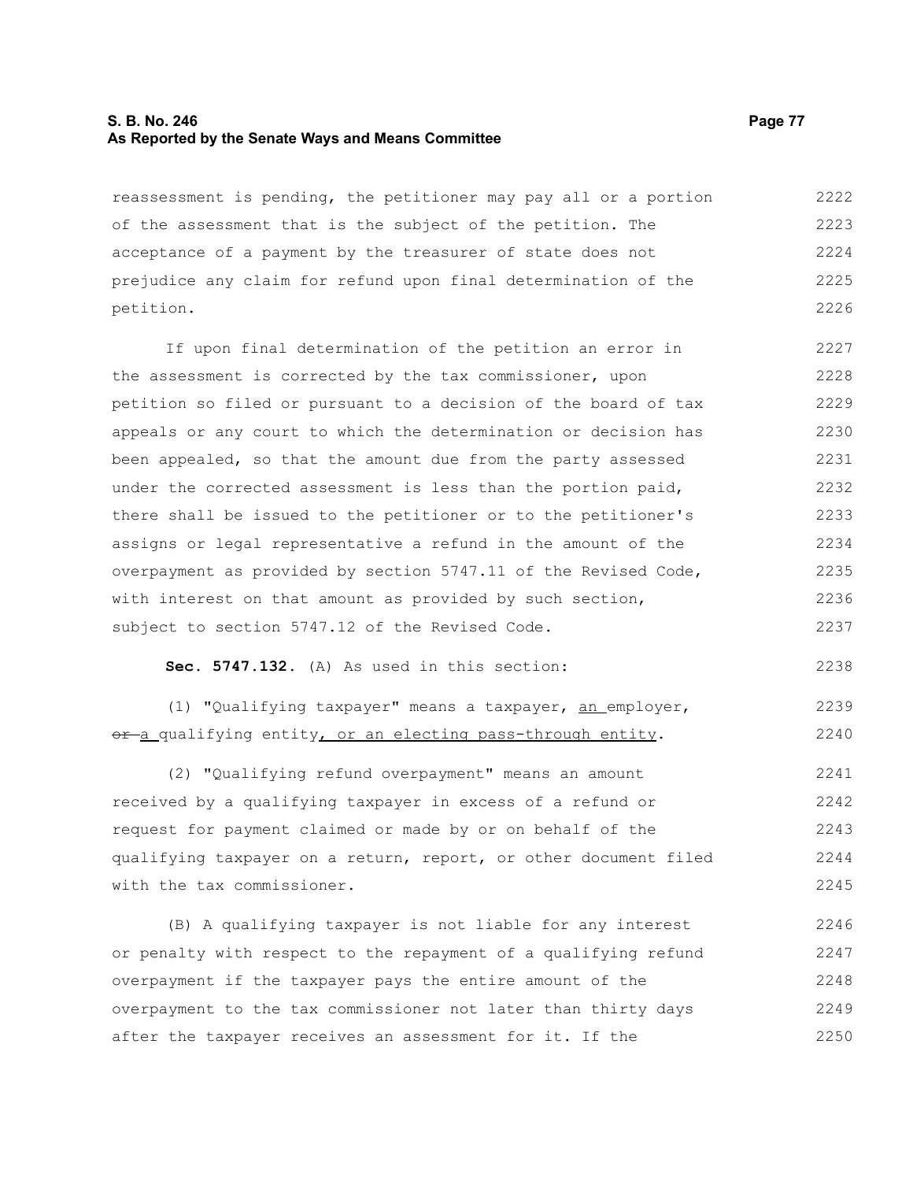reassessment is pending, the petitioner may pay all or a portion of the assessment that is the subject of the petition. The acceptance of a payment by the treasurer of state does not prejudice any claim for refund upon final determination of the petition.

If upon final determination of the petition an error in the assessment is corrected by the tax commissioner, upon petition so filed or pursuant to a decision of the board of tax appeals or any court to which the determination or decision has been appealed, so that the amount due from the party assessed under the corrected assessment is less than the portion paid, there shall be issued to the petitioner or to the petitioner's assigns or legal representative a refund in the amount of the overpayment as provided by section 5747.11 of the Revised Code, with interest on that amount as provided by such section, subject to section 5747.12 of the Revised Code.

**Sec. 5747.132.** (A) As used in this section:

(1) "Qualifying taxpayer" means a taxpayer, <u>an </u>employer, ~~or~~ <u>a </u>qualifying entity<u>, or an electing pass-through entity</u>.

(2) "Qualifying refund overpayment" means an amount received by a qualifying taxpayer in excess of a refund or request for payment claimed or made by or on behalf of the qualifying taxpayer on a return, report, or other document filed with the tax commissioner.

(B) A qualifying taxpayer is not liable for any interest or penalty with respect to the repayment of a qualifying refund overpayment if the taxpayer pays the entire amount of the overpayment to the tax commissioner not later than thirty days after the taxpayer receives an assessment for it. If the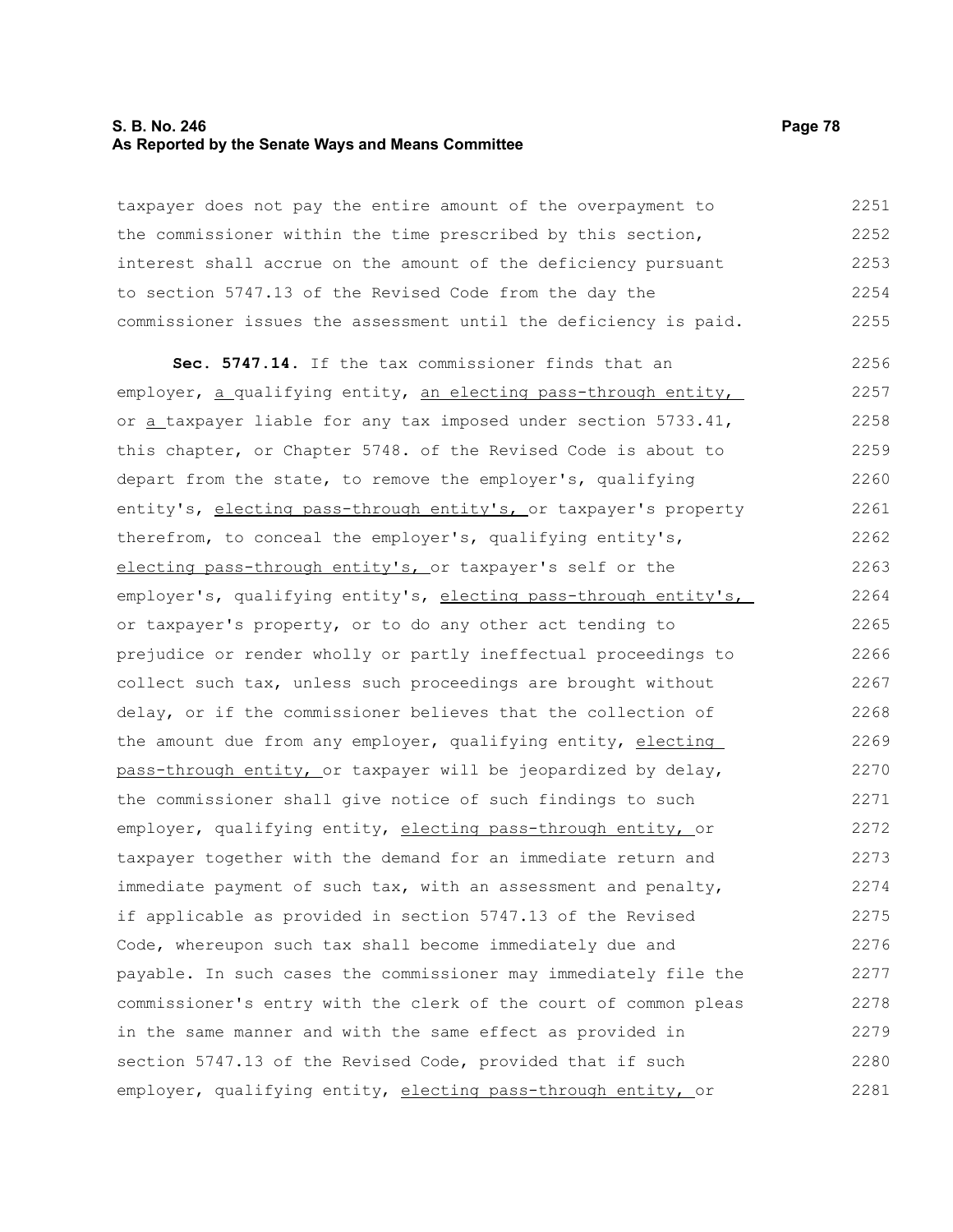taxpayer does not pay the entire amount of the overpayment to the commissioner within the time prescribed by this section, interest shall accrue on the amount of the deficiency pursuant to section 5747.13 of the Revised Code from the day the commissioner issues the assessment until the deficiency is paid.

**Sec. 5747.14.** If the tax commissioner finds that an employer, a qualifying entity, an electing pass-through entity, or a taxpayer liable for any tax imposed under section 5733.41, this chapter, or Chapter 5748. of the Revised Code is about to depart from the state, to remove the employer's, qualifying entity's, electing pass-through entity's, or taxpayer's property therefrom, to conceal the employer's, qualifying entity's, electing pass-through entity's, or taxpayer's self or the employer's, qualifying entity's, electing pass-through entity's, or taxpayer's property, or to do any other act tending to prejudice or render wholly or partly ineffectual proceedings to collect such tax, unless such proceedings are brought without delay, or if the commissioner believes that the collection of the amount due from any employer, qualifying entity, electing pass-through entity, or taxpayer will be jeopardized by delay, the commissioner shall give notice of such findings to such employer, qualifying entity, electing pass-through entity, or taxpayer together with the demand for an immediate return and immediate payment of such tax, with an assessment and penalty, if applicable as provided in section 5747.13 of the Revised Code, whereupon such tax shall become immediately due and payable. In such cases the commissioner may immediately file the commissioner's entry with the clerk of the court of common pleas in the same manner and with the same effect as provided in section 5747.13 of the Revised Code, provided that if such employer, qualifying entity, electing pass-through entity, or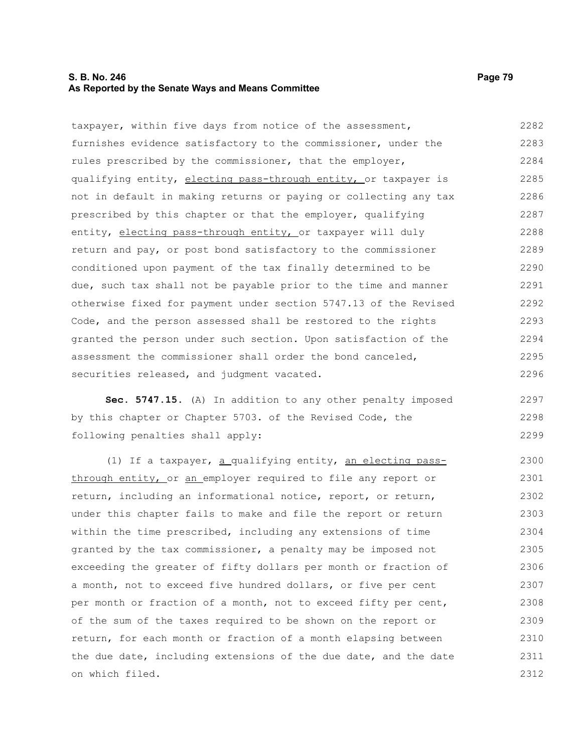taxpayer, within five days from notice of the assessment, furnishes evidence satisfactory to the commissioner, under the rules prescribed by the commissioner, that the employer, qualifying entity, electing pass-through entity, or taxpayer is not in default in making returns or paying or collecting any tax prescribed by this chapter or that the employer, qualifying entity, electing pass-through entity, or taxpayer will duly return and pay, or post bond satisfactory to the commissioner conditioned upon payment of the tax finally determined to be due, such tax shall not be payable prior to the time and manner otherwise fixed for payment under section 5747.13 of the Revised Code, and the person assessed shall be restored to the rights granted the person under such section. Upon satisfaction of the assessment the commissioner shall order the bond canceled, securities released, and judgment vacated.

**Sec. 5747.15.** (A) In addition to any other penalty imposed by this chapter or Chapter 5703. of the Revised Code, the following penalties shall apply:

(1) If a taxpayer, a qualifying entity, an electing pass-through entity, or an employer required to file any report or return, including an informational notice, report, or return, under this chapter fails to make and file the report or return within the time prescribed, including any extensions of time granted by the tax commissioner, a penalty may be imposed not exceeding the greater of fifty dollars per month or fraction of a month, not to exceed five hundred dollars, or five per cent per month or fraction of a month, not to exceed fifty per cent, of the sum of the taxes required to be shown on the report or return, for each month or fraction of a month elapsing between the due date, including extensions of the due date, and the date on which filed.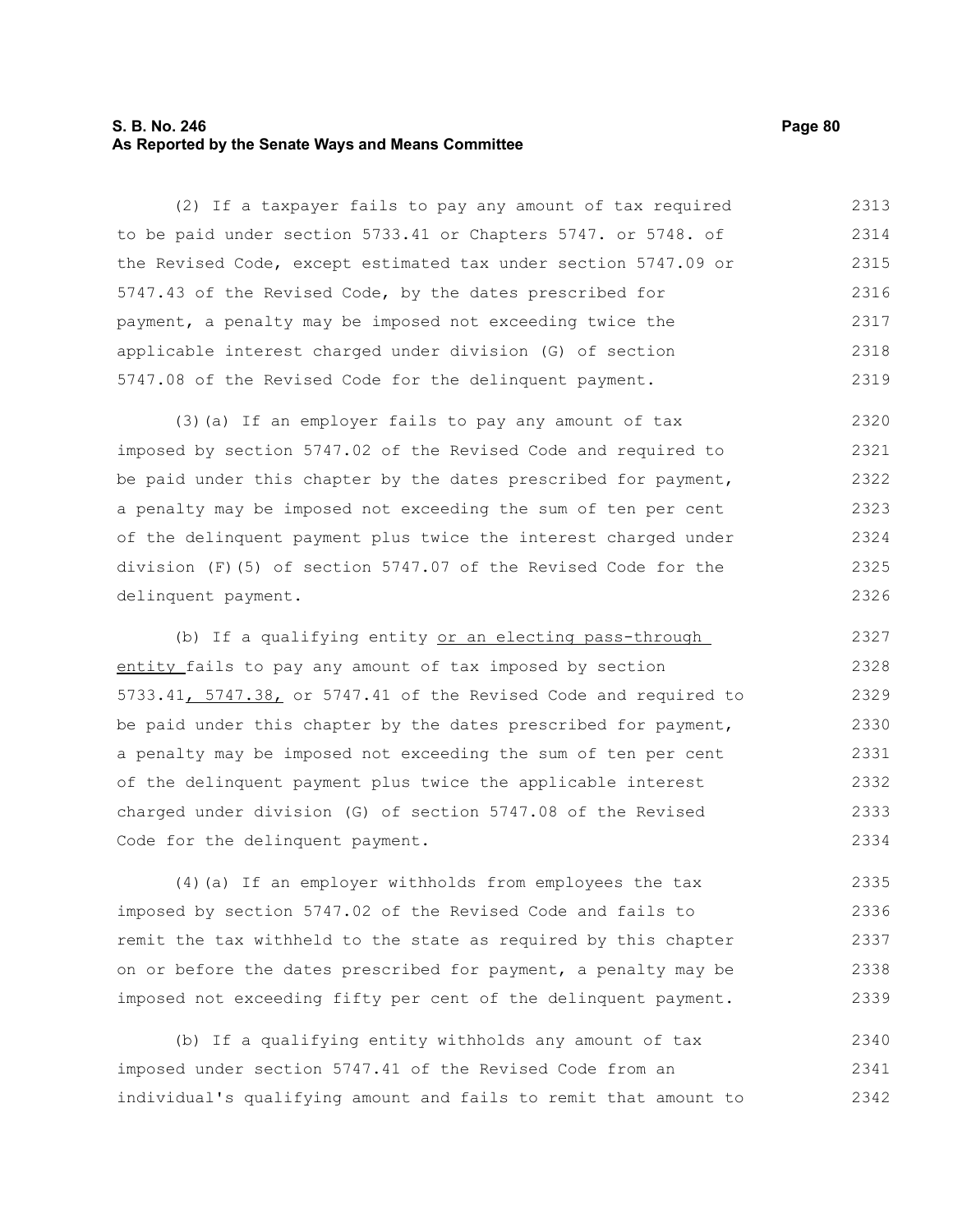(2) If a taxpayer fails to pay any amount of tax required to be paid under section 5733.41 or Chapters 5747. or 5748. of the Revised Code, except estimated tax under section 5747.09 or 5747.43 of the Revised Code, by the dates prescribed for payment, a penalty may be imposed not exceeding twice the applicable interest charged under division (G) of section 5747.08 of the Revised Code for the delinquent payment.

(3)(a) If an employer fails to pay any amount of tax imposed by section 5747.02 of the Revised Code and required to be paid under this chapter by the dates prescribed for payment, a penalty may be imposed not exceeding the sum of ten per cent of the delinquent payment plus twice the interest charged under division (F)(5) of section 5747.07 of the Revised Code for the delinquent payment.

(b) If a qualifying entity <u>or an electing pass-through entity</u> fails to pay any amount of tax imposed by section 5733.41<u>, 5747.38,</u> or 5747.41 of the Revised Code and required to be paid under this chapter by the dates prescribed for payment, a penalty may be imposed not exceeding the sum of ten per cent of the delinquent payment plus twice the applicable interest charged under division (G) of section 5747.08 of the Revised Code for the delinquent payment.

(4)(a) If an employer withholds from employees the tax imposed by section 5747.02 of the Revised Code and fails to remit the tax withheld to the state as required by this chapter on or before the dates prescribed for payment, a penalty may be imposed not exceeding fifty per cent of the delinquent payment.

(b) If a qualifying entity withholds any amount of tax imposed under section 5747.41 of the Revised Code from an individual's qualifying amount and fails to remit that amount to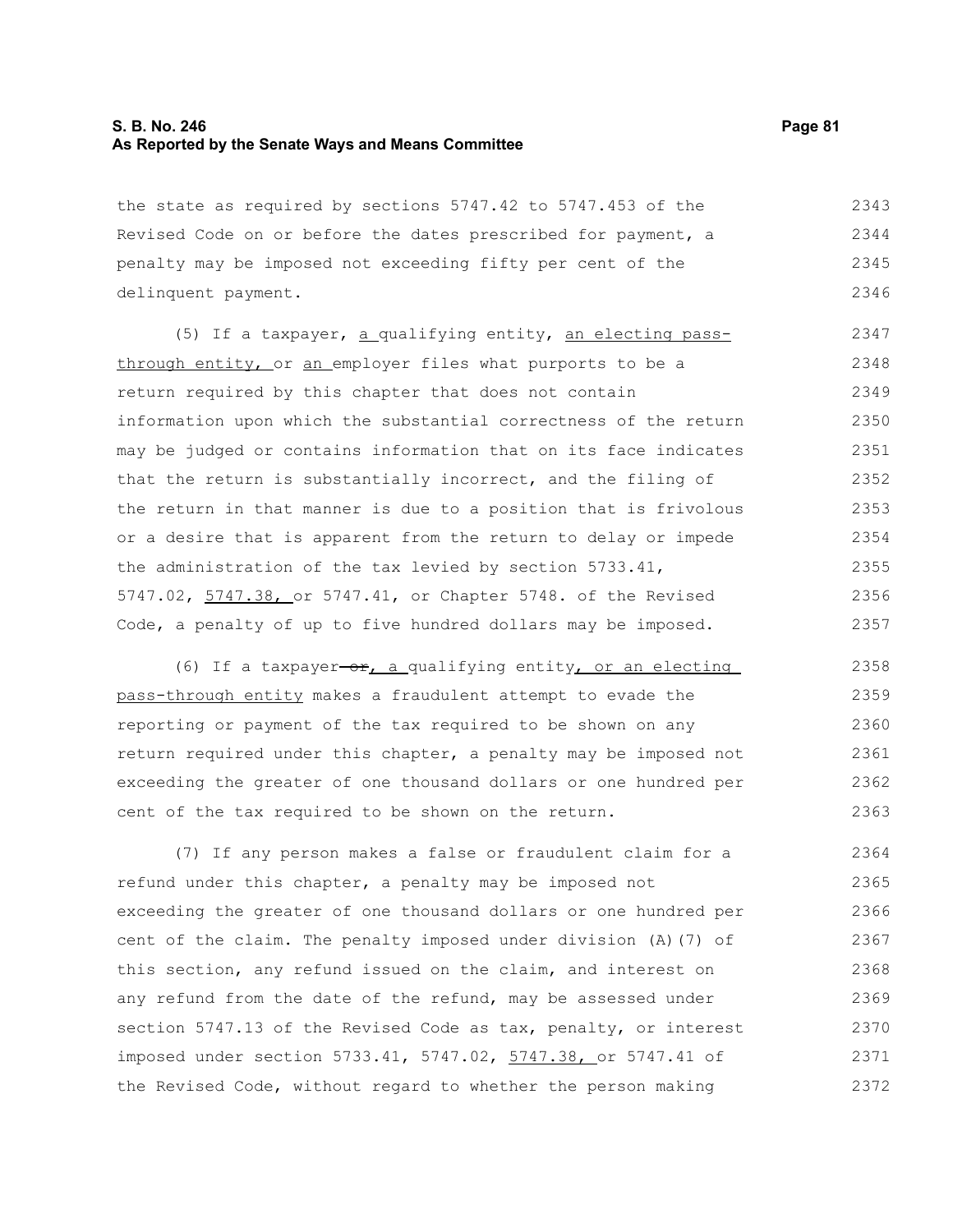the state as required by sections 5747.42 to 5747.453 of the Revised Code on or before the dates prescribed for payment, a penalty may be imposed not exceeding fifty per cent of the delinquent payment.

(5) If a taxpayer, a qualifying entity, an electing pass-through entity, or an employer files what purports to be a return required by this chapter that does not contain information upon which the substantial correctness of the return may be judged or contains information that on its face indicates that the return is substantially incorrect, and the filing of the return in that manner is due to a position that is frivolous or a desire that is apparent from the return to delay or impede the administration of the tax levied by section 5733.41, 5747.02, 5747.38, or 5747.41, or Chapter 5748. of the Revised Code, a penalty of up to five hundred dollars may be imposed.

(6) If a taxpayer ~~or~~, a qualifying entity, or an electing pass-through entity makes a fraudulent attempt to evade the reporting or payment of the tax required to be shown on any return required under this chapter, a penalty may be imposed not exceeding the greater of one thousand dollars or one hundred per cent of the tax required to be shown on the return.

(7) If any person makes a false or fraudulent claim for a refund under this chapter, a penalty may be imposed not exceeding the greater of one thousand dollars or one hundred per cent of the claim. The penalty imposed under division (A)(7) of this section, any refund issued on the claim, and interest on any refund from the date of the refund, may be assessed under section 5747.13 of the Revised Code as tax, penalty, or interest imposed under section 5733.41, 5747.02, 5747.38, or 5747.41 of the Revised Code, without regard to whether the person making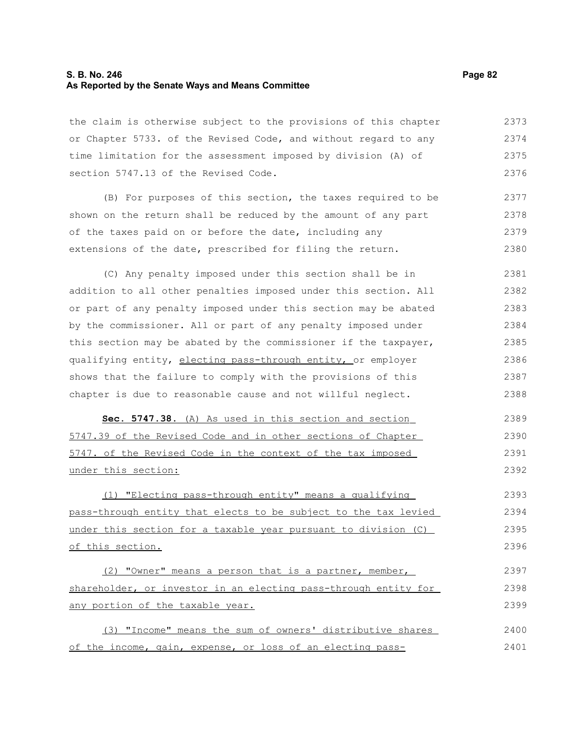the claim is otherwise subject to the provisions of this chapter or Chapter 5733. of the Revised Code, and without regard to any time limitation for the assessment imposed by division (A) of section 5747.13 of the Revised Code.

(B) For purposes of this section, the taxes required to be shown on the return shall be reduced by the amount of any part of the taxes paid on or before the date, including any extensions of the date, prescribed for filing the return.

(C) Any penalty imposed under this section shall be in addition to all other penalties imposed under this section. All or part of any penalty imposed under this section may be abated by the commissioner. All or part of any penalty imposed under this section may be abated by the commissioner if the taxpayer, qualifying entity, electing pass-through entity, or employer shows that the failure to comply with the provisions of this chapter is due to reasonable cause and not willful neglect.

**Sec. 5747.38.** (A) As used in this section and section 5747.39 of the Revised Code and in other sections of Chapter 5747. of the Revised Code in the context of the tax imposed under this section:

(1) "Electing pass-through entity" means a qualifying pass-through entity that elects to be subject to the tax levied under this section for a taxable year pursuant to division (C) of this section.

(2) "Owner" means a person that is a partner, member, shareholder, or investor in an electing pass-through entity for any portion of the taxable year.

(3) "Income" means the sum of owners' distributive shares of the income, gain, expense, or loss of an electing pass-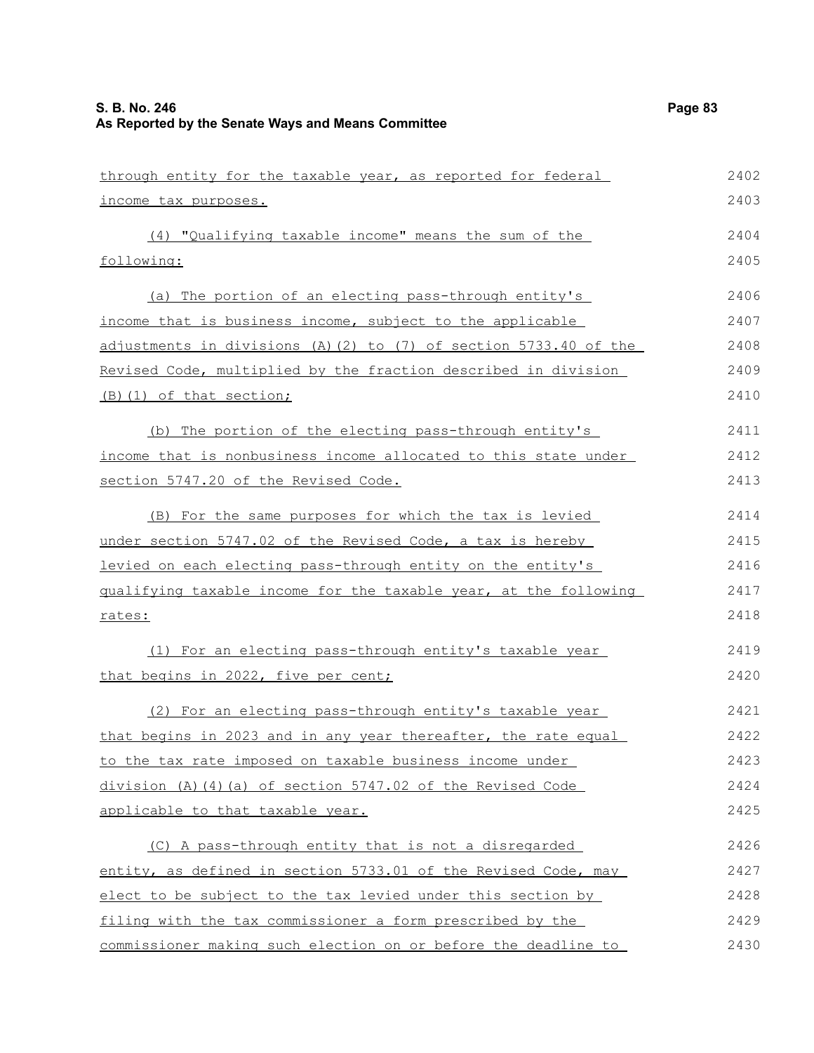through entity for the taxable year, as reported for federal income tax purposes.

(4) "Qualifying taxable income" means the sum of the following:

(a) The portion of an electing pass-through entity's income that is business income, subject to the applicable adjustments in divisions (A)(2) to (7) of section 5733.40 of the Revised Code, multiplied by the fraction described in division (B)(1) of that section;

(b) The portion of the electing pass-through entity's income that is nonbusiness income allocated to this state under section 5747.20 of the Revised Code.

(B) For the same purposes for which the tax is levied under section 5747.02 of the Revised Code, a tax is hereby levied on each electing pass-through entity on the entity's qualifying taxable income for the taxable year, at the following rates:

(1) For an electing pass-through entity's taxable year that begins in 2022, five per cent;

(2) For an electing pass-through entity's taxable year that begins in 2023 and in any year thereafter, the rate equal to the tax rate imposed on taxable business income under division (A)(4)(a) of section 5747.02 of the Revised Code applicable to that taxable year.

(C) A pass-through entity that is not a disregarded entity, as defined in section 5733.01 of the Revised Code, may elect to be subject to the tax levied under this section by filing with the tax commissioner a form prescribed by the commissioner making such election on or before the deadline to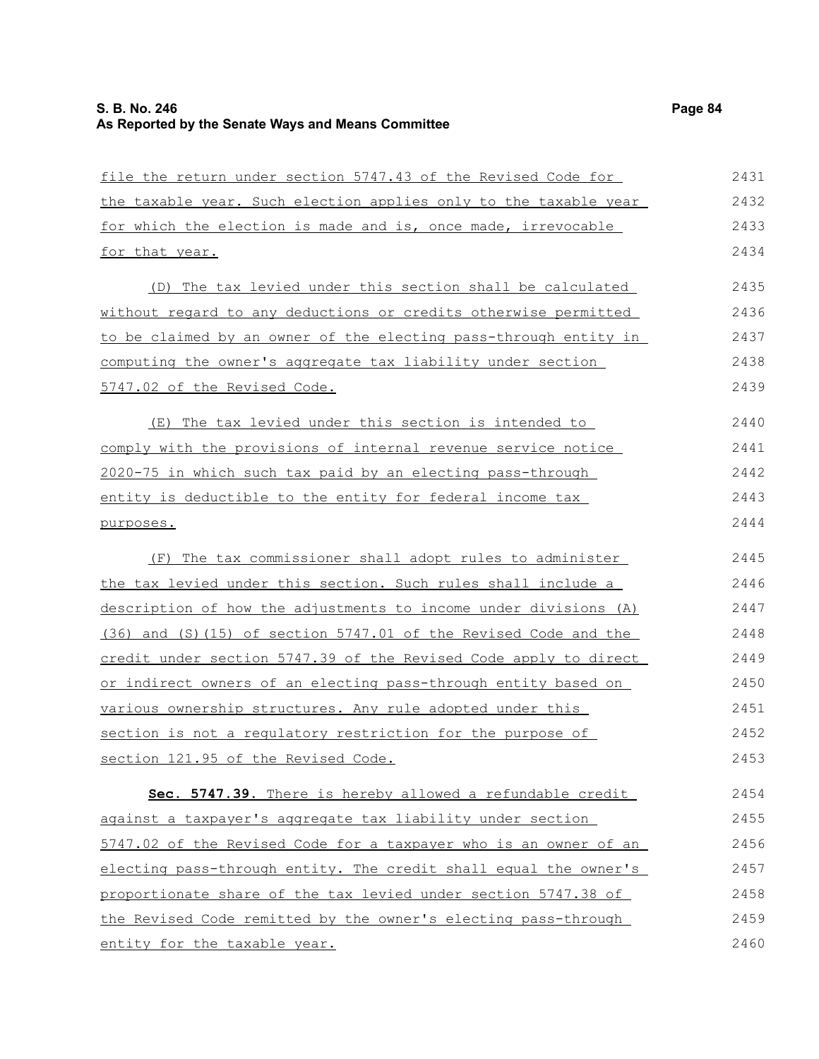file the return under section 5747.43 of the Revised Code for the taxable year. Such election applies only to the taxable year for which the election is made and is, once made, irrevocable for that year.

(D) The tax levied under this section shall be calculated without regard to any deductions or credits otherwise permitted to be claimed by an owner of the electing pass-through entity in computing the owner's aggregate tax liability under section 5747.02 of the Revised Code.

(E) The tax levied under this section is intended to comply with the provisions of internal revenue service notice 2020-75 in which such tax paid by an electing pass-through entity is deductible to the entity for federal income tax purposes.

(F) The tax commissioner shall adopt rules to administer the tax levied under this section. Such rules shall include a description of how the adjustments to income under divisions (A)(36) and (S)(15) of section 5747.01 of the Revised Code and the credit under section 5747.39 of the Revised Code apply to direct or indirect owners of an electing pass-through entity based on various ownership structures. Any rule adopted under this section is not a regulatory restriction for the purpose of section 121.95 of the Revised Code.

**Sec. 5747.39.** There is hereby allowed a refundable credit against a taxpayer's aggregate tax liability under section 5747.02 of the Revised Code for a taxpayer who is an owner of an electing pass-through entity. The credit shall equal the owner's proportionate share of the tax levied under section 5747.38 of the Revised Code remitted by the owner's electing pass-through entity for the taxable year.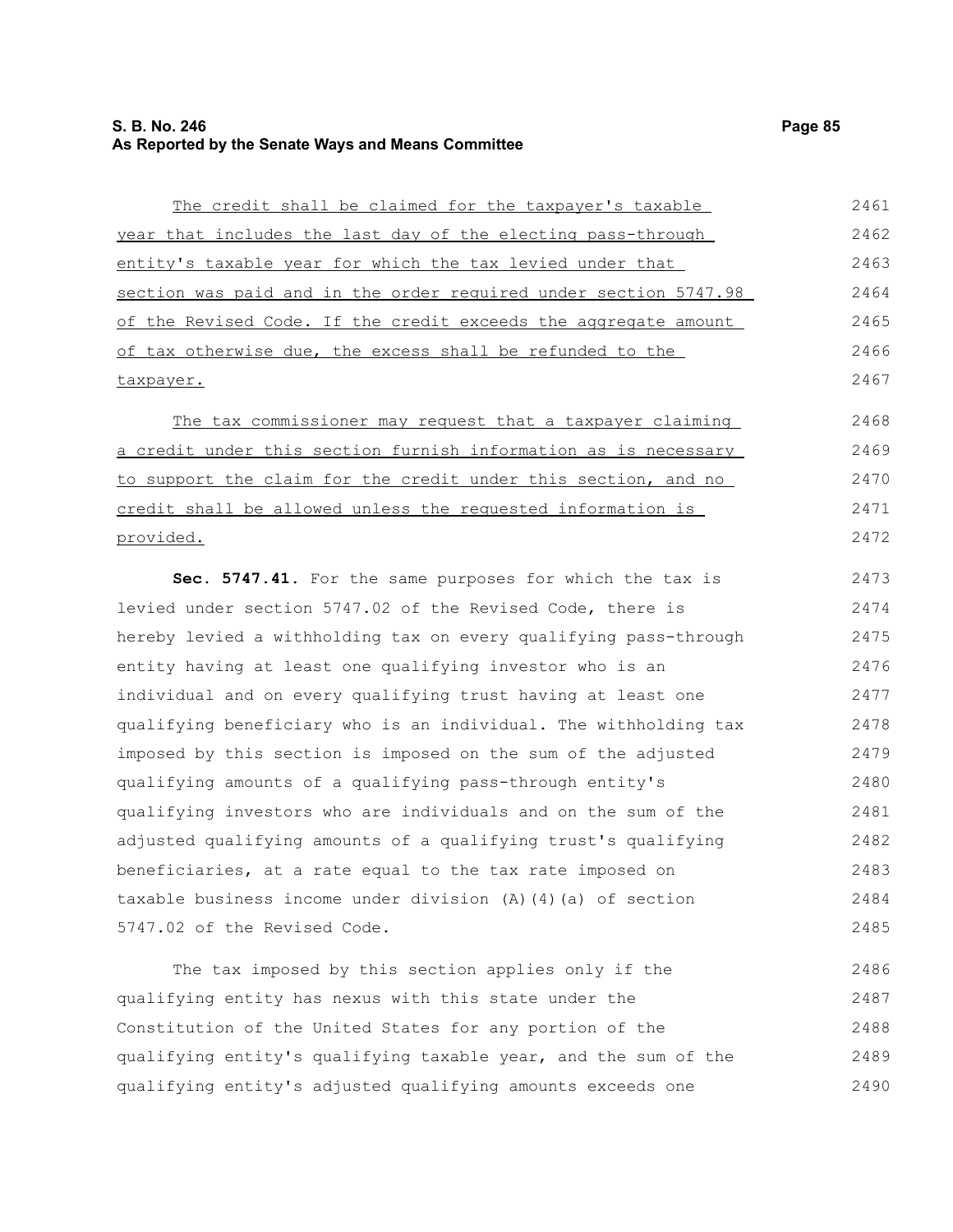The credit shall be claimed for the taxpayer's taxable year that includes the last day of the electing pass-through entity's taxable year for which the tax levied under that section was paid and in the order required under section 5747.98 of the Revised Code. If the credit exceeds the aggregate amount of tax otherwise due, the excess shall be refunded to the taxpayer.

The tax commissioner may request that a taxpayer claiming a credit under this section furnish information as is necessary to support the claim for the credit under this section, and no credit shall be allowed unless the requested information is provided.

**Sec. 5747.41.** For the same purposes for which the tax is levied under section 5747.02 of the Revised Code, there is hereby levied a withholding tax on every qualifying pass-through entity having at least one qualifying investor who is an individual and on every qualifying trust having at least one qualifying beneficiary who is an individual. The withholding tax imposed by this section is imposed on the sum of the adjusted qualifying amounts of a qualifying pass-through entity's qualifying investors who are individuals and on the sum of the adjusted qualifying amounts of a qualifying trust's qualifying beneficiaries, at a rate equal to the tax rate imposed on taxable business income under division (A)(4)(a) of section 5747.02 of the Revised Code.

The tax imposed by this section applies only if the qualifying entity has nexus with this state under the Constitution of the United States for any portion of the qualifying entity's qualifying taxable year, and the sum of the qualifying entity's adjusted qualifying amounts exceeds one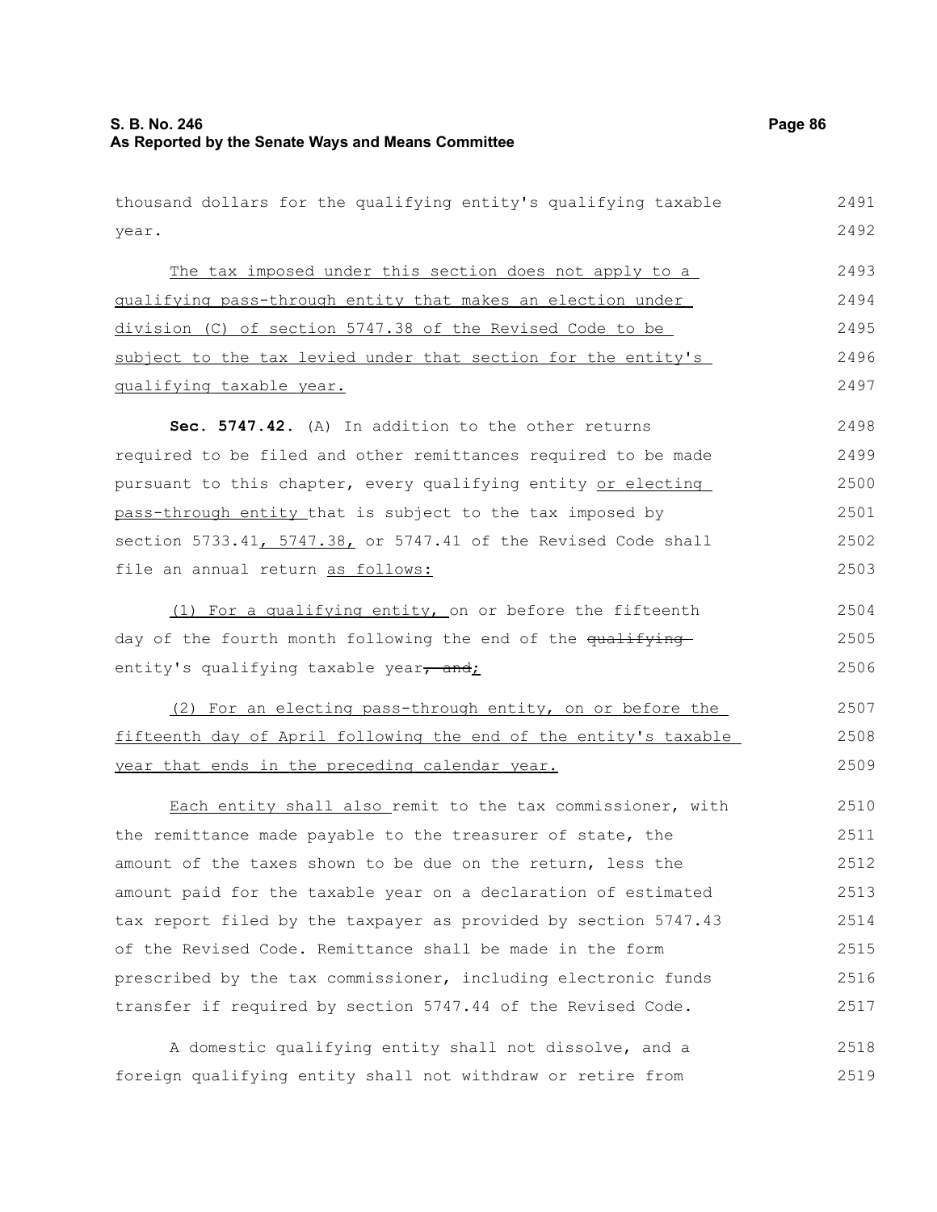thousand dollars for the qualifying entity's qualifying taxable year.

The tax imposed under this section does not apply to a qualifying pass-through entity that makes an election under division (C) of section 5747.38 of the Revised Code to be subject to the tax levied under that section for the entity's qualifying taxable year.

**Sec. 5747.42.** (A) In addition to the other returns required to be filed and other remittances required to be made pursuant to this chapter, every qualifying entity or electing pass-through entity that is subject to the tax imposed by section 5733.41, 5747.38, or 5747.41 of the Revised Code shall file an annual return as follows:

(1) For a qualifying entity, on or before the fifteenth day of the fourth month following the end of the ~~qualifying~~ entity's qualifying taxable year~~, and~~;

(2) For an electing pass-through entity, on or before the fifteenth day of April following the end of the entity's taxable year that ends in the preceding calendar year.

Each entity shall also remit to the tax commissioner, with the remittance made payable to the treasurer of state, the amount of the taxes shown to be due on the return, less the amount paid for the taxable year on a declaration of estimated tax report filed by the taxpayer as provided by section 5747.43 of the Revised Code. Remittance shall be made in the form prescribed by the tax commissioner, including electronic funds transfer if required by section 5747.44 of the Revised Code.

A domestic qualifying entity shall not dissolve, and a foreign qualifying entity shall not withdraw or retire from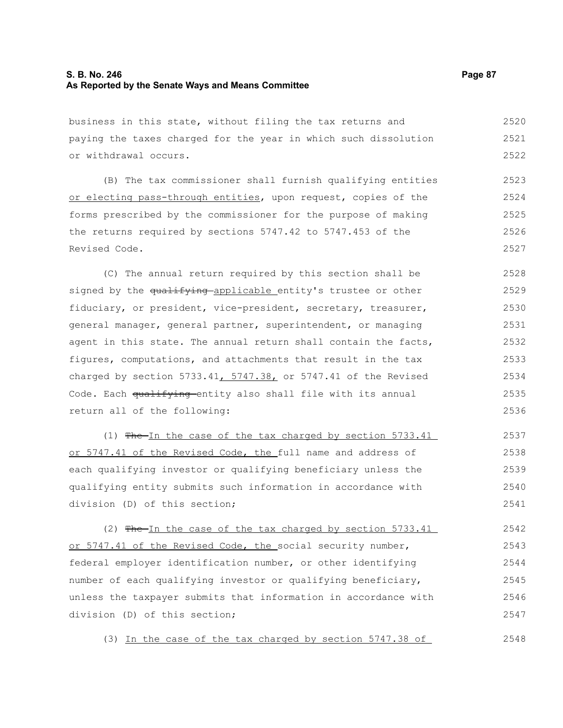business in this state, without filing the tax returns and paying the taxes charged for the year in which such dissolution or withdrawal occurs.

(B) The tax commissioner shall furnish qualifying entities or electing pass-through entities, upon request, copies of the forms prescribed by the commissioner for the purpose of making the returns required by sections 5747.42 to 5747.453 of the Revised Code.

(C) The annual return required by this section shall be signed by the ~~qualifying~~ applicable entity's trustee or other fiduciary, or president, vice-president, secretary, treasurer, general manager, general partner, superintendent, or managing agent in this state. The annual return shall contain the facts, figures, computations, and attachments that result in the tax charged by section 5733.41, 5747.38, or 5747.41 of the Revised Code. Each ~~qualifying~~ entity also shall file with its annual return all of the following:

(1) ~~The~~ In the case of the tax charged by section 5733.41 or 5747.41 of the Revised Code, the full name and address of each qualifying investor or qualifying beneficiary unless the qualifying entity submits such information in accordance with division (D) of this section;

(2) ~~The~~ In the case of the tax charged by section 5733.41 or 5747.41 of the Revised Code, the social security number, federal employer identification number, or other identifying number of each qualifying investor or qualifying beneficiary, unless the taxpayer submits that information in accordance with division (D) of this section;

(3) In the case of the tax charged by section 5747.38 of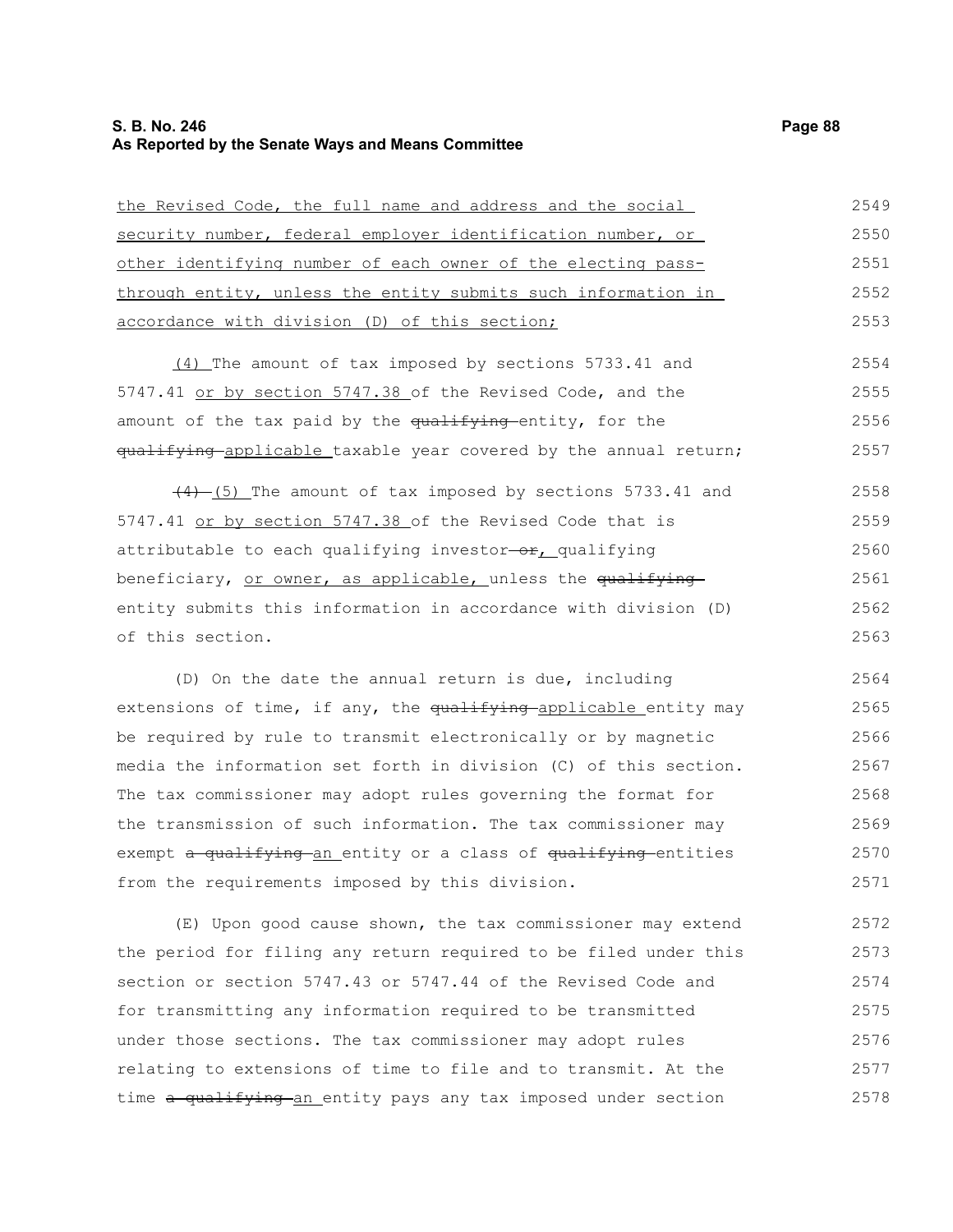the Revised Code, the full name and address and the social security number, federal employer identification number, or other identifying number of each owner of the electing pass-through entity, unless the entity submits such information in accordance with division (D) of this section;

(4) The amount of tax imposed by sections 5733.41 and 5747.41 or by section 5747.38 of the Revised Code, and the amount of the tax paid by the ~~qualifying~~ entity, for the ~~qualifying~~ applicable taxable year covered by the annual return;

~~(4)~~ (5) The amount of tax imposed by sections 5733.41 and 5747.41 or by section 5747.38 of the Revised Code that is attributable to each qualifying investor~~ or~~, qualifying beneficiary, or owner, as applicable, unless the ~~qualifying~~ entity submits this information in accordance with division (D) of this section.

(D) On the date the annual return is due, including extensions of time, if any, the ~~qualifying~~ applicable entity may be required by rule to transmit electronically or by magnetic media the information set forth in division (C) of this section. The tax commissioner may adopt rules governing the format for the transmission of such information. The tax commissioner may exempt ~~a qualifying~~ an entity or a class of ~~qualifying~~ entities from the requirements imposed by this division.

(E) Upon good cause shown, the tax commissioner may extend the period for filing any return required to be filed under this section or section 5747.43 or 5747.44 of the Revised Code and for transmitting any information required to be transmitted under those sections. The tax commissioner may adopt rules relating to extensions of time to file and to transmit. At the time ~~a qualifying~~ an entity pays any tax imposed under section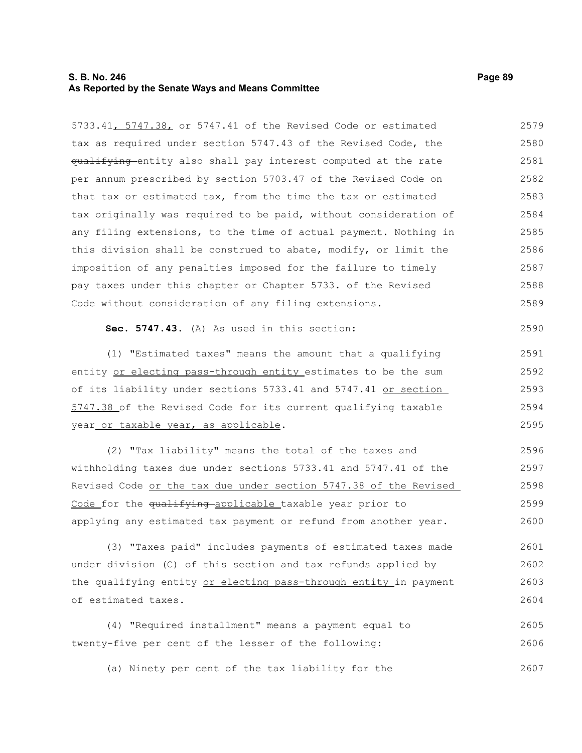5733.41, 5747.38, or 5747.41 of the Revised Code or estimated tax as required under section 5747.43 of the Revised Code, the ~~qualifying~~ entity also shall pay interest computed at the rate per annum prescribed by section 5703.47 of the Revised Code on that tax or estimated tax, from the time the tax or estimated tax originally was required to be paid, without consideration of any filing extensions, to the time of actual payment. Nothing in this division shall be construed to abate, modify, or limit the imposition of any penalties imposed for the failure to timely pay taxes under this chapter or Chapter 5733. of the Revised Code without consideration of any filing extensions.

**Sec. 5747.43.** (A) As used in this section:

(1) "Estimated taxes" means the amount that a qualifying entity or electing pass-through entity estimates to be the sum of its liability under sections 5733.41 and 5747.41 or section 5747.38 of the Revised Code for its current qualifying taxable year or taxable year, as applicable.

(2) "Tax liability" means the total of the taxes and withholding taxes due under sections 5733.41 and 5747.41 of the Revised Code or the tax due under section 5747.38 of the Revised Code for the ~~qualifying~~ applicable taxable year prior to applying any estimated tax payment or refund from another year.

(3) "Taxes paid" includes payments of estimated taxes made under division (C) of this section and tax refunds applied by the qualifying entity or electing pass-through entity in payment of estimated taxes.

(4) "Required installment" means a payment equal to twenty-five per cent of the lesser of the following:

(a) Ninety per cent of the tax liability for the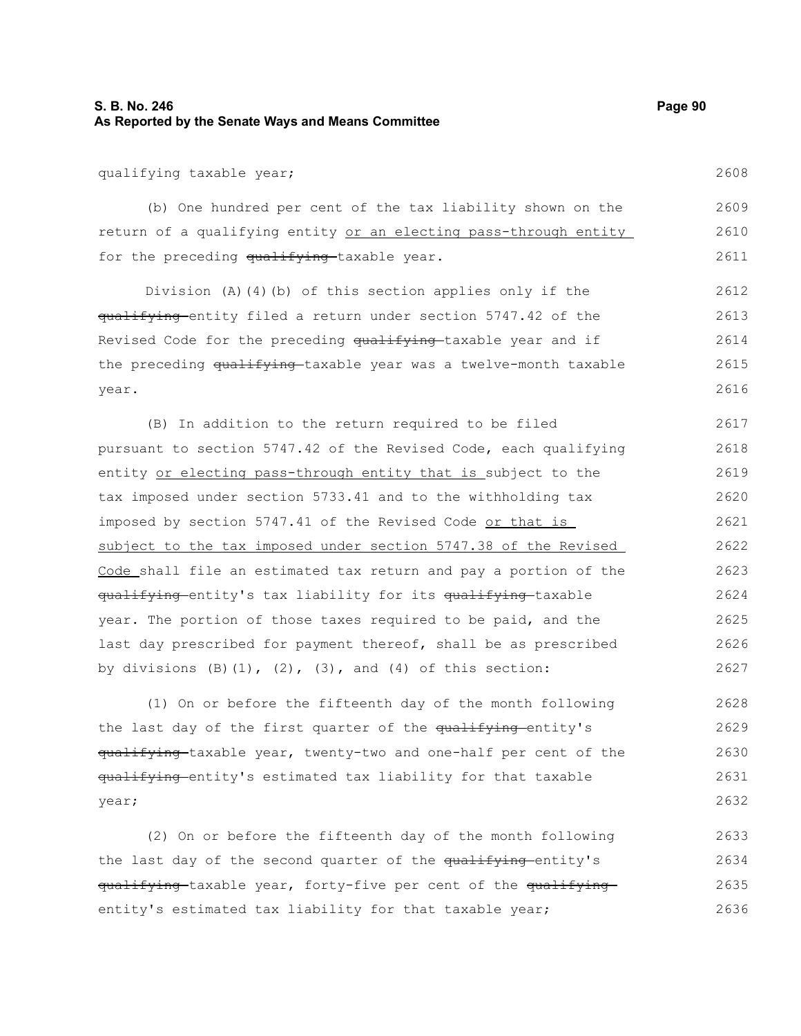qualifying taxable year;

(b) One hundred per cent of the tax liability shown on the return of a qualifying entity or an electing pass-through entity for the preceding ~~qualifying~~ taxable year.

Division (A)(4)(b) of this section applies only if the ~~qualifying~~ entity filed a return under section 5747.42 of the Revised Code for the preceding ~~qualifying~~ taxable year and if the preceding ~~qualifying~~ taxable year was a twelve-month taxable year.

(B) In addition to the return required to be filed pursuant to section 5747.42 of the Revised Code, each qualifying entity or electing pass-through entity that is subject to the tax imposed under section 5733.41 and to the withholding tax imposed by section 5747.41 of the Revised Code or that is subject to the tax imposed under section 5747.38 of the Revised Code shall file an estimated tax return and pay a portion of the ~~qualifying~~ entity's tax liability for its ~~qualifying~~ taxable year. The portion of those taxes required to be paid, and the last day prescribed for payment thereof, shall be as prescribed by divisions (B)(1), (2), (3), and (4) of this section:

(1) On or before the fifteenth day of the month following the last day of the first quarter of the ~~qualifying~~ entity's ~~qualifying~~ taxable year, twenty-two and one-half per cent of the ~~qualifying~~ entity's estimated tax liability for that taxable year;

(2) On or before the fifteenth day of the month following the last day of the second quarter of the ~~qualifying~~ entity's ~~qualifying~~ taxable year, forty-five per cent of the ~~qualifying~~ entity's estimated tax liability for that taxable year;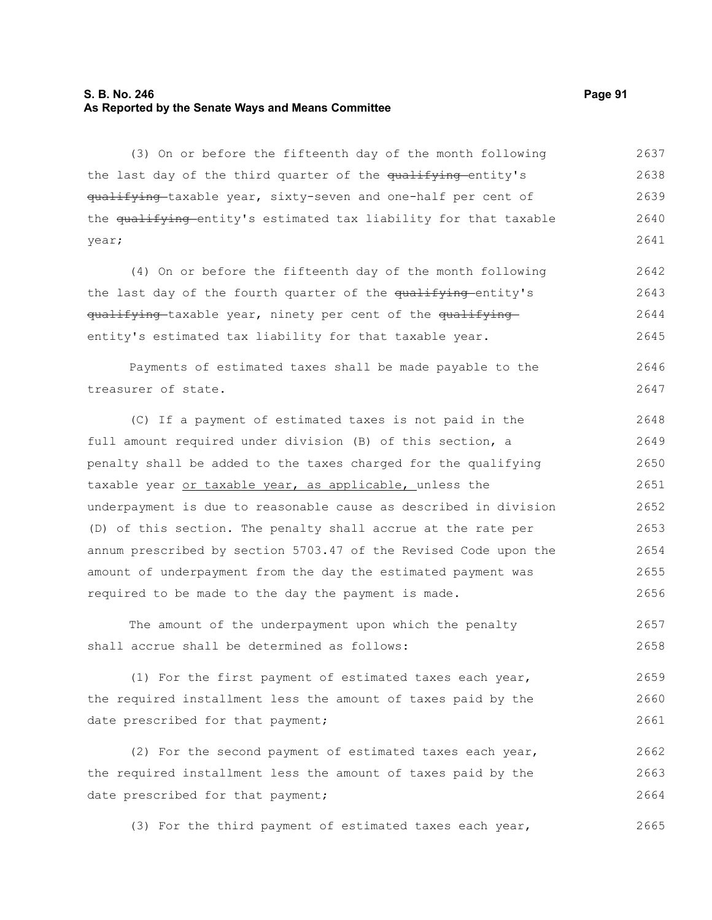(3) On or before the fifteenth day of the month following the last day of the third quarter of the ~~qualifying~~ entity's ~~qualifying~~ taxable year, sixty-seven and one-half per cent of the ~~qualifying~~ entity's estimated tax liability for that taxable year;

(4) On or before the fifteenth day of the month following the last day of the fourth quarter of the ~~qualifying~~ entity's ~~qualifying~~ taxable year, ninety per cent of the ~~qualifying~~ entity's estimated tax liability for that taxable year.

Payments of estimated taxes shall be made payable to the treasurer of state.

(C) If a payment of estimated taxes is not paid in the full amount required under division (B) of this section, a penalty shall be added to the taxes charged for the qualifying taxable year <u>or taxable year, as applicable,</u> unless the underpayment is due to reasonable cause as described in division (D) of this section. The penalty shall accrue at the rate per annum prescribed by section 5703.47 of the Revised Code upon the amount of underpayment from the day the estimated payment was required to be made to the day the payment is made.

The amount of the underpayment upon which the penalty shall accrue shall be determined as follows:

(1) For the first payment of estimated taxes each year, the required installment less the amount of taxes paid by the date prescribed for that payment;

(2) For the second payment of estimated taxes each year, the required installment less the amount of taxes paid by the date prescribed for that payment;

(3) For the third payment of estimated taxes each year,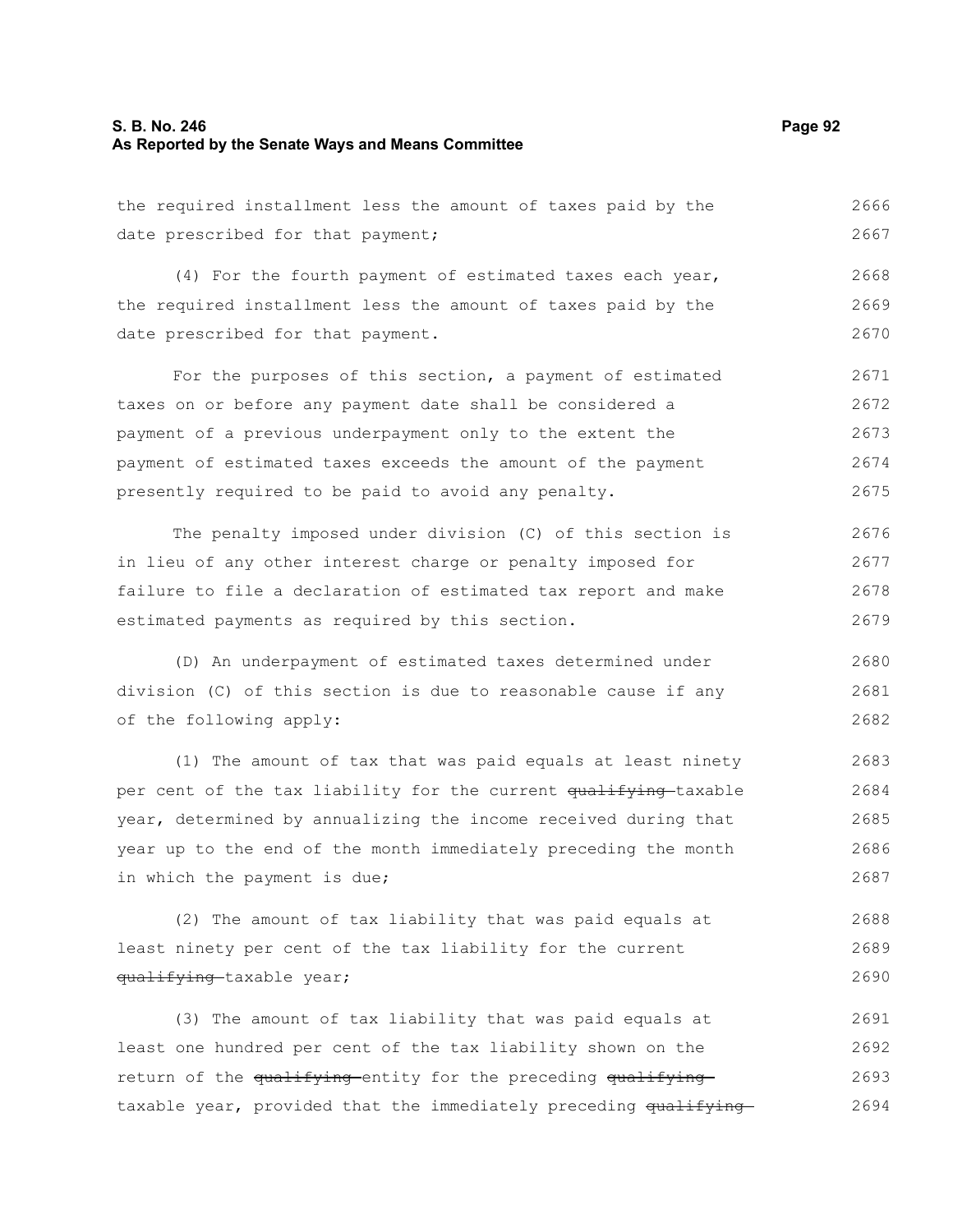the required installment less the amount of taxes paid by the date prescribed for that payment;

(4) For the fourth payment of estimated taxes each year, the required installment less the amount of taxes paid by the date prescribed for that payment.

For the purposes of this section, a payment of estimated taxes on or before any payment date shall be considered a payment of a previous underpayment only to the extent the payment of estimated taxes exceeds the amount of the payment presently required to be paid to avoid any penalty.

The penalty imposed under division (C) of this section is in lieu of any other interest charge or penalty imposed for failure to file a declaration of estimated tax report and make estimated payments as required by this section.

(D) An underpayment of estimated taxes determined under division (C) of this section is due to reasonable cause if any of the following apply:

(1) The amount of tax that was paid equals at least ninety per cent of the tax liability for the current ~~qualifying~~ taxable year, determined by annualizing the income received during that year up to the end of the month immediately preceding the month in which the payment is due;

(2) The amount of tax liability that was paid equals at least ninety per cent of the tax liability for the current ~~qualifying~~ taxable year;

(3) The amount of tax liability that was paid equals at least one hundred per cent of the tax liability shown on the return of the ~~qualifying~~ entity for the preceding ~~qualifying~~ taxable year, provided that the immediately preceding ~~qualifying~~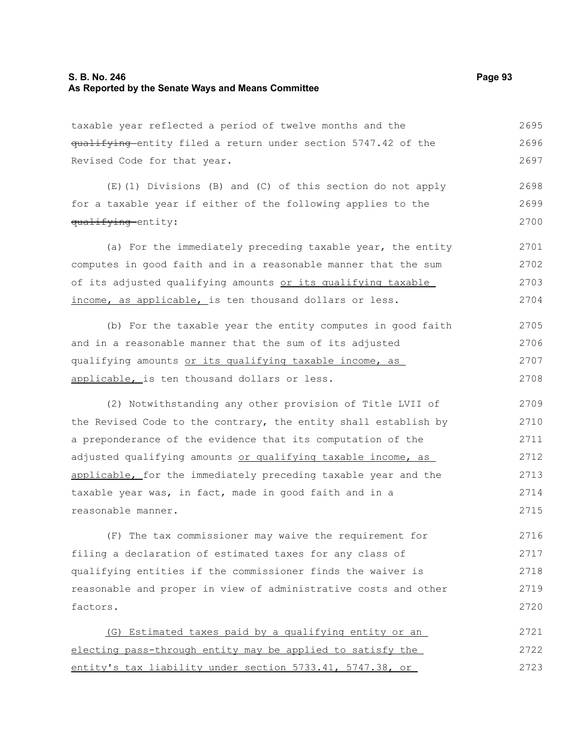taxable year reflected a period of twelve months and the ~~qualifying~~ entity filed a return under section 5747.42 of the Revised Code for that year.

(E)(1) Divisions (B) and (C) of this section do not apply for a taxable year if either of the following applies to the ~~qualifying~~ entity:

(a) For the immediately preceding taxable year, the entity computes in good faith and in a reasonable manner that the sum of its adjusted qualifying amounts <u>or its qualifying taxable income, as applicable,</u> is ten thousand dollars or less.

(b) For the taxable year the entity computes in good faith and in a reasonable manner that the sum of its adjusted qualifying amounts <u>or its qualifying taxable income, as applicable,</u> is ten thousand dollars or less.

(2) Notwithstanding any other provision of Title LVII of the Revised Code to the contrary, the entity shall establish by a preponderance of the evidence that its computation of the adjusted qualifying amounts <u>or qualifying taxable income, as applicable,</u> for the immediately preceding taxable year and the taxable year was, in fact, made in good faith and in a reasonable manner.

(F) The tax commissioner may waive the requirement for filing a declaration of estimated taxes for any class of qualifying entities if the commissioner finds the waiver is reasonable and proper in view of administrative costs and other factors.

<u>(G) Estimated taxes paid by a qualifying entity or an electing pass-through entity may be applied to satisfy the entity's tax liability under section 5733.41, 5747.38, or</u>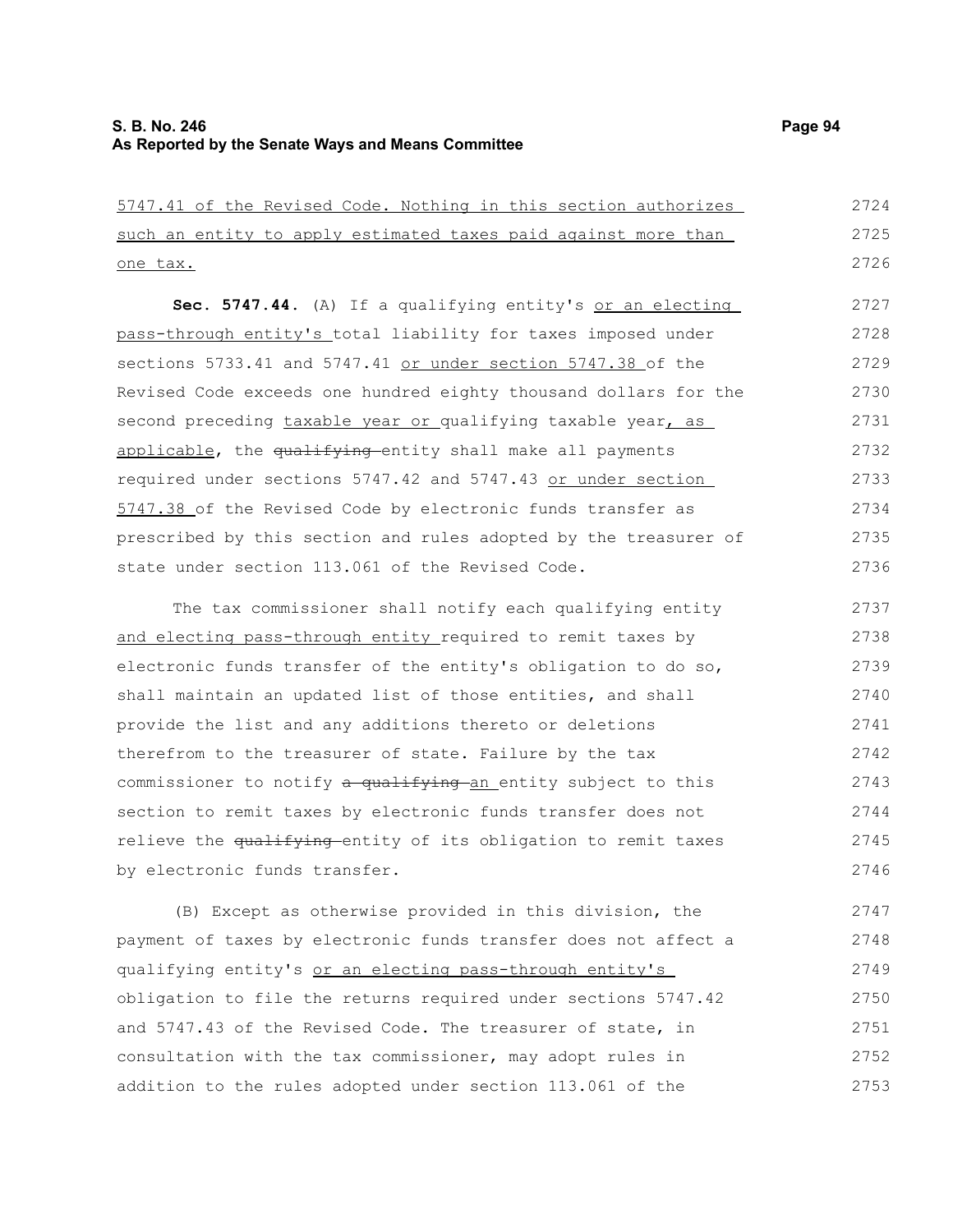5747.41 of the Revised Code. Nothing in this section authorizes such an entity to apply estimated taxes paid against more than one tax.

**Sec. 5747.44.** (A) If a qualifying entity's or an electing pass-through entity's total liability for taxes imposed under sections 5733.41 and 5747.41 or under section 5747.38 of the Revised Code exceeds one hundred eighty thousand dollars for the second preceding taxable year or qualifying taxable year, as applicable, the qualifying entity shall make all payments required under sections 5747.42 and 5747.43 or under section 5747.38 of the Revised Code by electronic funds transfer as prescribed by this section and rules adopted by the treasurer of state under section 113.061 of the Revised Code.

The tax commissioner shall notify each qualifying entity and electing pass-through entity required to remit taxes by electronic funds transfer of the entity's obligation to do so, shall maintain an updated list of those entities, and shall provide the list and any additions thereto or deletions therefrom to the treasurer of state. Failure by the tax commissioner to notify a qualifying an entity subject to this section to remit taxes by electronic funds transfer does not relieve the qualifying entity of its obligation to remit taxes by electronic funds transfer.

(B) Except as otherwise provided in this division, the payment of taxes by electronic funds transfer does not affect a qualifying entity's or an electing pass-through entity's obligation to file the returns required under sections 5747.42 and 5747.43 of the Revised Code. The treasurer of state, in consultation with the tax commissioner, may adopt rules in addition to the rules adopted under section 113.061 of the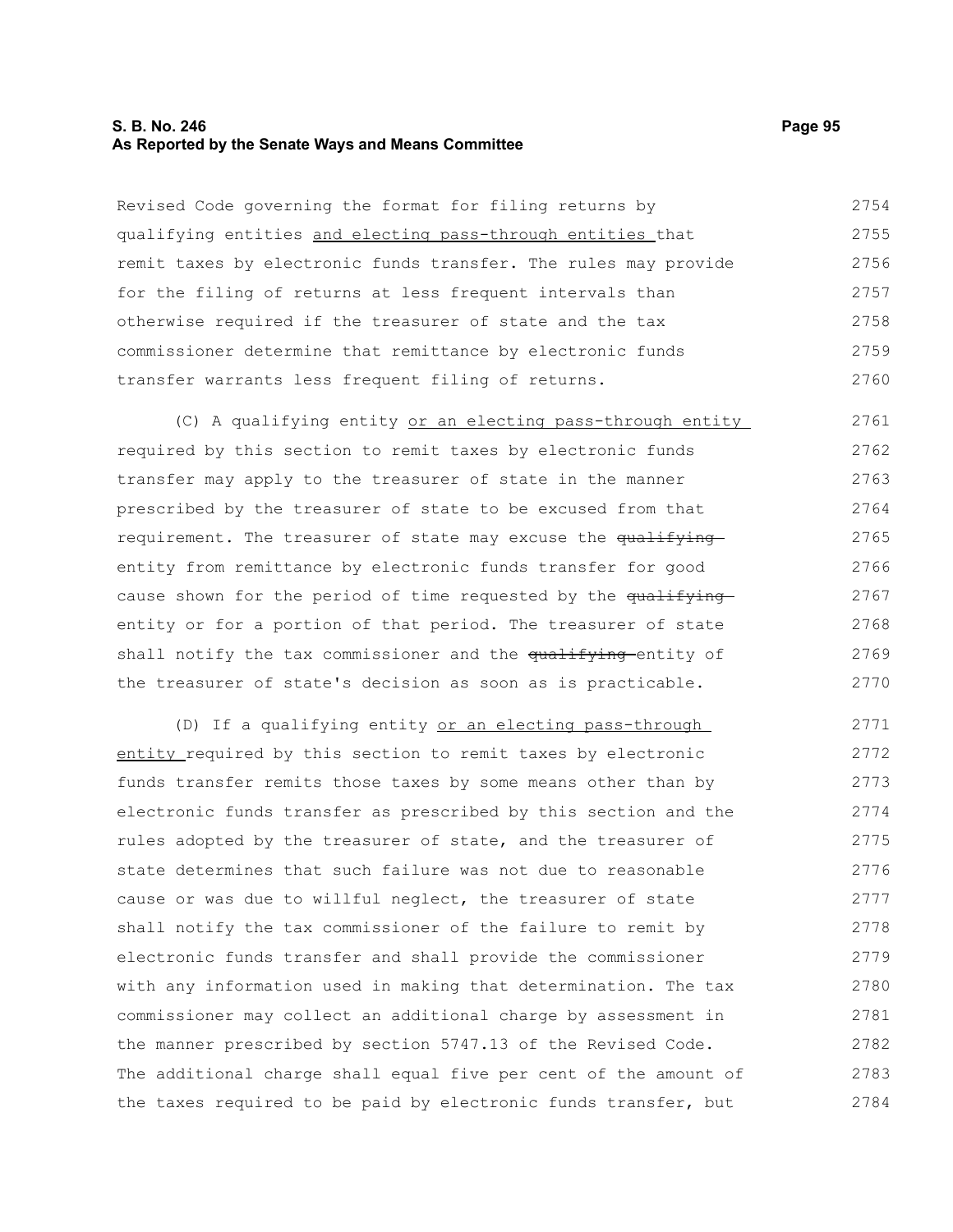Revised Code governing the format for filing returns by qualifying entities and electing pass-through entities that remit taxes by electronic funds transfer. The rules may provide for the filing of returns at less frequent intervals than otherwise required if the treasurer of state and the tax commissioner determine that remittance by electronic funds transfer warrants less frequent filing of returns.

(C) A qualifying entity or an electing pass-through entity required by this section to remit taxes by electronic funds transfer may apply to the treasurer of state in the manner prescribed by the treasurer of state to be excused from that requirement. The treasurer of state may excuse the ~~qualifying~~ entity from remittance by electronic funds transfer for good cause shown for the period of time requested by the ~~qualifying~~ entity or for a portion of that period. The treasurer of state shall notify the tax commissioner and the ~~qualifying~~ entity of the treasurer of state's decision as soon as is practicable.

(D) If a qualifying entity or an electing pass-through entity required by this section to remit taxes by electronic funds transfer remits those taxes by some means other than by electronic funds transfer as prescribed by this section and the rules adopted by the treasurer of state, and the treasurer of state determines that such failure was not due to reasonable cause or was due to willful neglect, the treasurer of state shall notify the tax commissioner of the failure to remit by electronic funds transfer and shall provide the commissioner with any information used in making that determination. The tax commissioner may collect an additional charge by assessment in the manner prescribed by section 5747.13 of the Revised Code. The additional charge shall equal five per cent of the amount of the taxes required to be paid by electronic funds transfer, but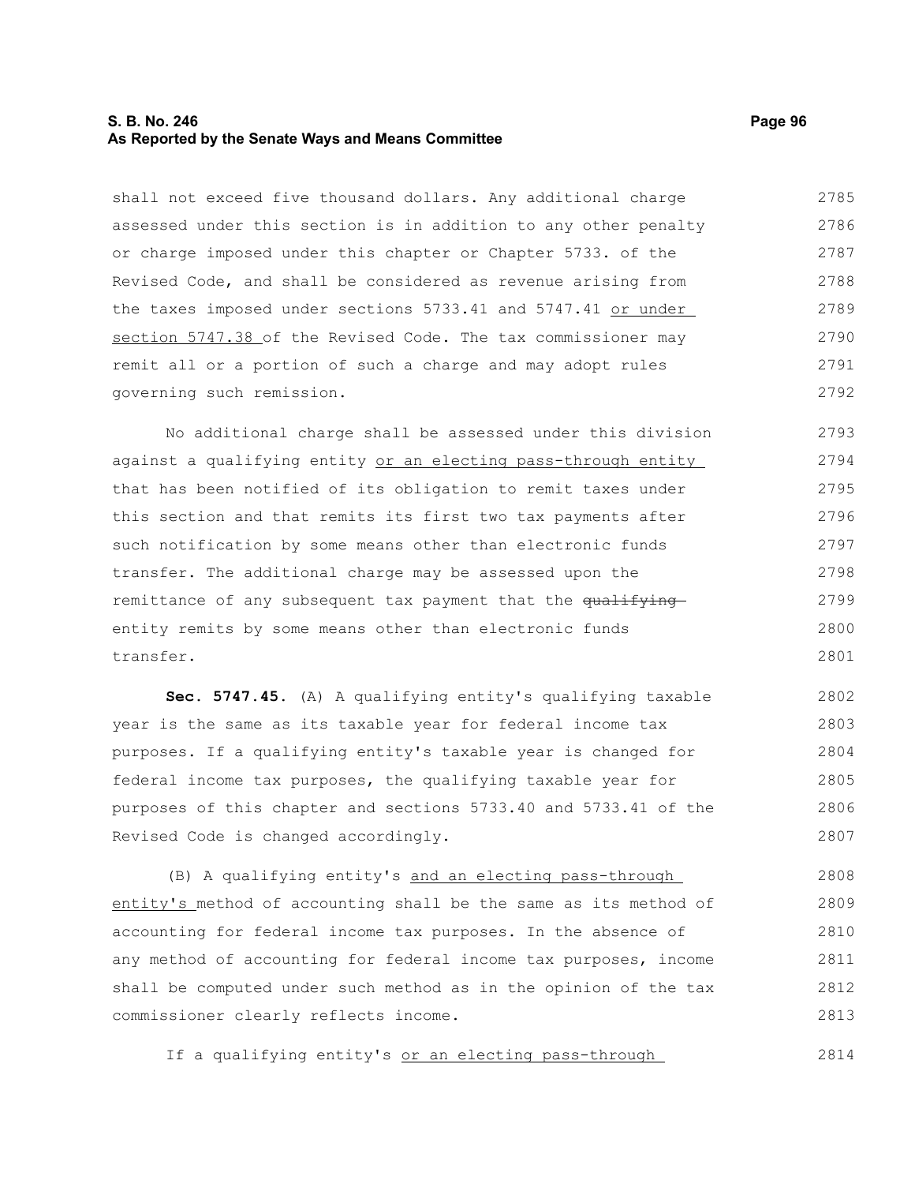shall not exceed five thousand dollars. Any additional charge assessed under this section is in addition to any other penalty or charge imposed under this chapter or Chapter 5733. of the Revised Code, and shall be considered as revenue arising from the taxes imposed under sections 5733.41 and 5747.41 or under section 5747.38 of the Revised Code. The tax commissioner may remit all or a portion of such a charge and may adopt rules governing such remission.

No additional charge shall be assessed under this division against a qualifying entity or an electing pass-through entity that has been notified of its obligation to remit taxes under this section and that remits its first two tax payments after such notification by some means other than electronic funds transfer. The additional charge may be assessed upon the remittance of any subsequent tax payment that the ~~qualifying~~ entity remits by some means other than electronic funds transfer.

**Sec. 5747.45.** (A) A qualifying entity's qualifying taxable year is the same as its taxable year for federal income tax purposes. If a qualifying entity's taxable year is changed for federal income tax purposes, the qualifying taxable year for purposes of this chapter and sections 5733.40 and 5733.41 of the Revised Code is changed accordingly.

(B) A qualifying entity's and an electing pass-through entity's method of accounting shall be the same as its method of accounting for federal income tax purposes. In the absence of any method of accounting for federal income tax purposes, income shall be computed under such method as in the opinion of the tax commissioner clearly reflects income.

If a qualifying entity's or an electing pass-through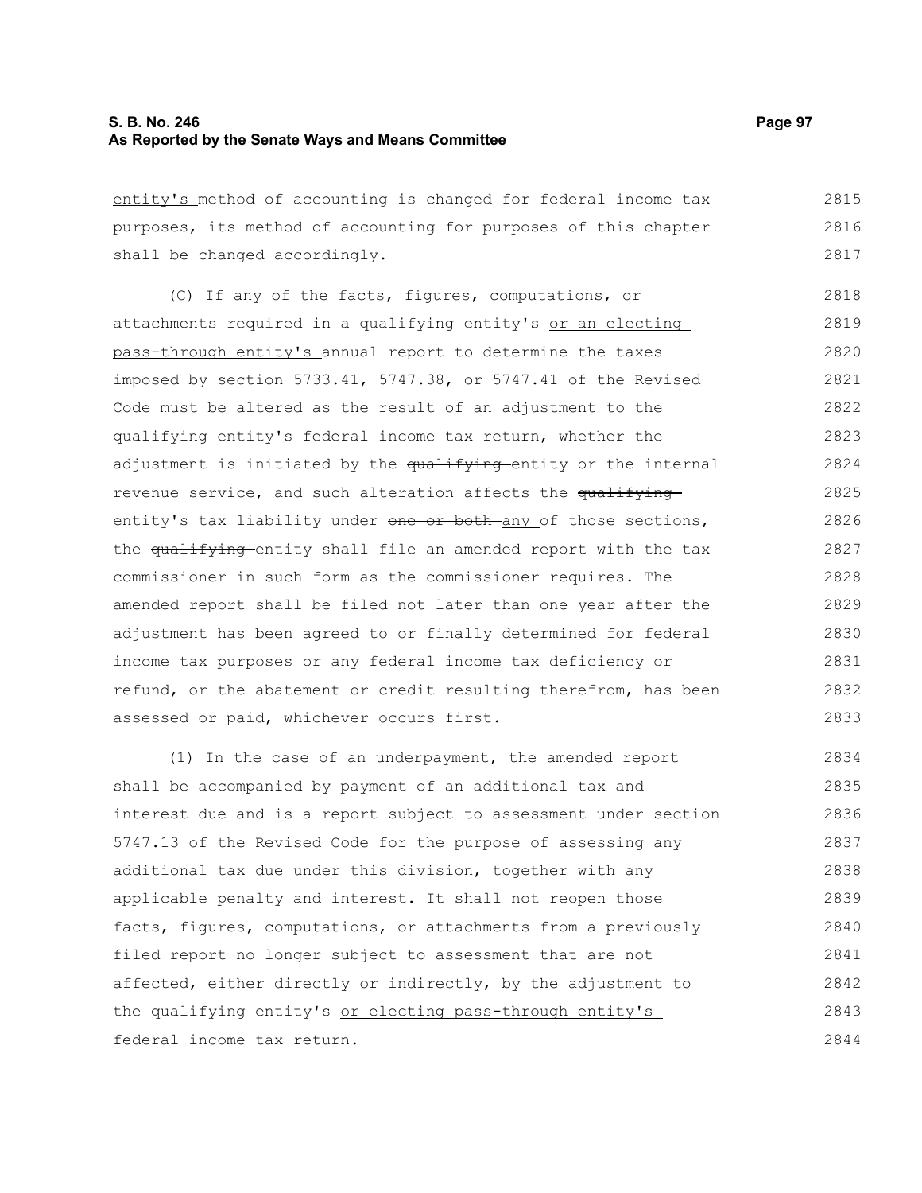entity's method of accounting is changed for federal income tax purposes, its method of accounting for purposes of this chapter shall be changed accordingly.

(C) If any of the facts, figures, computations, or attachments required in a qualifying entity's or an electing pass-through entity's annual report to determine the taxes imposed by section 5733.41, 5747.38, or 5747.41 of the Revised Code must be altered as the result of an adjustment to the ~~qualifying~~ entity's federal income tax return, whether the adjustment is initiated by the ~~qualifying~~ entity or the internal revenue service, and such alteration affects the ~~qualifying~~ entity's tax liability under ~~one or both~~ any of those sections, the ~~qualifying~~ entity shall file an amended report with the tax commissioner in such form as the commissioner requires. The amended report shall be filed not later than one year after the adjustment has been agreed to or finally determined for federal income tax purposes or any federal income tax deficiency or refund, or the abatement or credit resulting therefrom, has been assessed or paid, whichever occurs first.

(1) In the case of an underpayment, the amended report shall be accompanied by payment of an additional tax and interest due and is a report subject to assessment under section 5747.13 of the Revised Code for the purpose of assessing any additional tax due under this division, together with any applicable penalty and interest. It shall not reopen those facts, figures, computations, or attachments from a previously filed report no longer subject to assessment that are not affected, either directly or indirectly, by the adjustment to the qualifying entity's or electing pass-through entity's federal income tax return.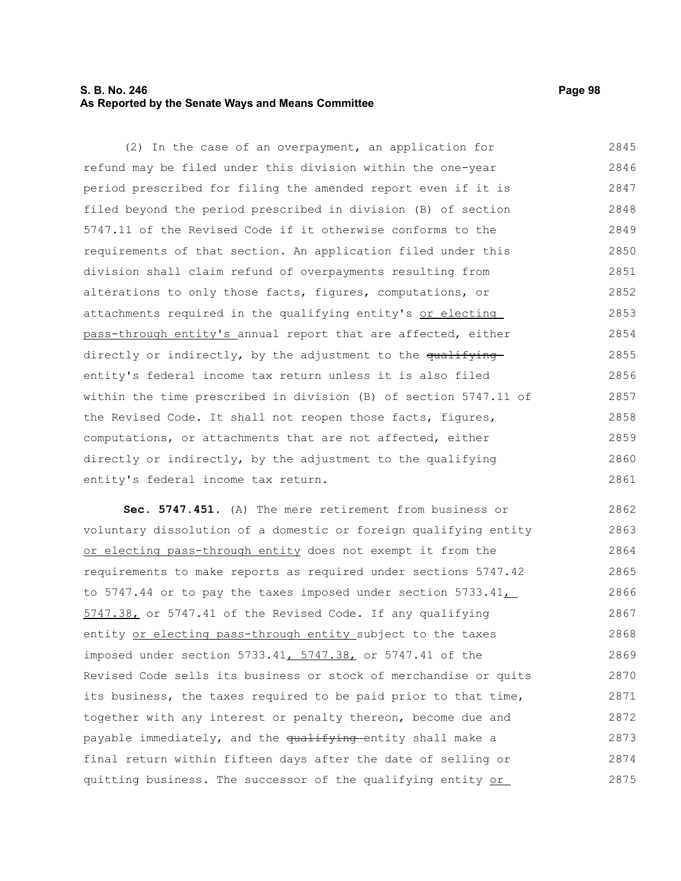(2) In the case of an overpayment, an application for refund may be filed under this division within the one-year period prescribed for filing the amended report even if it is filed beyond the period prescribed in division (B) of section 5747.11 of the Revised Code if it otherwise conforms to the requirements of that section. An application filed under this division shall claim refund of overpayments resulting from alterations to only those facts, figures, computations, or attachments required in the qualifying entity's <u>or electing pass-through entity's</u> annual report that are affected, either directly or indirectly, by the adjustment to the ~~qualifying~~ entity's federal income tax return unless it is also filed within the time prescribed in division (B) of section 5747.11 of the Revised Code. It shall not reopen those facts, figures, computations, or attachments that are not affected, either directly or indirectly, by the adjustment to the qualifying entity's federal income tax return.

**Sec. 5747.451.** (A) The mere retirement from business or voluntary dissolution of a domestic or foreign qualifying entity <u>or electing pass-through entity</u> does not exempt it from the requirements to make reports as required under sections 5747.42 to 5747.44 or to pay the taxes imposed under section 5733.41<u>, 5747.38,</u> or 5747.41 of the Revised Code. If any qualifying entity <u>or electing pass-through entity</u> subject to the taxes imposed under section 5733.41<u>, 5747.38,</u> or 5747.41 of the Revised Code sells its business or stock of merchandise or quits its business, the taxes required to be paid prior to that time, together with any interest or penalty thereon, become due and payable immediately, and the ~~qualifying~~ entity shall make a final return within fifteen days after the date of selling or quitting business. The successor of the qualifying entity <u>or</u>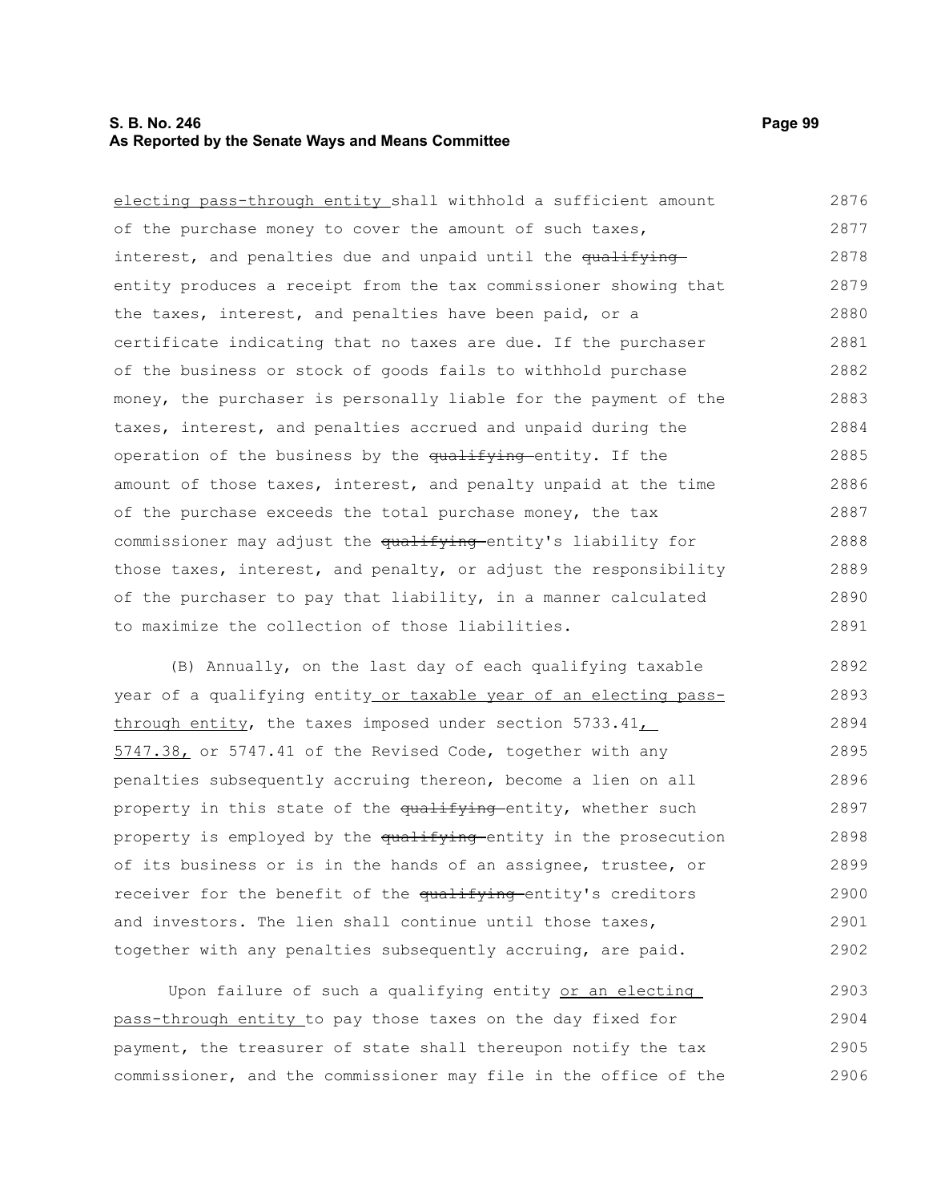electing pass-through entity shall withhold a sufficient amount of the purchase money to cover the amount of such taxes, interest, and penalties due and unpaid until the ~~qualifying~~ entity produces a receipt from the tax commissioner showing that the taxes, interest, and penalties have been paid, or a certificate indicating that no taxes are due. If the purchaser of the business or stock of goods fails to withhold purchase money, the purchaser is personally liable for the payment of the taxes, interest, and penalties accrued and unpaid during the operation of the business by the ~~qualifying~~ entity. If the amount of those taxes, interest, and penalty unpaid at the time of the purchase exceeds the total purchase money, the tax commissioner may adjust the ~~qualifying~~ entity's liability for those taxes, interest, and penalty, or adjust the responsibility of the purchaser to pay that liability, in a manner calculated to maximize the collection of those liabilities.

(B) Annually, on the last day of each qualifying taxable year of a qualifying entity or taxable year of an electing pass-through entity, the taxes imposed under section 5733.41, 5747.38, or 5747.41 of the Revised Code, together with any penalties subsequently accruing thereon, become a lien on all property in this state of the ~~qualifying~~ entity, whether such property is employed by the ~~qualifying~~ entity in the prosecution of its business or is in the hands of an assignee, trustee, or receiver for the benefit of the ~~qualifying~~ entity's creditors and investors. The lien shall continue until those taxes, together with any penalties subsequently accruing, are paid.

Upon failure of such a qualifying entity or an electing pass-through entity to pay those taxes on the day fixed for payment, the treasurer of state shall thereupon notify the tax commissioner, and the commissioner may file in the office of the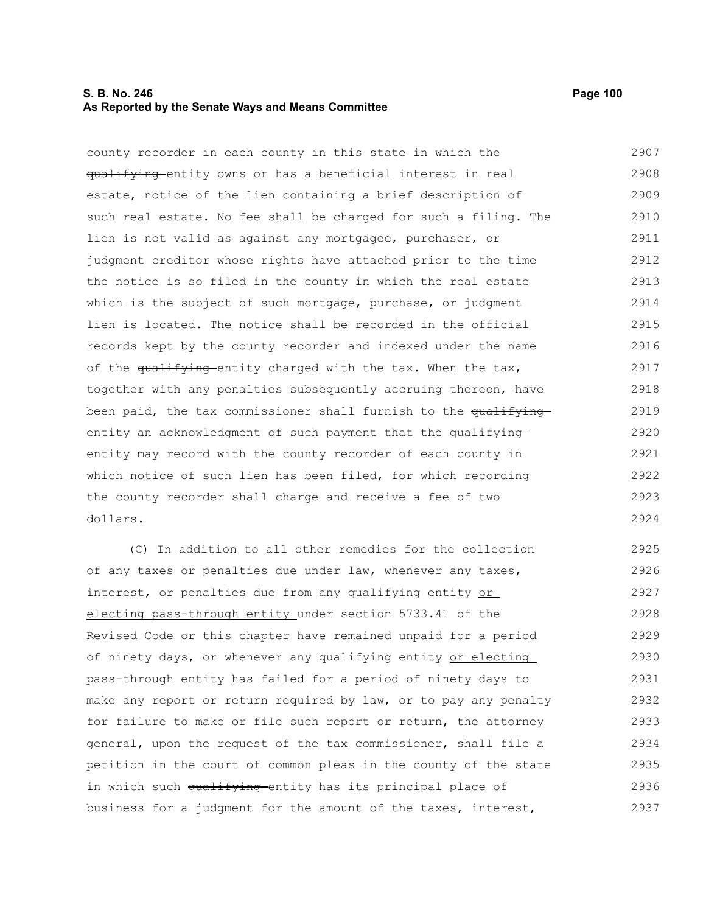county recorder in each county in this state in which the ~~qualifying~~ entity owns or has a beneficial interest in real estate, notice of the lien containing a brief description of such real estate. No fee shall be charged for such a filing. The lien is not valid as against any mortgagee, purchaser, or judgment creditor whose rights have attached prior to the time the notice is so filed in the county in which the real estate which is the subject of such mortgage, purchase, or judgment lien is located. The notice shall be recorded in the official records kept by the county recorder and indexed under the name of the ~~qualifying~~ entity charged with the tax. When the tax, together with any penalties subsequently accruing thereon, have been paid, the tax commissioner shall furnish to the ~~qualifying~~ entity an acknowledgment of such payment that the ~~qualifying~~ entity may record with the county recorder of each county in which notice of such lien has been filed, for which recording the county recorder shall charge and receive a fee of two dollars.

(C) In addition to all other remedies for the collection of any taxes or penalties due under law, whenever any taxes, interest, or penalties due from any qualifying entity <u>or electing pass-through entity</u> under section 5733.41 of the Revised Code or this chapter have remained unpaid for a period of ninety days, or whenever any qualifying entity <u>or electing pass-through entity</u> has failed for a period of ninety days to make any report or return required by law, or to pay any penalty for failure to make or file such report or return, the attorney general, upon the request of the tax commissioner, shall file a petition in the court of common pleas in the county of the state in which such ~~qualifying~~ entity has its principal place of business for a judgment for the amount of the taxes, interest,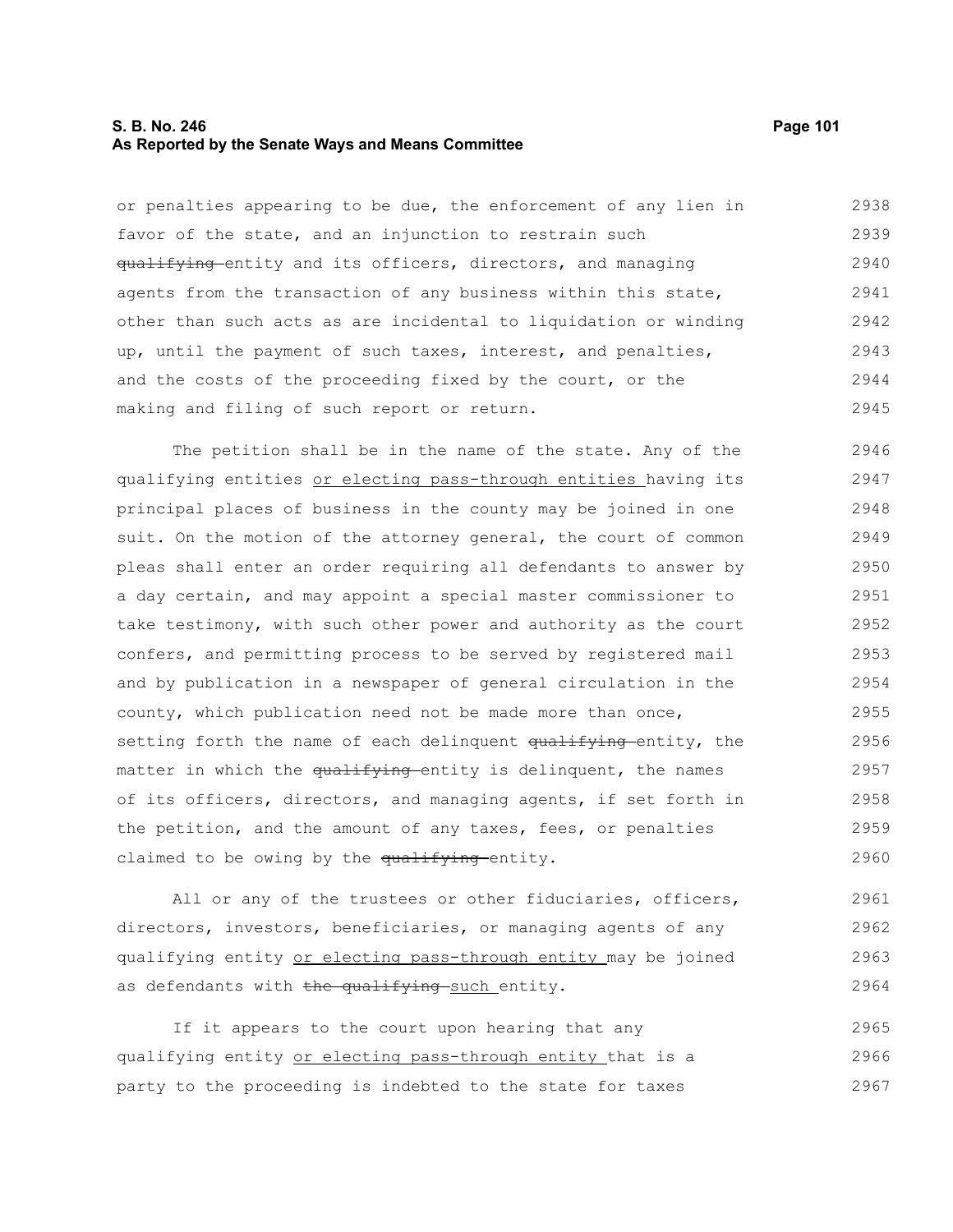or penalties appearing to be due, the enforcement of any lien in favor of the state, and an injunction to restrain such ~~qualifying~~ entity and its officers, directors, and managing agents from the transaction of any business within this state, other than such acts as are incidental to liquidation or winding up, until the payment of such taxes, interest, and penalties, and the costs of the proceeding fixed by the court, or the making and filing of such report or return.

The petition shall be in the name of the state. Any of the qualifying entities <u>or electing pass-through entities</u> having its principal places of business in the county may be joined in one suit. On the motion of the attorney general, the court of common pleas shall enter an order requiring all defendants to answer by a day certain, and may appoint a special master commissioner to take testimony, with such other power and authority as the court confers, and permitting process to be served by registered mail and by publication in a newspaper of general circulation in the county, which publication need not be made more than once, setting forth the name of each delinquent ~~qualifying~~ entity, the matter in which the ~~qualifying~~ entity is delinquent, the names of its officers, directors, and managing agents, if set forth in the petition, and the amount of any taxes, fees, or penalties claimed to be owing by the ~~qualifying~~ entity.

All or any of the trustees or other fiduciaries, officers, directors, investors, beneficiaries, or managing agents of any qualifying entity <u>or electing pass-through entity</u> may be joined as defendants with ~~the qualifying~~ <u>such</u> entity.

If it appears to the court upon hearing that any qualifying entity <u>or electing pass-through entity</u> that is a party to the proceeding is indebted to the state for taxes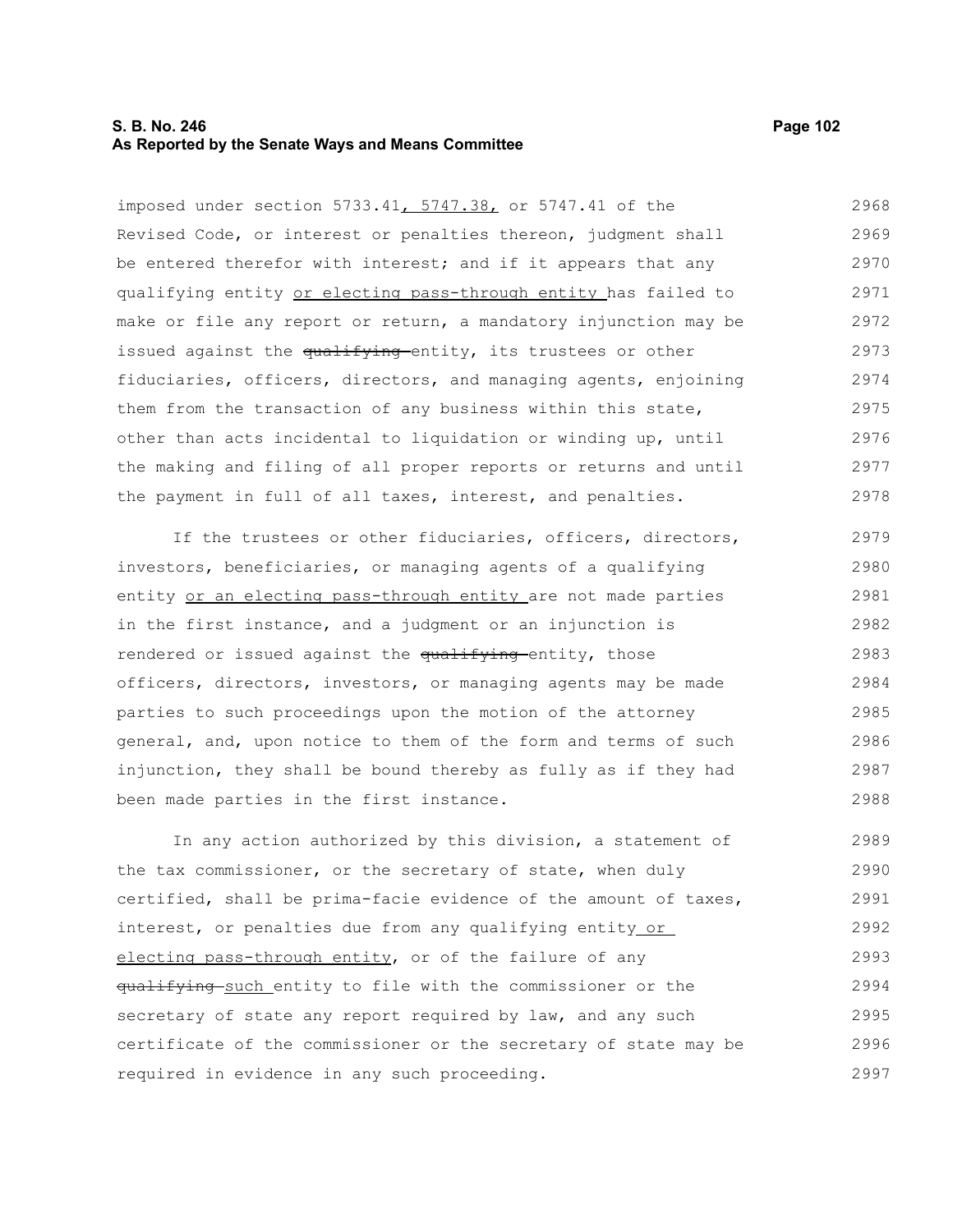imposed under section 5733.41, 5747.38, or 5747.41 of the Revised Code, or interest or penalties thereon, judgment shall be entered therefor with interest; and if it appears that any qualifying entity or electing pass-through entity has failed to make or file any report or return, a mandatory injunction may be issued against the ~~qualifying~~ entity, its trustees or other fiduciaries, officers, directors, and managing agents, enjoining them from the transaction of any business within this state, other than acts incidental to liquidation or winding up, until the making and filing of all proper reports or returns and until the payment in full of all taxes, interest, and penalties.

If the trustees or other fiduciaries, officers, directors, investors, beneficiaries, or managing agents of a qualifying entity or an electing pass-through entity are not made parties in the first instance, and a judgment or an injunction is rendered or issued against the ~~qualifying~~ entity, those officers, directors, investors, or managing agents may be made parties to such proceedings upon the motion of the attorney general, and, upon notice to them of the form and terms of such injunction, they shall be bound thereby as fully as if they had been made parties in the first instance.

In any action authorized by this division, a statement of the tax commissioner, or the secretary of state, when duly certified, shall be prima-facie evidence of the amount of taxes, interest, or penalties due from any qualifying entity or electing pass-through entity, or of the failure of any ~~qualifying~~ such entity to file with the commissioner or the secretary of state any report required by law, and any such certificate of the commissioner or the secretary of state may be required in evidence in any such proceeding.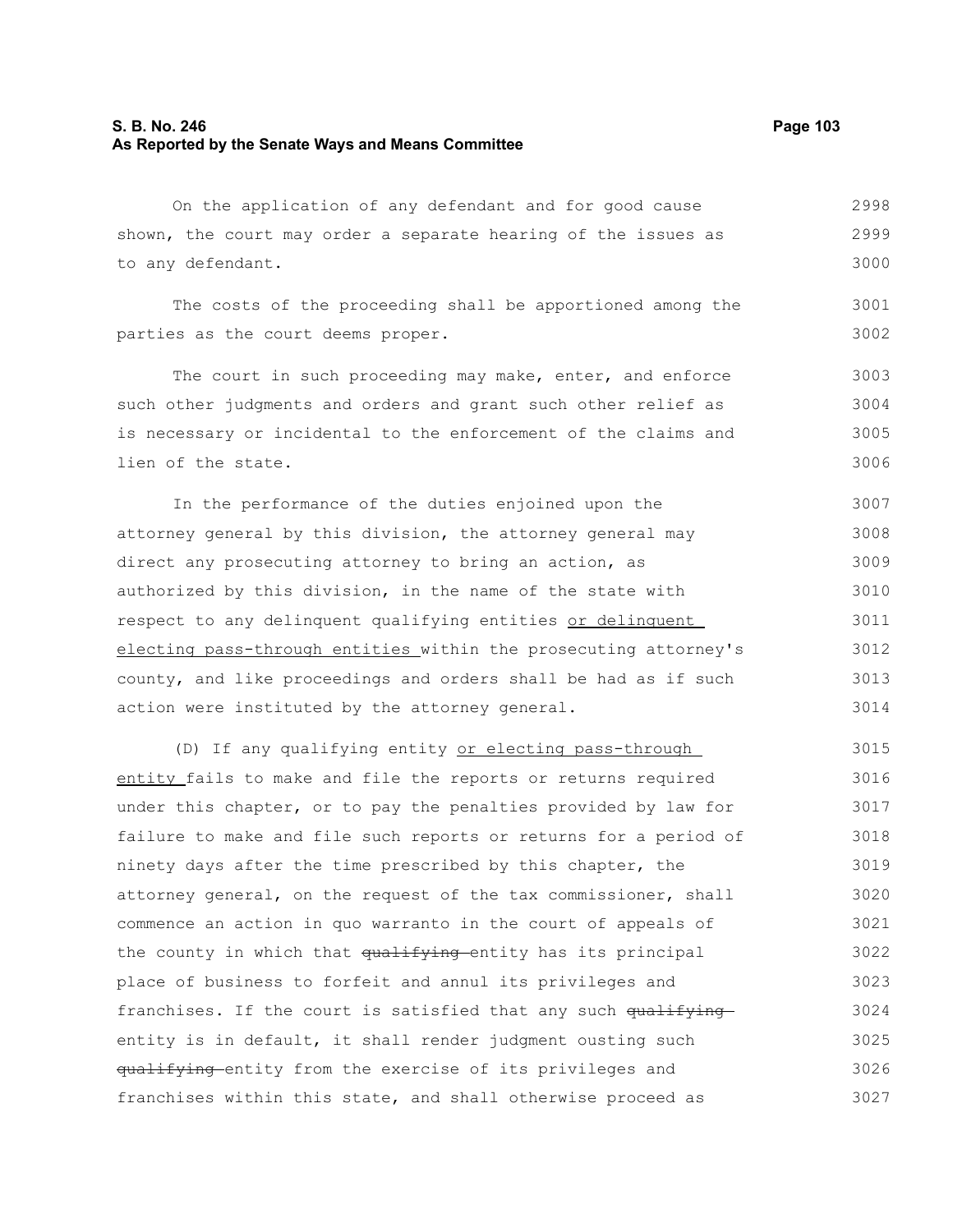On the application of any defendant and for good cause shown, the court may order a separate hearing of the issues as to any defendant.

The costs of the proceeding shall be apportioned among the parties as the court deems proper.

The court in such proceeding may make, enter, and enforce such other judgments and orders and grant such other relief as is necessary or incidental to the enforcement of the claims and lien of the state.

In the performance of the duties enjoined upon the attorney general by this division, the attorney general may direct any prosecuting attorney to bring an action, as authorized by this division, in the name of the state with respect to any delinquent qualifying entities <u>or delinquent electing pass-through entities</u> within the prosecuting attorney's county, and like proceedings and orders shall be had as if such action were instituted by the attorney general.

(D) If any qualifying entity <u>or electing pass-through entity</u> fails to make and file the reports or returns required under this chapter, or to pay the penalties provided by law for failure to make and file such reports or returns for a period of ninety days after the time prescribed by this chapter, the attorney general, on the request of the tax commissioner, shall commence an action in quo warranto in the court of appeals of the county in which that ~~qualifying~~ entity has its principal place of business to forfeit and annul its privileges and franchises. If the court is satisfied that any such ~~qualifying~~ entity is in default, it shall render judgment ousting such ~~qualifying~~ entity from the exercise of its privileges and franchises within this state, and shall otherwise proceed as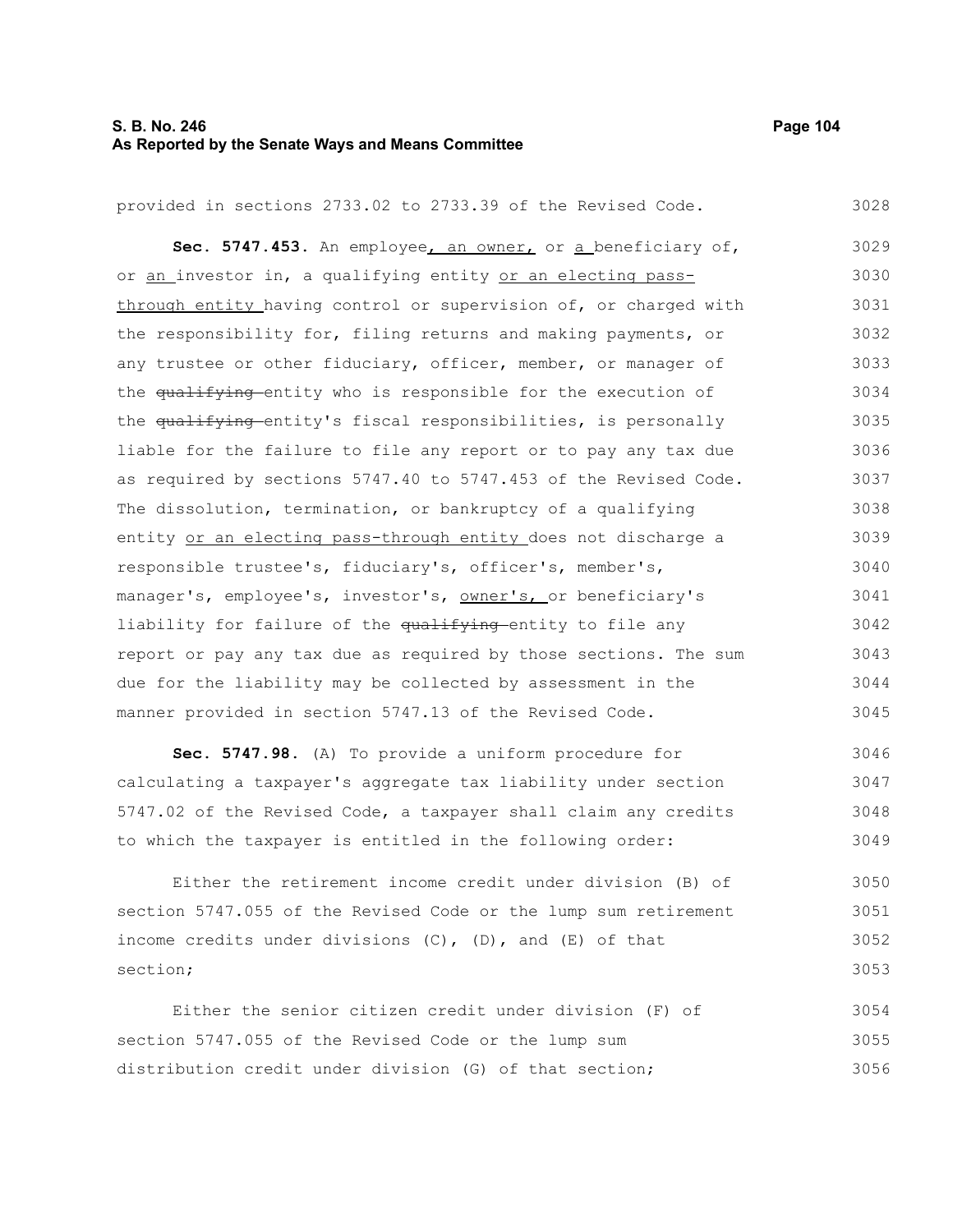provided in sections 2733.02 to 2733.39 of the Revised Code.

**Sec. 5747.453.** An employee, an owner, or a beneficiary of, or an investor in, a qualifying entity or an electing pass-through entity having control or supervision of, or charged with the responsibility for, filing returns and making payments, or any trustee or other fiduciary, officer, member, or manager of the ~~qualifying~~ entity who is responsible for the execution of the ~~qualifying~~ entity's fiscal responsibilities, is personally liable for the failure to file any report or to pay any tax due as required by sections 5747.40 to 5747.453 of the Revised Code. The dissolution, termination, or bankruptcy of a qualifying entity or an electing pass-through entity does not discharge a responsible trustee's, fiduciary's, officer's, member's, manager's, employee's, investor's, owner's, or beneficiary's liability for failure of the ~~qualifying~~ entity to file any report or pay any tax due as required by those sections. The sum due for the liability may be collected by assessment in the manner provided in section 5747.13 of the Revised Code.

**Sec. 5747.98.** (A) To provide a uniform procedure for calculating a taxpayer's aggregate tax liability under section 5747.02 of the Revised Code, a taxpayer shall claim any credits to which the taxpayer is entitled in the following order:

Either the retirement income credit under division (B) of section 5747.055 of the Revised Code or the lump sum retirement income credits under divisions (C), (D), and (E) of that section;

Either the senior citizen credit under division (F) of section 5747.055 of the Revised Code or the lump sum distribution credit under division (G) of that section;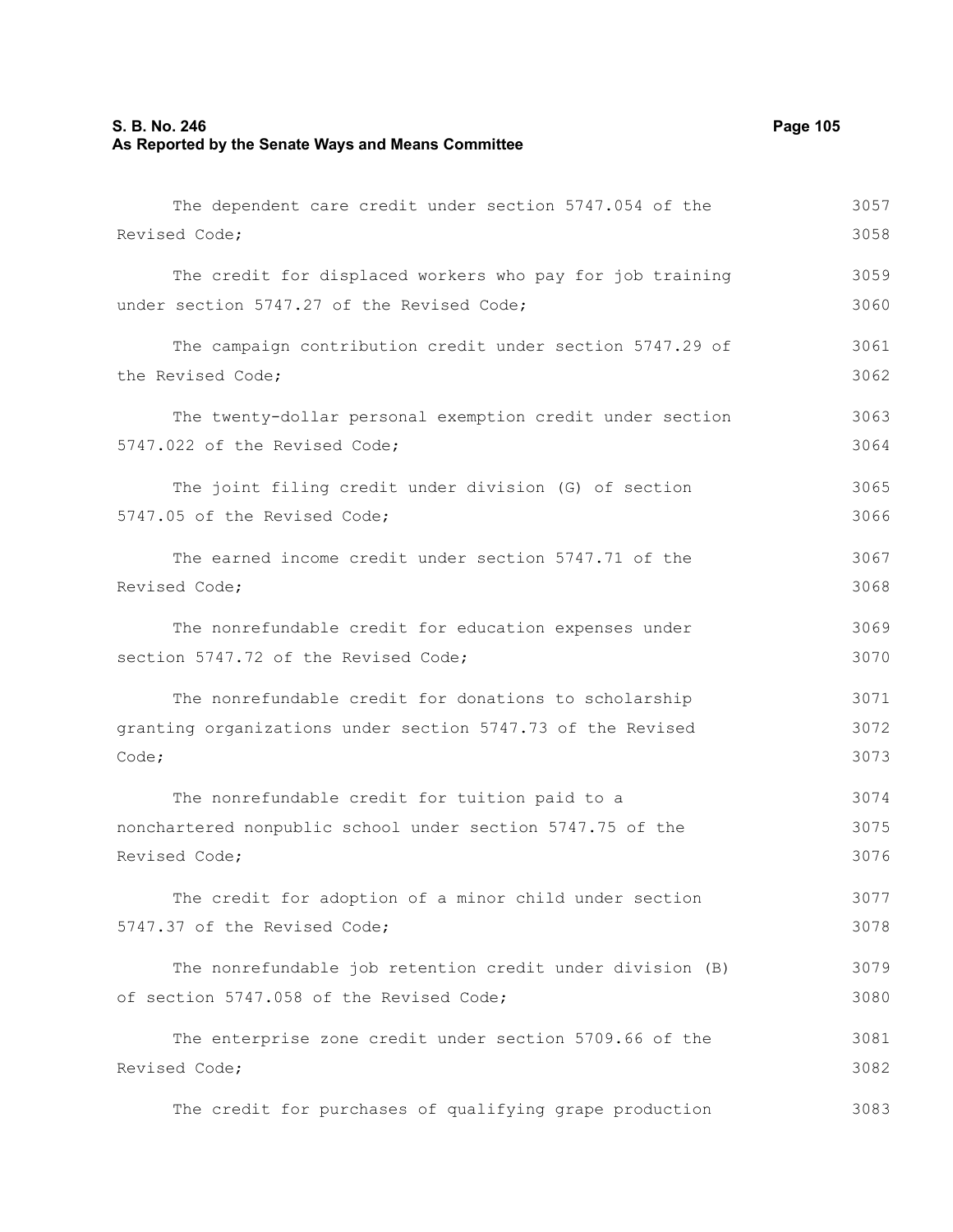The dependent care credit under section 5747.054 of the Revised Code;

The credit for displaced workers who pay for job training under section 5747.27 of the Revised Code;

The campaign contribution credit under section 5747.29 of the Revised Code;

The twenty-dollar personal exemption credit under section 5747.022 of the Revised Code;

The joint filing credit under division (G) of section 5747.05 of the Revised Code;

The earned income credit under section 5747.71 of the Revised Code;

The nonrefundable credit for education expenses under section 5747.72 of the Revised Code;

The nonrefundable credit for donations to scholarship granting organizations under section 5747.73 of the Revised Code;

The nonrefundable credit for tuition paid to a nonchartered nonpublic school under section 5747.75 of the Revised Code;

The credit for adoption of a minor child under section 5747.37 of the Revised Code;

The nonrefundable job retention credit under division (B) of section 5747.058 of the Revised Code;

The enterprise zone credit under section 5709.66 of the Revised Code;

The credit for purchases of qualifying grape production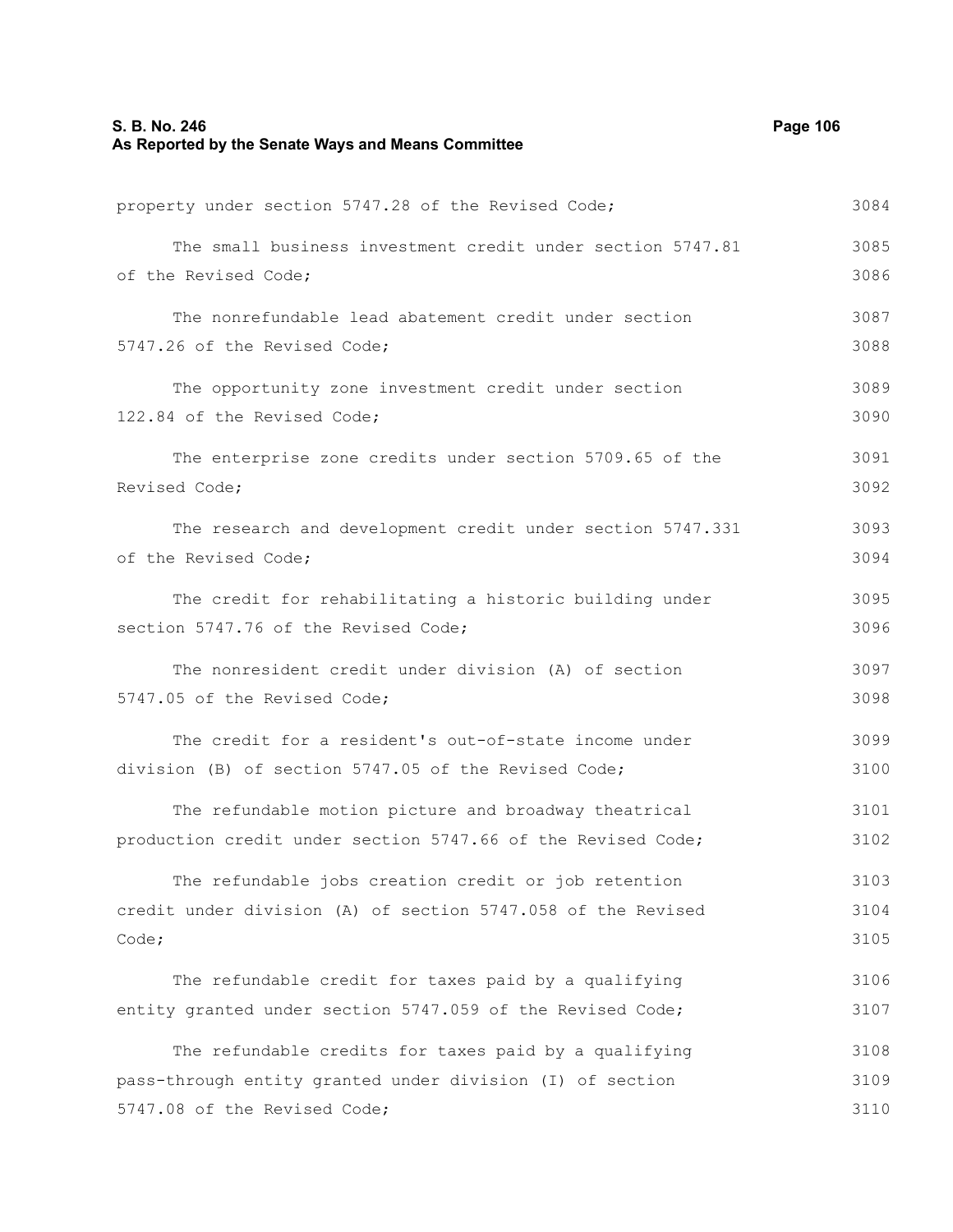property under section 5747.28 of the Revised Code;

The small business investment credit under section 5747.81 of the Revised Code;

The nonrefundable lead abatement credit under section 5747.26 of the Revised Code;

The opportunity zone investment credit under section 122.84 of the Revised Code;

The enterprise zone credits under section 5709.65 of the Revised Code;

The research and development credit under section 5747.331 of the Revised Code;

The credit for rehabilitating a historic building under section 5747.76 of the Revised Code;

The nonresident credit under division (A) of section 5747.05 of the Revised Code;

The credit for a resident's out-of-state income under division (B) of section 5747.05 of the Revised Code;

The refundable motion picture and broadway theatrical production credit under section 5747.66 of the Revised Code;

The refundable jobs creation credit or job retention credit under division (A) of section 5747.058 of the Revised Code;

The refundable credit for taxes paid by a qualifying entity granted under section 5747.059 of the Revised Code;

The refundable credits for taxes paid by a qualifying pass-through entity granted under division (I) of section 5747.08 of the Revised Code;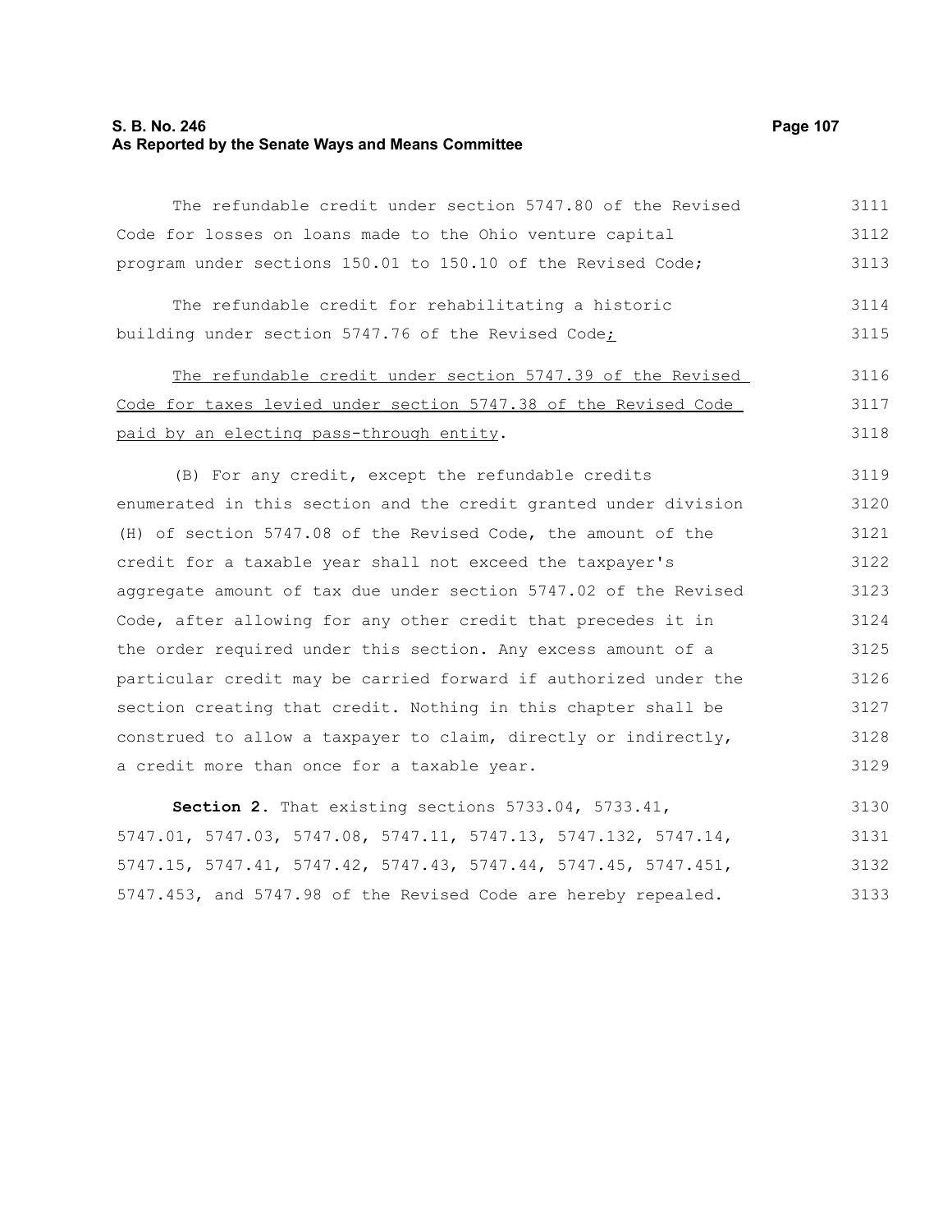The refundable credit under section 5747.80 of the Revised Code for losses on loans made to the Ohio venture capital program under sections 150.01 to 150.10 of the Revised Code;

The refundable credit for rehabilitating a historic building under section 5747.76 of the Revised Code<u>;</u>

<u>The refundable credit under section 5747.39 of the Revised Code for taxes levied under section 5747.38 of the Revised Code paid by an electing pass-through entity</u>.

(B) For any credit, except the refundable credits enumerated in this section and the credit granted under division (H) of section 5747.08 of the Revised Code, the amount of the credit for a taxable year shall not exceed the taxpayer's aggregate amount of tax due under section 5747.02 of the Revised Code, after allowing for any other credit that precedes it in the order required under this section. Any excess amount of a particular credit may be carried forward if authorized under the section creating that credit. Nothing in this chapter shall be construed to allow a taxpayer to claim, directly or indirectly, a credit more than once for a taxable year.

**Section 2.** That existing sections 5733.04, 5733.41, 5747.01, 5747.03, 5747.08, 5747.11, 5747.13, 5747.132, 5747.14, 5747.15, 5747.41, 5747.42, 5747.43, 5747.44, 5747.45, 5747.451, 5747.453, and 5747.98 of the Revised Code are hereby repealed.